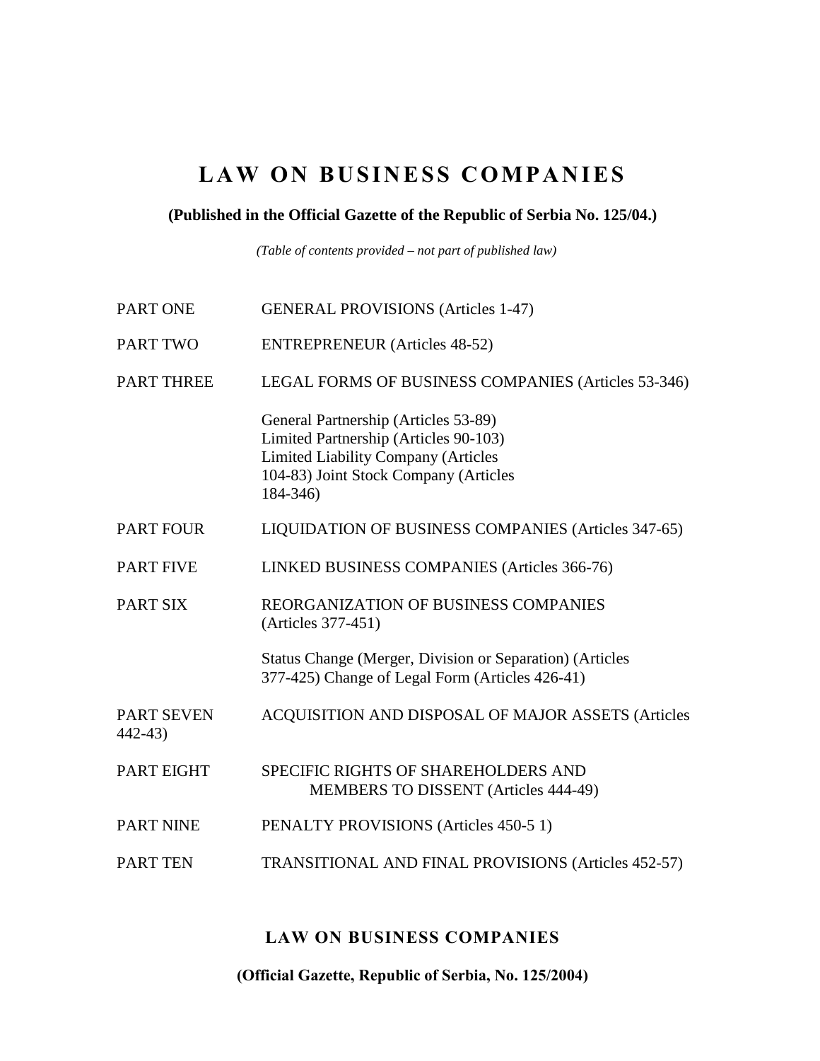# LAW ON BUSINESS COMPANIES

**(Published in the Official Gazette of the Republic of Serbia No. 125/04.)**

*(Table of contents provided – not part of published law)*

| | |
|---|---|
| PART ONE | GENERAL PROVISIONS (Articles 1-47) |
| PART TWO | ENTREPRENEUR (Articles 48-52) |
| PART THREE | LEGAL FORMS OF BUSINESS COMPANIES (Articles 53-346) |
| | General Partnership (Articles 53-89)<br>Limited Partnership (Articles 90-103)<br>Limited Liability Company (Articles 104-83) Joint Stock Company (Articles 184-346) |
| PART FOUR | LIQUIDATION OF BUSINESS COMPANIES (Articles 347-65) |
| PART FIVE | LINKED BUSINESS COMPANIES (Articles 366-76) |
| PART SIX | REORGANIZATION OF BUSINESS COMPANIES (Articles 377-451) |
| | Status Change (Merger, Division or Separation) (Articles 377-425) Change of Legal Form (Articles 426-41) |
| PART SEVEN | ACQUISITION AND DISPOSAL OF MAJOR ASSETS (Articles 442-43) |
| PART EIGHT | SPECIFIC RIGHTS OF SHAREHOLDERS AND MEMBERS TO DISSENT (Articles 444-49) |
| PART NINE | PENALTY PROVISIONS (Articles 450-5 1) |
| PART TEN | TRANSITIONAL AND FINAL PROVISIONS (Articles 452-57) |

## LAW ON BUSINESS COMPANIES

**(Official Gazette, Republic of Serbia, No. 125/2004)**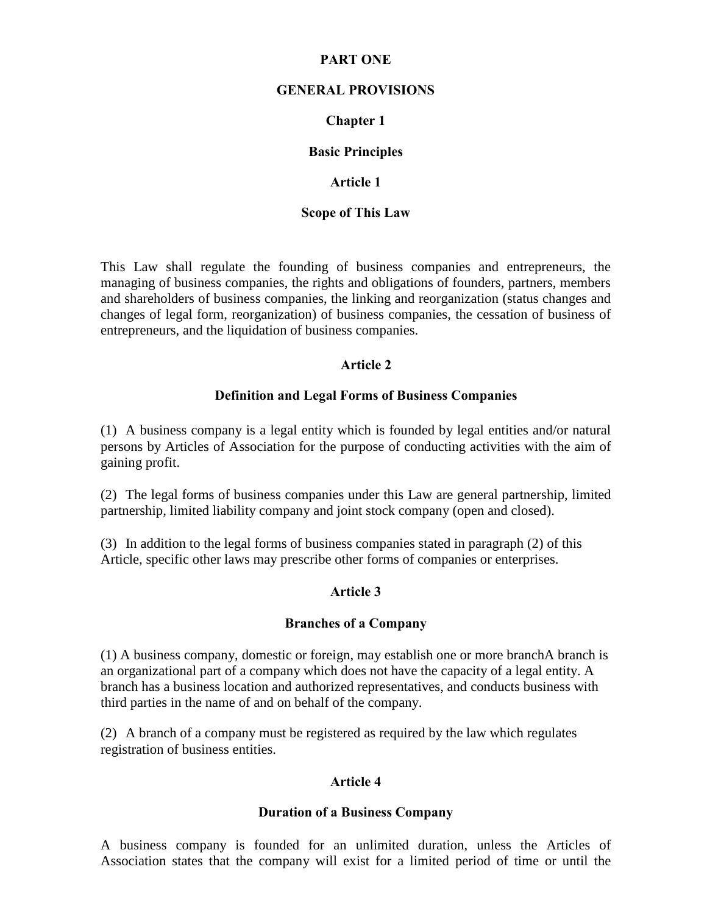# PART ONE

# GENERAL PROVISIONS

## Chapter 1

## Basic Principles

### Article 1

### Scope of This Law

This Law shall regulate the founding of business companies and entrepreneurs, the managing of business companies, the rights and obligations of founders, partners, members and shareholders of business companies, the linking and reorganization (status changes and changes of legal form, reorganization) of business companies, the cessation of business of entrepreneurs, and the liquidation of business companies.

### Article 2

### Definition and Legal Forms of Business Companies

(1) A business company is a legal entity which is founded by legal entities and/or natural persons by Articles of Association for the purpose of conducting activities with the aim of gaining profit.

(2) The legal forms of business companies under this Law are general partnership, limited partnership, limited liability company and joint stock company (open and closed).

(3) In addition to the legal forms of business companies stated in paragraph (2) of this Article, specific other laws may prescribe other forms of companies or enterprises.

### Article 3

### Branches of a Company

(1) A business company, domestic or foreign, may establish one or more branchA branch is an organizational part of a company which does not have the capacity of a legal entity. A branch has a business location and authorized representatives, and conducts business with third parties in the name of and on behalf of the company.

(2) A branch of a company must be registered as required by the law which regulates registration of business entities.

### Article 4

### Duration of a Business Company

A business company is founded for an unlimited duration, unless the Articles of Association states that the company will exist for a limited period of time or until the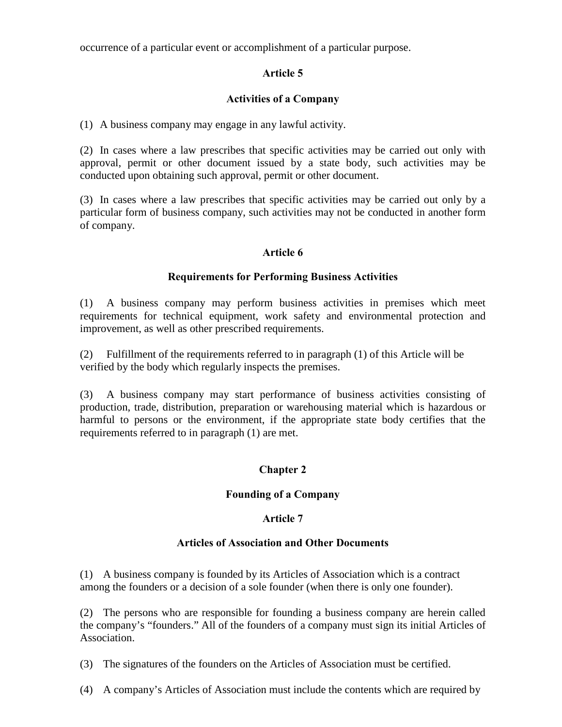occurrence of a particular event or accomplishment of a particular purpose.

### Article 5

### Activities of a Company

(1) A business company may engage in any lawful activity.

(2) In cases where a law prescribes that specific activities may be carried out only with approval, permit or other document issued by a state body, such activities may be conducted upon obtaining such approval, permit or other document.

(3) In cases where a law prescribes that specific activities may be carried out only by a particular form of business company, such activities may not be conducted in another form of company.

### Article 6

### Requirements for Performing Business Activities

(1) A business company may perform business activities in premises which meet requirements for technical equipment, work safety and environmental protection and improvement, as well as other prescribed requirements.

(2) Fulfillment of the requirements referred to in paragraph (1) of this Article will be verified by the body which regularly inspects the premises.

(3) A business company may start performance of business activities consisting of production, trade, distribution, preparation or warehousing material which is hazardous or harmful to persons or the environment, if the appropriate state body certifies that the requirements referred to in paragraph (1) are met.

## Chapter 2

## Founding of a Company

### Article 7

### Articles of Association and Other Documents

(1) A business company is founded by its Articles of Association which is a contract among the founders or a decision of a sole founder (when there is only one founder).

(2) The persons who are responsible for founding a business company are herein called the company's "founders." All of the founders of a company must sign its initial Articles of Association.

(3) The signatures of the founders on the Articles of Association must be certified.

(4) A company's Articles of Association must include the contents which are required by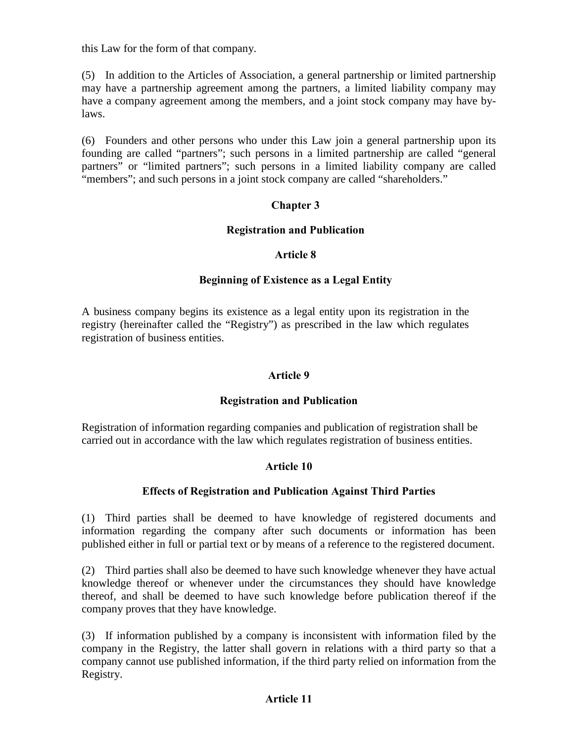this Law for the form of that company.

(5) In addition to the Articles of Association, a general partnership or limited partnership may have a partnership agreement among the partners, a limited liability company may have a company agreement among the members, and a joint stock company may have by-laws.

(6) Founders and other persons who under this Law join a general partnership upon its founding are called "partners"; such persons in a limited partnership are called "general partners" or "limited partners"; such persons in a limited liability company are called "members"; and such persons in a joint stock company are called "shareholders."

## Chapter 3

## Registration and Publication

### Article 8

### Beginning of Existence as a Legal Entity

A business company begins its existence as a legal entity upon its registration in the registry (hereinafter called the "Registry") as prescribed in the law which regulates registration of business entities.

### Article 9

### Registration and Publication

Registration of information regarding companies and publication of registration shall be carried out in accordance with the law which regulates registration of business entities.

### Article 10

### Effects of Registration and Publication Against Third Parties

(1) Third parties shall be deemed to have knowledge of registered documents and information regarding the company after such documents or information has been published either in full or partial text or by means of a reference to the registered document.

(2) Third parties shall also be deemed to have such knowledge whenever they have actual knowledge thereof or whenever under the circumstances they should have knowledge thereof, and shall be deemed to have such knowledge before publication thereof if the company proves that they have knowledge.

(3) If information published by a company is inconsistent with information filed by the company in the Registry, the latter shall govern in relations with a third party so that a company cannot use published information, if the third party relied on information from the Registry.

### Article 11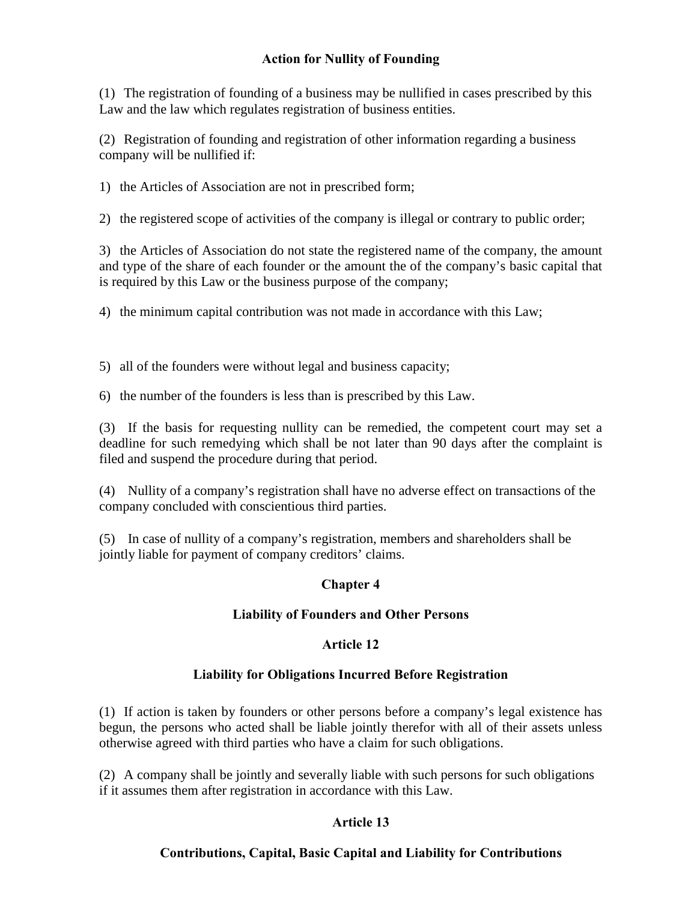### Action for Nullity of Founding

(1) The registration of founding of a business may be nullified in cases prescribed by this Law and the law which regulates registration of business entities.

(2) Registration of founding and registration of other information regarding a business company will be nullified if:

1) the Articles of Association are not in prescribed form;

2) the registered scope of activities of the company is illegal or contrary to public order;

3) the Articles of Association do not state the registered name of the company, the amount and type of the share of each founder or the amount the of the company's basic capital that is required by this Law or the business purpose of the company;

4) the minimum capital contribution was not made in accordance with this Law;

5) all of the founders were without legal and business capacity;

6) the number of the founders is less than is prescribed by this Law.

(3) If the basis for requesting nullity can be remedied, the competent court may set a deadline for such remedying which shall be not later than 90 days after the complaint is filed and suspend the procedure during that period.

(4) Nullity of a company's registration shall have no adverse effect on transactions of the company concluded with conscientious third parties.

(5) In case of nullity of a company's registration, members and shareholders shall be jointly liable for payment of company creditors' claims.

## Chapter 4

## Liability of Founders and Other Persons

### Article 12

### Liability for Obligations Incurred Before Registration

(1) If action is taken by founders or other persons before a company's legal existence has begun, the persons who acted shall be liable jointly therefor with all of their assets unless otherwise agreed with third parties who have a claim for such obligations.

(2) A company shall be jointly and severally liable with such persons for such obligations if it assumes them after registration in accordance with this Law.

### Article 13

### Contributions, Capital, Basic Capital and Liability for Contributions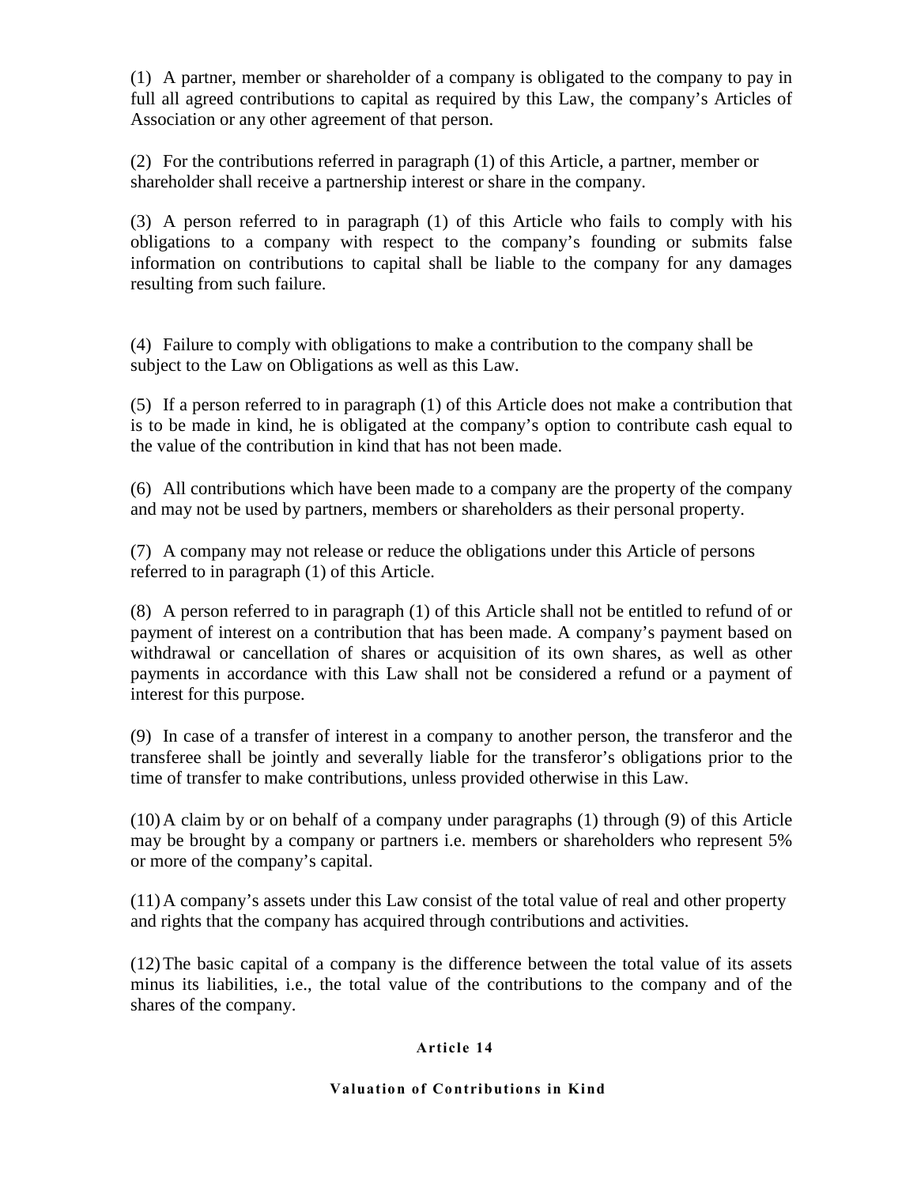(1) A partner, member or shareholder of a company is obligated to the company to pay in full all agreed contributions to capital as required by this Law, the company's Articles of Association or any other agreement of that person.

(2) For the contributions referred in paragraph (1) of this Article, a partner, member or shareholder shall receive a partnership interest or share in the company.

(3) A person referred to in paragraph (1) of this Article who fails to comply with his obligations to a company with respect to the company's founding or submits false information on contributions to capital shall be liable to the company for any damages resulting from such failure.

(4) Failure to comply with obligations to make a contribution to the company shall be subject to the Law on Obligations as well as this Law.

(5) If a person referred to in paragraph (1) of this Article does not make a contribution that is to be made in kind, he is obligated at the company's option to contribute cash equal to the value of the contribution in kind that has not been made.

(6) All contributions which have been made to a company are the property of the company and may not be used by partners, members or shareholders as their personal property.

(7) A company may not release or reduce the obligations under this Article of persons referred to in paragraph (1) of this Article.

(8) A person referred to in paragraph (1) of this Article shall not be entitled to refund of or payment of interest on a contribution that has been made. A company's payment based on withdrawal or cancellation of shares or acquisition of its own shares, as well as other payments in accordance with this Law shall not be considered a refund or a payment of interest for this purpose.

(9) In case of a transfer of interest in a company to another person, the transferor and the transferee shall be jointly and severally liable for the transferor's obligations prior to the time of transfer to make contributions, unless provided otherwise in this Law.

(10) A claim by or on behalf of a company under paragraphs (1) through (9) of this Article may be brought by a company or partners i.e. members or shareholders who represent 5% or more of the company's capital.

(11) A company's assets under this Law consist of the total value of real and other property and rights that the company has acquired through contributions and activities.

(12) The basic capital of a company is the difference between the total value of its assets minus its liabilities, i.e., the total value of the contributions to the company and of the shares of the company.

### Article 14

### Valuation of Contributions in Kind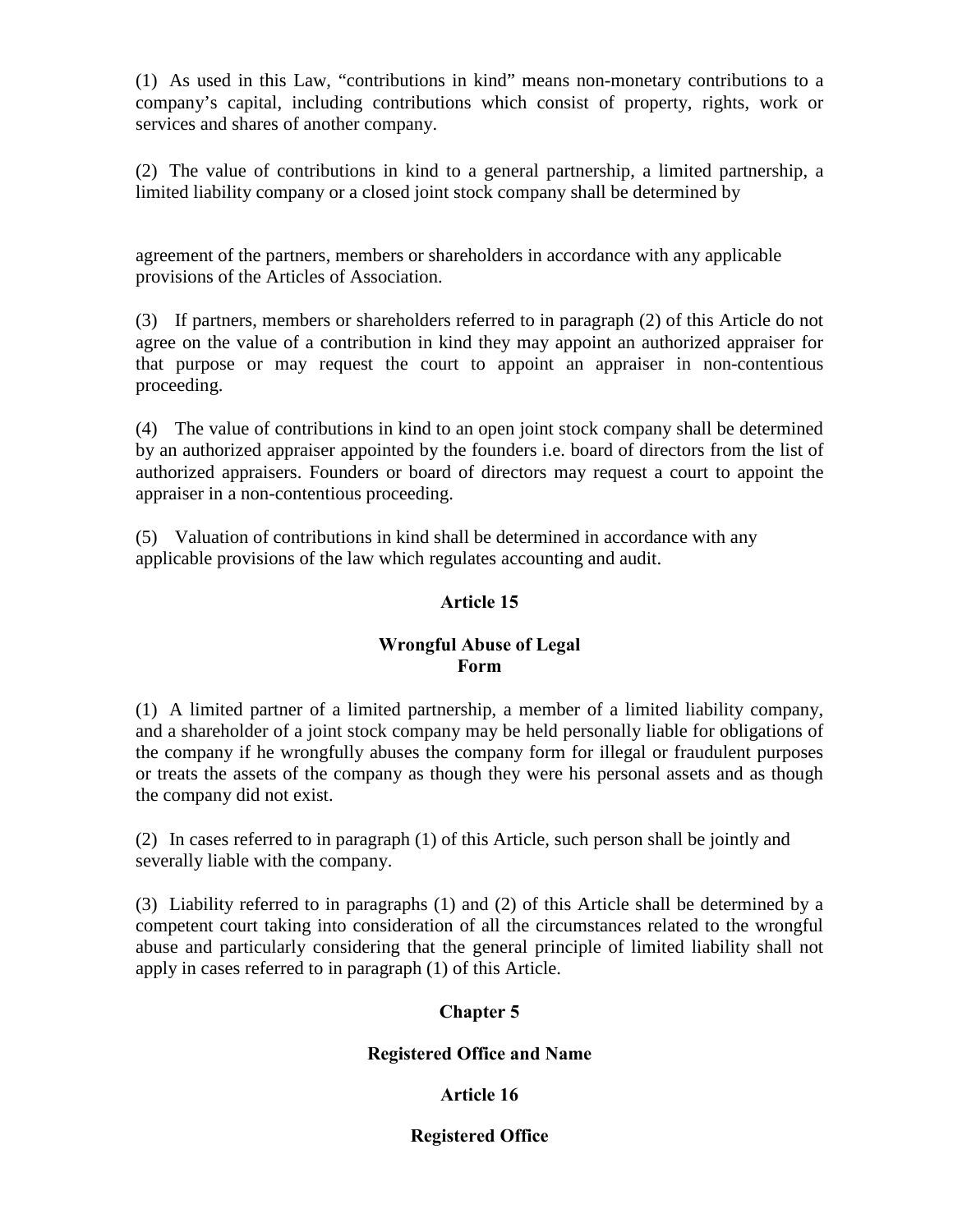(1) As used in this Law, “contributions in kind” means non-monetary contributions to a company’s capital, including contributions which consist of property, rights, work or services and shares of another company.

(2) The value of contributions in kind to a general partnership, a limited partnership, a limited liability company or a closed joint stock company shall be determined by

agreement of the partners, members or shareholders in accordance with any applicable provisions of the Articles of Association.

(3) If partners, members or shareholders referred to in paragraph (2) of this Article do not agree on the value of a contribution in kind they may appoint an authorized appraiser for that purpose or may request the court to appoint an appraiser in non-contentious proceeding.

(4) The value of contributions in kind to an open joint stock company shall be determined by an authorized appraiser appointed by the founders i.e. board of directors from the list of authorized appraisers. Founders or board of directors may request a court to appoint the appraiser in a non-contentious proceeding.

(5) Valuation of contributions in kind shall be determined in accordance with any applicable provisions of the law which regulates accounting and audit.

### Article 15

### Wrongful Abuse of Legal Form

(1) A limited partner of a limited partnership, a member of a limited liability company, and a shareholder of a joint stock company may be held personally liable for obligations of the company if he wrongfully abuses the company form for illegal or fraudulent purposes or treats the assets of the company as though they were his personal assets and as though the company did not exist.

(2) In cases referred to in paragraph (1) of this Article, such person shall be jointly and severally liable with the company.

(3) Liability referred to in paragraphs (1) and (2) of this Article shall be determined by a competent court taking into consideration of all the circumstances related to the wrongful abuse and particularly considering that the general principle of limited liability shall not apply in cases referred to in paragraph (1) of this Article.

## Chapter 5

## Registered Office and Name

### Article 16

### Registered Office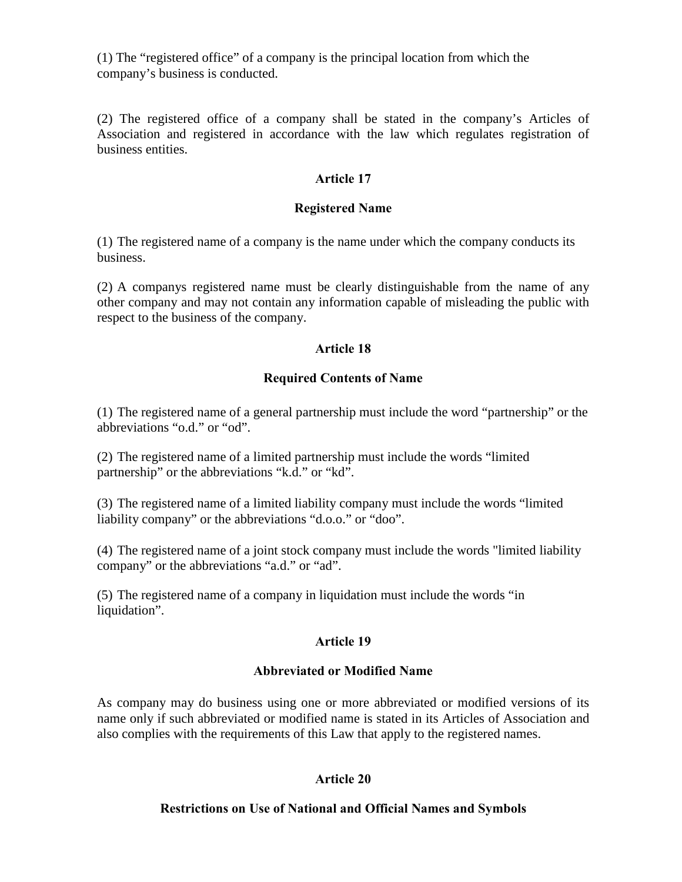(1) The "registered office" of a company is the principal location from which the company's business is conducted.

(2) The registered office of a company shall be stated in the company's Articles of Association and registered in accordance with the law which regulates registration of business entities.

**Article 17**

**Registered Name**

(1) The registered name of a company is the name under which the company conducts its business.

(2) A companys registered name must be clearly distinguishable from the name of any other company and may not contain any information capable of misleading the public with respect to the business of the company.

**Article 18**

**Required Contents of Name**

(1) The registered name of a general partnership must include the word "partnership" or the abbreviations "o.d." or "od".

(2) The registered name of a limited partnership must include the words "limited partnership" or the abbreviations "k.d." or "kd".

(3) The registered name of a limited liability company must include the words "limited liability company" or the abbreviations "d.o.o." or "doo".

(4) The registered name of a joint stock company must include the words "limited liability company" or the abbreviations "a.d." or "ad".

(5) The registered name of a company in liquidation must include the words "in liquidation".

**Article 19**

**Abbreviated or Modified Name**

As company may do business using one or more abbreviated or modified versions of its name only if such abbreviated or modified name is stated in its Articles of Association and also complies with the requirements of this Law that apply to the registered names.

**Article 20**

**Restrictions on Use of National and Official Names and Symbols**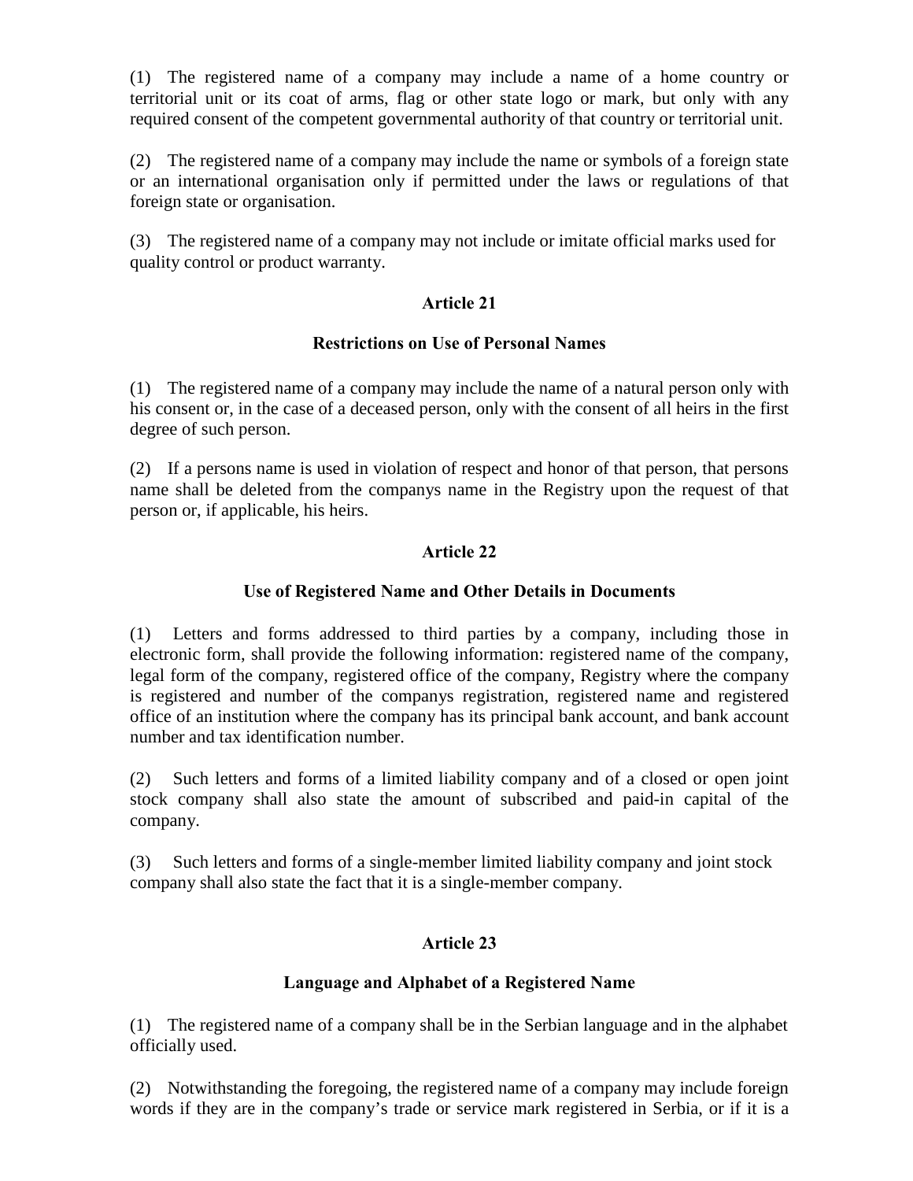(1) The registered name of a company may include a name of a home country or territorial unit or its coat of arms, flag or other state logo or mark, but only with any required consent of the competent governmental authority of that country or territorial unit.

(2) The registered name of a company may include the name or symbols of a foreign state or an international organisation only if permitted under the laws or regulations of that foreign state or organisation.

(3) The registered name of a company may not include or imitate official marks used for quality control or product warranty.

### Article 21

### Restrictions on Use of Personal Names

(1) The registered name of a company may include the name of a natural person only with his consent or, in the case of a deceased person, only with the consent of all heirs in the first degree of such person.

(2) If a persons name is used in violation of respect and honor of that person, that persons name shall be deleted from the companys name in the Registry upon the request of that person or, if applicable, his heirs.

### Article 22

### Use of Registered Name and Other Details in Documents

(1) Letters and forms addressed to third parties by a company, including those in electronic form, shall provide the following information: registered name of the company, legal form of the company, registered office of the company, Registry where the company is registered and number of the companys registration, registered name and registered office of an institution where the company has its principal bank account, and bank account number and tax identification number.

(2) Such letters and forms of a limited liability company and of a closed or open joint stock company shall also state the amount of subscribed and paid-in capital of the company.

(3) Such letters and forms of a single-member limited liability company and joint stock company shall also state the fact that it is a single-member company.

### Article 23

### Language and Alphabet of a Registered Name

(1) The registered name of a company shall be in the Serbian language and in the alphabet officially used.

(2) Notwithstanding the foregoing, the registered name of a company may include foreign words if they are in the company's trade or service mark registered in Serbia, or if it is a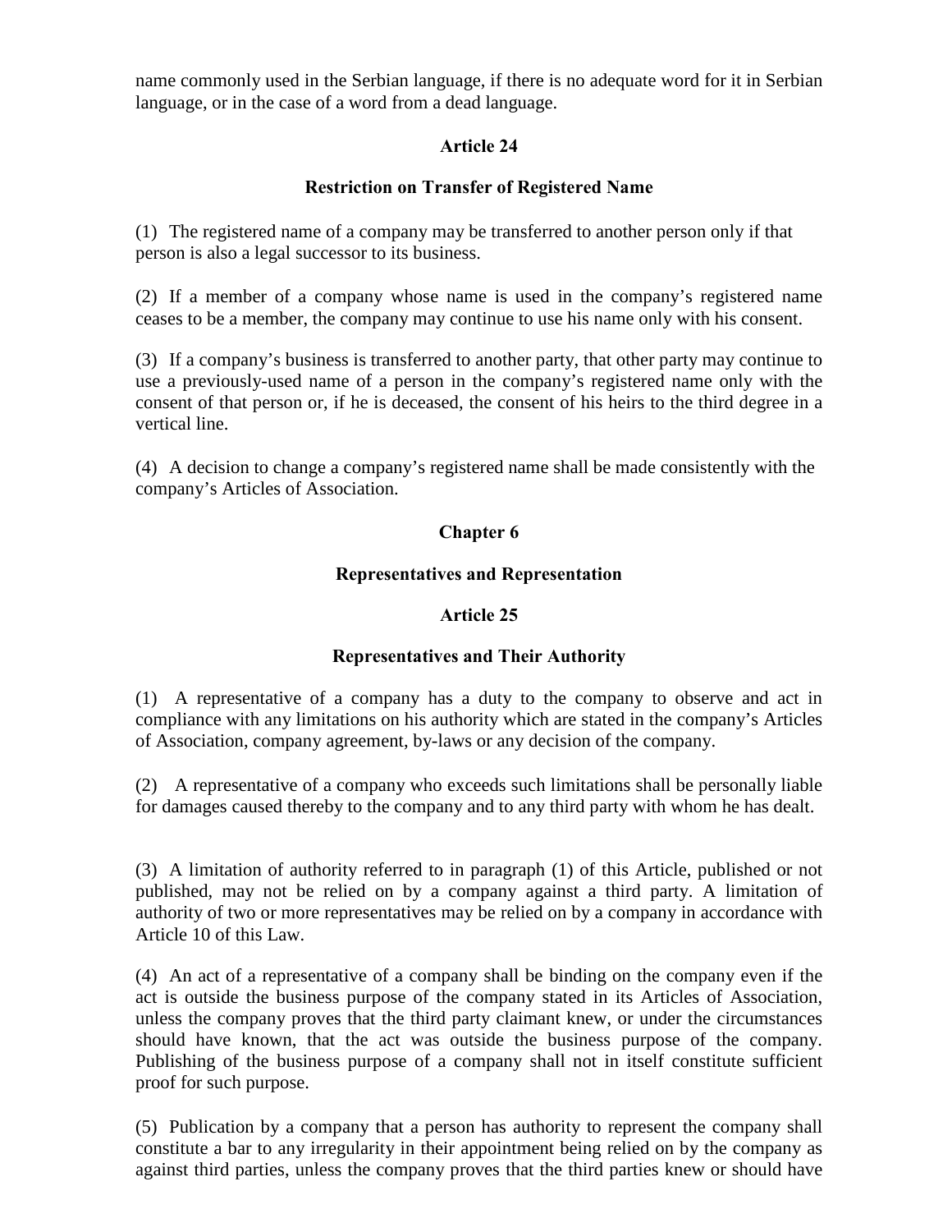name commonly used in the Serbian language, if there is no adequate word for it in Serbian language, or in the case of a word from a dead language.

### Article 24

### Restriction on Transfer of Registered Name

(1) The registered name of a company may be transferred to another person only if that person is also a legal successor to its business.

(2) If a member of a company whose name is used in the company's registered name ceases to be a member, the company may continue to use his name only with his consent.

(3) If a company's business is transferred to another party, that other party may continue to use a previously-used name of a person in the company's registered name only with the consent of that person or, if he is deceased, the consent of his heirs to the third degree in a vertical line.

(4) A decision to change a company's registered name shall be made consistently with the company's Articles of Association.

## Chapter 6

## Representatives and Representation

### Article 25

### Representatives and Their Authority

(1) A representative of a company has a duty to the company to observe and act in compliance with any limitations on his authority which are stated in the company's Articles of Association, company agreement, by-laws or any decision of the company.

(2) A representative of a company who exceeds such limitations shall be personally liable for damages caused thereby to the company and to any third party with whom he has dealt.

(3) A limitation of authority referred to in paragraph (1) of this Article, published or not published, may not be relied on by a company against a third party. A limitation of authority of two or more representatives may be relied on by a company in accordance with Article 10 of this Law.

(4) An act of a representative of a company shall be binding on the company even if the act is outside the business purpose of the company stated in its Articles of Association, unless the company proves that the third party claimant knew, or under the circumstances should have known, that the act was outside the business purpose of the company. Publishing of the business purpose of a company shall not in itself constitute sufficient proof for such purpose.

(5) Publication by a company that a person has authority to represent the company shall constitute a bar to any irregularity in their appointment being relied on by the company as against third parties, unless the company proves that the third parties knew or should have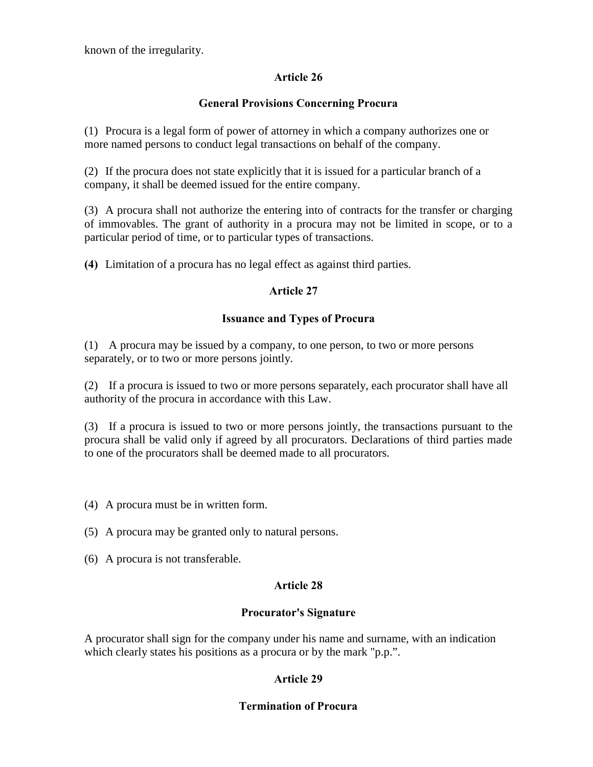known of the irregularity.

## Article 26

## General Provisions Concerning Procura

(1) Procura is a legal form of power of attorney in which a company authorizes one or more named persons to conduct legal transactions on behalf of the company.

(2) If the procura does not state explicitly that it is issued for a particular branch of a company, it shall be deemed issued for the entire company.

(3) A procura shall not authorize the entering into of contracts for the transfer or charging of immovables. The grant of authority in a procura may not be limited in scope, or to a particular period of time, or to particular types of transactions.

**(4)** Limitation of a procura has no legal effect as against third parties.

## Article 27

## Issuance and Types of Procura

(1) A procura may be issued by a company, to one person, to two or more persons separately, or to two or more persons jointly.

(2) If a procura is issued to two or more persons separately, each procurator shall have all authority of the procura in accordance with this Law.

(3) If a procura is issued to two or more persons jointly, the transactions pursuant to the procura shall be valid only if agreed by all procurators. Declarations of third parties made to one of the procurators shall be deemed made to all procurators.

(4) A procura must be in written form.

(5) A procura may be granted only to natural persons.

(6) A procura is not transferable.

## Article 28

## Procurator's Signature

A procurator shall sign for the company under his name and surname, with an indication which clearly states his positions as a procura or by the mark "p.p.”.

## Article 29

## Termination of Procura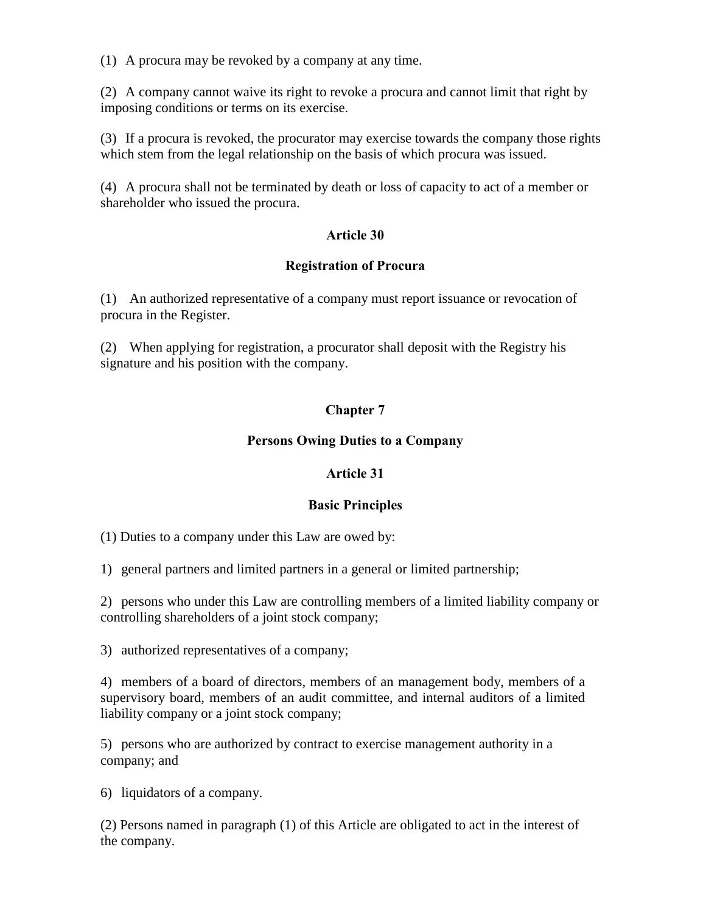(1) A procura may be revoked by a company at any time.

(2) A company cannot waive its right to revoke a procura and cannot limit that right by imposing conditions or terms on its exercise.

(3) If a procura is revoked, the procurator may exercise towards the company those rights which stem from the legal relationship on the basis of which procura was issued.

(4) A procura shall not be terminated by death or loss of capacity to act of a member or shareholder who issued the procura.

### Article 30

### Registration of Procura

(1) An authorized representative of a company must report issuance or revocation of procura in the Register.

(2) When applying for registration, a procurator shall deposit with the Registry his signature and his position with the company.

## Chapter 7

## Persons Owing Duties to a Company

### Article 31

### Basic Principles

(1) Duties to a company under this Law are owed by:

1) general partners and limited partners in a general or limited partnership;

2) persons who under this Law are controlling members of a limited liability company or controlling shareholders of a joint stock company;

3) authorized representatives of a company;

4) members of a board of directors, members of an management body, members of a supervisory board, members of an audit committee, and internal auditors of a limited liability company or a joint stock company;

5) persons who are authorized by contract to exercise management authority in a company; and

6) liquidators of a company.

(2) Persons named in paragraph (1) of this Article are obligated to act in the interest of the company.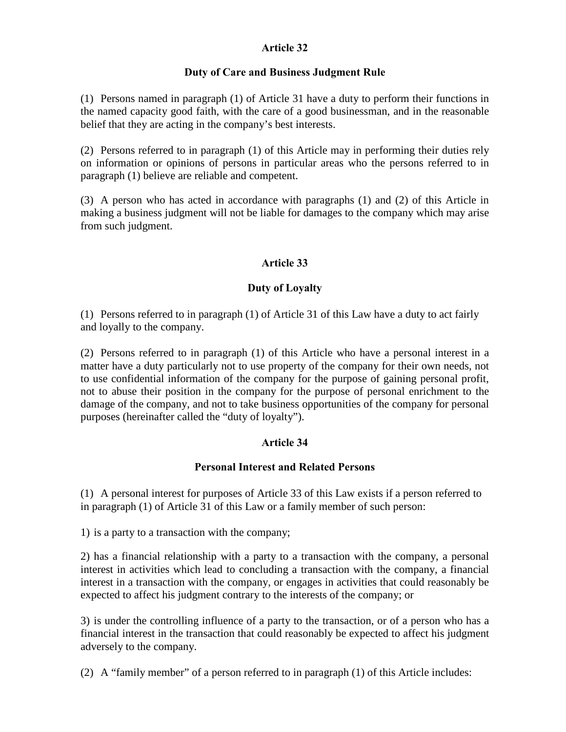## Article 32

### Duty of Care and Business Judgment Rule

(1) Persons named in paragraph (1) of Article 31 have a duty to perform their functions in the named capacity good faith, with the care of a good businessman, and in the reasonable belief that they are acting in the company's best interests.

(2) Persons referred to in paragraph (1) of this Article may in performing their duties rely on information or opinions of persons in particular areas who the persons referred to in paragraph (1) believe are reliable and competent.

(3) A person who has acted in accordance with paragraphs (1) and (2) of this Article in making a business judgment will not be liable for damages to the company which may arise from such judgment.

## Article 33

### Duty of Loyalty

(1) Persons referred to in paragraph (1) of Article 31 of this Law have a duty to act fairly and loyally to the company.

(2) Persons referred to in paragraph (1) of this Article who have a personal interest in a matter have a duty particularly not to use property of the company for their own needs, not to use confidential information of the company for the purpose of gaining personal profit, not to abuse their position in the company for the purpose of personal enrichment to the damage of the company, and not to take business opportunities of the company for personal purposes (hereinafter called the "duty of loyalty").

## Article 34

### Personal Interest and Related Persons

(1) A personal interest for purposes of Article 33 of this Law exists if a person referred to in paragraph (1) of Article 31 of this Law or a family member of such person:

1) is a party to a transaction with the company;

2) has a financial relationship with a party to a transaction with the company, a personal interest in activities which lead to concluding a transaction with the company, a financial interest in a transaction with the company, or engages in activities that could reasonably be expected to affect his judgment contrary to the interests of the company; or

3) is under the controlling influence of a party to the transaction, or of a person who has a financial interest in the transaction that could reasonably be expected to affect his judgment adversely to the company.

(2) A "family member" of a person referred to in paragraph (1) of this Article includes: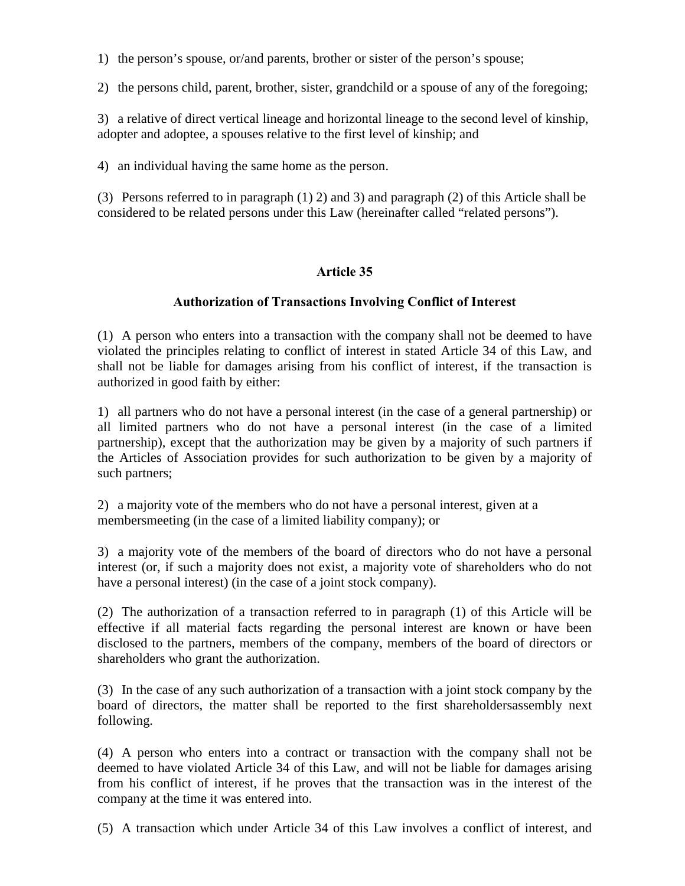1) the person's spouse, or/and parents, brother or sister of the person's spouse;

2) the persons child, parent, brother, sister, grandchild or a spouse of any of the foregoing;

3) a relative of direct vertical lineage and horizontal lineage to the second level of kinship, adopter and adoptee, a spouses relative to the first level of kinship; and

4) an individual having the same home as the person.

(3) Persons referred to in paragraph (1) 2) and 3) and paragraph (2) of this Article shall be considered to be related persons under this Law (hereinafter called "related persons").

## Article 35

### Authorization of Transactions Involving Conflict of Interest

(1) A person who enters into a transaction with the company shall not be deemed to have violated the principles relating to conflict of interest in stated Article 34 of this Law, and shall not be liable for damages arising from his conflict of interest, if the transaction is authorized in good faith by either:

1) all partners who do not have a personal interest (in the case of a general partnership) or all limited partners who do not have a personal interest (in the case of a limited partnership), except that the authorization may be given by a majority of such partners if the Articles of Association provides for such authorization to be given by a majority of such partners;

2) a majority vote of the members who do not have a personal interest, given at a membersmeeting (in the case of a limited liability company); or

3) a majority vote of the members of the board of directors who do not have a personal interest (or, if such a majority does not exist, a majority vote of shareholders who do not have a personal interest) (in the case of a joint stock company).

(2) The authorization of a transaction referred to in paragraph (1) of this Article will be effective if all material facts regarding the personal interest are known or have been disclosed to the partners, members of the company, members of the board of directors or shareholders who grant the authorization.

(3) In the case of any such authorization of a transaction with a joint stock company by the board of directors, the matter shall be reported to the first shareholdersassembly next following.

(4) A person who enters into a contract or transaction with the company shall not be deemed to have violated Article 34 of this Law, and will not be liable for damages arising from his conflict of interest, if he proves that the transaction was in the interest of the company at the time it was entered into.

(5) A transaction which under Article 34 of this Law involves a conflict of interest, and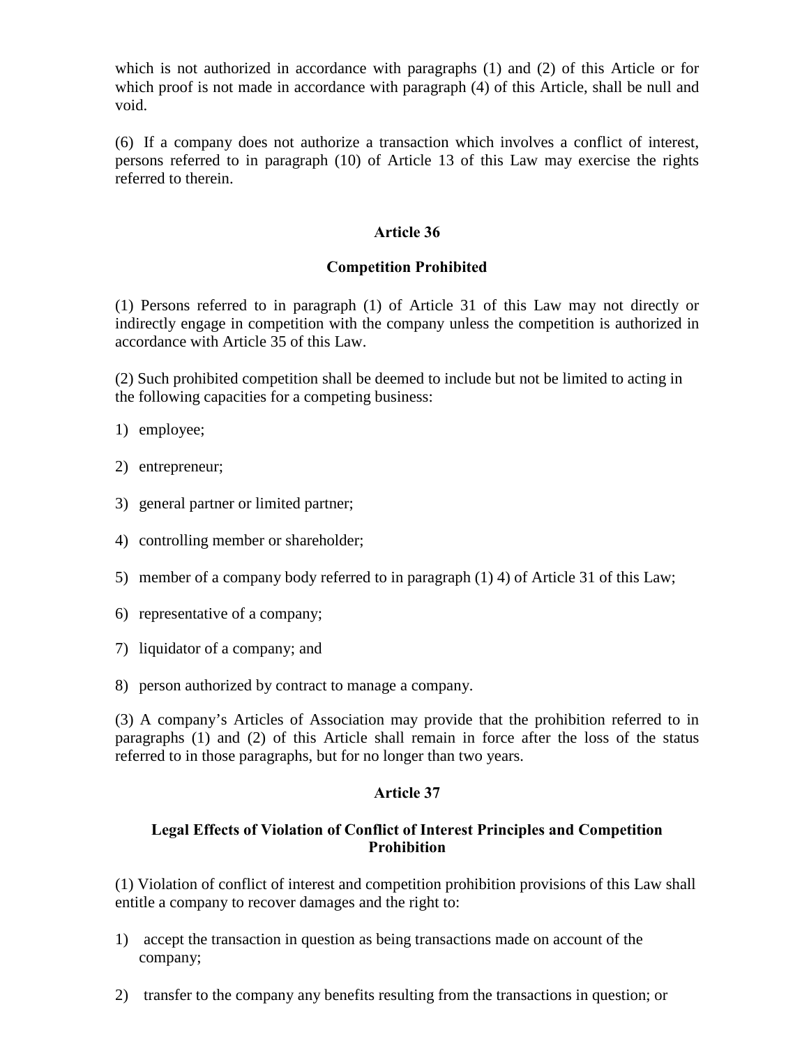which is not authorized in accordance with paragraphs (1) and (2) of this Article or for which proof is not made in accordance with paragraph (4) of this Article, shall be null and void.

(6) If a company does not authorize a transaction which involves a conflict of interest, persons referred to in paragraph (10) of Article 13 of this Law may exercise the rights referred to therein.

### Article 36

### Competition Prohibited

(1) Persons referred to in paragraph (1) of Article 31 of this Law may not directly or indirectly engage in competition with the company unless the competition is authorized in accordance with Article 35 of this Law.

(2) Such prohibited competition shall be deemed to include but not be limited to acting in the following capacities for a competing business:

1) employee;

2) entrepreneur;

3) general partner or limited partner;

4) controlling member or shareholder;

5) member of a company body referred to in paragraph (1) 4) of Article 31 of this Law;

6) representative of a company;

7) liquidator of a company; and

8) person authorized by contract to manage a company.

(3) A company's Articles of Association may provide that the prohibition referred to in paragraphs (1) and (2) of this Article shall remain in force after the loss of the status referred to in those paragraphs, but for no longer than two years.

### Article 37

### Legal Effects of Violation of Conflict of Interest Principles and Competition Prohibition

(1) Violation of conflict of interest and competition prohibition provisions of this Law shall entitle a company to recover damages and the right to:

1) accept the transaction in question as being transactions made on account of the company;

2) transfer to the company any benefits resulting from the transactions in question; or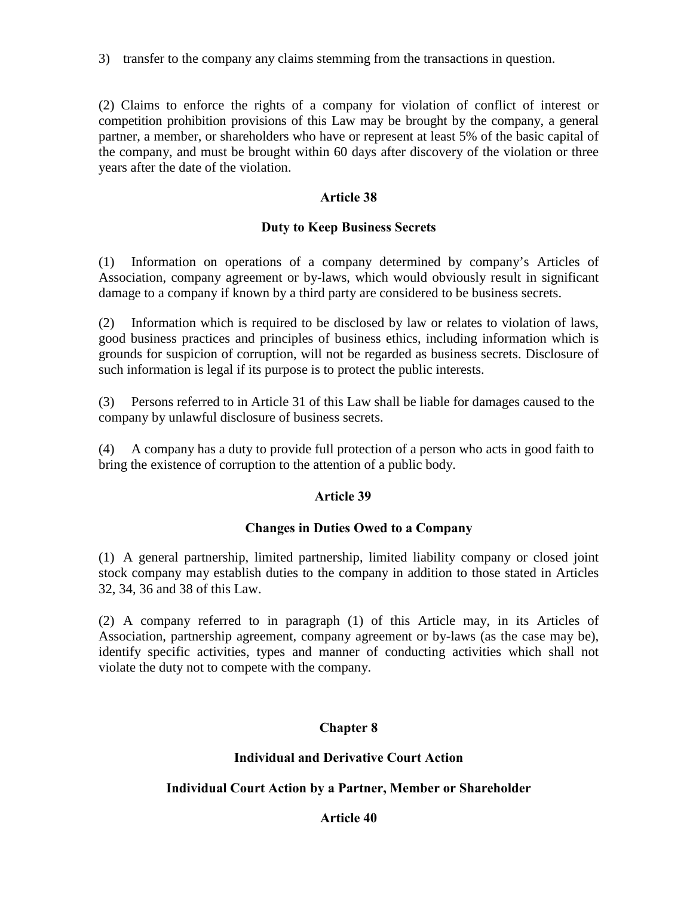3) transfer to the company any claims stemming from the transactions in question.

(2) Claims to enforce the rights of a company for violation of conflict of interest or competition prohibition provisions of this Law may be brought by the company, a general partner, a member, or shareholders who have or represent at least 5% of the basic capital of the company, and must be brought within 60 days after discovery of the violation or three years after the date of the violation.

**Article 38**

**Duty to Keep Business Secrets**

(1) Information on operations of a company determined by company's Articles of Association, company agreement or by-laws, which would obviously result in significant damage to a company if known by a third party are considered to be business secrets.

(2) Information which is required to be disclosed by law or relates to violation of laws, good business practices and principles of business ethics, including information which is grounds for suspicion of corruption, will not be regarded as business secrets. Disclosure of such information is legal if its purpose is to protect the public interests.

(3) Persons referred to in Article 31 of this Law shall be liable for damages caused to the company by unlawful disclosure of business secrets.

(4) A company has a duty to provide full protection of a person who acts in good faith to bring the existence of corruption to the attention of a public body.

**Article 39**

**Changes in Duties Owed to a Company**

(1) A general partnership, limited partnership, limited liability company or closed joint stock company may establish duties to the company in addition to those stated in Articles 32, 34, 36 and 38 of this Law.

(2) A company referred to in paragraph (1) of this Article may, in its Articles of Association, partnership agreement, company agreement or by-laws (as the case may be), identify specific activities, types and manner of conducting activities which shall not violate the duty not to compete with the company.

## Chapter 8

## Individual and Derivative Court Action

### Individual Court Action by a Partner, Member or Shareholder

**Article 40**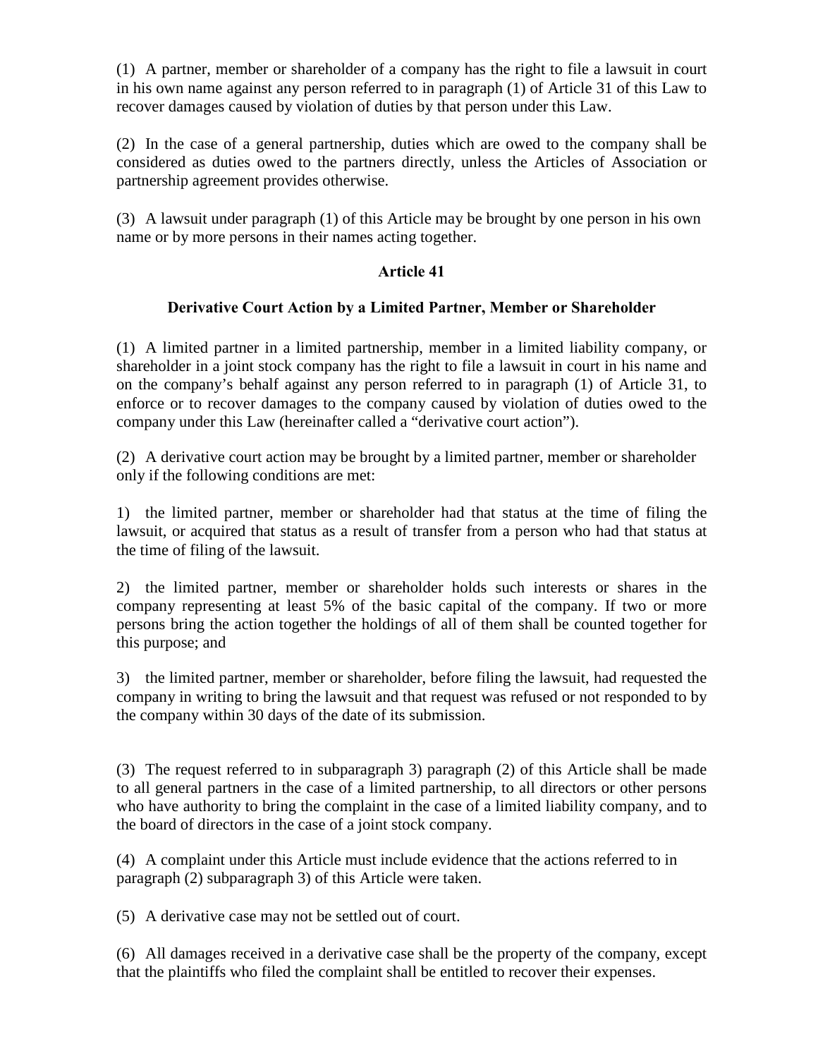(1) A partner, member or shareholder of a company has the right to file a lawsuit in court in his own name against any person referred to in paragraph (1) of Article 31 of this Law to recover damages caused by violation of duties by that person under this Law.

(2) In the case of a general partnership, duties which are owed to the company shall be considered as duties owed to the partners directly, unless the Articles of Association or partnership agreement provides otherwise.

(3) A lawsuit under paragraph (1) of this Article may be brought by one person in his own name or by more persons in their names acting together.

## Article 41

### Derivative Court Action by a Limited Partner, Member or Shareholder

(1) A limited partner in a limited partnership, member in a limited liability company, or shareholder in a joint stock company has the right to file a lawsuit in court in his name and on the company's behalf against any person referred to in paragraph (1) of Article 31, to enforce or to recover damages to the company caused by violation of duties owed to the company under this Law (hereinafter called a "derivative court action").

(2) A derivative court action may be brought by a limited partner, member or shareholder only if the following conditions are met:

1) the limited partner, member or shareholder had that status at the time of filing the lawsuit, or acquired that status as a result of transfer from a person who had that status at the time of filing of the lawsuit.

2) the limited partner, member or shareholder holds such interests or shares in the company representing at least 5% of the basic capital of the company. If two or more persons bring the action together the holdings of all of them shall be counted together for this purpose; and

3) the limited partner, member or shareholder, before filing the lawsuit, had requested the company in writing to bring the lawsuit and that request was refused or not responded to by the company within 30 days of the date of its submission.

(3) The request referred to in subparagraph 3) paragraph (2) of this Article shall be made to all general partners in the case of a limited partnership, to all directors or other persons who have authority to bring the complaint in the case of a limited liability company, and to the board of directors in the case of a joint stock company.

(4) A complaint under this Article must include evidence that the actions referred to in paragraph (2) subparagraph 3) of this Article were taken.

(5) A derivative case may not be settled out of court.

(6) All damages received in a derivative case shall be the property of the company, except that the plaintiffs who filed the complaint shall be entitled to recover their expenses.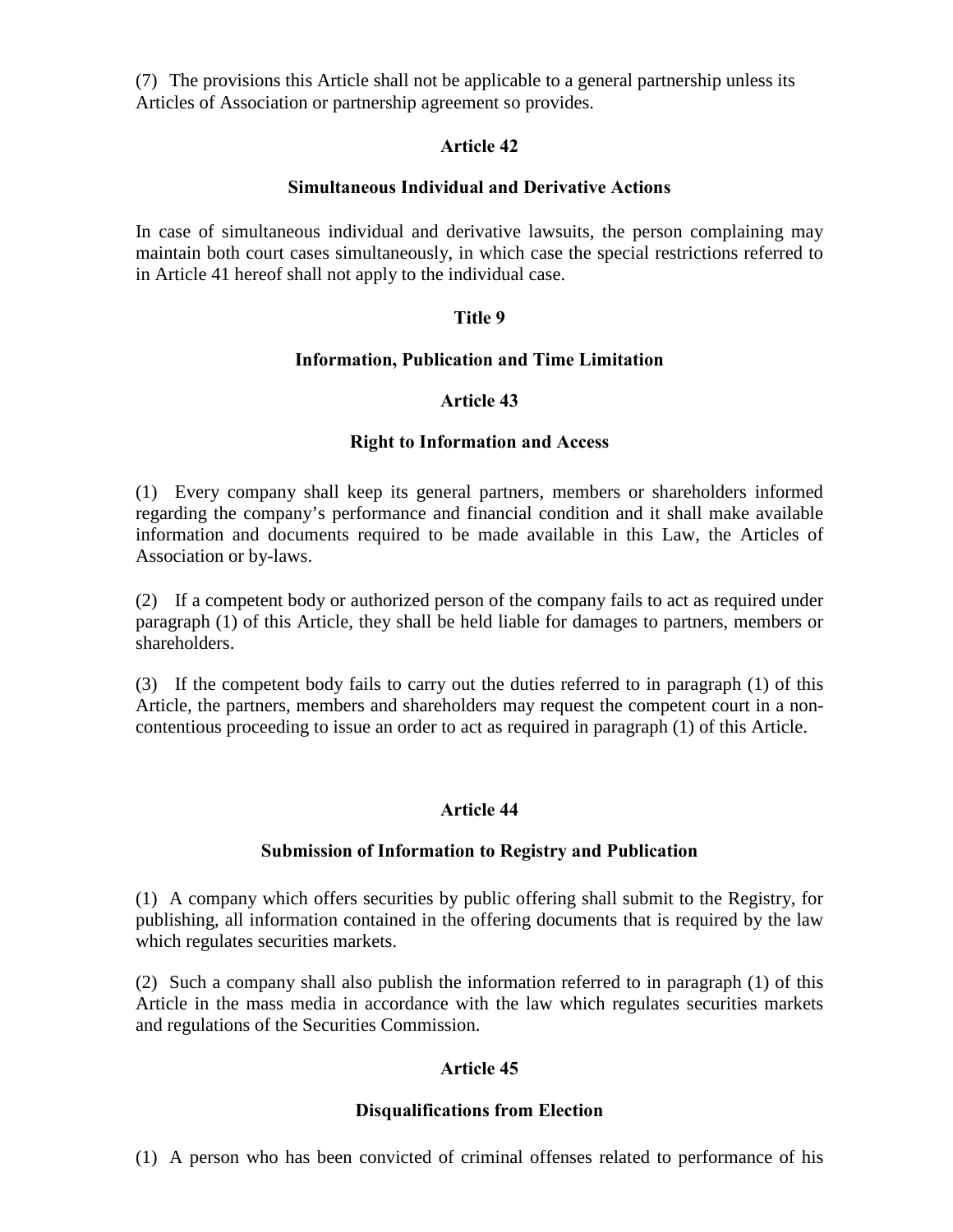(7) The provisions this Article shall not be applicable to a general partnership unless its Articles of Association or partnership agreement so provides.

**Article 42**

**Simultaneous Individual and Derivative Actions**

In case of simultaneous individual and derivative lawsuits, the person complaining may maintain both court cases simultaneously, in which case the special restrictions referred to in Article 41 hereof shall not apply to the individual case.

**Title 9**

**Information, Publication and Time Limitation**

**Article 43**

**Right to Information and Access**

(1) Every company shall keep its general partners, members or shareholders informed regarding the company's performance and financial condition and it shall make available information and documents required to be made available in this Law, the Articles of Association or by-laws.

(2) If a competent body or authorized person of the company fails to act as required under paragraph (1) of this Article, they shall be held liable for damages to partners, members or shareholders.

(3) If the competent body fails to carry out the duties referred to in paragraph (1) of this Article, the partners, members and shareholders may request the competent court in a non-contentious proceeding to issue an order to act as required in paragraph (1) of this Article.

**Article 44**

**Submission of Information to Registry and Publication**

(1) A company which offers securities by public offering shall submit to the Registry, for publishing, all information contained in the offering documents that is required by the law which regulates securities markets.

(2) Such a company shall also publish the information referred to in paragraph (1) of this Article in the mass media in accordance with the law which regulates securities markets and regulations of the Securities Commission.

**Article 45**

**Disqualifications from Election**

(1) A person who has been convicted of criminal offenses related to performance of his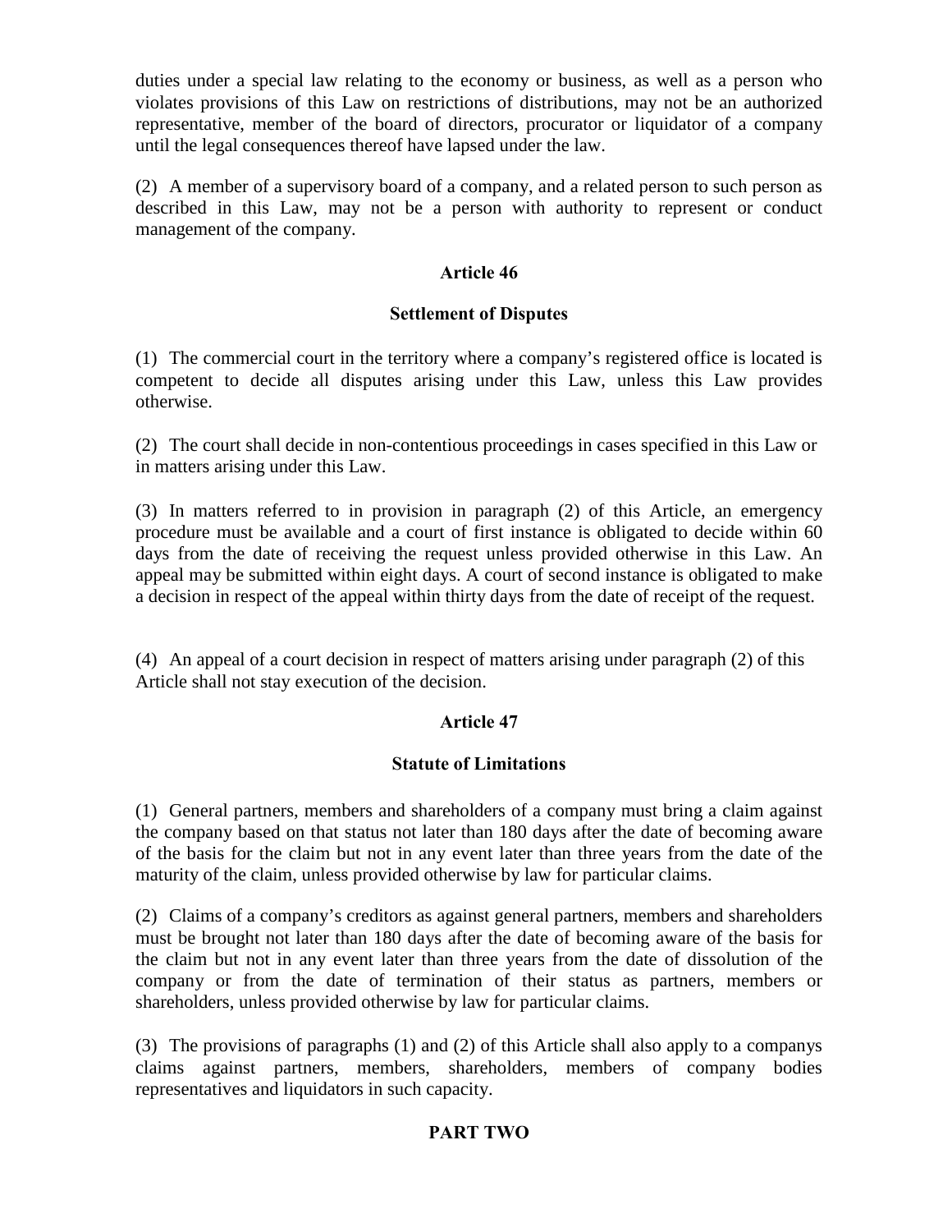duties under a special law relating to the economy or business, as well as a person who violates provisions of this Law on restrictions of distributions, may not be an authorized representative, member of the board of directors, procurator or liquidator of a company until the legal consequences thereof have lapsed under the law.

(2) A member of a supervisory board of a company, and a related person to such person as described in this Law, may not be a person with authority to represent or conduct management of the company.

### Article 46

### Settlement of Disputes

(1) The commercial court in the territory where a company's registered office is located is competent to decide all disputes arising under this Law, unless this Law provides otherwise.

(2) The court shall decide in non-contentious proceedings in cases specified in this Law or in matters arising under this Law.

(3) In matters referred to in provision in paragraph (2) of this Article, an emergency procedure must be available and a court of first instance is obligated to decide within 60 days from the date of receiving the request unless provided otherwise in this Law. An appeal may be submitted within eight days. A court of second instance is obligated to make a decision in respect of the appeal within thirty days from the date of receipt of the request.

(4) An appeal of a court decision in respect of matters arising under paragraph (2) of this Article shall not stay execution of the decision.

### Article 47

### Statute of Limitations

(1) General partners, members and shareholders of a company must bring a claim against the company based on that status not later than 180 days after the date of becoming aware of the basis for the claim but not in any event later than three years from the date of the maturity of the claim, unless provided otherwise by law for particular claims.

(2) Claims of a company's creditors as against general partners, members and shareholders must be brought not later than 180 days after the date of becoming aware of the basis for the claim but not in any event later than three years from the date of dissolution of the company or from the date of termination of their status as partners, members or shareholders, unless provided otherwise by law for particular claims.

(3) The provisions of paragraphs (1) and (2) of this Article shall also apply to a companys claims against partners, members, shareholders, members of company bodies representatives and liquidators in such capacity.

## PART TWO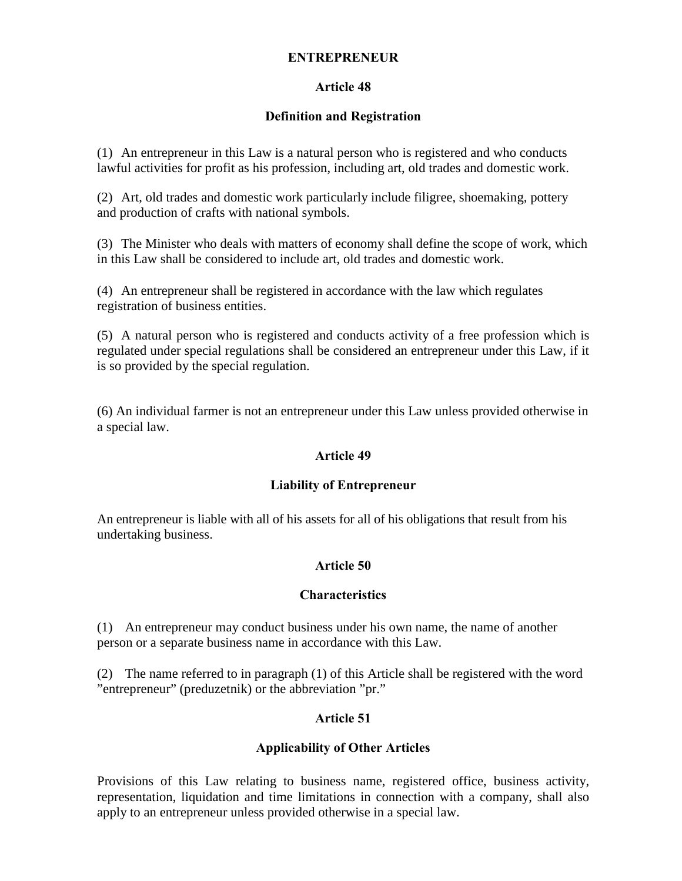## ENTREPRENEUR

### Article 48

### Definition and Registration

(1) An entrepreneur in this Law is a natural person who is registered and who conducts lawful activities for profit as his profession, including art, old trades and domestic work.

(2) Art, old trades and domestic work particularly include filigree, shoemaking, pottery and production of crafts with national symbols.

(3) The Minister who deals with matters of economy shall define the scope of work, which in this Law shall be considered to include art, old trades and domestic work.

(4) An entrepreneur shall be registered in accordance with the law which regulates registration of business entities.

(5) A natural person who is registered and conducts activity of a free profession which is regulated under special regulations shall be considered an entrepreneur under this Law, if it is so provided by the special regulation.

(6) An individual farmer is not an entrepreneur under this Law unless provided otherwise in a special law.

### Article 49

### Liability of Entrepreneur

An entrepreneur is liable with all of his assets for all of his obligations that result from his undertaking business.

### Article 50

### Characteristics

(1) An entrepreneur may conduct business under his own name, the name of another person or a separate business name in accordance with this Law.

(2) The name referred to in paragraph (1) of this Article shall be registered with the word "entrepreneur" (preduzetnik) or the abbreviation "pr."

### Article 51

### Applicability of Other Articles

Provisions of this Law relating to business name, registered office, business activity, representation, liquidation and time limitations in connection with a company, shall also apply to an entrepreneur unless provided otherwise in a special law.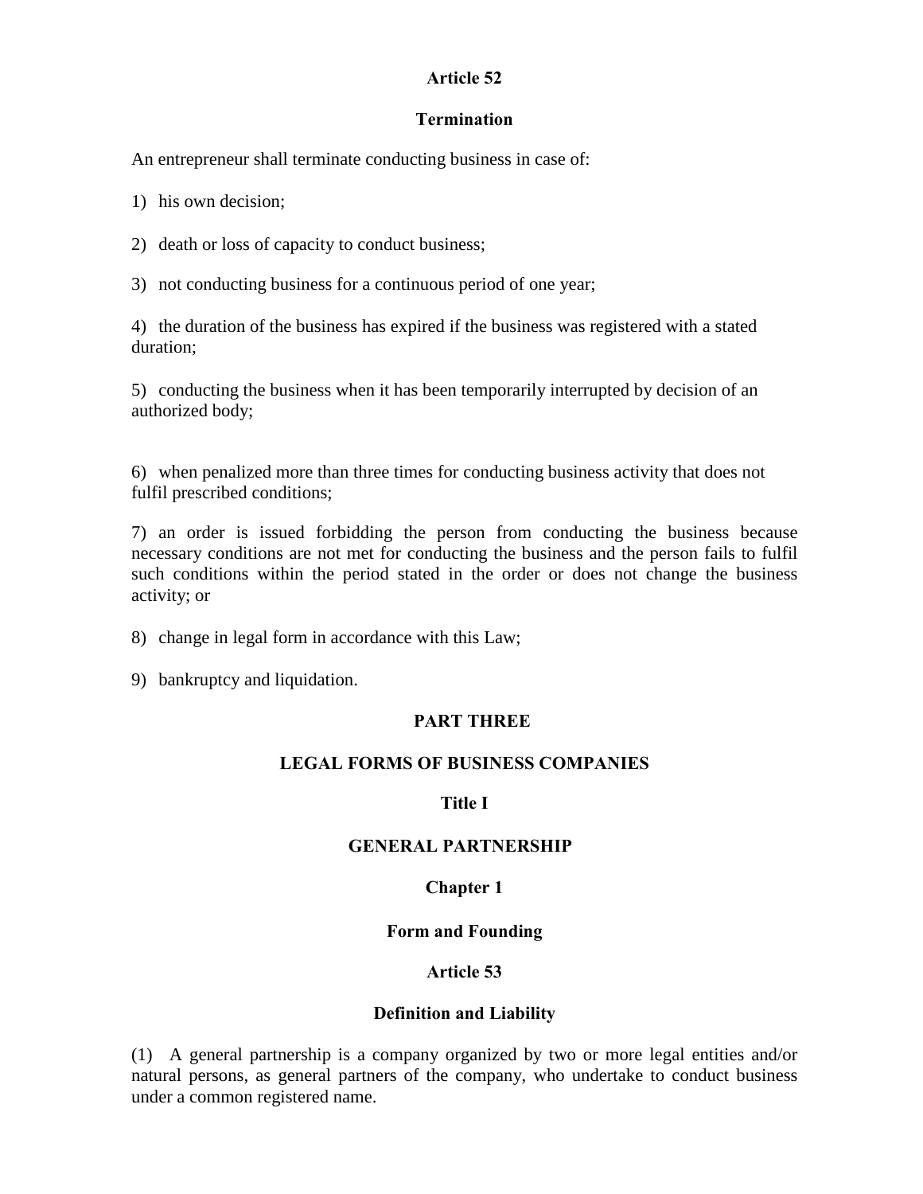### Article 52

### Termination

An entrepreneur shall terminate conducting business in case of:

1) his own decision;

2) death or loss of capacity to conduct business;

3) not conducting business for a continuous period of one year;

4) the duration of the business has expired if the business was registered with a stated duration;

5) conducting the business when it has been temporarily interrupted by decision of an authorized body;

6) when penalized more than three times for conducting business activity that does not fulfil prescribed conditions;

7) an order is issued forbidding the person from conducting the business because necessary conditions are not met for conducting the business and the person fails to fulfil such conditions within the period stated in the order or does not change the business activity; or

8) change in legal form in accordance with this Law;

9) bankruptcy and liquidation.

# PART THREE

# LEGAL FORMS OF BUSINESS COMPANIES

## Title I

## GENERAL PARTNERSHIP

### Chapter 1

### Form and Founding

### Article 53

### Definition and Liability

(1) A general partnership is a company organized by two or more legal entities and/or natural persons, as general partners of the company, who undertake to conduct business under a common registered name.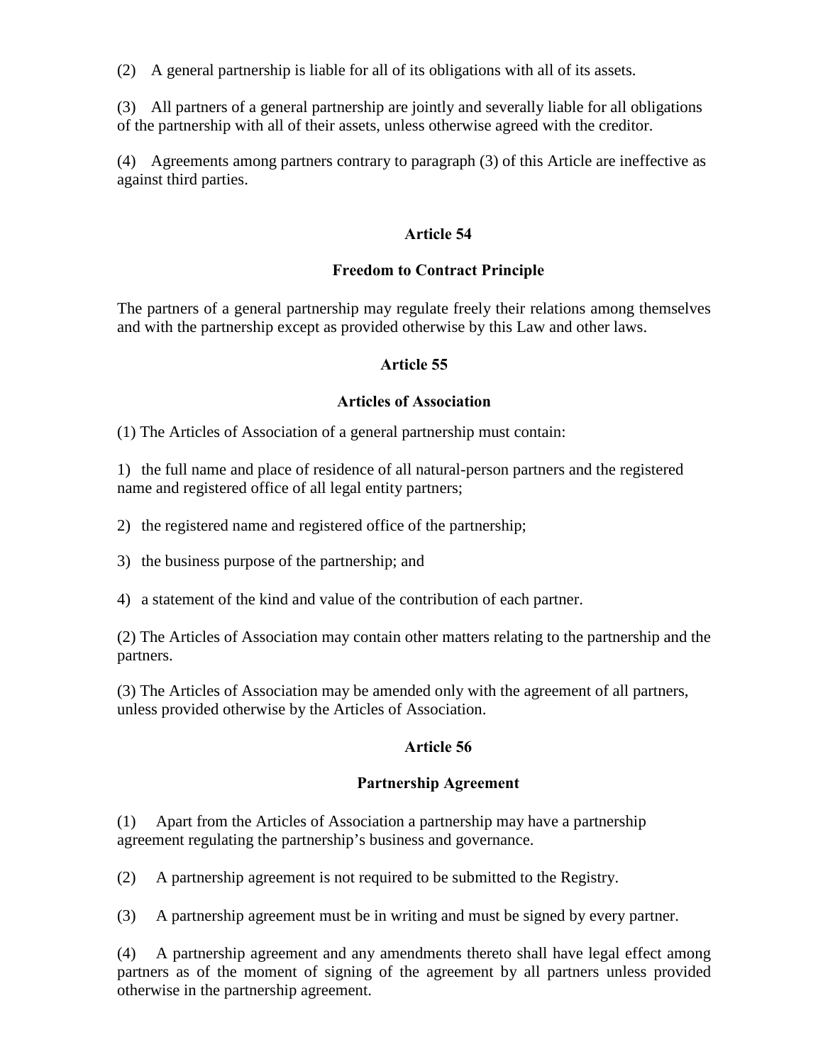(2) A general partnership is liable for all of its obligations with all of its assets.

(3) All partners of a general partnership are jointly and severally liable for all obligations of the partnership with all of their assets, unless otherwise agreed with the creditor.

(4) Agreements among partners contrary to paragraph (3) of this Article are ineffective as against third parties.

### Article 54

### Freedom to Contract Principle

The partners of a general partnership may regulate freely their relations among themselves and with the partnership except as provided otherwise by this Law and other laws.

### Article 55

### Articles of Association

(1) The Articles of Association of a general partnership must contain:

1) the full name and place of residence of all natural-person partners and the registered name and registered office of all legal entity partners;

2) the registered name and registered office of the partnership;

3) the business purpose of the partnership; and

4) a statement of the kind and value of the contribution of each partner.

(2) The Articles of Association may contain other matters relating to the partnership and the partners.

(3) The Articles of Association may be amended only with the agreement of all partners, unless provided otherwise by the Articles of Association.

### Article 56

### Partnership Agreement

(1) Apart from the Articles of Association a partnership may have a partnership agreement regulating the partnership's business and governance.

(2) A partnership agreement is not required to be submitted to the Registry.

(3) A partnership agreement must be in writing and must be signed by every partner.

(4) A partnership agreement and any amendments thereto shall have legal effect among partners as of the moment of signing of the agreement by all partners unless provided otherwise in the partnership agreement.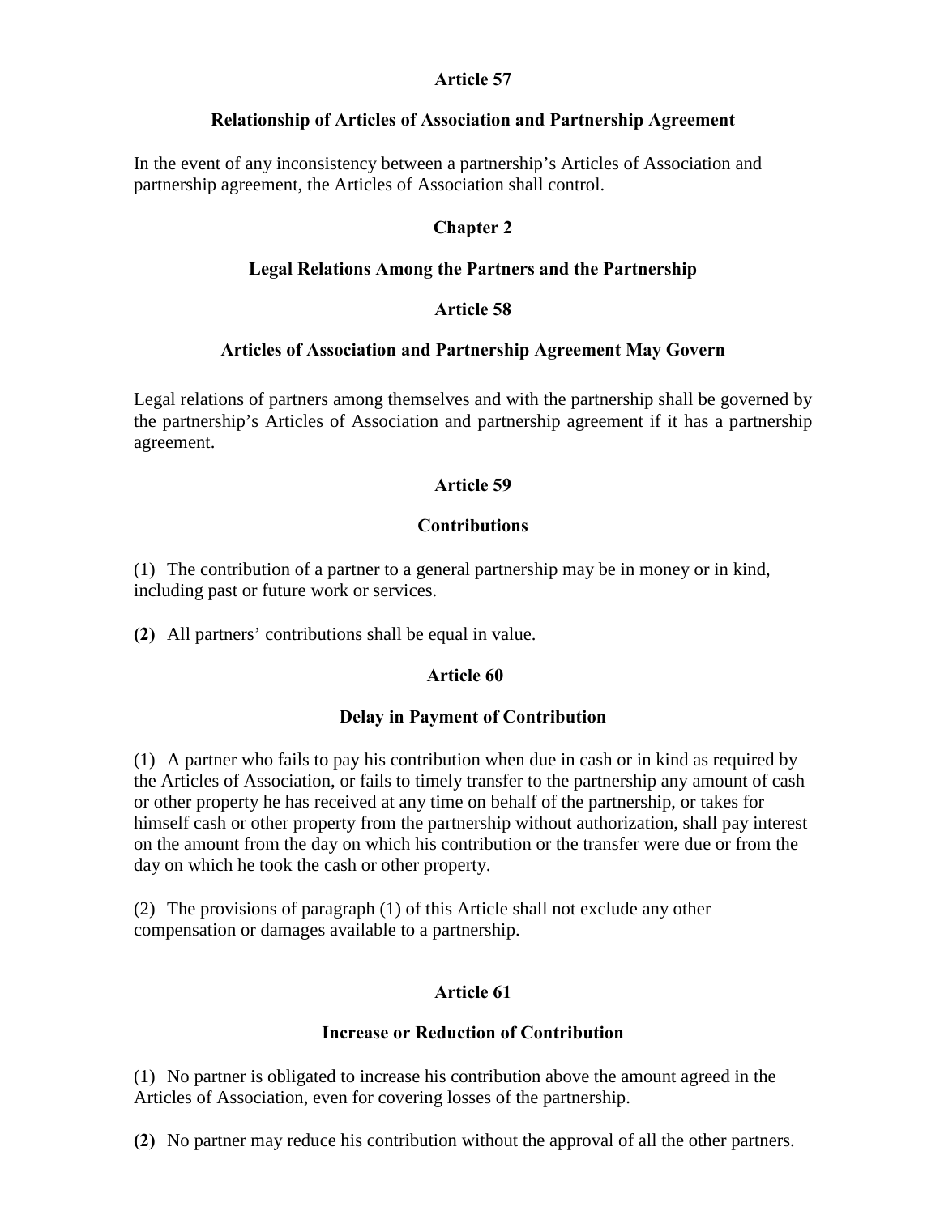### Article 57

### Relationship of Articles of Association and Partnership Agreement

In the event of any inconsistency between a partnership's Articles of Association and partnership agreement, the Articles of Association shall control.

## Chapter 2

## Legal Relations Among the Partners and the Partnership

### Article 58

### Articles of Association and Partnership Agreement May Govern

Legal relations of partners among themselves and with the partnership shall be governed by the partnership's Articles of Association and partnership agreement if it has a partnership agreement.

### Article 59

### Contributions

(1) The contribution of a partner to a general partnership may be in money or in kind, including past or future work or services.

**(2)** All partners' contributions shall be equal in value.

### Article 60

### Delay in Payment of Contribution

(1) A partner who fails to pay his contribution when due in cash or in kind as required by the Articles of Association, or fails to timely transfer to the partnership any amount of cash or other property he has received at any time on behalf of the partnership, or takes for himself cash or other property from the partnership without authorization, shall pay interest on the amount from the day on which his contribution or the transfer were due or from the day on which he took the cash or other property.

(2) The provisions of paragraph (1) of this Article shall not exclude any other compensation or damages available to a partnership.

### Article 61

### Increase or Reduction of Contribution

(1) No partner is obligated to increase his contribution above the amount agreed in the Articles of Association, even for covering losses of the partnership.

**(2)** No partner may reduce his contribution without the approval of all the other partners.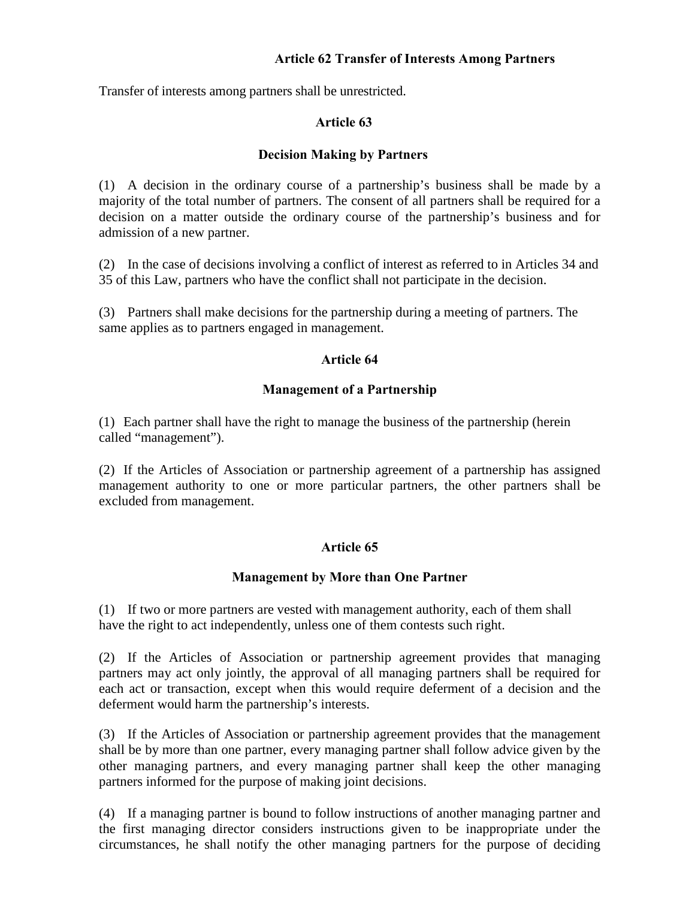**Article 62 Transfer of Interests Among Partners**

Transfer of interests among partners shall be unrestricted.

**Article 63**

**Decision Making by Partners**

(1) A decision in the ordinary course of a partnership's business shall be made by a majority of the total number of partners. The consent of all partners shall be required for a decision on a matter outside the ordinary course of the partnership's business and for admission of a new partner.

(2) In the case of decisions involving a conflict of interest as referred to in Articles 34 and 35 of this Law, partners who have the conflict shall not participate in the decision.

(3) Partners shall make decisions for the partnership during a meeting of partners. The same applies as to partners engaged in management.

**Article 64**

**Management of a Partnership**

(1) Each partner shall have the right to manage the business of the partnership (herein called "management").

(2) If the Articles of Association or partnership agreement of a partnership has assigned management authority to one or more particular partners, the other partners shall be excluded from management.

**Article 65**

**Management by More than One Partner**

(1) If two or more partners are vested with management authority, each of them shall have the right to act independently, unless one of them contests such right.

(2) If the Articles of Association or partnership agreement provides that managing partners may act only jointly, the approval of all managing partners shall be required for each act or transaction, except when this would require deferment of a decision and the deferment would harm the partnership's interests.

(3) If the Articles of Association or partnership agreement provides that the management shall be by more than one partner, every managing partner shall follow advice given by the other managing partners, and every managing partner shall keep the other managing partners informed for the purpose of making joint decisions.

(4) If a managing partner is bound to follow instructions of another managing partner and the first managing director considers instructions given to be inappropriate under the circumstances, he shall notify the other managing partners for the purpose of deciding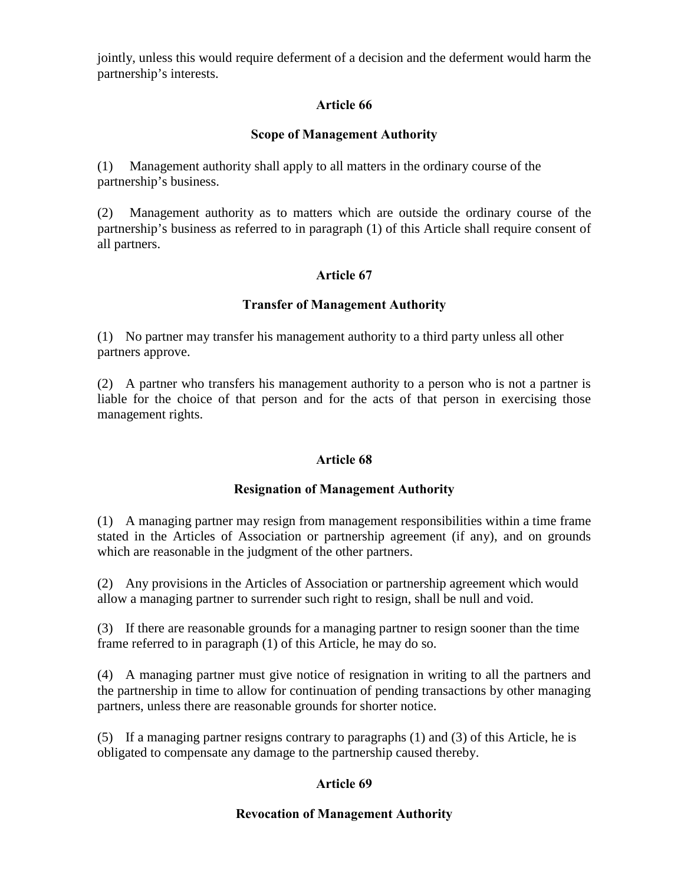jointly, unless this would require deferment of a decision and the deferment would harm the partnership's interests.

**Article 66**

**Scope of Management Authority**

(1) Management authority shall apply to all matters in the ordinary course of the partnership's business.

(2) Management authority as to matters which are outside the ordinary course of the partnership's business as referred to in paragraph (1) of this Article shall require consent of all partners.

**Article 67**

**Transfer of Management Authority**

(1) No partner may transfer his management authority to a third party unless all other partners approve.

(2) A partner who transfers his management authority to a person who is not a partner is liable for the choice of that person and for the acts of that person in exercising those management rights.

**Article 68**

**Resignation of Management Authority**

(1) A managing partner may resign from management responsibilities within a time frame stated in the Articles of Association or partnership agreement (if any), and on grounds which are reasonable in the judgment of the other partners.

(2) Any provisions in the Articles of Association or partnership agreement which would allow a managing partner to surrender such right to resign, shall be null and void.

(3) If there are reasonable grounds for a managing partner to resign sooner than the time frame referred to in paragraph (1) of this Article, he may do so.

(4) A managing partner must give notice of resignation in writing to all the partners and the partnership in time to allow for continuation of pending transactions by other managing partners, unless there are reasonable grounds for shorter notice.

(5) If a managing partner resigns contrary to paragraphs (1) and (3) of this Article, he is obligated to compensate any damage to the partnership caused thereby.

**Article 69**

**Revocation of Management Authority**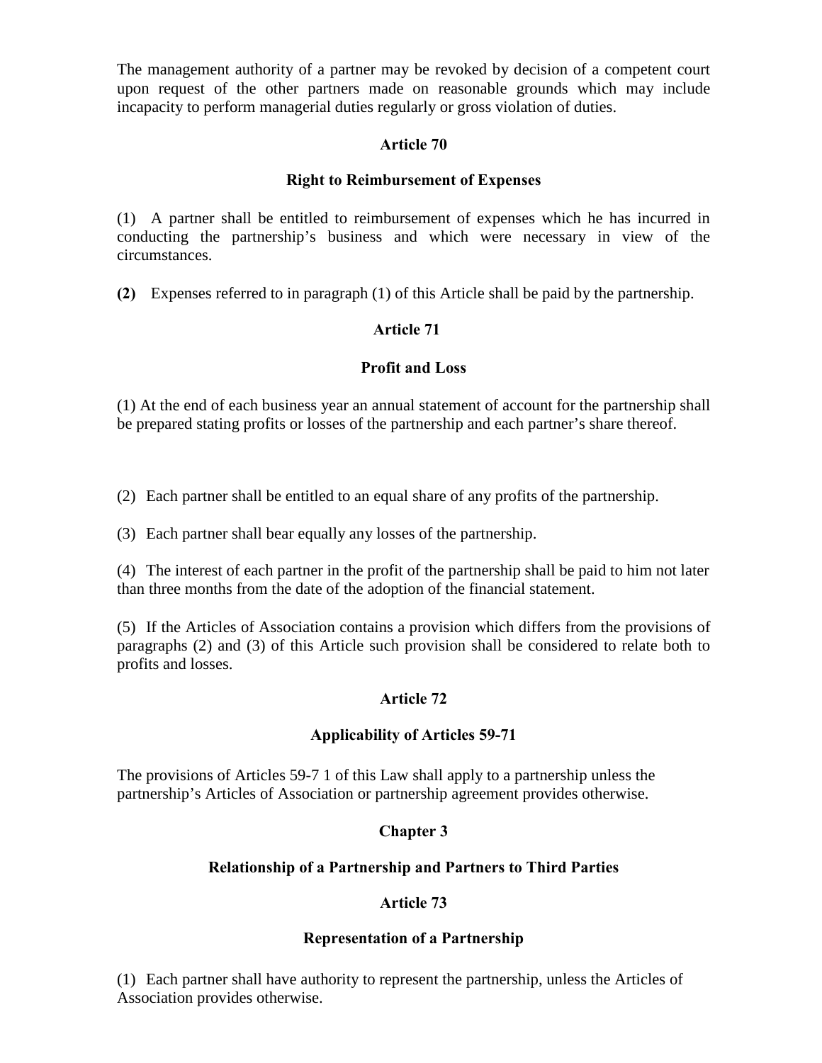The management authority of a partner may be revoked by decision of a competent court upon request of the other partners made on reasonable grounds which may include incapacity to perform managerial duties regularly or gross violation of duties.

### Article 70

### Right to Reimbursement of Expenses

(1) A partner shall be entitled to reimbursement of expenses which he has incurred in conducting the partnership's business and which were necessary in view of the circumstances.

**(2)** Expenses referred to in paragraph (1) of this Article shall be paid by the partnership.

### Article 71

### Profit and Loss

(1) At the end of each business year an annual statement of account for the partnership shall be prepared stating profits or losses of the partnership and each partner's share thereof.

(2) Each partner shall be entitled to an equal share of any profits of the partnership.

(3) Each partner shall bear equally any losses of the partnership.

(4) The interest of each partner in the profit of the partnership shall be paid to him not later than three months from the date of the adoption of the financial statement.

(5) If the Articles of Association contains a provision which differs from the provisions of paragraphs (2) and (3) of this Article such provision shall be considered to relate both to profits and losses.

### Article 72

### Applicability of Articles 59-71

The provisions of Articles 59-7 1 of this Law shall apply to a partnership unless the partnership's Articles of Association or partnership agreement provides otherwise.

## Chapter 3

## Relationship of a Partnership and Partners to Third Parties

### Article 73

### Representation of a Partnership

(1) Each partner shall have authority to represent the partnership, unless the Articles of Association provides otherwise.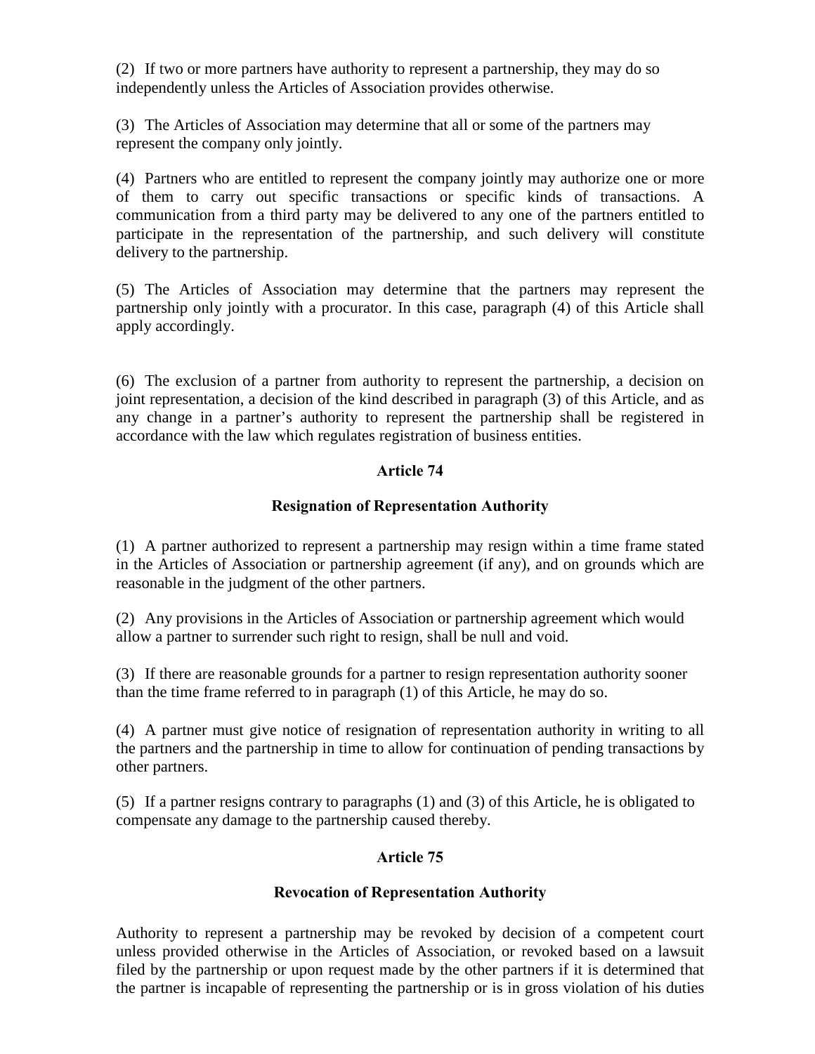(2) If two or more partners have authority to represent a partnership, they may do so independently unless the Articles of Association provides otherwise.

(3) The Articles of Association may determine that all or some of the partners may represent the company only jointly.

(4) Partners who are entitled to represent the company jointly may authorize one or more of them to carry out specific transactions or specific kinds of transactions. A communication from a third party may be delivered to any one of the partners entitled to participate in the representation of the partnership, and such delivery will constitute delivery to the partnership.

(5) The Articles of Association may determine that the partners may represent the partnership only jointly with a procurator. In this case, paragraph (4) of this Article shall apply accordingly.

(6) The exclusion of a partner from authority to represent the partnership, a decision on joint representation, a decision of the kind described in paragraph (3) of this Article, and as any change in a partner's authority to represent the partnership shall be registered in accordance with the law which regulates registration of business entities.

### Article 74

### Resignation of Representation Authority

(1) A partner authorized to represent a partnership may resign within a time frame stated in the Articles of Association or partnership agreement (if any), and on grounds which are reasonable in the judgment of the other partners.

(2) Any provisions in the Articles of Association or partnership agreement which would allow a partner to surrender such right to resign, shall be null and void.

(3) If there are reasonable grounds for a partner to resign representation authority sooner than the time frame referred to in paragraph (1) of this Article, he may do so.

(4) A partner must give notice of resignation of representation authority in writing to all the partners and the partnership in time to allow for continuation of pending transactions by other partners.

(5) If a partner resigns contrary to paragraphs (1) and (3) of this Article, he is obligated to compensate any damage to the partnership caused thereby.

### Article 75

### Revocation of Representation Authority

Authority to represent a partnership may be revoked by decision of a competent court unless provided otherwise in the Articles of Association, or revoked based on a lawsuit filed by the partnership or upon request made by the other partners if it is determined that the partner is incapable of representing the partnership or is in gross violation of his duties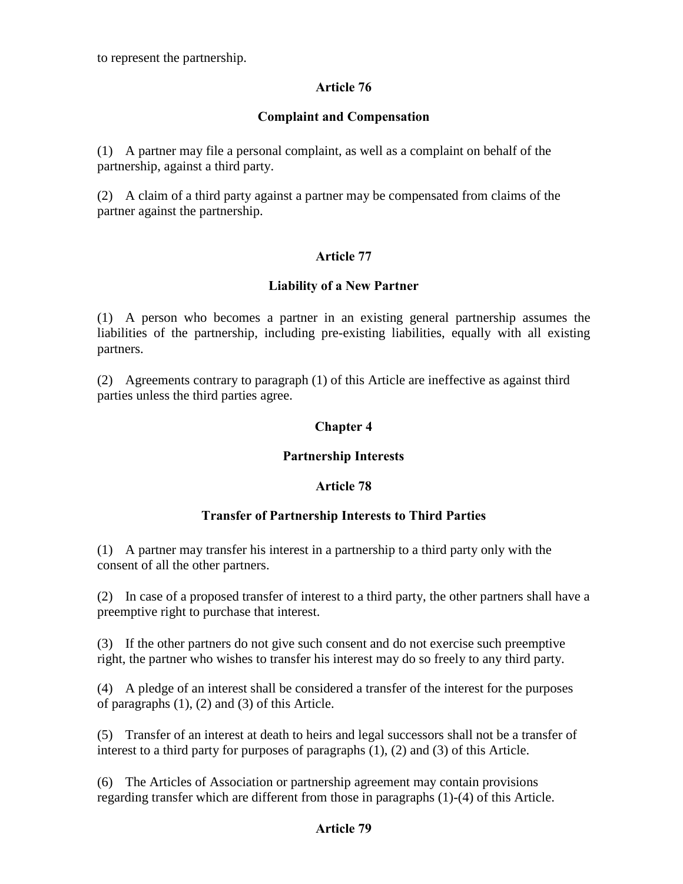to represent the partnership.

### Article 76

### Complaint and Compensation

(1) A partner may file a personal complaint, as well as a complaint on behalf of the partnership, against a third party.

(2) A claim of a third party against a partner may be compensated from claims of the partner against the partnership.

### Article 77

### Liability of a New Partner

(1) A person who becomes a partner in an existing general partnership assumes the liabilities of the partnership, including pre-existing liabilities, equally with all existing partners.

(2) Agreements contrary to paragraph (1) of this Article are ineffective as against third parties unless the third parties agree.

## Chapter 4

## Partnership Interests

### Article 78

### Transfer of Partnership Interests to Third Parties

(1) A partner may transfer his interest in a partnership to a third party only with the consent of all the other partners.

(2) In case of a proposed transfer of interest to a third party, the other partners shall have a preemptive right to purchase that interest.

(3) If the other partners do not give such consent and do not exercise such preemptive right, the partner who wishes to transfer his interest may do so freely to any third party.

(4) A pledge of an interest shall be considered a transfer of the interest for the purposes of paragraphs (1), (2) and (3) of this Article.

(5) Transfer of an interest at death to heirs and legal successors shall not be a transfer of interest to a third party for purposes of paragraphs (1), (2) and (3) of this Article.

(6) The Articles of Association or partnership agreement may contain provisions regarding transfer which are different from those in paragraphs (1)-(4) of this Article.

### Article 79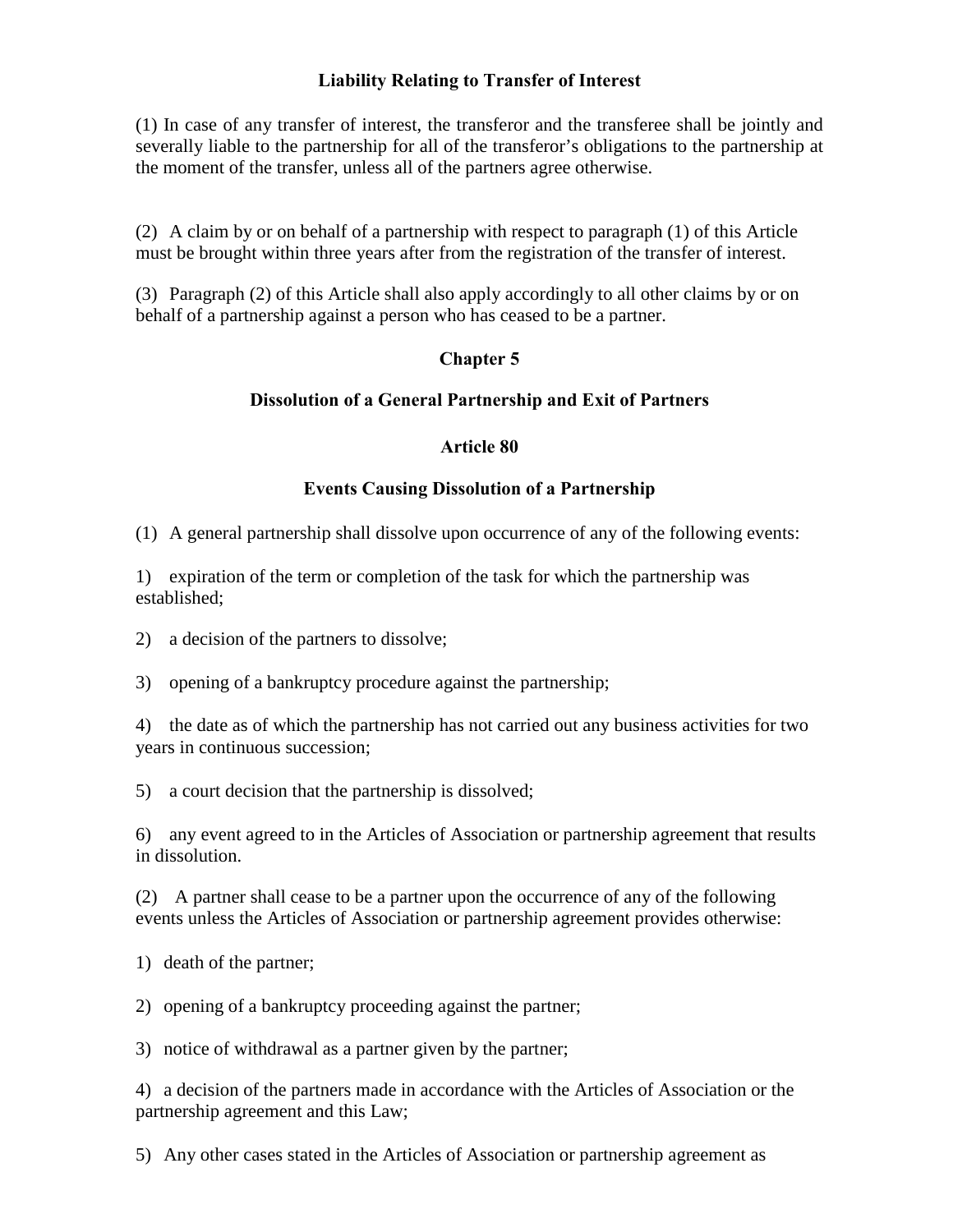**Liability Relating to Transfer of Interest**

(1) In case of any transfer of interest, the transferor and the transferee shall be jointly and severally liable to the partnership for all of the transferor's obligations to the partnership at the moment of the transfer, unless all of the partners agree otherwise.

(2) A claim by or on behalf of a partnership with respect to paragraph (1) of this Article must be brought within three years after from the registration of the transfer of interest.

(3) Paragraph (2) of this Article shall also apply accordingly to all other claims by or on behalf of a partnership against a person who has ceased to be a partner.

## Chapter 5

## Dissolution of a General Partnership and Exit of Partners

### Article 80

### Events Causing Dissolution of a Partnership

(1) A general partnership shall dissolve upon occurrence of any of the following events:

1) expiration of the term or completion of the task for which the partnership was established;

2) a decision of the partners to dissolve;

3) opening of a bankruptcy procedure against the partnership;

4) the date as of which the partnership has not carried out any business activities for two years in continuous succession;

5) a court decision that the partnership is dissolved;

6) any event agreed to in the Articles of Association or partnership agreement that results in dissolution.

(2) A partner shall cease to be a partner upon the occurrence of any of the following events unless the Articles of Association or partnership agreement provides otherwise:

1) death of the partner;

2) opening of a bankruptcy proceeding against the partner;

3) notice of withdrawal as a partner given by the partner;

4) a decision of the partners made in accordance with the Articles of Association or the partnership agreement and this Law;

5) Any other cases stated in the Articles of Association or partnership agreement as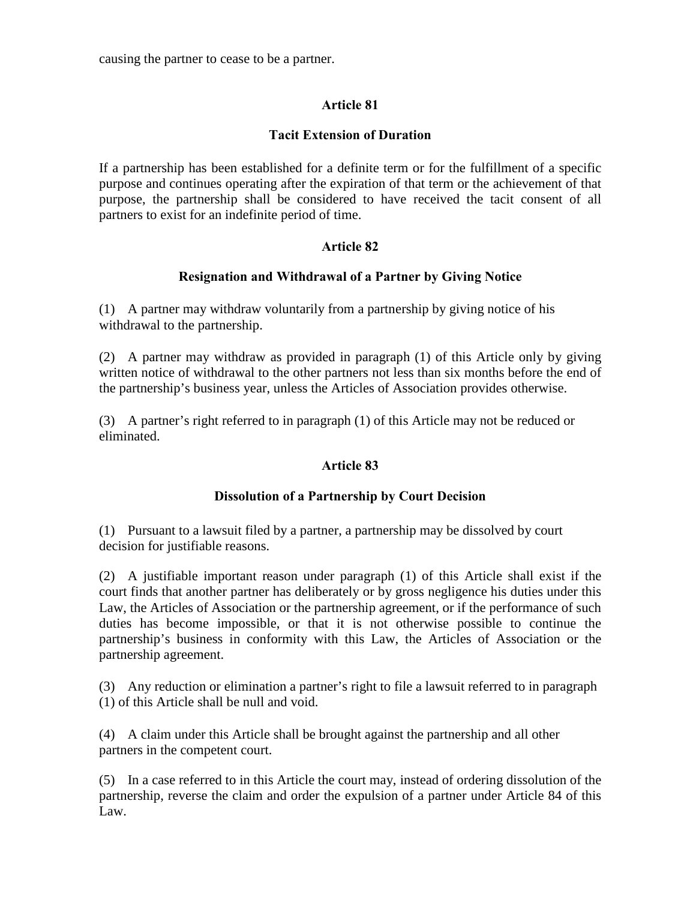causing the partner to cease to be a partner.

## Article 81

### Tacit Extension of Duration

If a partnership has been established for a definite term or for the fulfillment of a specific purpose and continues operating after the expiration of that term or the achievement of that purpose, the partnership shall be considered to have received the tacit consent of all partners to exist for an indefinite period of time.

## Article 82

### Resignation and Withdrawal of a Partner by Giving Notice

(1) A partner may withdraw voluntarily from a partnership by giving notice of his withdrawal to the partnership.

(2) A partner may withdraw as provided in paragraph (1) of this Article only by giving written notice of withdrawal to the other partners not less than six months before the end of the partnership's business year, unless the Articles of Association provides otherwise.

(3) A partner's right referred to in paragraph (1) of this Article may not be reduced or eliminated.

## Article 83

### Dissolution of a Partnership by Court Decision

(1) Pursuant to a lawsuit filed by a partner, a partnership may be dissolved by court decision for justifiable reasons.

(2) A justifiable important reason under paragraph (1) of this Article shall exist if the court finds that another partner has deliberately or by gross negligence his duties under this Law, the Articles of Association or the partnership agreement, or if the performance of such duties has become impossible, or that it is not otherwise possible to continue the partnership's business in conformity with this Law, the Articles of Association or the partnership agreement.

(3) Any reduction or elimination a partner's right to file a lawsuit referred to in paragraph (1) of this Article shall be null and void.

(4) A claim under this Article shall be brought against the partnership and all other partners in the competent court.

(5) In a case referred to in this Article the court may, instead of ordering dissolution of the partnership, reverse the claim and order the expulsion of a partner under Article 84 of this Law.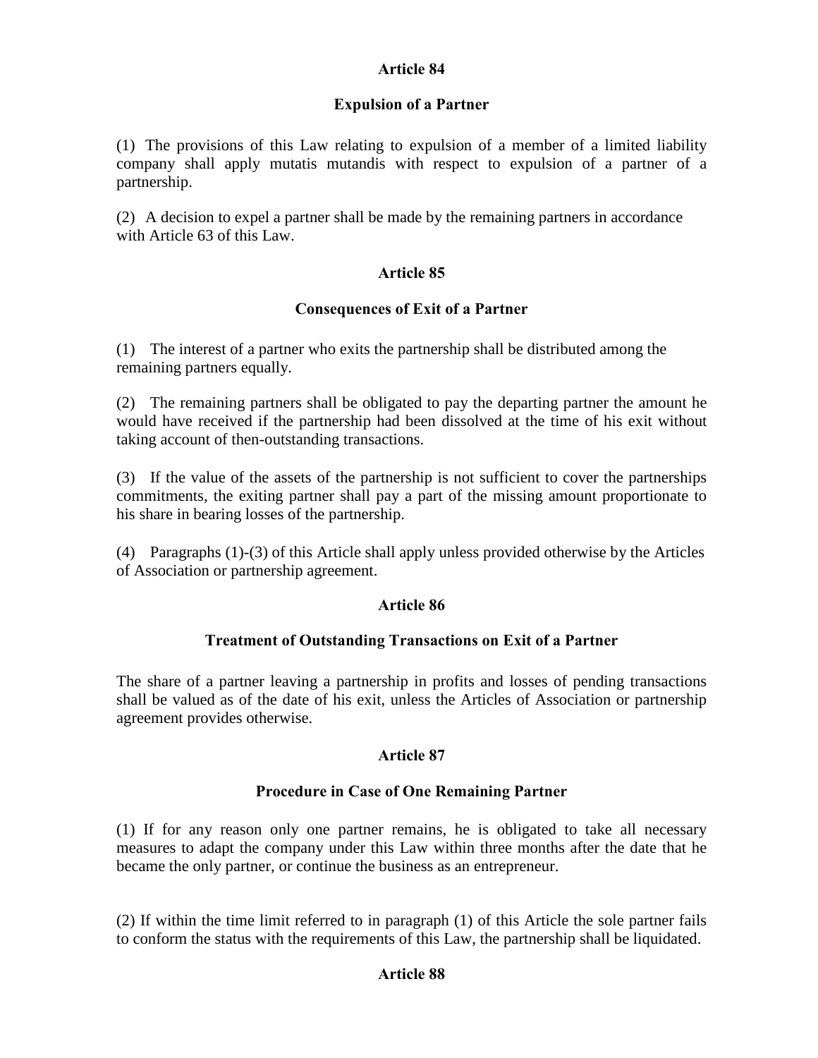### Article 84

### Expulsion of a Partner

(1) The provisions of this Law relating to expulsion of a member of a limited liability company shall apply mutatis mutandis with respect to expulsion of a partner of a partnership.

(2) A decision to expel a partner shall be made by the remaining partners in accordance with Article 63 of this Law.

### Article 85

### Consequences of Exit of a Partner

(1) The interest of a partner who exits the partnership shall be distributed among the remaining partners equally.

(2) The remaining partners shall be obligated to pay the departing partner the amount he would have received if the partnership had been dissolved at the time of his exit without taking account of then-outstanding transactions.

(3) If the value of the assets of the partnership is not sufficient to cover the partnerships commitments, the exiting partner shall pay a part of the missing amount proportionate to his share in bearing losses of the partnership.

(4) Paragraphs (1)-(3) of this Article shall apply unless provided otherwise by the Articles of Association or partnership agreement.

### Article 86

### Treatment of Outstanding Transactions on Exit of a Partner

The share of a partner leaving a partnership in profits and losses of pending transactions shall be valued as of the date of his exit, unless the Articles of Association or partnership agreement provides otherwise.

### Article 87

### Procedure in Case of One Remaining Partner

(1) If for any reason only one partner remains, he is obligated to take all necessary measures to adapt the company under this Law within three months after the date that he became the only partner, or continue the business as an entrepreneur.

(2) If within the time limit referred to in paragraph (1) of this Article the sole partner fails to conform the status with the requirements of this Law, the partnership shall be liquidated.

### Article 88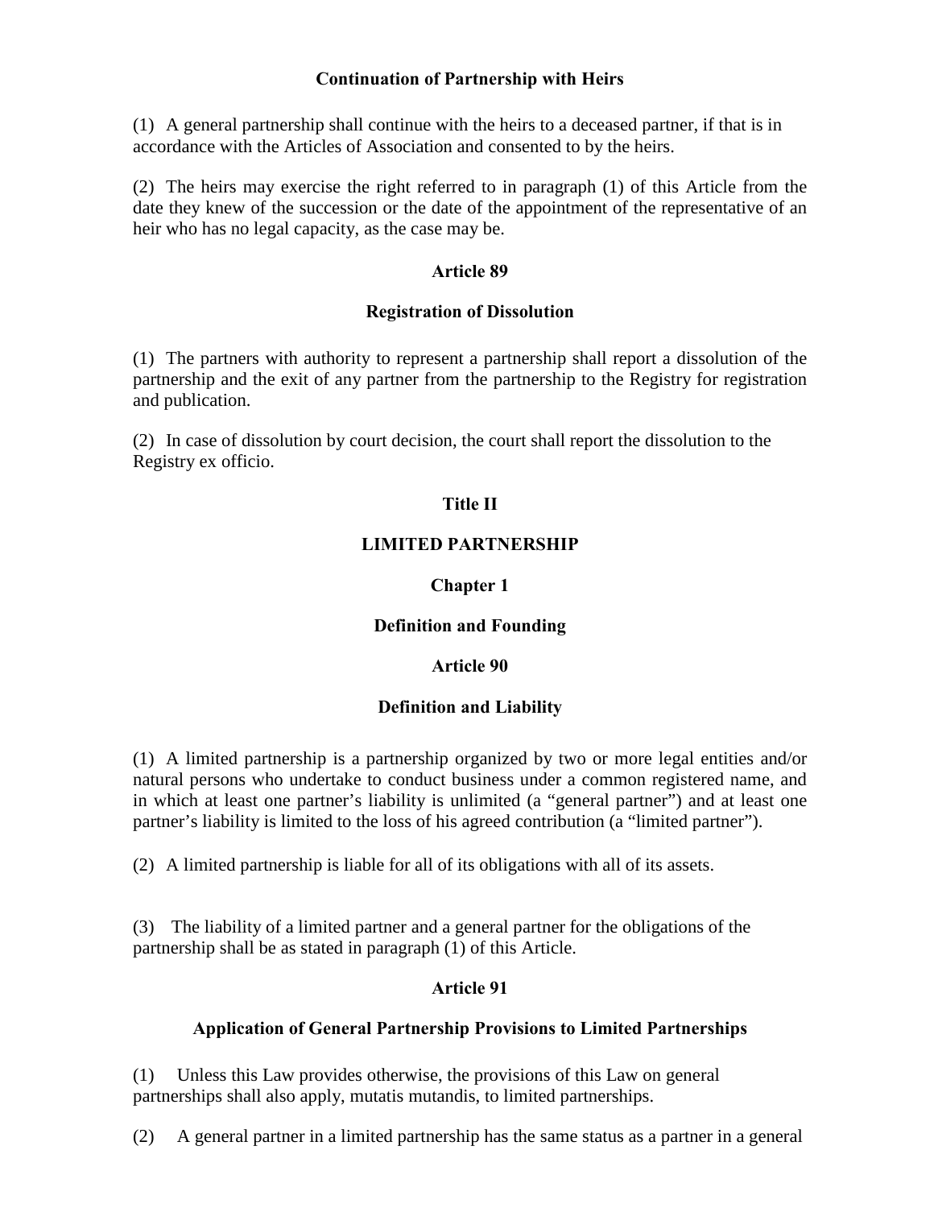### Continuation of Partnership with Heirs

(1) A general partnership shall continue with the heirs to a deceased partner, if that is in accordance with the Articles of Association and consented to by the heirs.

(2) The heirs may exercise the right referred to in paragraph (1) of this Article from the date they knew of the succession or the date of the appointment of the representative of an heir who has no legal capacity, as the case may be.

### Article 89

### Registration of Dissolution

(1) The partners with authority to represent a partnership shall report a dissolution of the partnership and the exit of any partner from the partnership to the Registry for registration and publication.

(2) In case of dissolution by court decision, the court shall report the dissolution to the Registry ex officio.

## Title II

## LIMITED PARTNERSHIP

## Chapter 1

## Definition and Founding

### Article 90

### Definition and Liability

(1) A limited partnership is a partnership organized by two or more legal entities and/or natural persons who undertake to conduct business under a common registered name, and in which at least one partner's liability is unlimited (a "general partner") and at least one partner's liability is limited to the loss of his agreed contribution (a "limited partner").

(2) A limited partnership is liable for all of its obligations with all of its assets.

(3) The liability of a limited partner and a general partner for the obligations of the partnership shall be as stated in paragraph (1) of this Article.

### Article 91

### Application of General Partnership Provisions to Limited Partnerships

(1) Unless this Law provides otherwise, the provisions of this Law on general partnerships shall also apply, mutatis mutandis, to limited partnerships.

(2) A general partner in a limited partnership has the same status as a partner in a general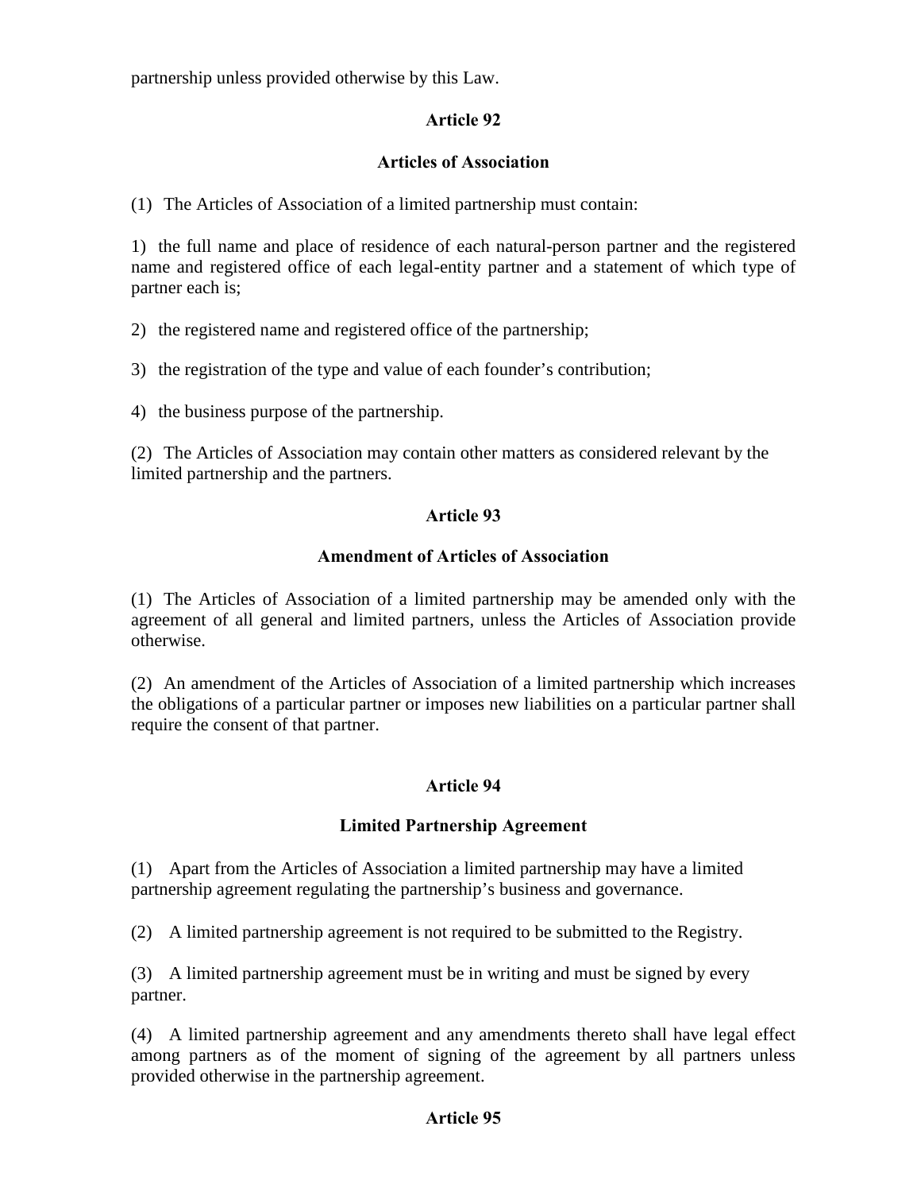partnership unless provided otherwise by this Law.

## Article 92

### Articles of Association

(1) The Articles of Association of a limited partnership must contain:

1) the full name and place of residence of each natural-person partner and the registered name and registered office of each legal-entity partner and a statement of which type of partner each is;

2) the registered name and registered office of the partnership;

3) the registration of the type and value of each founder's contribution;

4) the business purpose of the partnership.

(2) The Articles of Association may contain other matters as considered relevant by the limited partnership and the partners.

## Article 93

### Amendment of Articles of Association

(1) The Articles of Association of a limited partnership may be amended only with the agreement of all general and limited partners, unless the Articles of Association provide otherwise.

(2) An amendment of the Articles of Association of a limited partnership which increases the obligations of a particular partner or imposes new liabilities on a particular partner shall require the consent of that partner.

## Article 94

### Limited Partnership Agreement

(1) Apart from the Articles of Association a limited partnership may have a limited partnership agreement regulating the partnership's business and governance.

(2) A limited partnership agreement is not required to be submitted to the Registry.

(3) A limited partnership agreement must be in writing and must be signed by every partner.

(4) A limited partnership agreement and any amendments thereto shall have legal effect among partners as of the moment of signing of the agreement by all partners unless provided otherwise in the partnership agreement.

## Article 95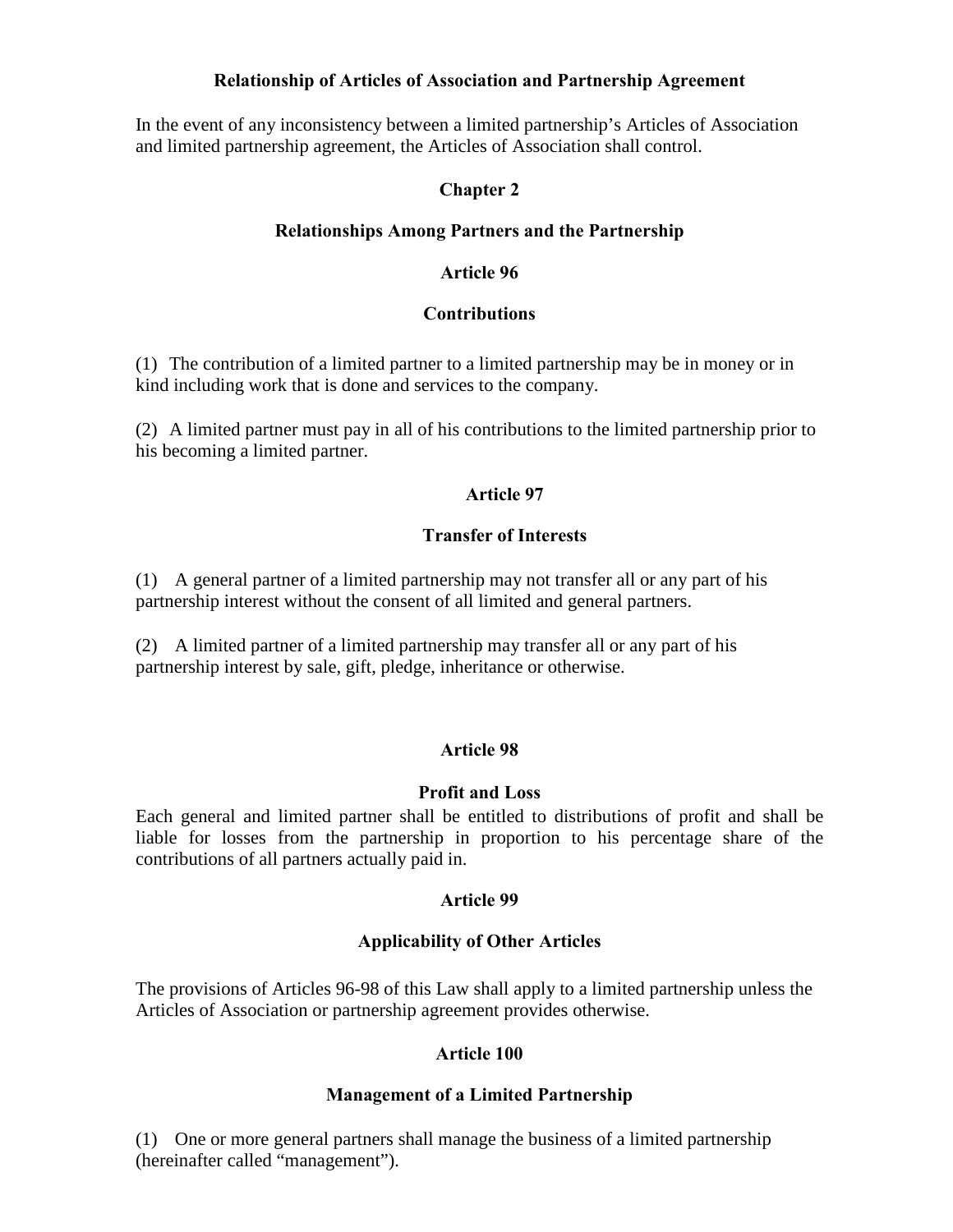**Relationship of Articles of Association and Partnership Agreement**

In the event of any inconsistency between a limited partnership's Articles of Association and limited partnership agreement, the Articles of Association shall control.

## Chapter 2

## Relationships Among Partners and the Partnership

### Article 96

### Contributions

(1) The contribution of a limited partner to a limited partnership may be in money or in kind including work that is done and services to the company.

(2) A limited partner must pay in all of his contributions to the limited partnership prior to his becoming a limited partner.

### Article 97

### Transfer of Interests

(1) A general partner of a limited partnership may not transfer all or any part of his partnership interest without the consent of all limited and general partners.

(2) A limited partner of a limited partnership may transfer all or any part of his partnership interest by sale, gift, pledge, inheritance or otherwise.

### Article 98

### Profit and Loss

Each general and limited partner shall be entitled to distributions of profit and shall be liable for losses from the partnership in proportion to his percentage share of the contributions of all partners actually paid in.

### Article 99

### Applicability of Other Articles

The provisions of Articles 96-98 of this Law shall apply to a limited partnership unless the Articles of Association or partnership agreement provides otherwise.

### Article 100

### Management of a Limited Partnership

(1) One or more general partners shall manage the business of a limited partnership (hereinafter called "management").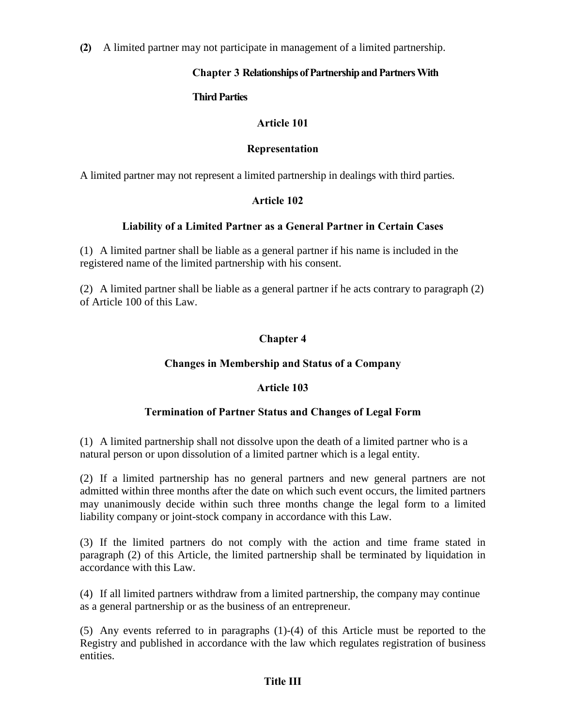**(2)** A limited partner may not participate in management of a limited partnership.

## Chapter 3 Relationships of Partnership and Partners With Third Parties

### Article 101

### Representation

A limited partner may not represent a limited partnership in dealings with third parties.

### Article 102

### Liability of a Limited Partner as a General Partner in Certain Cases

(1) A limited partner shall be liable as a general partner if his name is included in the registered name of the limited partnership with his consent.

(2) A limited partner shall be liable as a general partner if he acts contrary to paragraph (2) of Article 100 of this Law.

## Chapter 4

## Changes in Membership and Status of a Company

### Article 103

### Termination of Partner Status and Changes of Legal Form

(1) A limited partnership shall not dissolve upon the death of a limited partner who is a natural person or upon dissolution of a limited partner which is a legal entity.

(2) If a limited partnership has no general partners and new general partners are not admitted within three months after the date on which such event occurs, the limited partners may unanimously decide within such three months change the legal form to a limited liability company or joint-stock company in accordance with this Law.

(3) If the limited partners do not comply with the action and time frame stated in paragraph (2) of this Article, the limited partnership shall be terminated by liquidation in accordance with this Law.

(4) If all limited partners withdraw from a limited partnership, the company may continue as a general partnership or as the business of an entrepreneur.

(5) Any events referred to in paragraphs (1)-(4) of this Article must be reported to the Registry and published in accordance with the law which regulates registration of business entities.

# Title III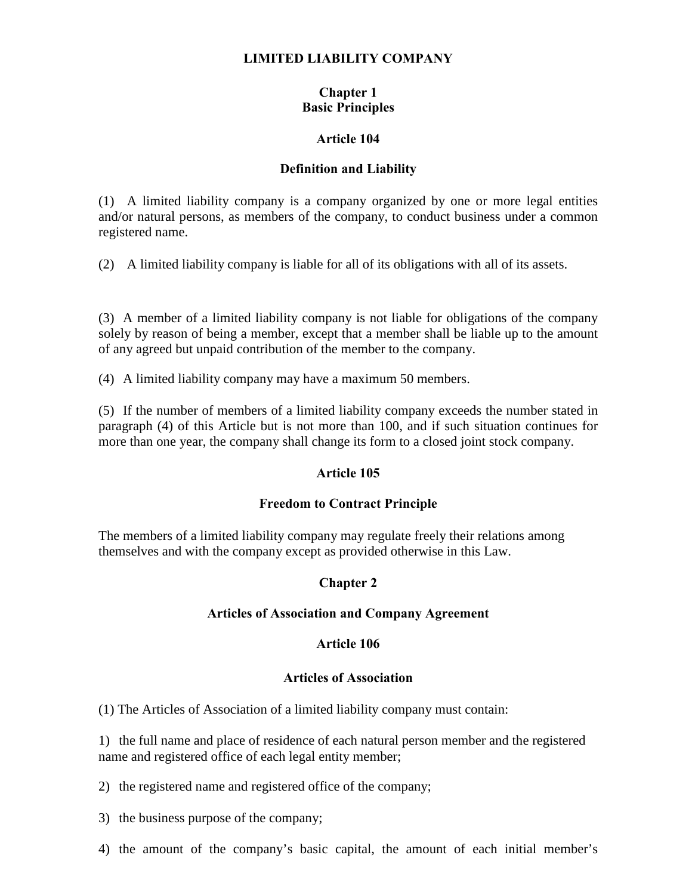# LIMITED LIABILITY COMPANY

## Chapter 1
## Basic Principles

### Article 104

### Definition and Liability

(1) A limited liability company is a company organized by one or more legal entities and/or natural persons, as members of the company, to conduct business under a common registered name.

(2) A limited liability company is liable for all of its obligations with all of its assets.

(3) A member of a limited liability company is not liable for obligations of the company solely by reason of being a member, except that a member shall be liable up to the amount of any agreed but unpaid contribution of the member to the company.

(4) A limited liability company may have a maximum 50 members.

(5) If the number of members of a limited liability company exceeds the number stated in paragraph (4) of this Article but is not more than 100, and if such situation continues for more than one year, the company shall change its form to a closed joint stock company.

### Article 105

### Freedom to Contract Principle

The members of a limited liability company may regulate freely their relations among themselves and with the company except as provided otherwise in this Law.

## Chapter 2

## Articles of Association and Company Agreement

### Article 106

### Articles of Association

(1) The Articles of Association of a limited liability company must contain:

1) the full name and place of residence of each natural person member and the registered name and registered office of each legal entity member;

2) the registered name and registered office of the company;

3) the business purpose of the company;

4) the amount of the company's basic capital, the amount of each initial member's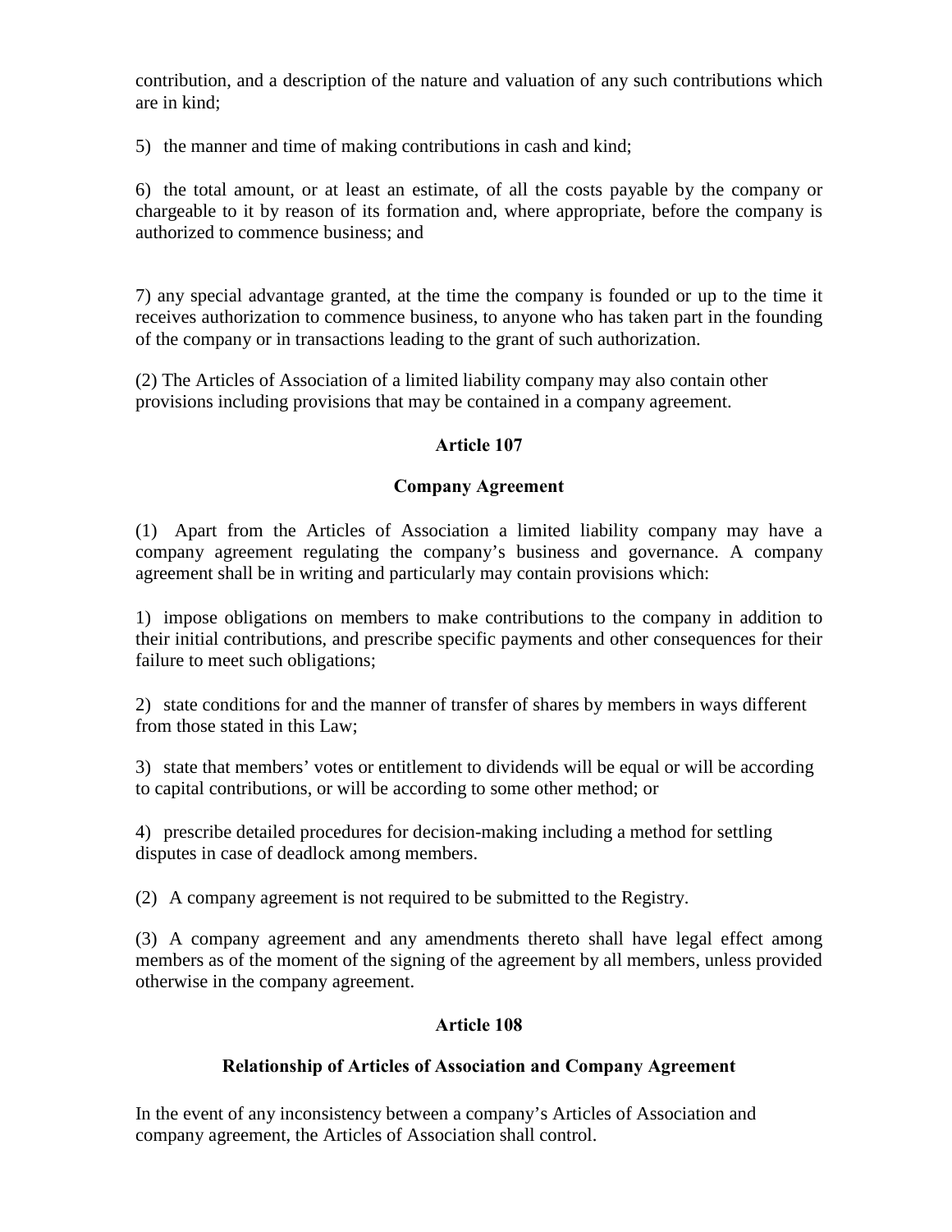contribution, and a description of the nature and valuation of any such contributions which are in kind;

5) the manner and time of making contributions in cash and kind;

6) the total amount, or at least an estimate, of all the costs payable by the company or chargeable to it by reason of its formation and, where appropriate, before the company is authorized to commence business; and

7) any special advantage granted, at the time the company is founded or up to the time it receives authorization to commence business, to anyone who has taken part in the founding of the company or in transactions leading to the grant of such authorization.

(2) The Articles of Association of a limited liability company may also contain other provisions including provisions that may be contained in a company agreement.

### Article 107

### Company Agreement

(1) Apart from the Articles of Association a limited liability company may have a company agreement regulating the company's business and governance. A company agreement shall be in writing and particularly may contain provisions which:

1) impose obligations on members to make contributions to the company in addition to their initial contributions, and prescribe specific payments and other consequences for their failure to meet such obligations;

2) state conditions for and the manner of transfer of shares by members in ways different from those stated in this Law;

3) state that members' votes or entitlement to dividends will be equal or will be according to capital contributions, or will be according to some other method; or

4) prescribe detailed procedures for decision-making including a method for settling disputes in case of deadlock among members.

(2) A company agreement is not required to be submitted to the Registry.

(3) A company agreement and any amendments thereto shall have legal effect among members as of the moment of the signing of the agreement by all members, unless provided otherwise in the company agreement.

### Article 108

### Relationship of Articles of Association and Company Agreement

In the event of any inconsistency between a company's Articles of Association and company agreement, the Articles of Association shall control.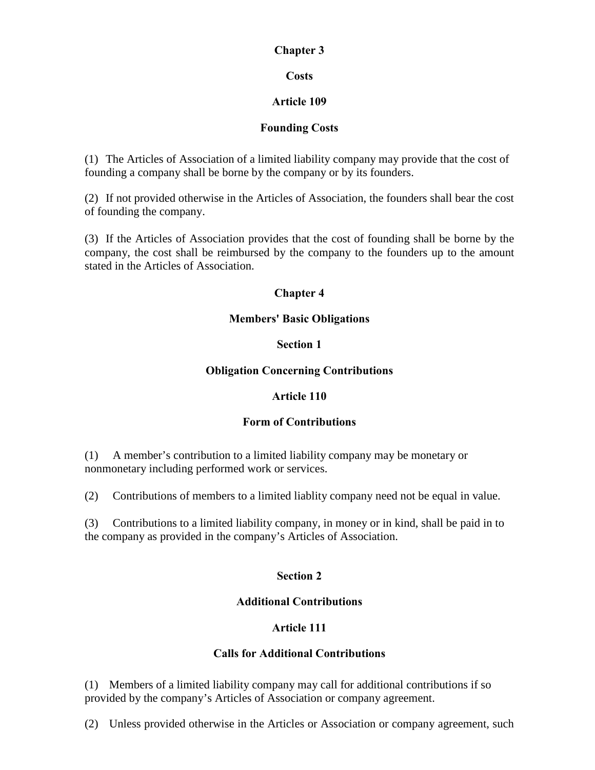## Chapter 3

## Costs

### Article 109

### Founding Costs

(1) The Articles of Association of a limited liability company may provide that the cost of founding a company shall be borne by the company or by its founders.

(2) If not provided otherwise in the Articles of Association, the founders shall bear the cost of founding the company.

(3) If the Articles of Association provides that the cost of founding shall be borne by the company, the cost shall be reimbursed by the company to the founders up to the amount stated in the Articles of Association.

## Chapter 4

## Members' Basic Obligations

### Section 1

### Obligation Concerning Contributions

### Article 110

### Form of Contributions

(1) A member's contribution to a limited liability company may be monetary or nonmonetary including performed work or services.

(2) Contributions of members to a limited liablity company need not be equal in value.

(3) Contributions to a limited liability company, in money or in kind, shall be paid in to the company as provided in the company's Articles of Association.

### Section 2

### Additional Contributions

### Article 111

### Calls for Additional Contributions

(1) Members of a limited liability company may call for additional contributions if so provided by the company's Articles of Association or company agreement.

(2) Unless provided otherwise in the Articles or Association or company agreement, such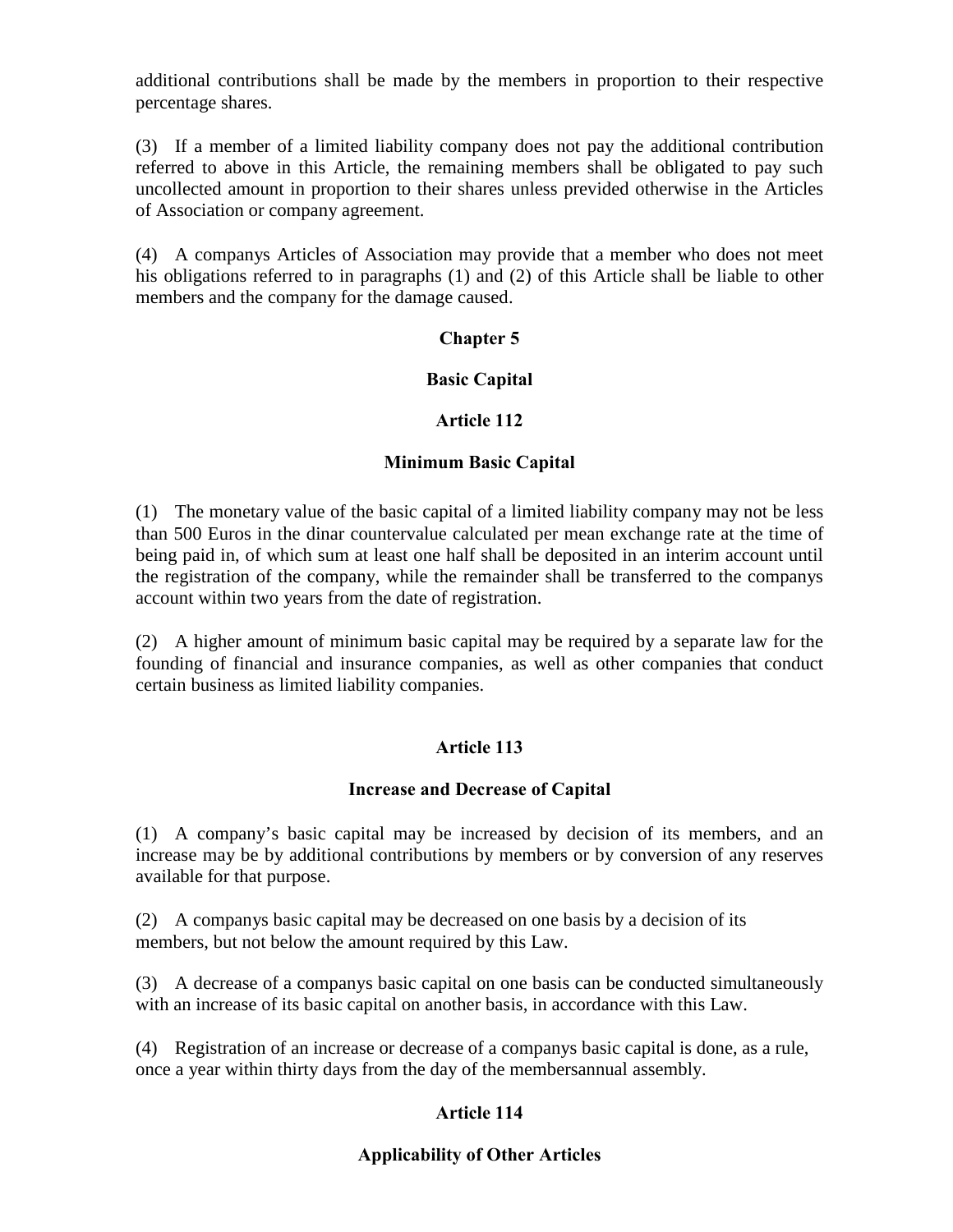additional contributions shall be made by the members in proportion to their respective percentage shares.

(3) If a member of a limited liability company does not pay the additional contribution referred to above in this Article, the remaining members shall be obligated to pay such uncollected amount in proportion to their shares unless previded otherwise in the Articles of Association or company agreement.

(4) A companys Articles of Association may provide that a member who does not meet his obligations referred to in paragraphs (1) and (2) of this Article shall be liable to other members and the company for the damage caused.

## Chapter 5

## Basic Capital

### Article 112

### Minimum Basic Capital

(1) The monetary value of the basic capital of a limited liability company may not be less than 500 Euros in the dinar countervalue calculated per mean exchange rate at the time of being paid in, of which sum at least one half shall be deposited in an interim account until the registration of the company, while the remainder shall be transferred to the companys account within two years from the date of registration.

(2) A higher amount of minimum basic capital may be required by a separate law for the founding of financial and insurance companies, as well as other companies that conduct certain business as limited liability companies.

### Article 113

### Increase and Decrease of Capital

(1) A company's basic capital may be increased by decision of its members, and an increase may be by additional contributions by members or by conversion of any reserves available for that purpose.

(2) A companys basic capital may be decreased on one basis by a decision of its members, but not below the amount required by this Law.

(3) A decrease of a companys basic capital on one basis can be conducted simultaneously with an increase of its basic capital on another basis, in accordance with this Law.

(4) Registration of an increase or decrease of a companys basic capital is done, as a rule, once a year within thirty days from the day of the membersannual assembly.

### Article 114

### Applicability of Other Articles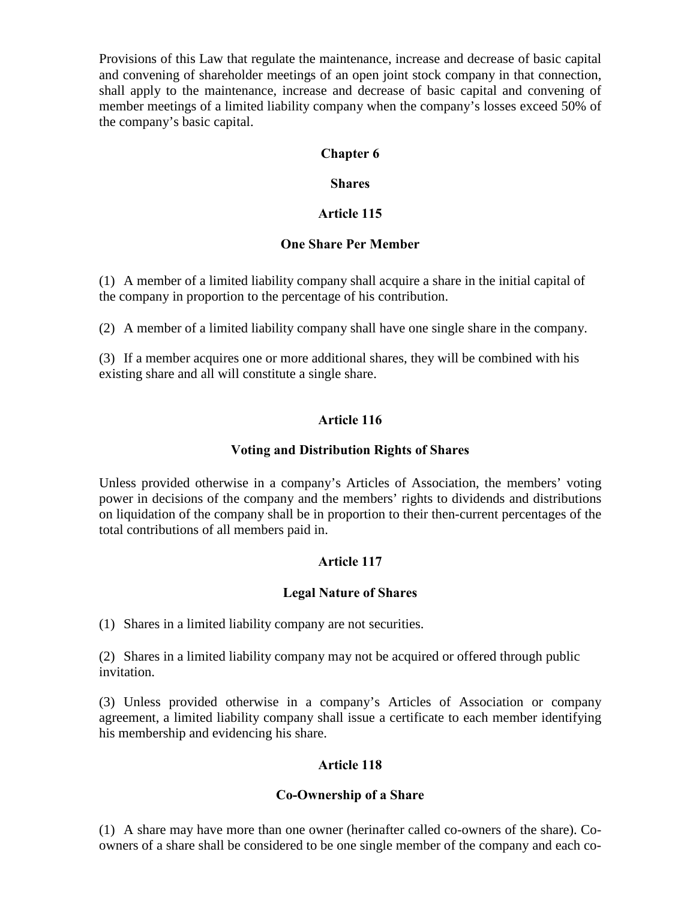Provisions of this Law that regulate the maintenance, increase and decrease of basic capital and convening of shareholder meetings of an open joint stock company in that connection, shall apply to the maintenance, increase and decrease of basic capital and convening of member meetings of a limited liability company when the company's losses exceed 50% of the company's basic capital.

## Chapter 6

## Shares

### Article 115

### One Share Per Member

(1) A member of a limited liability company shall acquire a share in the initial capital of the company in proportion to the percentage of his contribution.

(2) A member of a limited liability company shall have one single share in the company.

(3) If a member acquires one or more additional shares, they will be combined with his existing share and all will constitute a single share.

### Article 116

### Voting and Distribution Rights of Shares

Unless provided otherwise in a company's Articles of Association, the members' voting power in decisions of the company and the members' rights to dividends and distributions on liquidation of the company shall be in proportion to their then-current percentages of the total contributions of all members paid in.

### Article 117

### Legal Nature of Shares

(1) Shares in a limited liability company are not securities.

(2) Shares in a limited liability company may not be acquired or offered through public invitation.

(3) Unless provided otherwise in a company's Articles of Association or company agreement, a limited liability company shall issue a certificate to each member identifying his membership and evidencing his share.

### Article 118

### Co-Ownership of a Share

(1) A share may have more than one owner (herinafter called co-owners of the share). Co-owners of a share shall be considered to be one single member of the company and each co-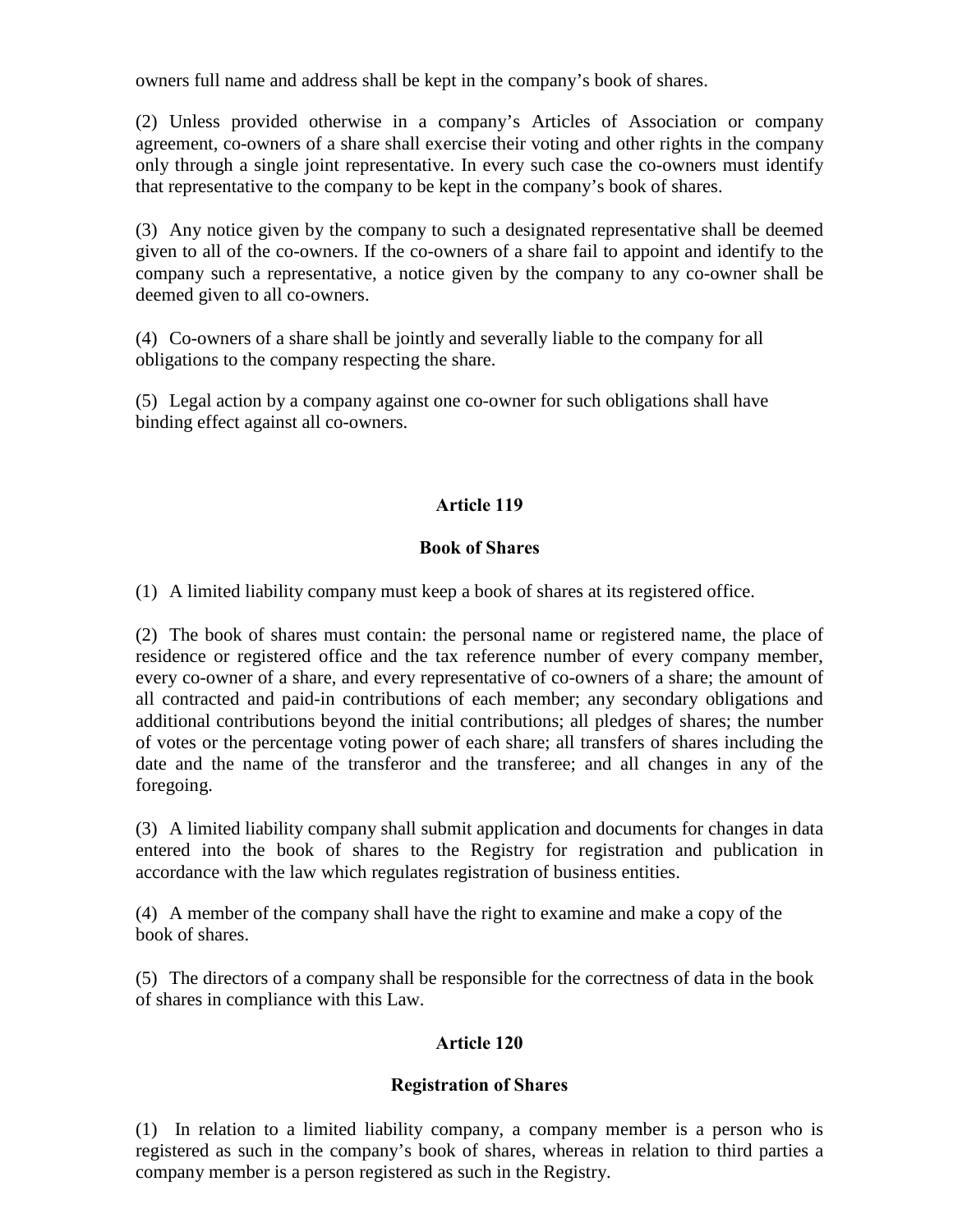owners full name and address shall be kept in the company's book of shares.

(2) Unless provided otherwise in a company's Articles of Association or company agreement, co-owners of a share shall exercise their voting and other rights in the company only through a single joint representative. In every such case the co-owners must identify that representative to the company to be kept in the company's book of shares.

(3) Any notice given by the company to such a designated representative shall be deemed given to all of the co-owners. If the co-owners of a share fail to appoint and identify to the company such a representative, a notice given by the company to any co-owner shall be deemed given to all co-owners.

(4) Co-owners of a share shall be jointly and severally liable to the company for all obligations to the company respecting the share.

(5) Legal action by a company against one co-owner for such obligations shall have binding effect against all co-owners.

## Article 119

### Book of Shares

(1) A limited liability company must keep a book of shares at its registered office.

(2) The book of shares must contain: the personal name or registered name, the place of residence or registered office and the tax reference number of every company member, every co-owner of a share, and every representative of co-owners of a share; the amount of all contracted and paid-in contributions of each member; any secondary obligations and additional contributions beyond the initial contributions; all pledges of shares; the number of votes or the percentage voting power of each share; all transfers of shares including the date and the name of the transferor and the transferee; and all changes in any of the foregoing.

(3) A limited liability company shall submit application and documents for changes in data entered into the book of shares to the Registry for registration and publication in accordance with the law which regulates registration of business entities.

(4) A member of the company shall have the right to examine and make a copy of the book of shares.

(5) The directors of a company shall be responsible for the correctness of data in the book of shares in compliance with this Law.

## Article 120

### Registration of Shares

(1) In relation to a limited liability company, a company member is a person who is registered as such in the company's book of shares, whereas in relation to third parties a company member is a person registered as such in the Registry.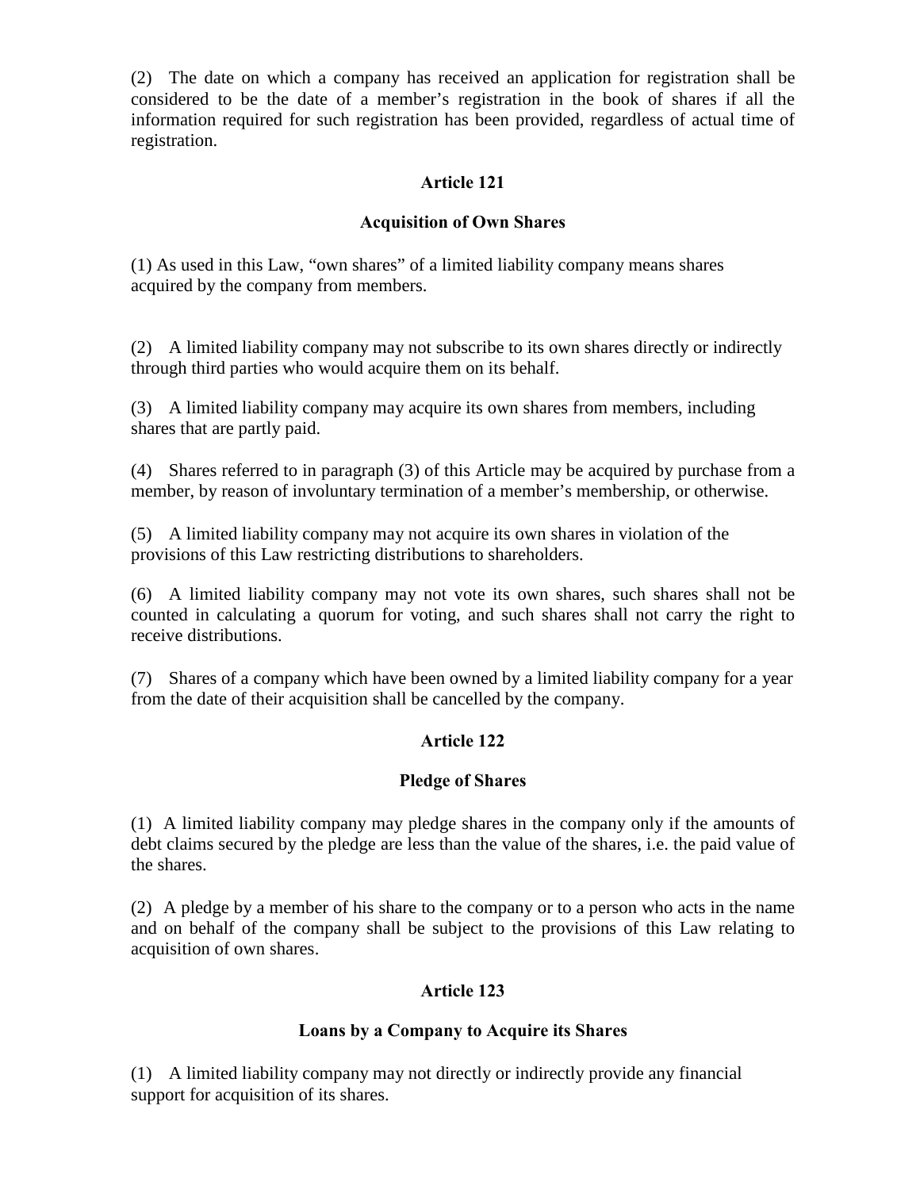(2) The date on which a company has received an application for registration shall be considered to be the date of a member's registration in the book of shares if all the information required for such registration has been provided, regardless of actual time of registration.

### Article 121

### Acquisition of Own Shares

(1) As used in this Law, "own shares" of a limited liability company means shares acquired by the company from members.

(2) A limited liability company may not subscribe to its own shares directly or indirectly through third parties who would acquire them on its behalf.

(3) A limited liability company may acquire its own shares from members, including shares that are partly paid.

(4) Shares referred to in paragraph (3) of this Article may be acquired by purchase from a member, by reason of involuntary termination of a member's membership, or otherwise.

(5) A limited liability company may not acquire its own shares in violation of the provisions of this Law restricting distributions to shareholders.

(6) A limited liability company may not vote its own shares, such shares shall not be counted in calculating a quorum for voting, and such shares shall not carry the right to receive distributions.

(7) Shares of a company which have been owned by a limited liability company for a year from the date of their acquisition shall be cancelled by the company.

### Article 122

### Pledge of Shares

(1) A limited liability company may pledge shares in the company only if the amounts of debt claims secured by the pledge are less than the value of the shares, i.e. the paid value of the shares.

(2) A pledge by a member of his share to the company or to a person who acts in the name and on behalf of the company shall be subject to the provisions of this Law relating to acquisition of own shares.

### Article 123

### Loans by a Company to Acquire its Shares

(1) A limited liability company may not directly or indirectly provide any financial support for acquisition of its shares.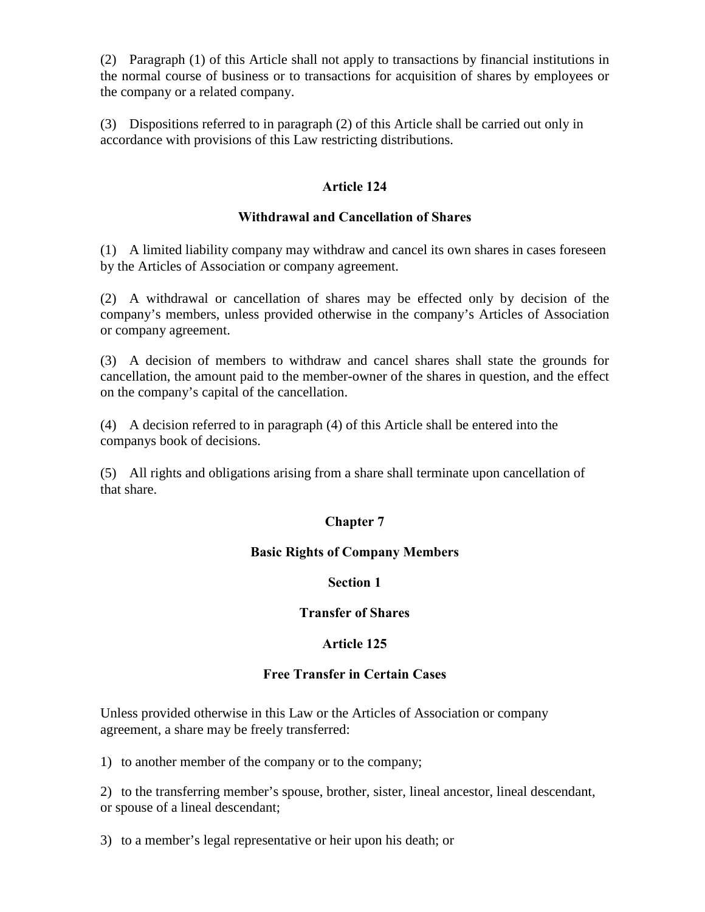(2) Paragraph (1) of this Article shall not apply to transactions by financial institutions in the normal course of business or to transactions for acquisition of shares by employees or the company or a related company.

(3) Dispositions referred to in paragraph (2) of this Article shall be carried out only in accordance with provisions of this Law restricting distributions.

### Article 124

### Withdrawal and Cancellation of Shares

(1) A limited liability company may withdraw and cancel its own shares in cases foreseen by the Articles of Association or company agreement.

(2) A withdrawal or cancellation of shares may be effected only by decision of the company's members, unless provided otherwise in the company's Articles of Association or company agreement.

(3) A decision of members to withdraw and cancel shares shall state the grounds for cancellation, the amount paid to the member-owner of the shares in question, and the effect on the company's capital of the cancellation.

(4) A decision referred to in paragraph (4) of this Article shall be entered into the companys book of decisions.

(5) All rights and obligations arising from a share shall terminate upon cancellation of that share.

## Chapter 7

## Basic Rights of Company Members

### Section 1

### Transfer of Shares

### Article 125

### Free Transfer in Certain Cases

Unless provided otherwise in this Law or the Articles of Association or company agreement, a share may be freely transferred:

1) to another member of the company or to the company;

2) to the transferring member's spouse, brother, sister, lineal ancestor, lineal descendant, or spouse of a lineal descendant;

3) to a member's legal representative or heir upon his death; or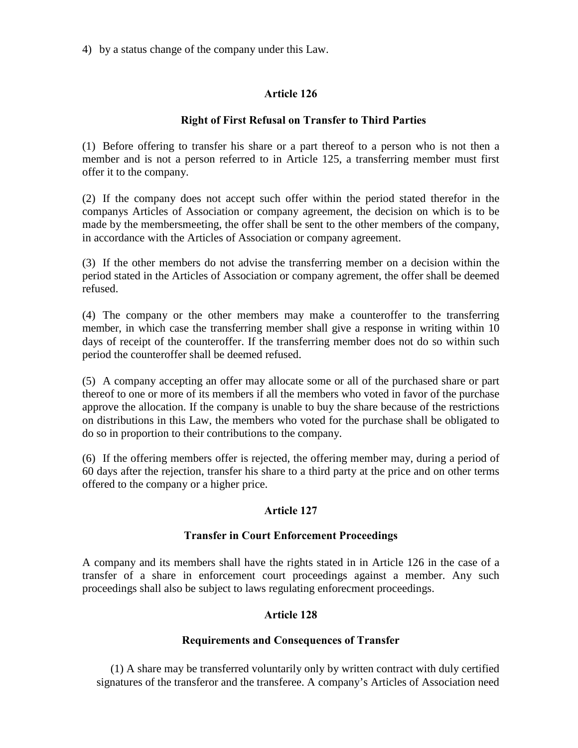4) by a status change of the company under this Law.

**Article 126**

**Right of First Refusal on Transfer to Third Parties**

(1) Before offering to transfer his share or a part thereof to a person who is not then a member and is not a person referred to in Article 125, a transferring member must first offer it to the company.

(2) If the company does not accept such offer within the period stated therefor in the companys Articles of Association or company agreement, the decision on which is to be made by the membersmeeting, the offer shall be sent to the other members of the company, in accordance with the Articles of Association or company agreement.

(3) If the other members do not advise the transferring member on a decision within the period stated in the Articles of Association or company agrement, the offer shall be deemed refused.

(4) The company or the other members may make a counteroffer to the transferring member, in which case the transferring member shall give a response in writing within 10 days of receipt of the counteroffer. If the transferring member does not do so within such period the counteroffer shall be deemed refused.

(5) A company accepting an offer may allocate some or all of the purchased share or part thereof to one or more of its members if all the members who voted in favor of the purchase approve the allocation. If the company is unable to buy the share because of the restrictions on distributions in this Law, the members who voted for the purchase shall be obligated to do so in proportion to their contributions to the company.

(6) If the offering members offer is rejected, the offering member may, during a period of 60 days after the rejection, transfer his share to a third party at the price and on other terms offered to the company or a higher price.

**Article 127**

**Transfer in Court Enforcement Proceedings**

A company and its members shall have the rights stated in in Article 126 in the case of a transfer of a share in enforcement court proceedings against a member. Any such proceedings shall also be subject to laws regulating enforecment proceedings.

**Article 128**

**Requirements and Consequences of Transfer**

(1) A share may be transferred voluntarily only by written contract with duly certified signatures of the transferor and the transferee. A company's Articles of Association need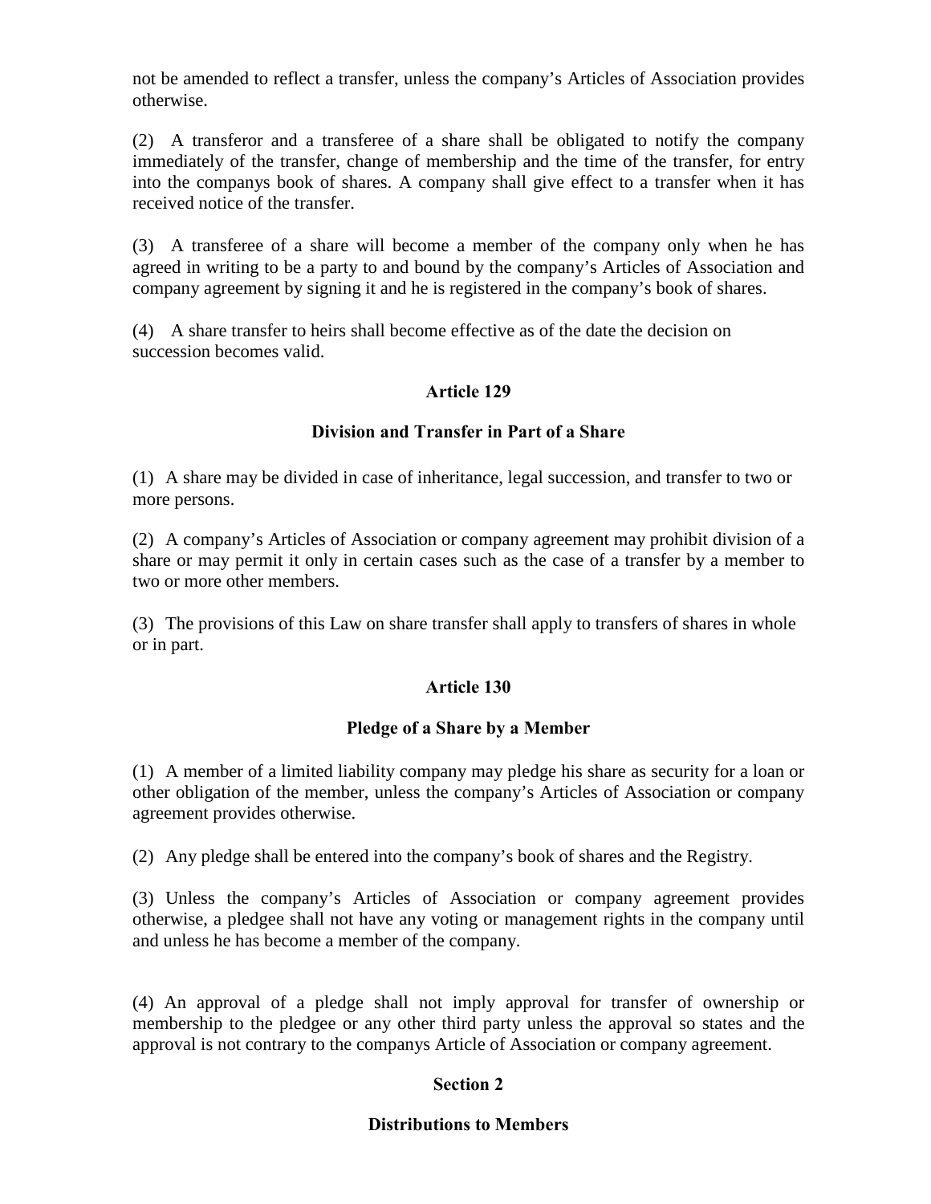not be amended to reflect a transfer, unless the company's Articles of Association provides otherwise.

(2) A transferor and a transferee of a share shall be obligated to notify the company immediately of the transfer, change of membership and the time of the transfer, for entry into the companys book of shares. A company shall give effect to a transfer when it has received notice of the transfer.

(3) A transferee of a share will become a member of the company only when he has agreed in writing to be a party to and bound by the company's Articles of Association and company agreement by signing it and he is registered in the company's book of shares.

(4) A share transfer to heirs shall become effective as of the date the decision on succession becomes valid.

### Article 129

### Division and Transfer in Part of a Share

(1) A share may be divided in case of inheritance, legal succession, and transfer to two or more persons.

(2) A company's Articles of Association or company agreement may prohibit division of a share or may permit it only in certain cases such as the case of a transfer by a member to two or more other members.

(3) The provisions of this Law on share transfer shall apply to transfers of shares in whole or in part.

### Article 130

### Pledge of a Share by a Member

(1) A member of a limited liability company may pledge his share as security for a loan or other obligation of the member, unless the company's Articles of Association or company agreement provides otherwise.

(2) Any pledge shall be entered into the company's book of shares and the Registry.

(3) Unless the company's Articles of Association or company agreement provides otherwise, a pledgee shall not have any voting or management rights in the company until and unless he has become a member of the company.

(4) An approval of a pledge shall not imply approval for transfer of ownership or membership to the pledgee or any other third party unless the approval so states and the approval is not contrary to the companys Article of Association or company agreement.

## Section 2

## Distributions to Members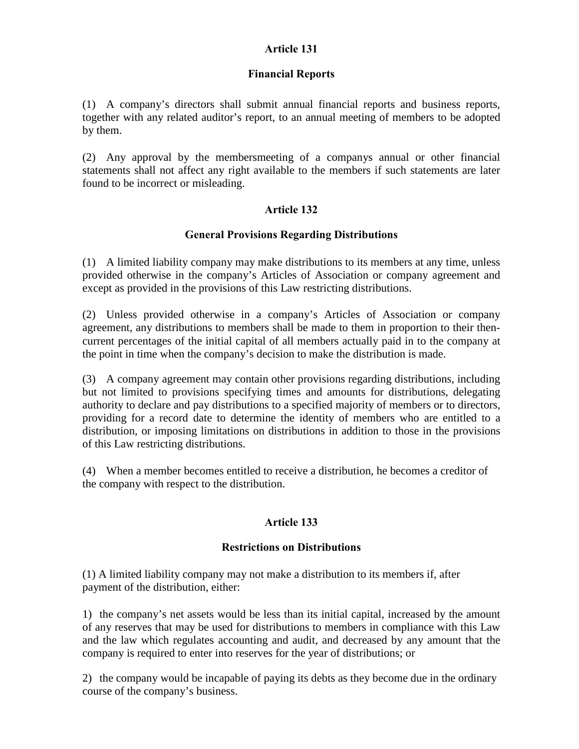## Article 131

### Financial Reports

(1) A company's directors shall submit annual financial reports and business reports, together with any related auditor's report, to an annual meeting of members to be adopted by them.

(2) Any approval by the membersmeeting of a companys annual or other financial statements shall not affect any right available to the members if such statements are later found to be incorrect or misleading.

## Article 132

### General Provisions Regarding Distributions

(1) A limited liability company may make distributions to its members at any time, unless provided otherwise in the company's Articles of Association or company agreement and except as provided in the provisions of this Law restricting distributions.

(2) Unless provided otherwise in a company's Articles of Association or company agreement, any distributions to members shall be made to them in proportion to their then-current percentages of the initial capital of all members actually paid in to the company at the point in time when the company's decision to make the distribution is made.

(3) A company agreement may contain other provisions regarding distributions, including but not limited to provisions specifying times and amounts for distributions, delegating authority to declare and pay distributions to a specified majority of members or to directors, providing for a record date to determine the identity of members who are entitled to a distribution, or imposing limitations on distributions in addition to those in the provisions of this Law restricting distributions.

(4) When a member becomes entitled to receive a distribution, he becomes a creditor of the company with respect to the distribution.

## Article 133

### Restrictions on Distributions

(1) A limited liability company may not make a distribution to its members if, after payment of the distribution, either:

1) the company's net assets would be less than its initial capital, increased by the amount of any reserves that may be used for distributions to members in compliance with this Law and the law which regulates accounting and audit, and decreased by any amount that the company is required to enter into reserves for the year of distributions; or

2) the company would be incapable of paying its debts as they become due in the ordinary course of the company's business.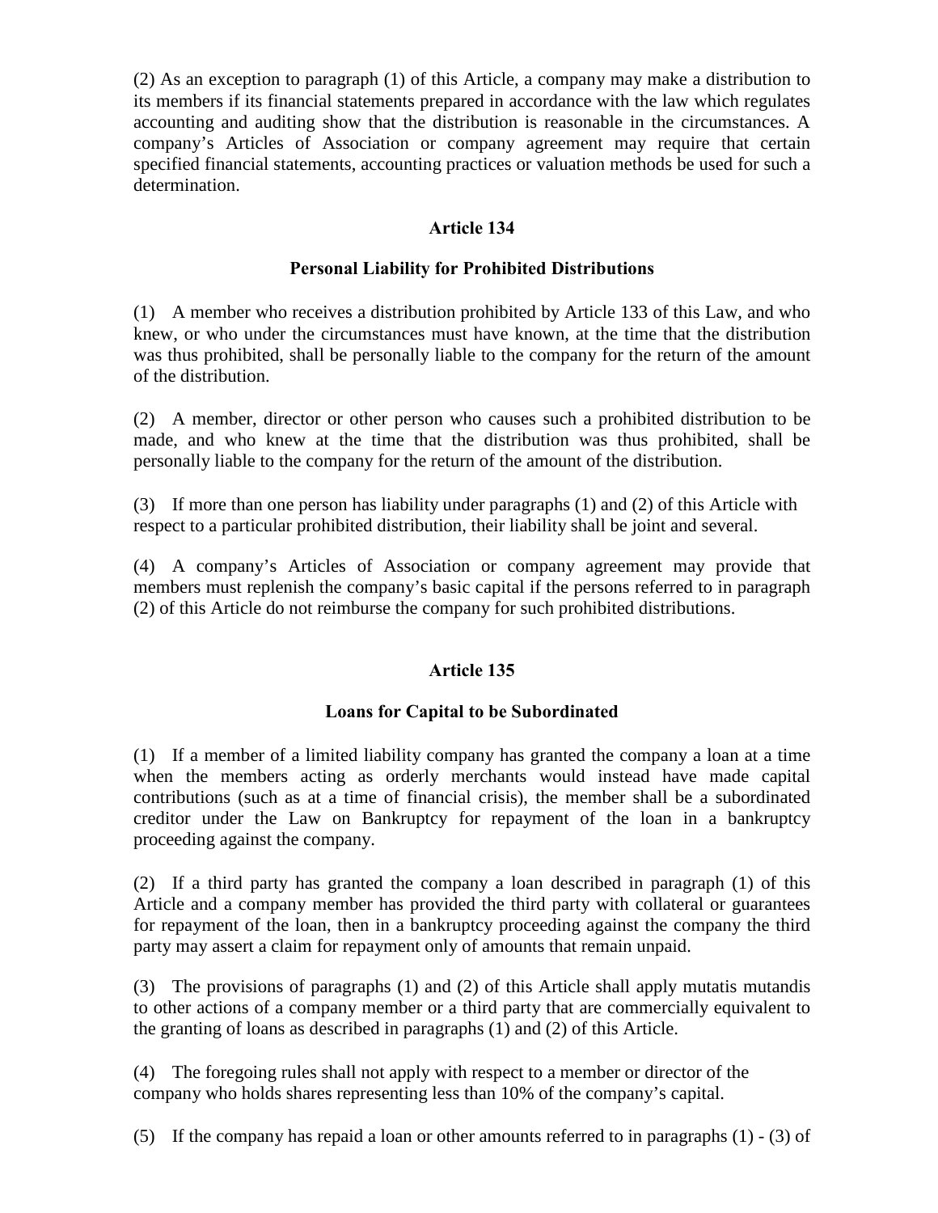(2) As an exception to paragraph (1) of this Article, a company may make a distribution to its members if its financial statements prepared in accordance with the law which regulates accounting and auditing show that the distribution is reasonable in the circumstances. A company's Articles of Association or company agreement may require that certain specified financial statements, accounting practices or valuation methods be used for such a determination.

### Article 134

### Personal Liability for Prohibited Distributions

(1) A member who receives a distribution prohibited by Article 133 of this Law, and who knew, or who under the circumstances must have known, at the time that the distribution was thus prohibited, shall be personally liable to the company for the return of the amount of the distribution.

(2) A member, director or other person who causes such a prohibited distribution to be made, and who knew at the time that the distribution was thus prohibited, shall be personally liable to the company for the return of the amount of the distribution.

(3) If more than one person has liability under paragraphs (1) and (2) of this Article with respect to a particular prohibited distribution, their liability shall be joint and several.

(4) A company's Articles of Association or company agreement may provide that members must replenish the company's basic capital if the persons referred to in paragraph (2) of this Article do not reimburse the company for such prohibited distributions.

### Article 135

### Loans for Capital to be Subordinated

(1) If a member of a limited liability company has granted the company a loan at a time when the members acting as orderly merchants would instead have made capital contributions (such as at a time of financial crisis), the member shall be a subordinated creditor under the Law on Bankruptcy for repayment of the loan in a bankruptcy proceeding against the company.

(2) If a third party has granted the company a loan described in paragraph (1) of this Article and a company member has provided the third party with collateral or guarantees for repayment of the loan, then in a bankruptcy proceeding against the company the third party may assert a claim for repayment only of amounts that remain unpaid.

(3) The provisions of paragraphs (1) and (2) of this Article shall apply mutatis mutandis to other actions of a company member or a third party that are commercially equivalent to the granting of loans as described in paragraphs (1) and (2) of this Article.

(4) The foregoing rules shall not apply with respect to a member or director of the company who holds shares representing less than 10% of the company's capital.

(5) If the company has repaid a loan or other amounts referred to in paragraphs (1) - (3) of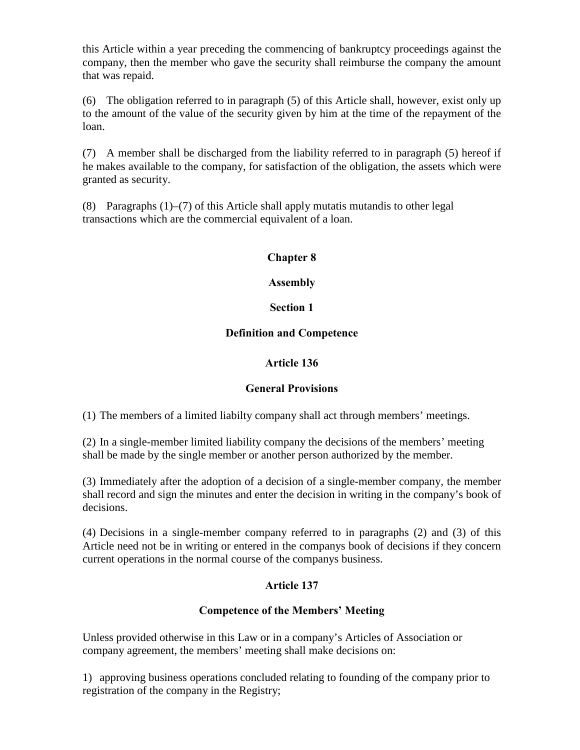this Article within a year preceding the commencing of bankruptcy proceedings against the company, then the member who gave the security shall reimburse the company the amount that was repaid.

(6) The obligation referred to in paragraph (5) of this Article shall, however, exist only up to the amount of the value of the security given by him at the time of the repayment of the loan.

(7) A member shall be discharged from the liability referred to in paragraph (5) hereof if he makes available to the company, for satisfaction of the obligation, the assets which were granted as security.

(8) Paragraphs (1)–(7) of this Article shall apply mutatis mutandis to other legal transactions which are the commercial equivalent of a loan.

## Chapter 8

## Assembly

### Section 1

### Definition and Competence

#### Article 136

#### General Provisions

(1) The members of a limited liabilty company shall act through members' meetings.

(2) In a single-member limited liability company the decisions of the members' meeting shall be made by the single member or another person authorized by the member.

(3) Immediately after the adoption of a decision of a single-member company, the member shall record and sign the minutes and enter the decision in writing in the company's book of decisions.

(4) Decisions in a single-member company referred to in paragraphs (2) and (3) of this Article need not be in writing or entered in the companys book of decisions if they concern current operations in the normal course of the companys business.

#### Article 137

#### Competence of the Members' Meeting

Unless provided otherwise in this Law or in a company's Articles of Association or company agreement, the members' meeting shall make decisions on:

1) approving business operations concluded relating to founding of the company prior to registration of the company in the Registry;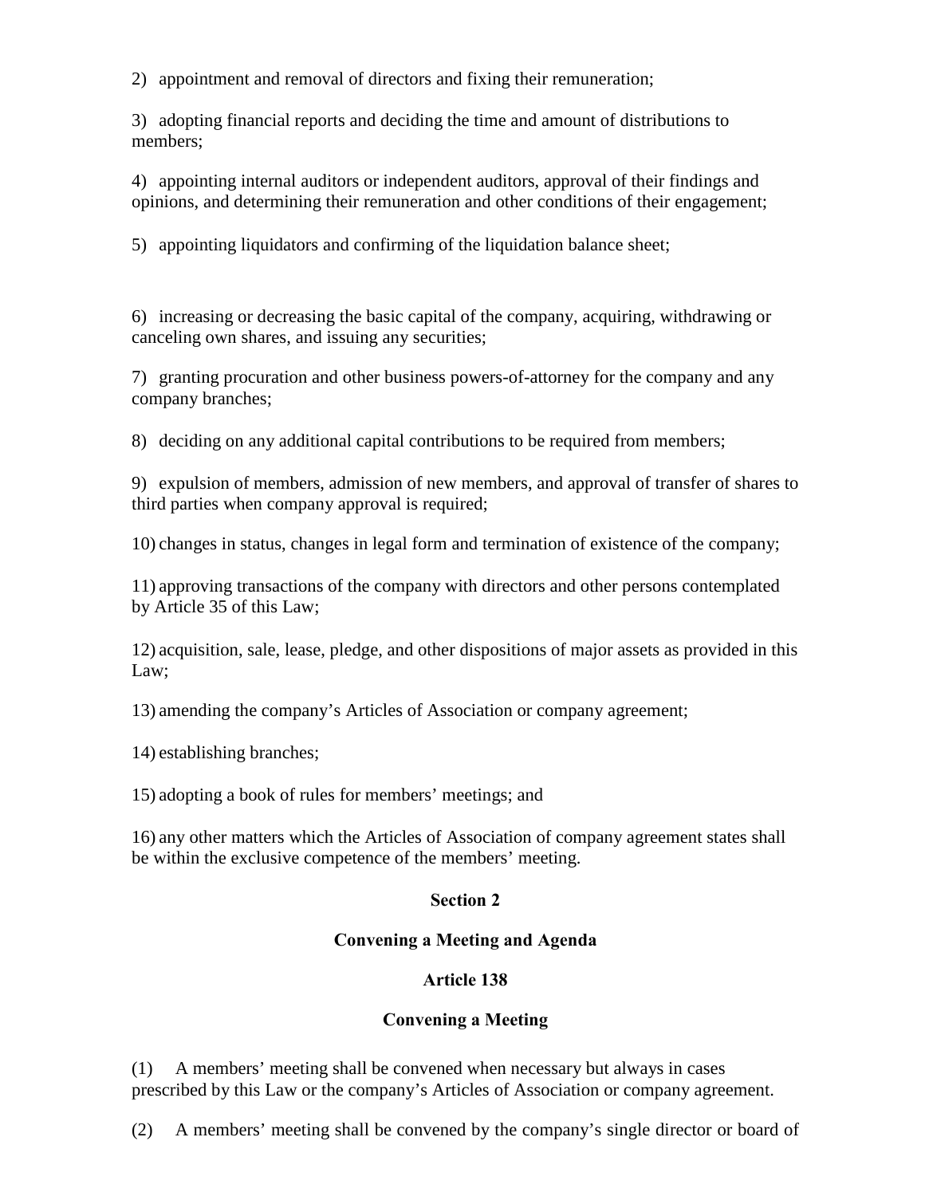2) appointment and removal of directors and fixing their remuneration;

3) adopting financial reports and deciding the time and amount of distributions to members;

4) appointing internal auditors or independent auditors, approval of their findings and opinions, and determining their remuneration and other conditions of their engagement;

5) appointing liquidators and confirming of the liquidation balance sheet;

6) increasing or decreasing the basic capital of the company, acquiring, withdrawing or canceling own shares, and issuing any securities;

7) granting procuration and other business powers-of-attorney for the company and any company branches;

8) deciding on any additional capital contributions to be required from members;

9) expulsion of members, admission of new members, and approval of transfer of shares to third parties when company approval is required;

10) changes in status, changes in legal form and termination of existence of the company;

11) approving transactions of the company with directors and other persons contemplated by Article 35 of this Law;

12) acquisition, sale, lease, pledge, and other dispositions of major assets as provided in this Law;

13) amending the company's Articles of Association or company agreement;

14) establishing branches;

15) adopting a book of rules for members' meetings; and

16) any other matters which the Articles of Association of company agreement states shall be within the exclusive competence of the members' meeting.

## Section 2

## Convening a Meeting and Agenda

### Article 138

### Convening a Meeting

(1) A members' meeting shall be convened when necessary but always in cases prescribed by this Law or the company's Articles of Association or company agreement.

(2) A members' meeting shall be convened by the company's single director or board of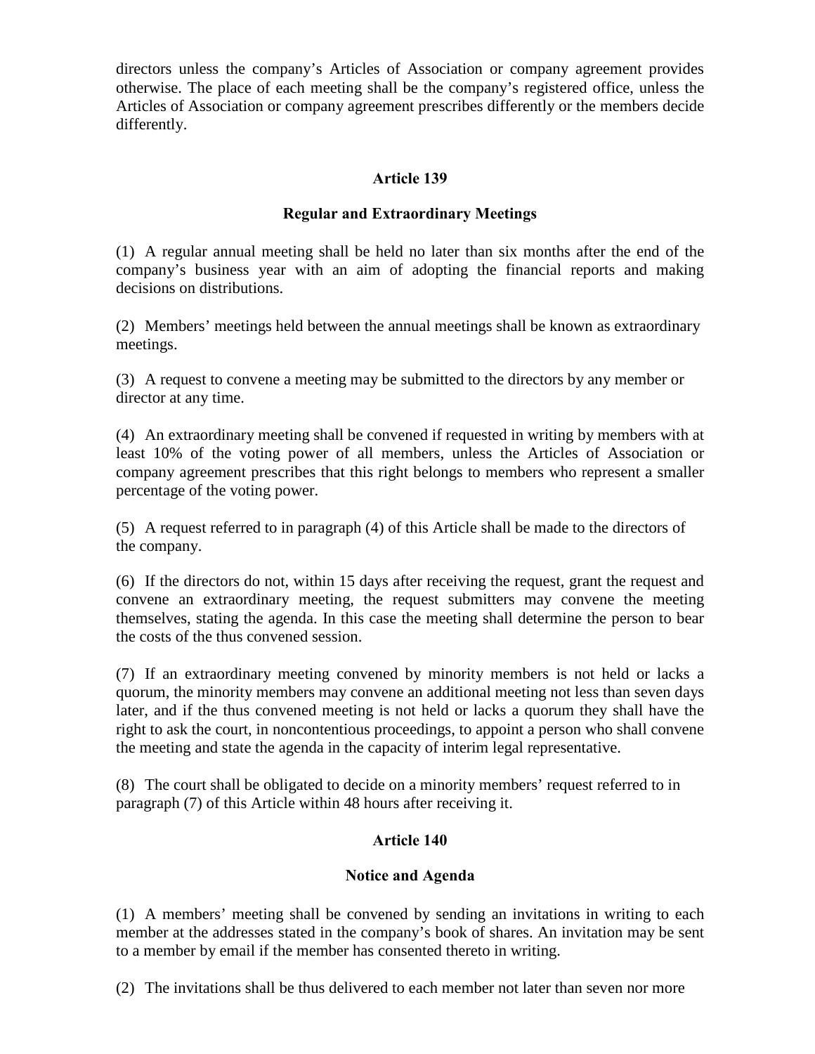directors unless the company's Articles of Association or company agreement provides otherwise. The place of each meeting shall be the company's registered office, unless the Articles of Association or company agreement prescribes differently or the members decide differently.

### Article 139

### Regular and Extraordinary Meetings

(1) A regular annual meeting shall be held no later than six months after the end of the company's business year with an aim of adopting the financial reports and making decisions on distributions.

(2) Members' meetings held between the annual meetings shall be known as extraordinary meetings.

(3) A request to convene a meeting may be submitted to the directors by any member or director at any time.

(4) An extraordinary meeting shall be convened if requested in writing by members with at least 10% of the voting power of all members, unless the Articles of Association or company agreement prescribes that this right belongs to members who represent a smaller percentage of the voting power.

(5) A request referred to in paragraph (4) of this Article shall be made to the directors of the company.

(6) If the directors do not, within 15 days after receiving the request, grant the request and convene an extraordinary meeting, the request submitters may convene the meeting themselves, stating the agenda. In this case the meeting shall determine the person to bear the costs of the thus convened session.

(7) If an extraordinary meeting convened by minority members is not held or lacks a quorum, the minority members may convene an additional meeting not less than seven days later, and if the thus convened meeting is not held or lacks a quorum they shall have the right to ask the court, in noncontentious proceedings, to appoint a person who shall convene the meeting and state the agenda in the capacity of interim legal representative.

(8) The court shall be obligated to decide on a minority members' request referred to in paragraph (7) of this Article within 48 hours after receiving it.

### Article 140

### Notice and Agenda

(1) A members' meeting shall be convened by sending an invitations in writing to each member at the addresses stated in the company's book of shares. An invitation may be sent to a member by email if the member has consented thereto in writing.

(2) The invitations shall be thus delivered to each member not later than seven nor more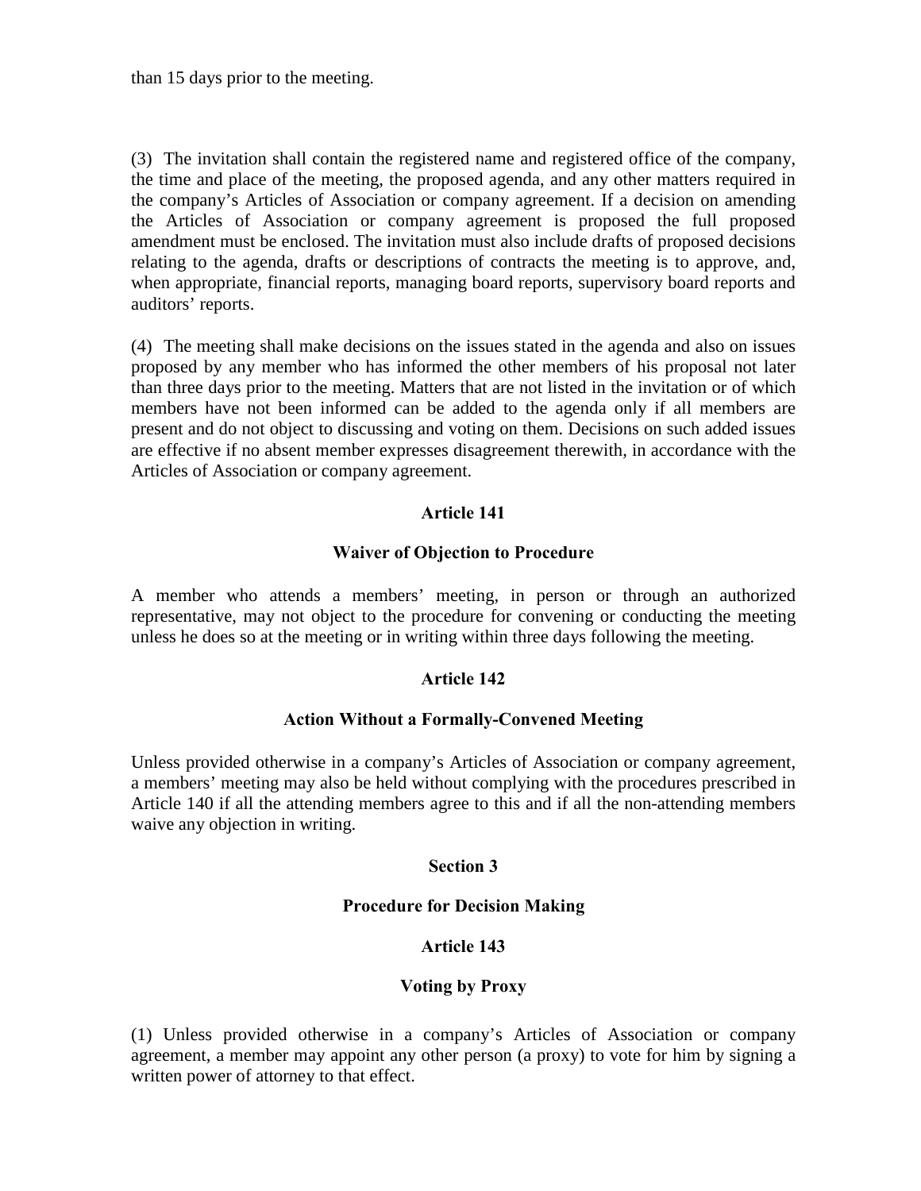than 15 days prior to the meeting.

(3) The invitation shall contain the registered name and registered office of the company, the time and place of the meeting, the proposed agenda, and any other matters required in the company's Articles of Association or company agreement. If a decision on amending the Articles of Association or company agreement is proposed the full proposed amendment must be enclosed. The invitation must also include drafts of proposed decisions relating to the agenda, drafts or descriptions of contracts the meeting is to approve, and, when appropriate, financial reports, managing board reports, supervisory board reports and auditors' reports.

(4) The meeting shall make decisions on the issues stated in the agenda and also on issues proposed by any member who has informed the other members of his proposal not later than three days prior to the meeting. Matters that are not listed in the invitation or of which members have not been informed can be added to the agenda only if all members are present and do not object to discussing and voting on them. Decisions on such added issues are effective if no absent member expresses disagreement therewith, in accordance with the Articles of Association or company agreement.

### Article 141

### Waiver of Objection to Procedure

A member who attends a members' meeting, in person or through an authorized representative, may not object to the procedure for convening or conducting the meeting unless he does so at the meeting or in writing within three days following the meeting.

### Article 142

### Action Without a Formally-Convened Meeting

Unless provided otherwise in a company's Articles of Association or company agreement, a members' meeting may also be held without complying with the procedures prescribed in Article 140 if all the attending members agree to this and if all the non-attending members waive any objection in writing.

## Section 3

## Procedure for Decision Making

### Article 143

### Voting by Proxy

(1) Unless provided otherwise in a company's Articles of Association or company agreement, a member may appoint any other person (a proxy) to vote for him by signing a written power of attorney to that effect.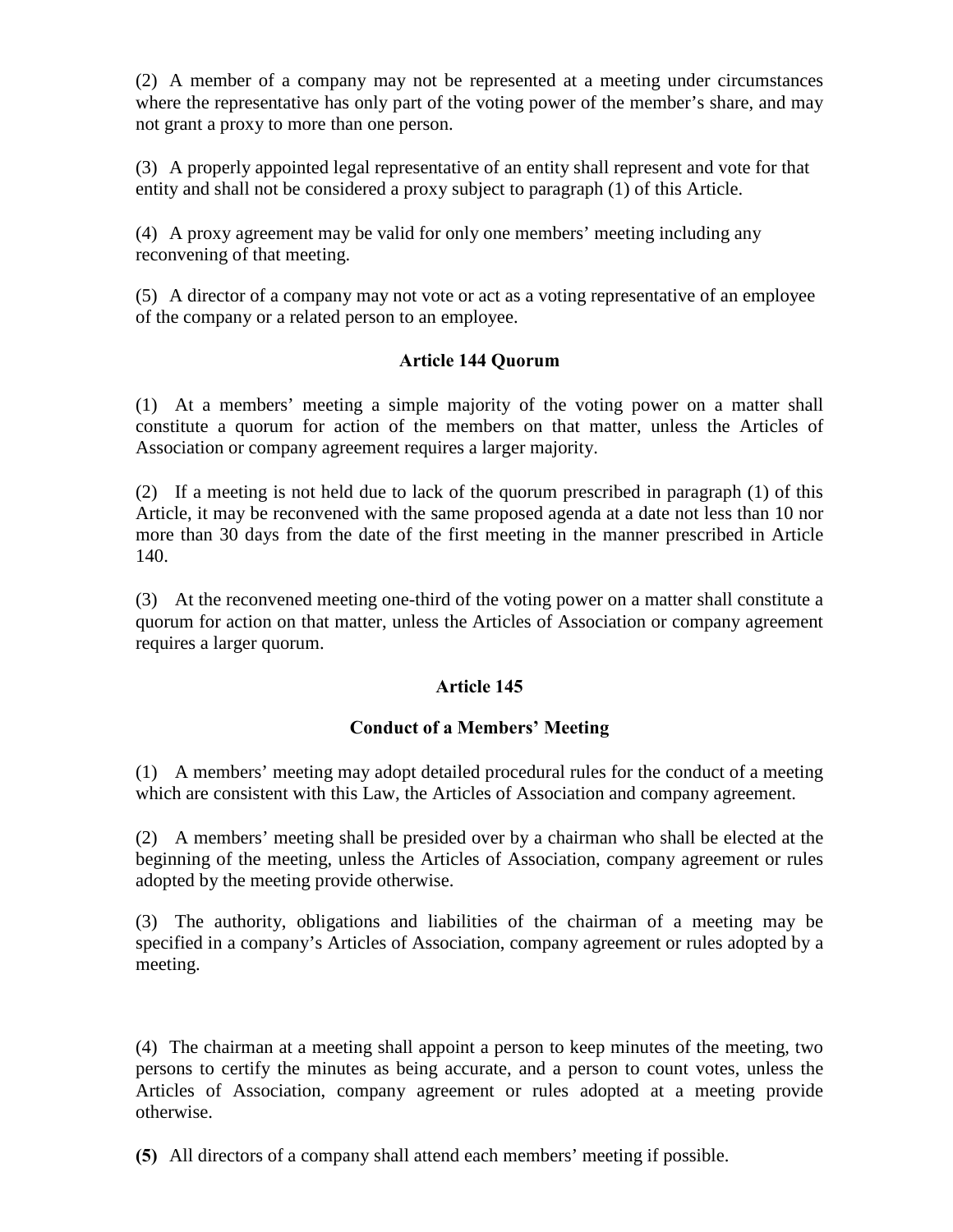(2) A member of a company may not be represented at a meeting under circumstances where the representative has only part of the voting power of the member's share, and may not grant a proxy to more than one person.

(3) A properly appointed legal representative of an entity shall represent and vote for that entity and shall not be considered a proxy subject to paragraph (1) of this Article.

(4) A proxy agreement may be valid for only one members' meeting including any reconvening of that meeting.

(5) A director of a company may not vote or act as a voting representative of an employee of the company or a related person to an employee.

### Article 144 Quorum

(1) At a members' meeting a simple majority of the voting power on a matter shall constitute a quorum for action of the members on that matter, unless the Articles of Association or company agreement requires a larger majority.

(2) If a meeting is not held due to lack of the quorum prescribed in paragraph (1) of this Article, it may be reconvened with the same proposed agenda at a date not less than 10 nor more than 30 days from the date of the first meeting in the manner prescribed in Article 140.

(3) At the reconvened meeting one-third of the voting power on a matter shall constitute a quorum for action on that matter, unless the Articles of Association or company agreement requires a larger quorum.

### Article 145

### Conduct of a Members' Meeting

(1) A members' meeting may adopt detailed procedural rules for the conduct of a meeting which are consistent with this Law, the Articles of Association and company agreement.

(2) A members' meeting shall be presided over by a chairman who shall be elected at the beginning of the meeting, unless the Articles of Association, company agreement or rules adopted by the meeting provide otherwise.

(3) The authority, obligations and liabilities of the chairman of a meeting may be specified in a company's Articles of Association, company agreement or rules adopted by a meeting.

(4) The chairman at a meeting shall appoint a person to keep minutes of the meeting, two persons to certify the minutes as being accurate, and a person to count votes, unless the Articles of Association, company agreement or rules adopted at a meeting provide otherwise.

**(5)** All directors of a company shall attend each members' meeting if possible.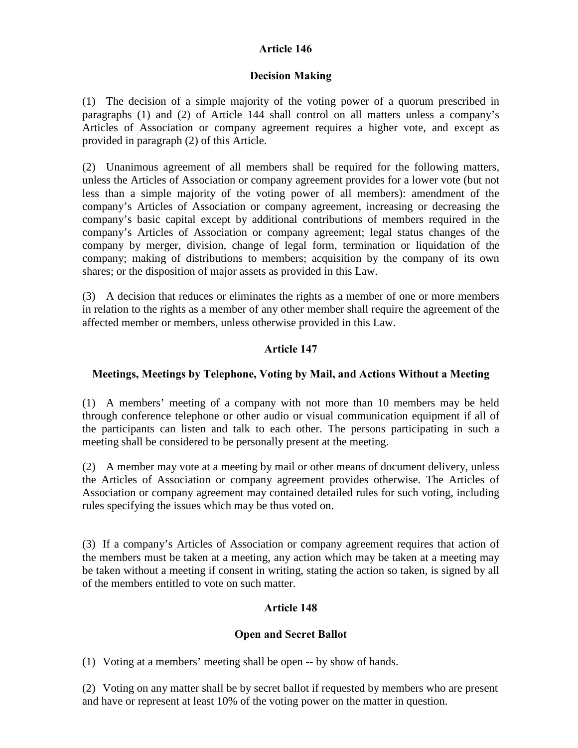## Article 146

### Decision Making

(1) The decision of a simple majority of the voting power of a quorum prescribed in paragraphs (1) and (2) of Article 144 shall control on all matters unless a company's Articles of Association or company agreement requires a higher vote, and except as provided in paragraph (2) of this Article.

(2) Unanimous agreement of all members shall be required for the following matters, unless the Articles of Association or company agreement provides for a lower vote (but not less than a simple majority of the voting power of all members): amendment of the company's Articles of Association or company agreement, increasing or decreasing the company's basic capital except by additional contributions of members required in the company's Articles of Association or company agreement; legal status changes of the company by merger, division, change of legal form, termination or liquidation of the company; making of distributions to members; acquisition by the company of its own shares; or the disposition of major assets as provided in this Law.

(3) A decision that reduces or eliminates the rights as a member of one or more members in relation to the rights as a member of any other member shall require the agreement of the affected member or members, unless otherwise provided in this Law.

## Article 147

### Meetings, Meetings by Telephone, Voting by Mail, and Actions Without a Meeting

(1) A members' meeting of a company with not more than 10 members may be held through conference telephone or other audio or visual communication equipment if all of the participants can listen and talk to each other. The persons participating in such a meeting shall be considered to be personally present at the meeting.

(2) A member may vote at a meeting by mail or other means of document delivery, unless the Articles of Association or company agreement provides otherwise. The Articles of Association or company agreement may contained detailed rules for such voting, including rules specifying the issues which may be thus voted on.

(3) If a company's Articles of Association or company agreement requires that action of the members must be taken at a meeting, any action which may be taken at a meeting may be taken without a meeting if consent in writing, stating the action so taken, is signed by all of the members entitled to vote on such matter.

## Article 148

### Open and Secret Ballot

(1) Voting at a members' meeting shall be open -- by show of hands.

(2) Voting on any matter shall be by secret ballot if requested by members who are present and have or represent at least 10% of the voting power on the matter in question.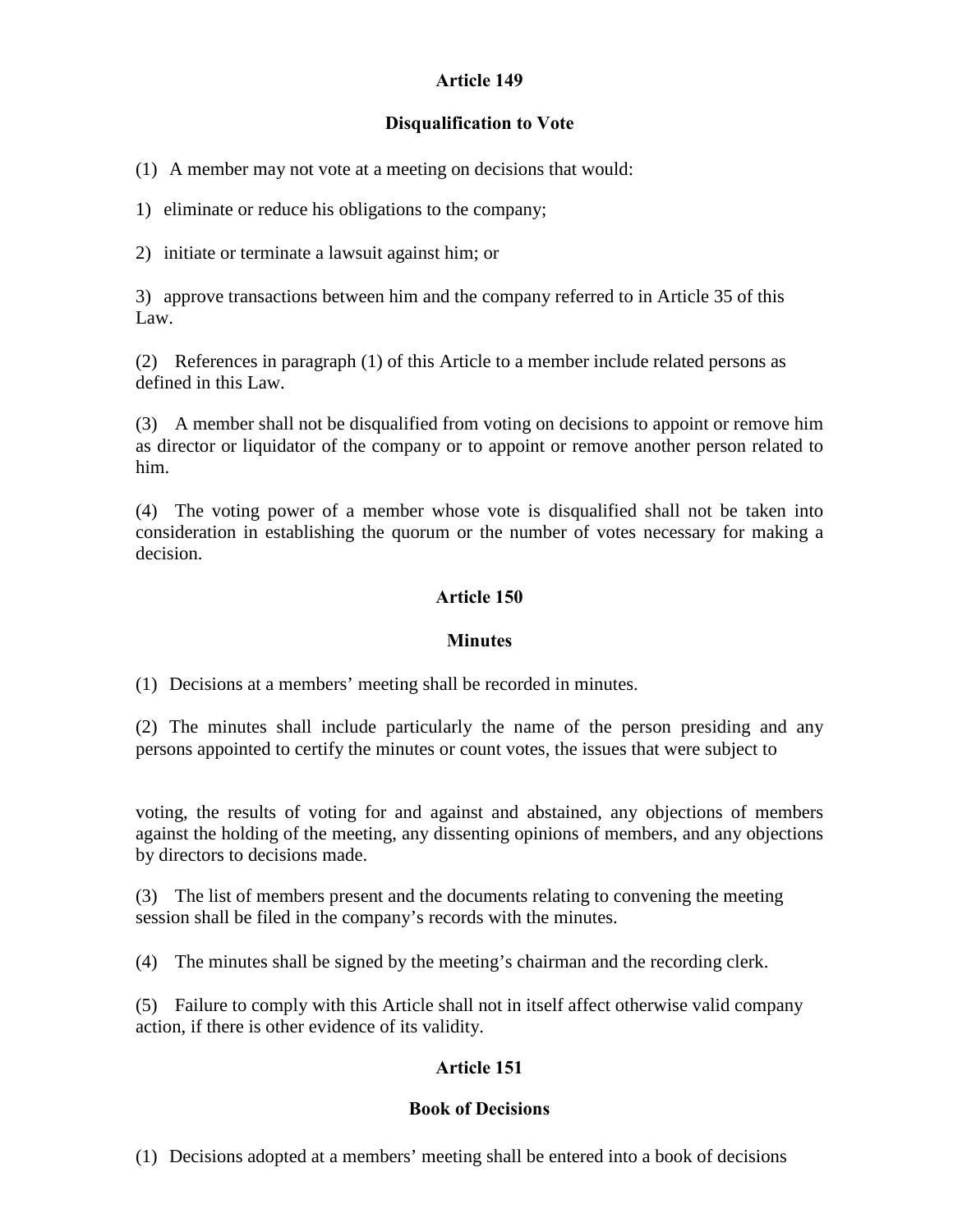## Article 149

### Disqualification to Vote

(1) A member may not vote at a meeting on decisions that would:

1) eliminate or reduce his obligations to the company;

2) initiate or terminate a lawsuit against him; or

3) approve transactions between him and the company referred to in Article 35 of this Law.

(2) References in paragraph (1) of this Article to a member include related persons as defined in this Law.

(3) A member shall not be disqualified from voting on decisions to appoint or remove him as director or liquidator of the company or to appoint or remove another person related to him.

(4) The voting power of a member whose vote is disqualified shall not be taken into consideration in establishing the quorum or the number of votes necessary for making a decision.

## Article 150

### Minutes

(1) Decisions at a members' meeting shall be recorded in minutes.

(2) The minutes shall include particularly the name of the person presiding and any persons appointed to certify the minutes or count votes, the issues that were subject to voting, the results of voting for and against and abstained, any objections of members against the holding of the meeting, any dissenting opinions of members, and any objections by directors to decisions made.

(3) The list of members present and the documents relating to convening the meeting session shall be filed in the company's records with the minutes.

(4) The minutes shall be signed by the meeting's chairman and the recording clerk.

(5) Failure to comply with this Article shall not in itself affect otherwise valid company action, if there is other evidence of its validity.

## Article 151

### Book of Decisions

(1) Decisions adopted at a members' meeting shall be entered into a book of decisions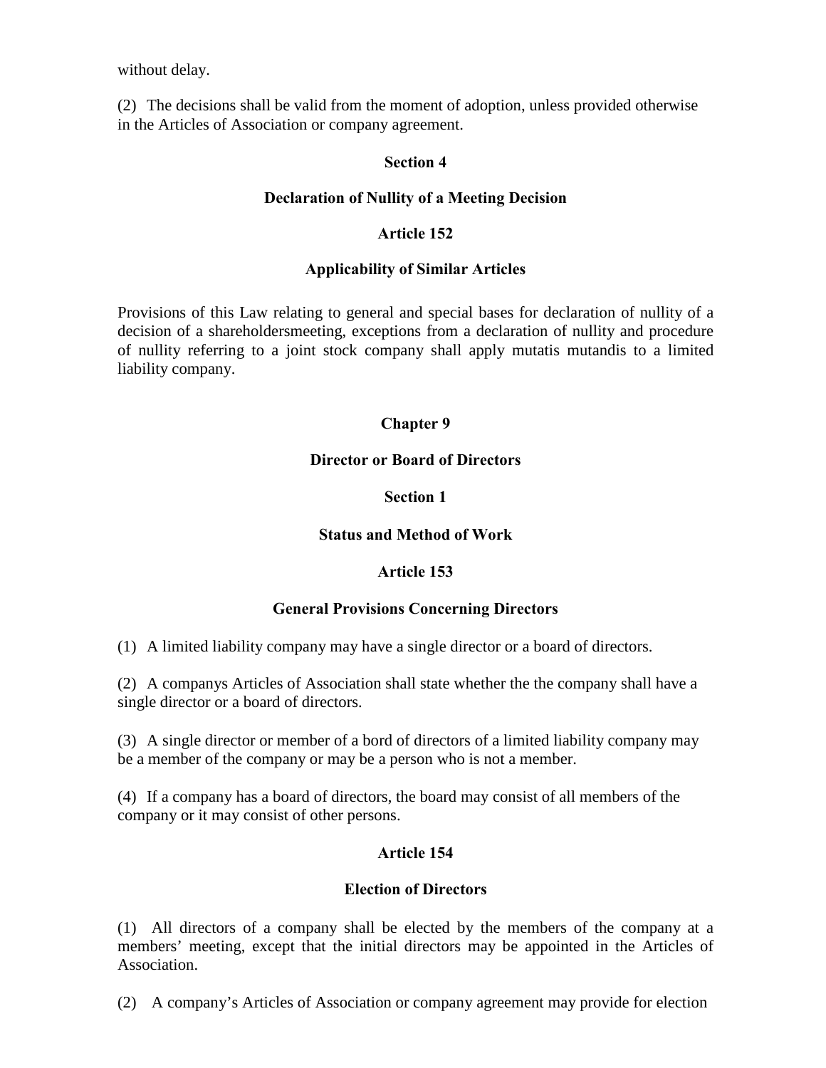without delay.

(2) The decisions shall be valid from the moment of adoption, unless provided otherwise in the Articles of Association or company agreement.

**Section 4**

**Declaration of Nullity of a Meeting Decision**

**Article 152**

**Applicability of Similar Articles**

Provisions of this Law relating to general and special bases for declaration of nullity of a decision of a shareholdersmeeting, exceptions from a declaration of nullity and procedure of nullity referring to a joint stock company shall apply mutatis mutandis to a limited liability company.

## Chapter 9

## Director or Board of Directors

**Section 1**

**Status and Method of Work**

**Article 153**

**General Provisions Concerning Directors**

(1) A limited liability company may have a single director or a board of directors.

(2) A companys Articles of Association shall state whether the the company shall have a single director or a board of directors.

(3) A single director or member of a bord of directors of a limited liability company may be a member of the company or may be a person who is not a member.

(4) If a company has a board of directors, the board may consist of all members of the company or it may consist of other persons.

**Article 154**

**Election of Directors**

(1) All directors of a company shall be elected by the members of the company at a members' meeting, except that the initial directors may be appointed in the Articles of Association.

(2) A company's Articles of Association or company agreement may provide for election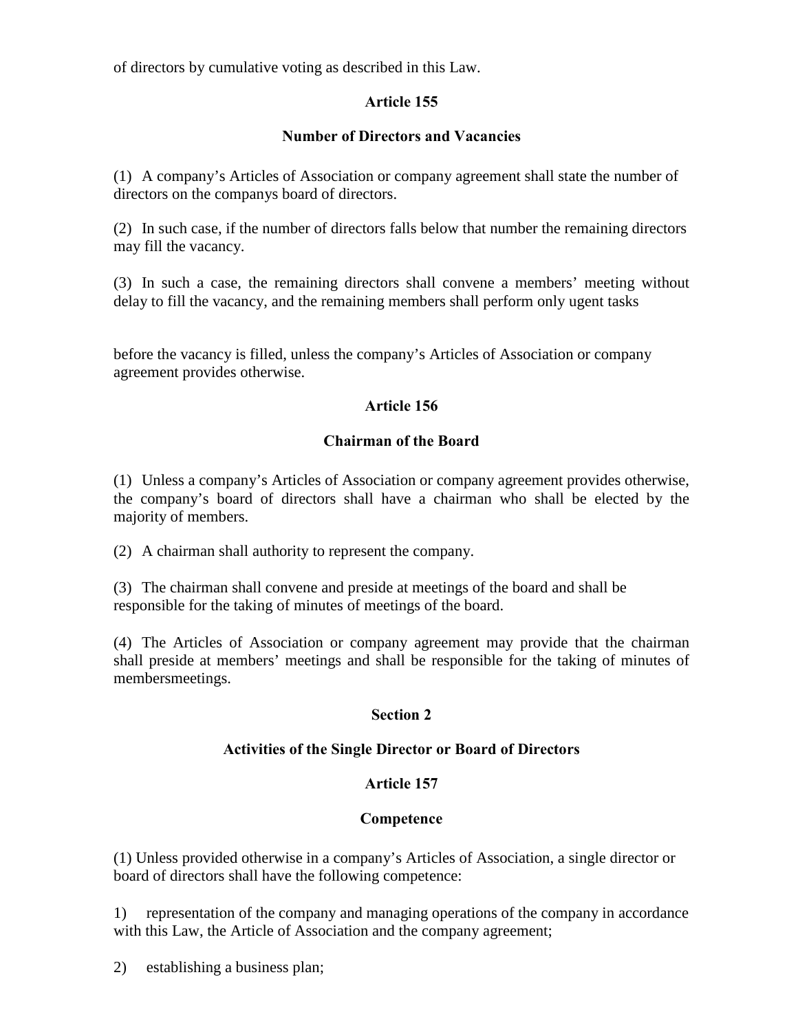of directors by cumulative voting as described in this Law.

### Article 155

### Number of Directors and Vacancies

(1) A company's Articles of Association or company agreement shall state the number of directors on the companys board of directors.

(2) In such case, if the number of directors falls below that number the remaining directors may fill the vacancy.

(3) In such a case, the remaining directors shall convene a members' meeting without delay to fill the vacancy, and the remaining members shall perform only ugent tasks

before the vacancy is filled, unless the company's Articles of Association or company agreement provides otherwise.

### Article 156

### Chairman of the Board

(1) Unless a company's Articles of Association or company agreement provides otherwise, the company's board of directors shall have a chairman who shall be elected by the majority of members.

(2) A chairman shall authority to represent the company.

(3) The chairman shall convene and preside at meetings of the board and shall be responsible for the taking of minutes of meetings of the board.

(4) The Articles of Association or company agreement may provide that the chairman shall preside at members' meetings and shall be responsible for the taking of minutes of membersmeetings.

## Section 2

## Activities of the Single Director or Board of Directors

### Article 157

### Competence

(1) Unless provided otherwise in a company's Articles of Association, a single director or board of directors shall have the following competence:

1) representation of the company and managing operations of the company in accordance with this Law, the Article of Association and the company agreement;

2) establishing a business plan;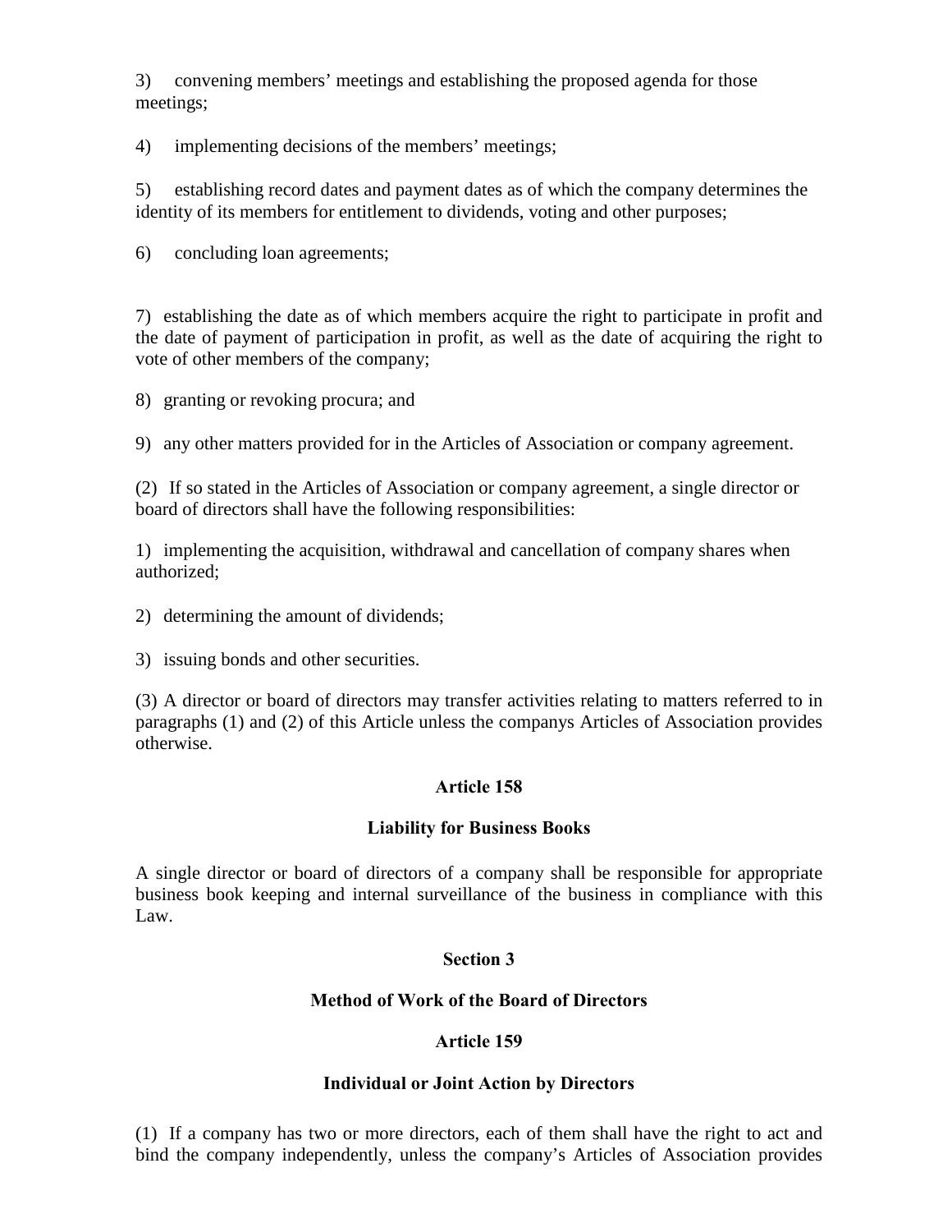3) convening members' meetings and establishing the proposed agenda for those meetings;

4) implementing decisions of the members' meetings;

5) establishing record dates and payment dates as of which the company determines the identity of its members for entitlement to dividends, voting and other purposes;

6) concluding loan agreements;

7) establishing the date as of which members acquire the right to participate in profit and the date of payment of participation in profit, as well as the date of acquiring the right to vote of other members of the company;

8) granting or revoking procura; and

9) any other matters provided for in the Articles of Association or company agreement.

(2) If so stated in the Articles of Association or company agreement, a single director or board of directors shall have the following responsibilities:

1) implementing the acquisition, withdrawal and cancellation of company shares when authorized;

2) determining the amount of dividends;

3) issuing bonds and other securities.

(3) A director or board of directors may transfer activities relating to matters referred to in paragraphs (1) and (2) of this Article unless the companys Articles of Association provides otherwise.

### Article 158

### Liability for Business Books

A single director or board of directors of a company shall be responsible for appropriate business book keeping and internal surveillance of the business in compliance with this Law.

## Section 3

## Method of Work of the Board of Directors

### Article 159

### Individual or Joint Action by Directors

(1) If a company has two or more directors, each of them shall have the right to act and bind the company independently, unless the company's Articles of Association provides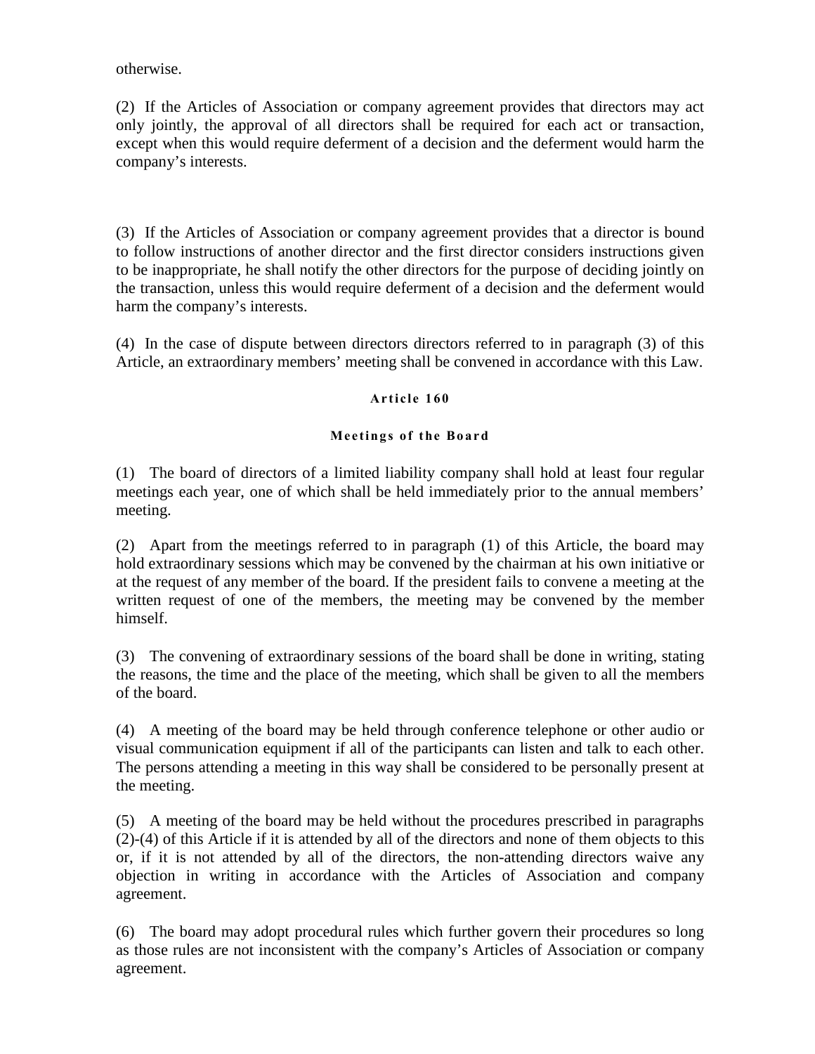otherwise.

(2) If the Articles of Association or company agreement provides that directors may act only jointly, the approval of all directors shall be required for each act or transaction, except when this would require deferment of a decision and the deferment would harm the company's interests.

(3) If the Articles of Association or company agreement provides that a director is bound to follow instructions of another director and the first director considers instructions given to be inappropriate, he shall notify the other directors for the purpose of deciding jointly on the transaction, unless this would require deferment of a decision and the deferment would harm the company's interests.

(4) In the case of dispute between directors directors referred to in paragraph (3) of this Article, an extraordinary members' meeting shall be convened in accordance with this Law.

### Article 160

### Meetings of the Board

(1) The board of directors of a limited liability company shall hold at least four regular meetings each year, one of which shall be held immediately prior to the annual members' meeting.

(2) Apart from the meetings referred to in paragraph (1) of this Article, the board may hold extraordinary sessions which may be convened by the chairman at his own initiative or at the request of any member of the board. If the president fails to convene a meeting at the written request of one of the members, the meeting may be convened by the member himself.

(3) The convening of extraordinary sessions of the board shall be done in writing, stating the reasons, the time and the place of the meeting, which shall be given to all the members of the board.

(4) A meeting of the board may be held through conference telephone or other audio or visual communication equipment if all of the participants can listen and talk to each other. The persons attending a meeting in this way shall be considered to be personally present at the meeting.

(5) A meeting of the board may be held without the procedures prescribed in paragraphs (2)-(4) of this Article if it is attended by all of the directors and none of them objects to this or, if it is not attended by all of the directors, the non-attending directors waive any objection in writing in accordance with the Articles of Association and company agreement.

(6) The board may adopt procedural rules which further govern their procedures so long as those rules are not inconsistent with the company's Articles of Association or company agreement.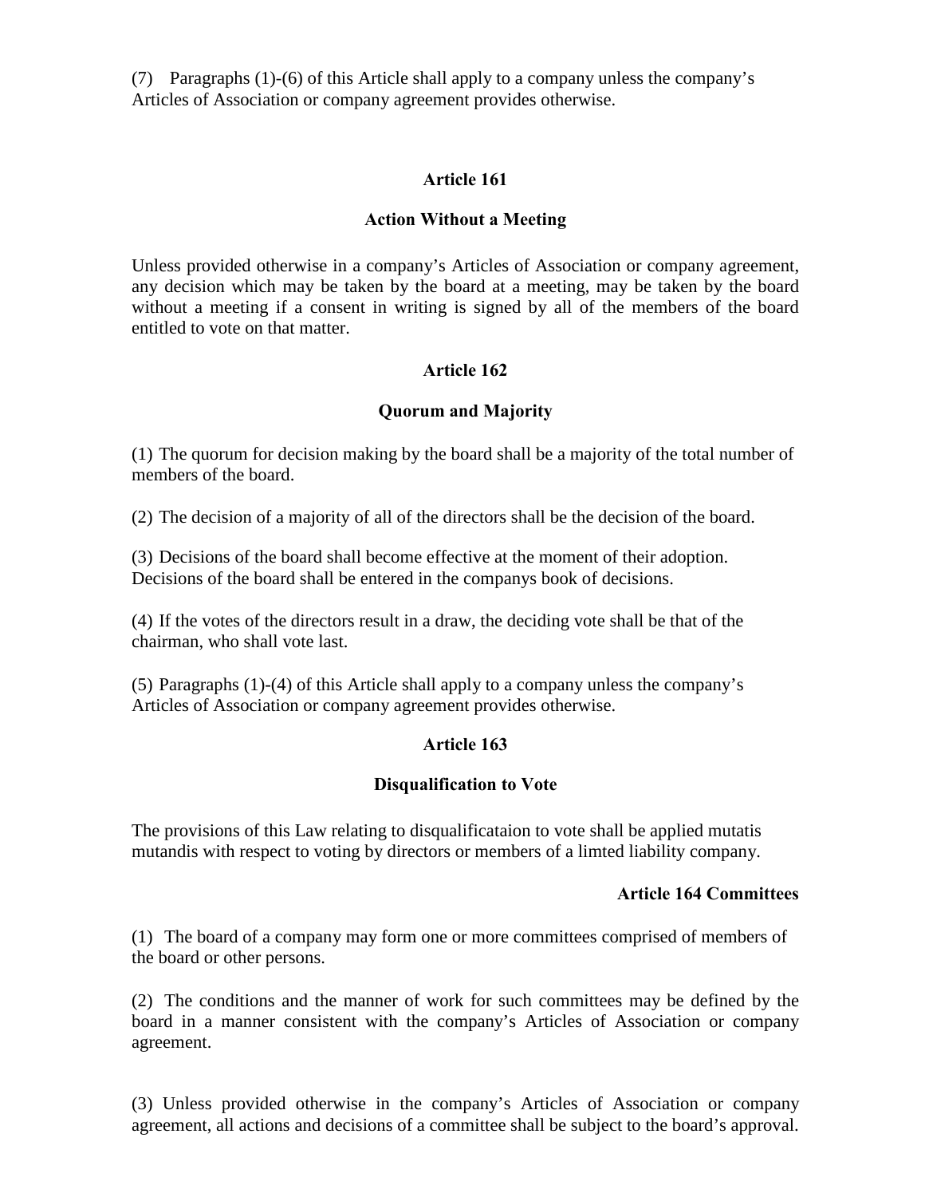(7) Paragraphs (1)-(6) of this Article shall apply to a company unless the company's Articles of Association or company agreement provides otherwise.

### Article 161

### Action Without a Meeting

Unless provided otherwise in a company's Articles of Association or company agreement, any decision which may be taken by the board at a meeting, may be taken by the board without a meeting if a consent in writing is signed by all of the members of the board entitled to vote on that matter.

### Article 162

### Quorum and Majority

(1) The quorum for decision making by the board shall be a majority of the total number of members of the board.

(2) The decision of a majority of all of the directors shall be the decision of the board.

(3) Decisions of the board shall become effective at the moment of their adoption. Decisions of the board shall be entered in the companys book of decisions.

(4) If the votes of the directors result in a draw, the deciding vote shall be that of the chairman, who shall vote last.

(5) Paragraphs (1)-(4) of this Article shall apply to a company unless the company's Articles of Association or company agreement provides otherwise.

### Article 163

### Disqualification to Vote

The provisions of this Law relating to disqualificataion to vote shall be applied mutatis mutandis with respect to voting by directors or members of a limted liability company.

### Article 164 Committees

(1) The board of a company may form one or more committees comprised of members of the board or other persons.

(2) The conditions and the manner of work for such committees may be defined by the board in a manner consistent with the company's Articles of Association or company agreement.

(3) Unless provided otherwise in the company's Articles of Association or company agreement, all actions and decisions of a committee shall be subject to the board's approval.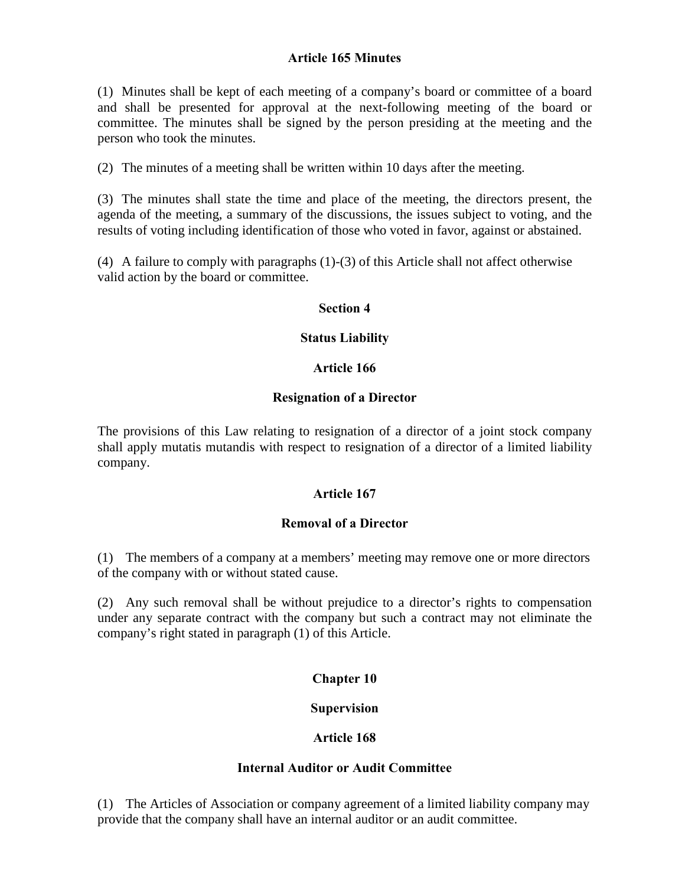### Article 165 Minutes

(1) Minutes shall be kept of each meeting of a company's board or committee of a board and shall be presented for approval at the next-following meeting of the board or committee. The minutes shall be signed by the person presiding at the meeting and the person who took the minutes.

(2) The minutes of a meeting shall be written within 10 days after the meeting.

(3) The minutes shall state the time and place of the meeting, the directors present, the agenda of the meeting, a summary of the discussions, the issues subject to voting, and the results of voting including identification of those who voted in favor, against or abstained.

(4) A failure to comply with paragraphs (1)-(3) of this Article shall not affect otherwise valid action by the board or committee.

## Section 4

## Status Liability

### Article 166

### Resignation of a Director

The provisions of this Law relating to resignation of a director of a joint stock company shall apply mutatis mutandis with respect to resignation of a director of a limited liability company.

### Article 167

### Removal of a Director

(1) The members of a company at a members' meeting may remove one or more directors of the company with or without stated cause.

(2) Any such removal shall be without prejudice to a director's rights to compensation under any separate contract with the company but such a contract may not eliminate the company's right stated in paragraph (1) of this Article.

# Chapter 10

# Supervision

### Article 168

### Internal Auditor or Audit Committee

(1) The Articles of Association or company agreement of a limited liability company may provide that the company shall have an internal auditor or an audit committee.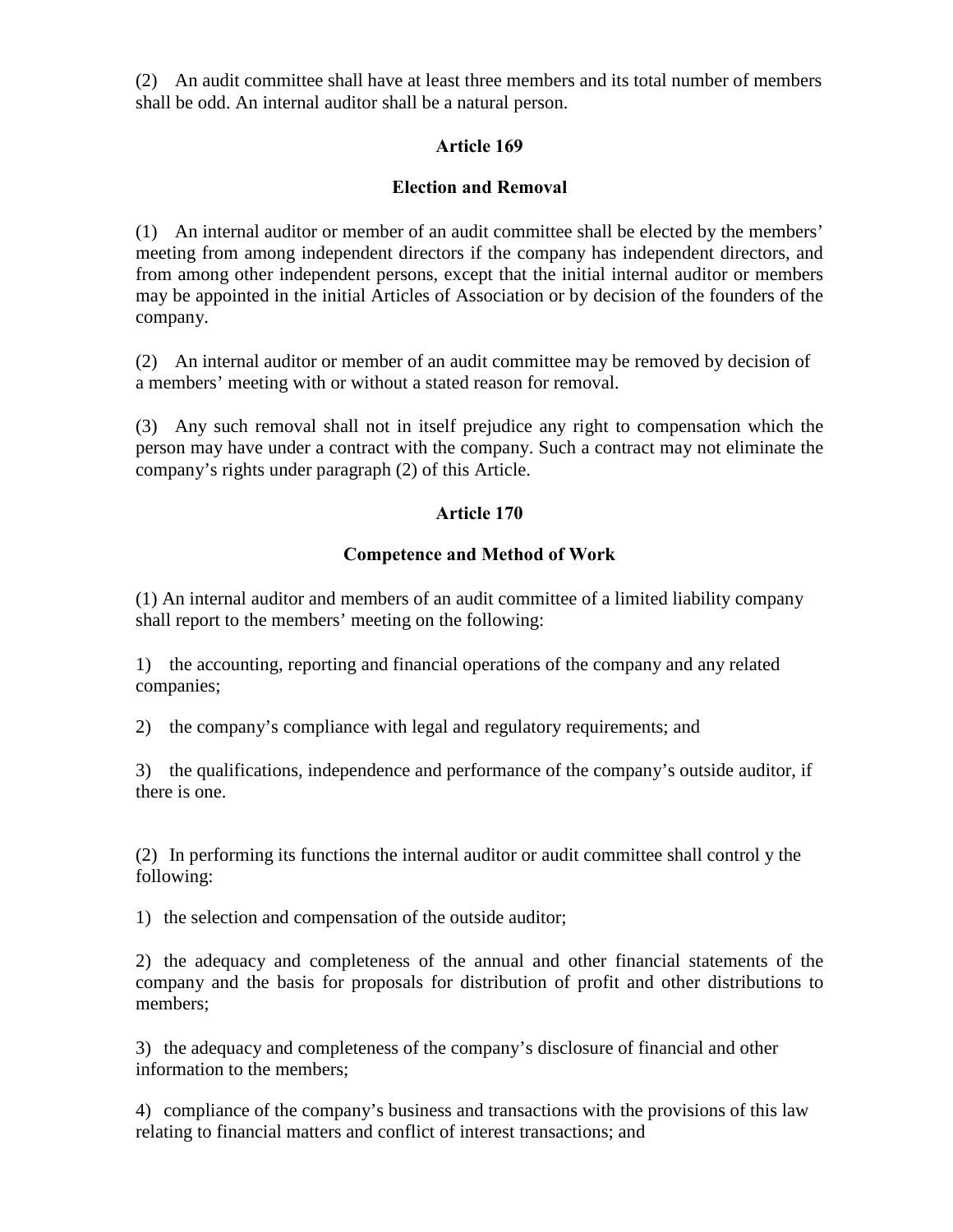(2) An audit committee shall have at least three members and its total number of members shall be odd. An internal auditor shall be a natural person.

**Article 169**

**Election and Removal**

(1) An internal auditor or member of an audit committee shall be elected by the members' meeting from among independent directors if the company has independent directors, and from among other independent persons, except that the initial internal auditor or members may be appointed in the initial Articles of Association or by decision of the founders of the company.

(2) An internal auditor or member of an audit committee may be removed by decision of a members' meeting with or without a stated reason for removal.

(3) Any such removal shall not in itself prejudice any right to compensation which the person may have under a contract with the company. Such a contract may not eliminate the company's rights under paragraph (2) of this Article.

**Article 170**

**Competence and Method of Work**

(1) An internal auditor and members of an audit committee of a limited liability company shall report to the members' meeting on the following:

1) the accounting, reporting and financial operations of the company and any related companies;

2) the company's compliance with legal and regulatory requirements; and

3) the qualifications, independence and performance of the company's outside auditor, if there is one.

(2) In performing its functions the internal auditor or audit committee shall control y the following:

1) the selection and compensation of the outside auditor;

2) the adequacy and completeness of the annual and other financial statements of the company and the basis for proposals for distribution of profit and other distributions to members;

3) the adequacy and completeness of the company's disclosure of financial and other information to the members;

4) compliance of the company's business and transactions with the provisions of this law relating to financial matters and conflict of interest transactions; and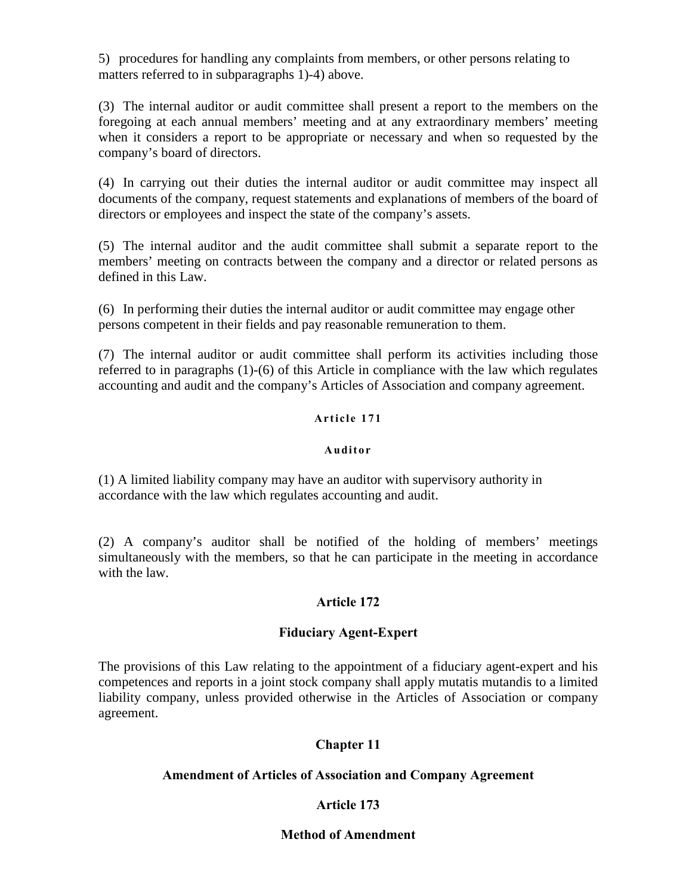5) procedures for handling any complaints from members, or other persons relating to matters referred to in subparagraphs 1)-4) above.

(3) The internal auditor or audit committee shall present a report to the members on the foregoing at each annual members' meeting and at any extraordinary members' meeting when it considers a report to be appropriate or necessary and when so requested by the company's board of directors.

(4) In carrying out their duties the internal auditor or audit committee may inspect all documents of the company, request statements and explanations of members of the board of directors or employees and inspect the state of the company's assets.

(5) The internal auditor and the audit committee shall submit a separate report to the members' meeting on contracts between the company and a director or related persons as defined in this Law.

(6) In performing their duties the internal auditor or audit committee may engage other persons competent in their fields and pay reasonable remuneration to them.

(7) The internal auditor or audit committee shall perform its activities including those referred to in paragraphs (1)-(6) of this Article in compliance with the law which regulates accounting and audit and the company's Articles of Association and company agreement.

### Article 171

### Auditor

(1) A limited liability company may have an auditor with supervisory authority in accordance with the law which regulates accounting and audit.

(2) A company's auditor shall be notified of the holding of members' meetings simultaneously with the members, so that he can participate in the meeting in accordance with the law.

### Article 172

### Fiduciary Agent-Expert

The provisions of this Law relating to the appointment of a fiduciary agent-expert and his competences and reports in a joint stock company shall apply mutatis mutandis to a limited liability company, unless provided otherwise in the Articles of Association or company agreement.

## Chapter 11

## Amendment of Articles of Association and Company Agreement

### Article 173

### Method of Amendment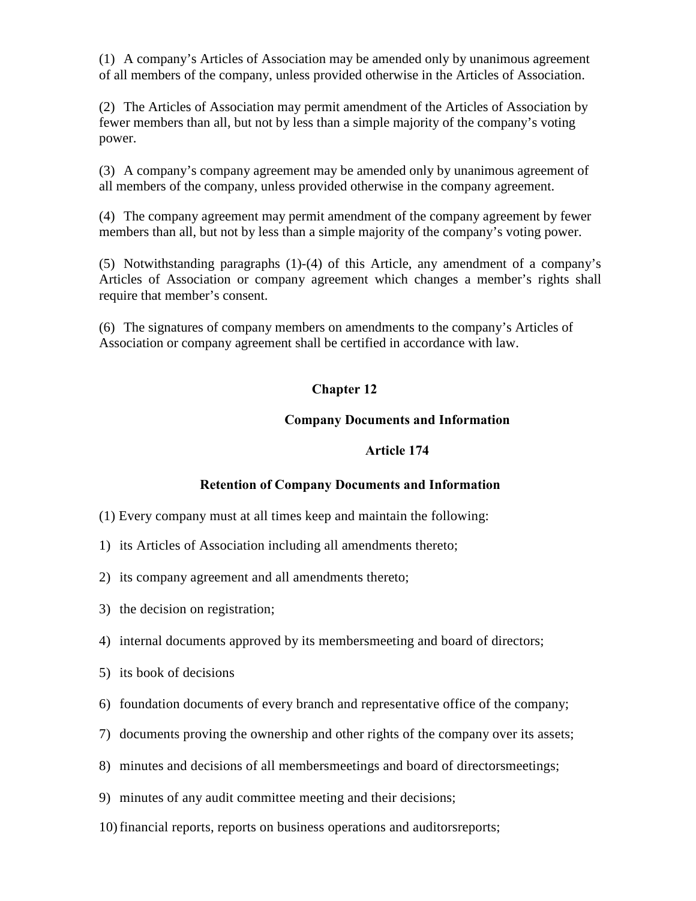(1) A company's Articles of Association may be amended only by unanimous agreement of all members of the company, unless provided otherwise in the Articles of Association.

(2) The Articles of Association may permit amendment of the Articles of Association by fewer members than all, but not by less than a simple majority of the company's voting power.

(3) A company's company agreement may be amended only by unanimous agreement of all members of the company, unless provided otherwise in the company agreement.

(4) The company agreement may permit amendment of the company agreement by fewer members than all, but not by less than a simple majority of the company's voting power.

(5) Notwithstanding paragraphs (1)-(4) of this Article, any amendment of a company's Articles of Association or company agreement which changes a member's rights shall require that member's consent.

(6) The signatures of company members on amendments to the company's Articles of Association or company agreement shall be certified in accordance with law.

## Chapter 12

## Company Documents and Information

### Article 174

### Retention of Company Documents and Information

(1) Every company must at all times keep and maintain the following:

1) its Articles of Association including all amendments thereto;

2) its company agreement and all amendments thereto;

3) the decision on registration;

4) internal documents approved by its membersmeeting and board of directors;

5) its book of decisions

6) foundation documents of every branch and representative office of the company;

7) documents proving the ownership and other rights of the company over its assets;

8) minutes and decisions of all membersmeetings and board of directorsmeetings;

9) minutes of any audit committee meeting and their decisions;

10) financial reports, reports on business operations and auditorsreports;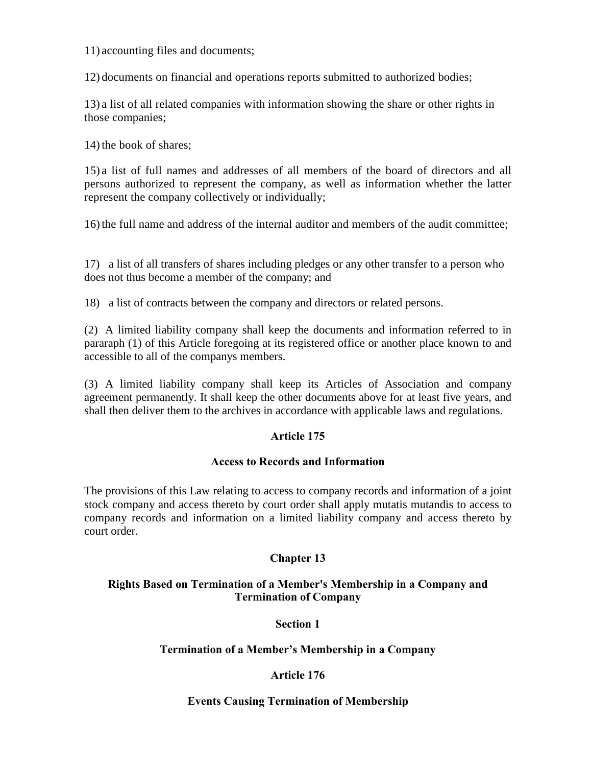11) accounting files and documents;

12) documents on financial and operations reports submitted to authorized bodies;

13) a list of all related companies with information showing the share or other rights in those companies;

14) the book of shares;

15) a list of full names and addresses of all members of the board of directors and all persons authorized to represent the company, as well as information whether the latter represent the company collectively or individually;

16) the full name and address of the internal auditor and members of the audit committee;

17) a list of all transfers of shares including pledges or any other transfer to a person who does not thus become a member of the company; and

18) a list of contracts between the company and directors or related persons.

(2) A limited liability company shall keep the documents and information referred to in pararaph (1) of this Article foregoing at its registered office or another place known to and accessible to all of the companys members.

(3) A limited liability company shall keep its Articles of Association and company agreement permanently. It shall keep the other documents above for at least five years, and shall then deliver them to the archives in accordance with applicable laws and regulations.

### Article 175

### Access to Records and Information

The provisions of this Law relating to access to company records and information of a joint stock company and access thereto by court order shall apply mutatis mutandis to access to company records and information on a limited liability company and access thereto by court order.

## Chapter 13

## Rights Based on Termination of a Member's Membership in a Company and Termination of Company

### Section 1

### Termination of a Member's Membership in a Company

### Article 176

### Events Causing Termination of Membership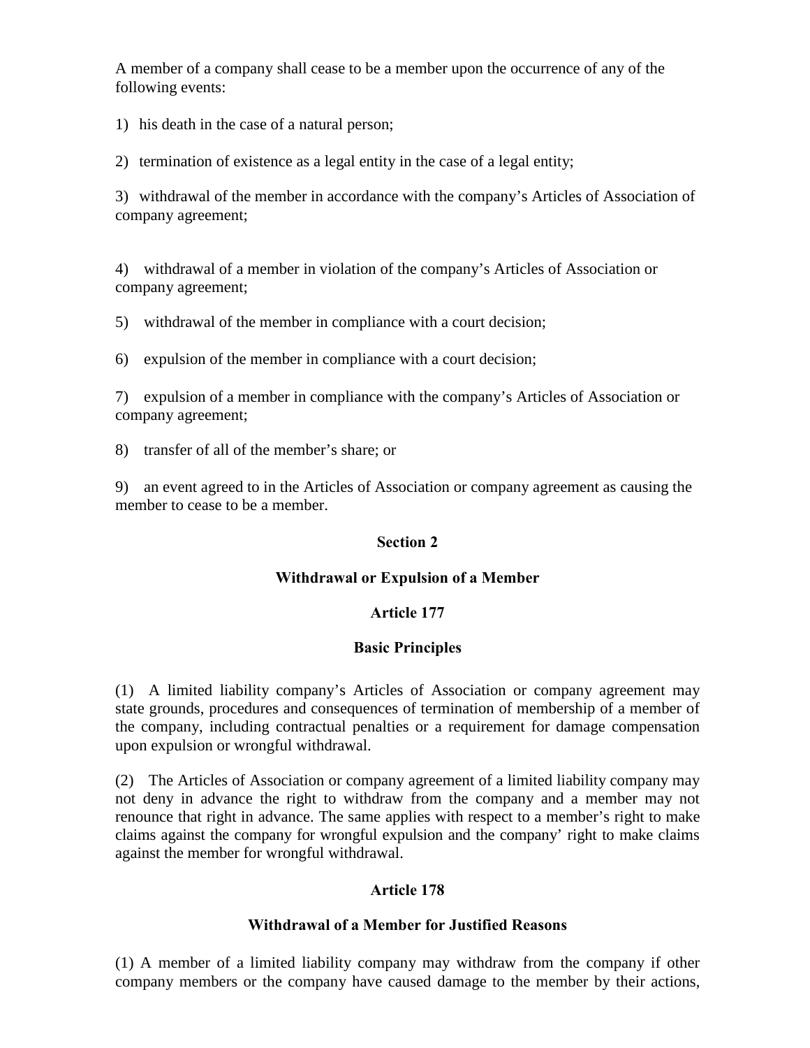A member of a company shall cease to be a member upon the occurrence of any of the following events:

1) his death in the case of a natural person;

2) termination of existence as a legal entity in the case of a legal entity;

3) withdrawal of the member in accordance with the company's Articles of Association of company agreement;

4) withdrawal of a member in violation of the company's Articles of Association or company agreement;

5) withdrawal of the member in compliance with a court decision;

6) expulsion of the member in compliance with a court decision;

7) expulsion of a member in compliance with the company's Articles of Association or company agreement;

8) transfer of all of the member's share; or

9) an event agreed to in the Articles of Association or company agreement as causing the member to cease to be a member.

## Section 2

## Withdrawal or Expulsion of a Member

### Article 177

### Basic Principles

(1) A limited liability company's Articles of Association or company agreement may state grounds, procedures and consequences of termination of membership of a member of the company, including contractual penalties or a requirement for damage compensation upon expulsion or wrongful withdrawal.

(2) The Articles of Association or company agreement of a limited liability company may not deny in advance the right to withdraw from the company and a member may not renounce that right in advance. The same applies with respect to a member's right to make claims against the company for wrongful expulsion and the company' right to make claims against the member for wrongful withdrawal.

### Article 178

### Withdrawal of a Member for Justified Reasons

(1) A member of a limited liability company may withdraw from the company if other company members or the company have caused damage to the member by their actions,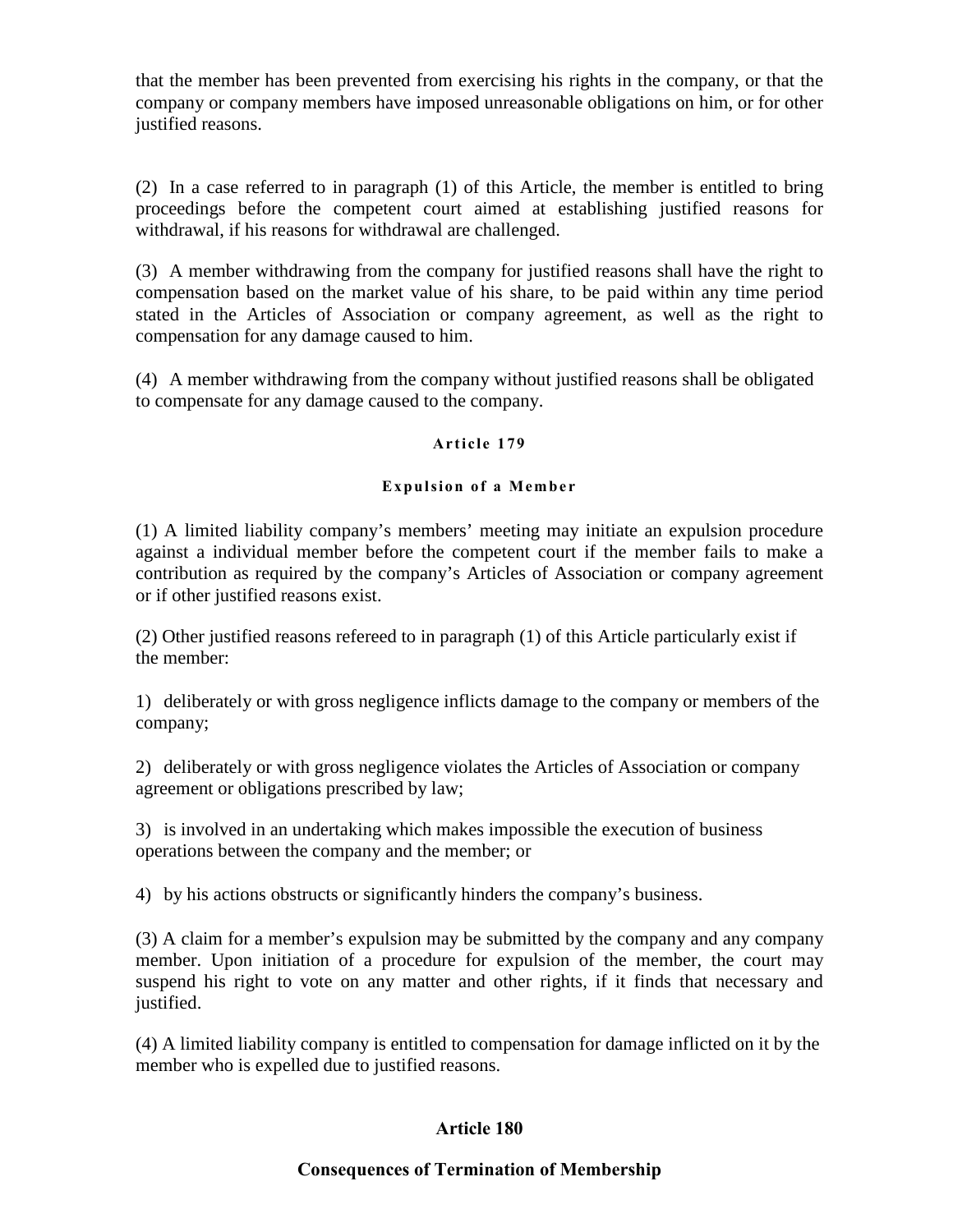that the member has been prevented from exercising his rights in the company, or that the company or company members have imposed unreasonable obligations on him, or for other justified reasons.

(2) In a case referred to in paragraph (1) of this Article, the member is entitled to bring proceedings before the competent court aimed at establishing justified reasons for withdrawal, if his reasons for withdrawal are challenged.

(3) A member withdrawing from the company for justified reasons shall have the right to compensation based on the market value of his share, to be paid within any time period stated in the Articles of Association or company agreement, as well as the right to compensation for any damage caused to him.

(4) A member withdrawing from the company without justified reasons shall be obligated to compensate for any damage caused to the company.

### Article 179

### Expulsion of a Member

(1) A limited liability company's members' meeting may initiate an expulsion procedure against a individual member before the competent court if the member fails to make a contribution as required by the company's Articles of Association or company agreement or if other justified reasons exist.

(2) Other justified reasons refereed to in paragraph (1) of this Article particularly exist if the member:

1) deliberately or with gross negligence inflicts damage to the company or members of the company;

2) deliberately or with gross negligence violates the Articles of Association or company agreement or obligations prescribed by law;

3) is involved in an undertaking which makes impossible the execution of business operations between the company and the member; or

4) by his actions obstructs or significantly hinders the company's business.

(3) A claim for a member's expulsion may be submitted by the company and any company member. Upon initiation of a procedure for expulsion of the member, the court may suspend his right to vote on any matter and other rights, if it finds that necessary and justified.

(4) A limited liability company is entitled to compensation for damage inflicted on it by the member who is expelled due to justified reasons.

### Article 180

### Consequences of Termination of Membership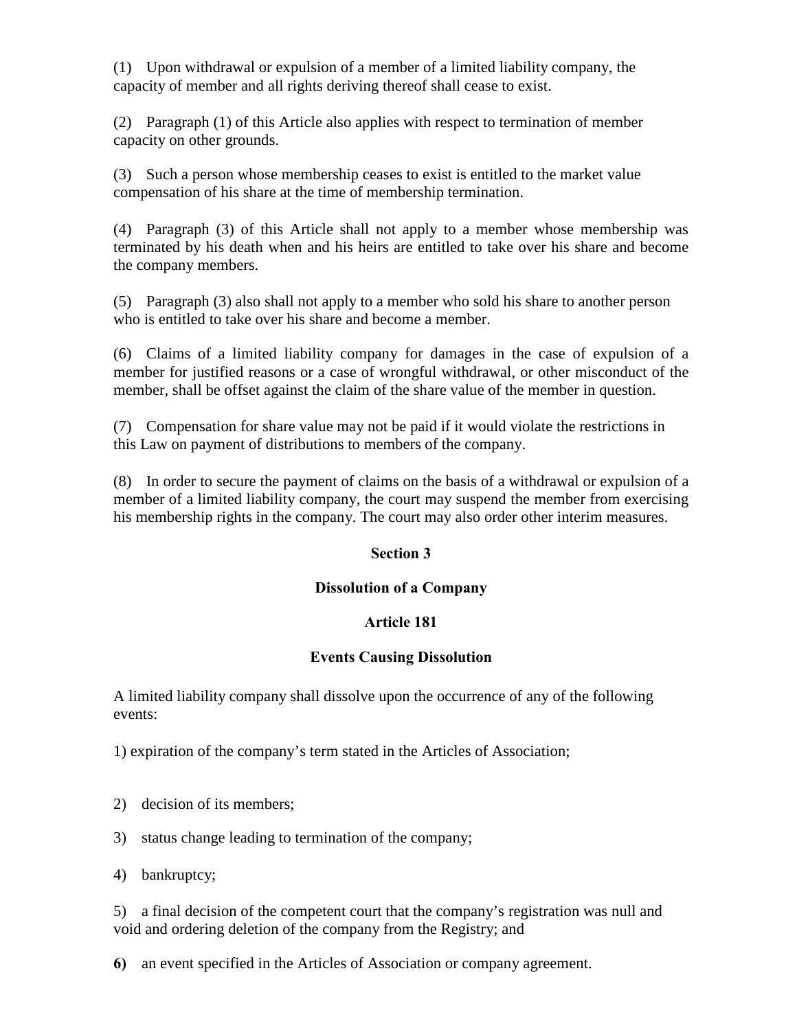(1) Upon withdrawal or expulsion of a member of a limited liability company, the capacity of member and all rights deriving thereof shall cease to exist.

(2) Paragraph (1) of this Article also applies with respect to termination of member capacity on other grounds.

(3) Such a person whose membership ceases to exist is entitled to the market value compensation of his share at the time of membership termination.

(4) Paragraph (3) of this Article shall not apply to a member whose membership was terminated by his death when and his heirs are entitled to take over his share and become the company members.

(5) Paragraph (3) also shall not apply to a member who sold his share to another person who is entitled to take over his share and become a member.

(6) Claims of a limited liability company for damages in the case of expulsion of a member for justified reasons or a case of wrongful withdrawal, or other misconduct of the member, shall be offset against the claim of the share value of the member in question.

(7) Compensation for share value may not be paid if it would violate the restrictions in this Law on payment of distributions to members of the company.

(8) In order to secure the payment of claims on the basis of a withdrawal or expulsion of a member of a limited liability company, the court may suspend the member from exercising his membership rights in the company. The court may also order other interim measures.

## Section 3

## Dissolution of a Company

### Article 181

### Events Causing Dissolution

A limited liability company shall dissolve upon the occurrence of any of the following events:

1) expiration of the company's term stated in the Articles of Association;

2) decision of its members;

3) status change leading to termination of the company;

4) bankruptcy;

5) a final decision of the competent court that the company's registration was null and void and ordering deletion of the company from the Registry; and

**6)** an event specified in the Articles of Association or company agreement.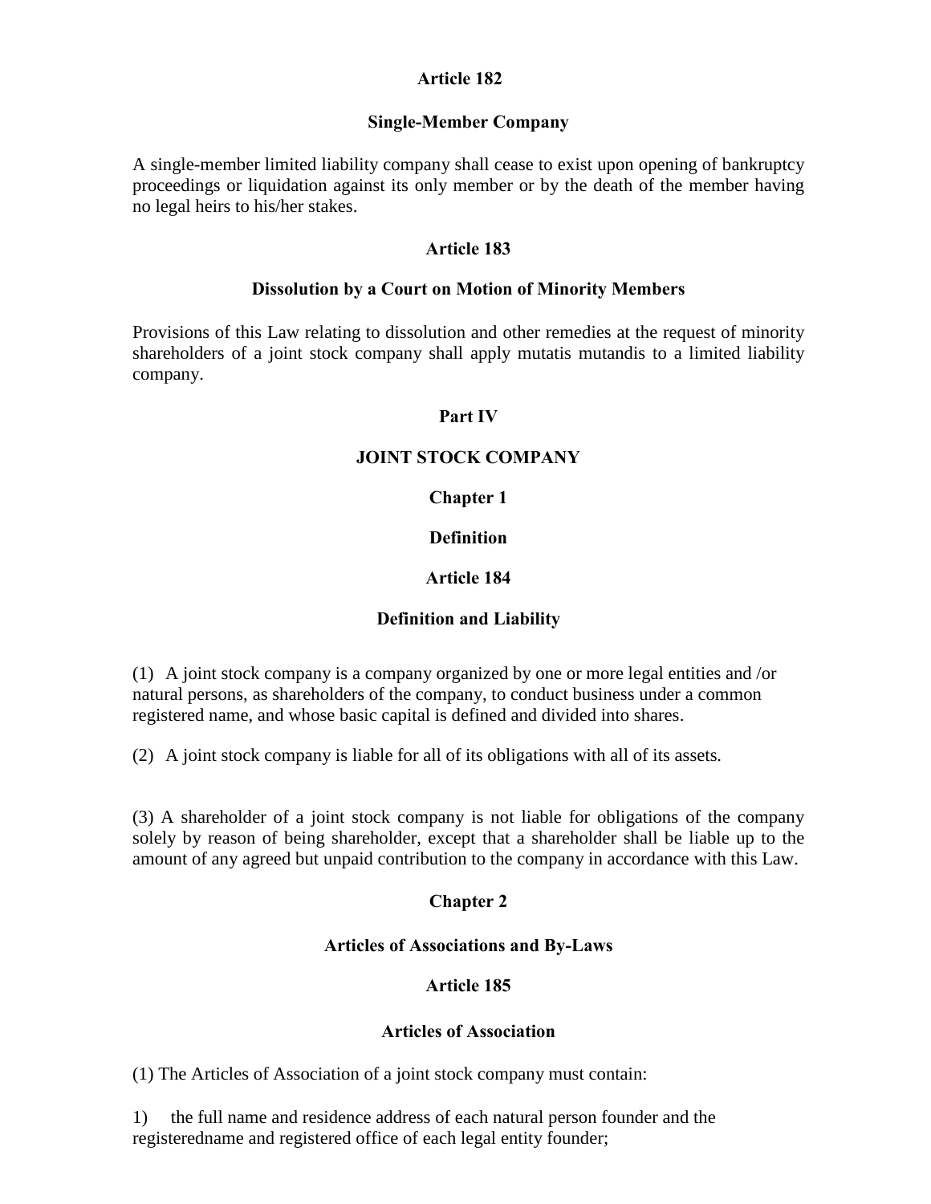### Article 182

### Single-Member Company

A single-member limited liability company shall cease to exist upon opening of bankruptcy proceedings or liquidation against its only member or by the death of the member having no legal heirs to his/her stakes.

### Article 183

### Dissolution by a Court on Motion of Minority Members

Provisions of this Law relating to dissolution and other remedies at the request of minority shareholders of a joint stock company shall apply mutatis mutandis to a limited liability company.

# Part IV

# JOINT STOCK COMPANY

## Chapter 1

## Definition

### Article 184

### Definition and Liability

(1) A joint stock company is a company organized by one or more legal entities and /or natural persons, as shareholders of the company, to conduct business under a common registered name, and whose basic capital is defined and divided into shares.

(2) A joint stock company is liable for all of its obligations with all of its assets.

(3) A shareholder of a joint stock company is not liable for obligations of the company solely by reason of being shareholder, except that a shareholder shall be liable up to the amount of any agreed but unpaid contribution to the company in accordance with this Law.

## Chapter 2

## Articles of Associations and By-Laws

### Article 185

### Articles of Association

(1) The Articles of Association of a joint stock company must contain:

1) the full name and residence address of each natural person founder and the registeredname and registered office of each legal entity founder;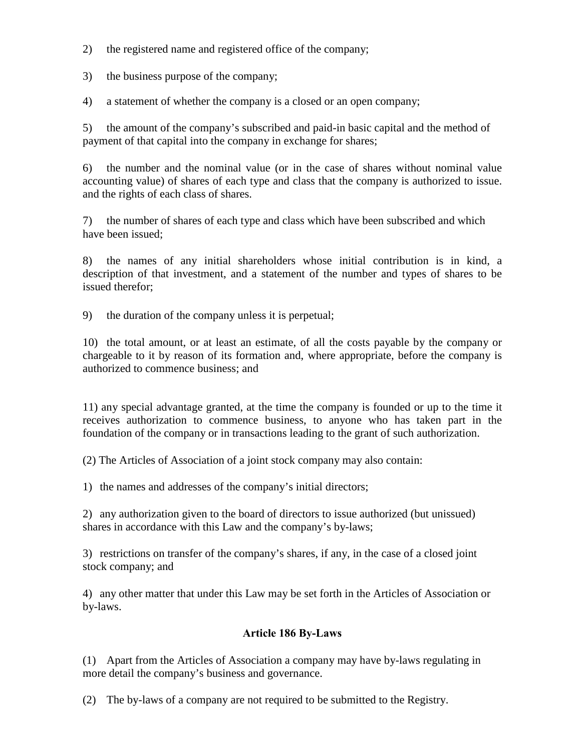2) the registered name and registered office of the company;

3) the business purpose of the company;

4) a statement of whether the company is a closed or an open company;

5) the amount of the company's subscribed and paid-in basic capital and the method of payment of that capital into the company in exchange for shares;

6) the number and the nominal value (or in the case of shares without nominal value accounting value) of shares of each type and class that the company is authorized to issue. and the rights of each class of shares.

7) the number of shares of each type and class which have been subscribed and which have been issued;

8) the names of any initial shareholders whose initial contribution is in kind, a description of that investment, and a statement of the number and types of shares to be issued therefor;

9) the duration of the company unless it is perpetual;

10) the total amount, or at least an estimate, of all the costs payable by the company or chargeable to it by reason of its formation and, where appropriate, before the company is authorized to commence business; and

11) any special advantage granted, at the time the company is founded or up to the time it receives authorization to commence business, to anyone who has taken part in the foundation of the company or in transactions leading to the grant of such authorization.

(2) The Articles of Association of a joint stock company may also contain:

1) the names and addresses of the company's initial directors;

2) any authorization given to the board of directors to issue authorized (but unissued) shares in accordance with this Law and the company's by-laws;

3) restrictions on transfer of the company's shares, if any, in the case of a closed joint stock company; and

4) any other matter that under this Law may be set forth in the Articles of Association or by-laws.

### Article 186 By-Laws

(1) Apart from the Articles of Association a company may have by-laws regulating in more detail the company's business and governance.

(2) The by-laws of a company are not required to be submitted to the Registry.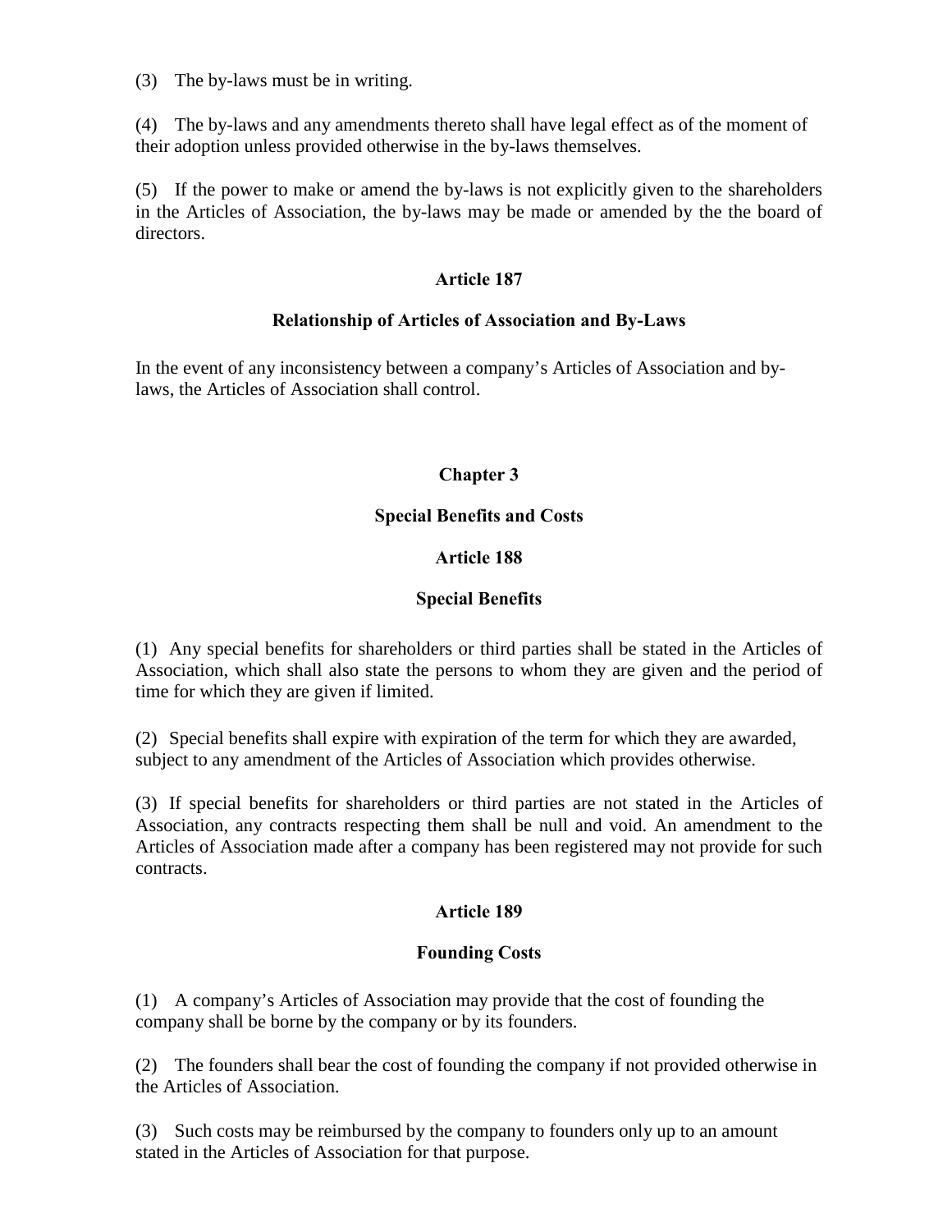(3) The by-laws must be in writing.

(4) The by-laws and any amendments thereto shall have legal effect as of the moment of their adoption unless provided otherwise in the by-laws themselves.

(5) If the power to make or amend the by-laws is not explicitly given to the shareholders in the Articles of Association, the by-laws may be made or amended by the the board of directors.

### Article 187

### Relationship of Articles of Association and By-Laws

In the event of any inconsistency between a company's Articles of Association and by-laws, the Articles of Association shall control.

## Chapter 3

## Special Benefits and Costs

### Article 188

### Special Benefits

(1) Any special benefits for shareholders or third parties shall be stated in the Articles of Association, which shall also state the persons to whom they are given and the period of time for which they are given if limited.

(2) Special benefits shall expire with expiration of the term for which they are awarded, subject to any amendment of the Articles of Association which provides otherwise.

(3) If special benefits for shareholders or third parties are not stated in the Articles of Association, any contracts respecting them shall be null and void. An amendment to the Articles of Association made after a company has been registered may not provide for such contracts.

### Article 189

### Founding Costs

(1) A company's Articles of Association may provide that the cost of founding the company shall be borne by the company or by its founders.

(2) The founders shall bear the cost of founding the company if not provided otherwise in the Articles of Association.

(3) Such costs may be reimbursed by the company to founders only up to an amount stated in the Articles of Association for that purpose.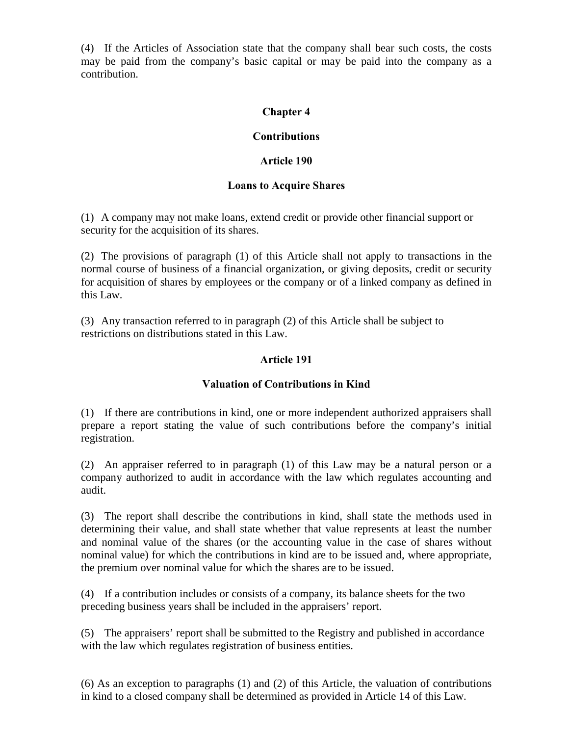(4) If the Articles of Association state that the company shall bear such costs, the costs may be paid from the company's basic capital or may be paid into the company as a contribution.

## Chapter 4

## Contributions

### Article 190

### Loans to Acquire Shares

(1) A company may not make loans, extend credit or provide other financial support or security for the acquisition of its shares.

(2) The provisions of paragraph (1) of this Article shall not apply to transactions in the normal course of business of a financial organization, or giving deposits, credit or security for acquisition of shares by employees or the company or of a linked company as defined in this Law.

(3) Any transaction referred to in paragraph (2) of this Article shall be subject to restrictions on distributions stated in this Law.

### Article 191

### Valuation of Contributions in Kind

(1) If there are contributions in kind, one or more independent authorized appraisers shall prepare a report stating the value of such contributions before the company's initial registration.

(2) An appraiser referred to in paragraph (1) of this Law may be a natural person or a company authorized to audit in accordance with the law which regulates accounting and audit.

(3) The report shall describe the contributions in kind, shall state the methods used in determining their value, and shall state whether that value represents at least the number and nominal value of the shares (or the accounting value in the case of shares without nominal value) for which the contributions in kind are to be issued and, where appropriate, the premium over nominal value for which the shares are to be issued.

(4) If a contribution includes or consists of a company, its balance sheets for the two preceding business years shall be included in the appraisers' report.

(5) The appraisers' report shall be submitted to the Registry and published in accordance with the law which regulates registration of business entities.

(6) As an exception to paragraphs (1) and (2) of this Article, the valuation of contributions in kind to a closed company shall be determined as provided in Article 14 of this Law.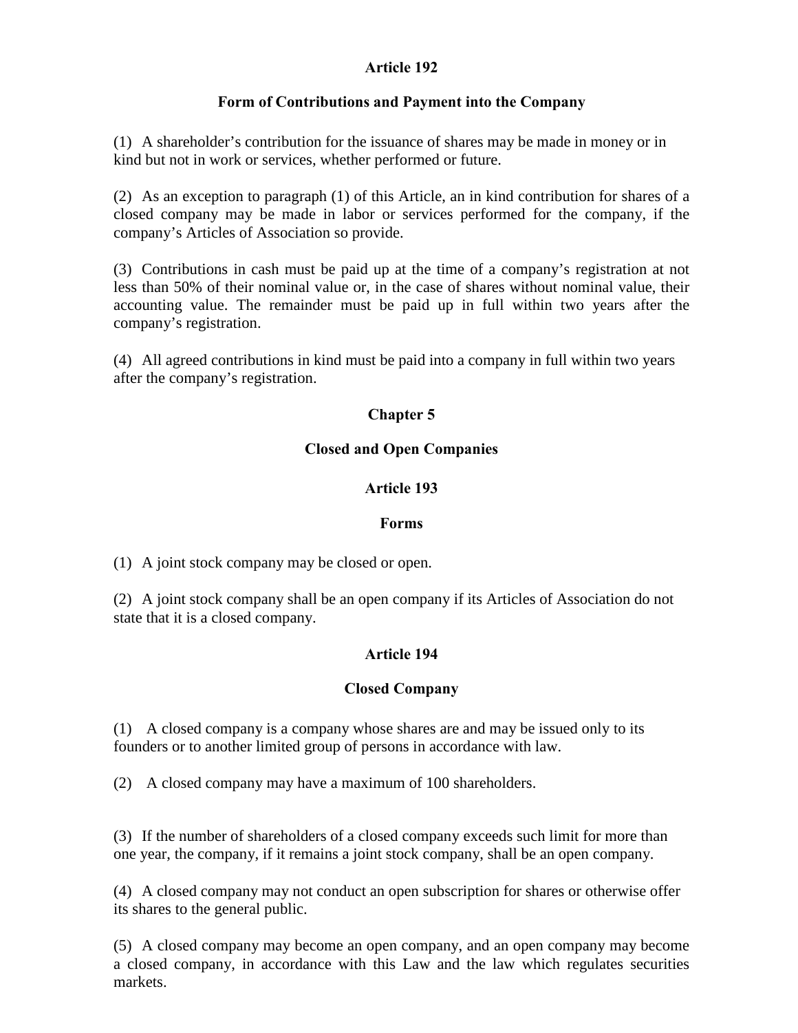### Article 192

### Form of Contributions and Payment into the Company

(1) A shareholder's contribution for the issuance of shares may be made in money or in kind but not in work or services, whether performed or future.

(2) As an exception to paragraph (1) of this Article, an in kind contribution for shares of a closed company may be made in labor or services performed for the company, if the company's Articles of Association so provide.

(3) Contributions in cash must be paid up at the time of a company's registration at not less than 50% of their nominal value or, in the case of shares without nominal value, their accounting value. The remainder must be paid up in full within two years after the company's registration.

(4) All agreed contributions in kind must be paid into a company in full within two years after the company's registration.

## Chapter 5

## Closed and Open Companies

### Article 193

### Forms

(1) A joint stock company may be closed or open.

(2) A joint stock company shall be an open company if its Articles of Association do not state that it is a closed company.

### Article 194

### Closed Company

(1) A closed company is a company whose shares are and may be issued only to its founders or to another limited group of persons in accordance with law.

(2) A closed company may have a maximum of 100 shareholders.

(3) If the number of shareholders of a closed company exceeds such limit for more than one year, the company, if it remains a joint stock company, shall be an open company.

(4) A closed company may not conduct an open subscription for shares or otherwise offer its shares to the general public.

(5) A closed company may become an open company, and an open company may become a closed company, in accordance with this Law and the law which regulates securities markets.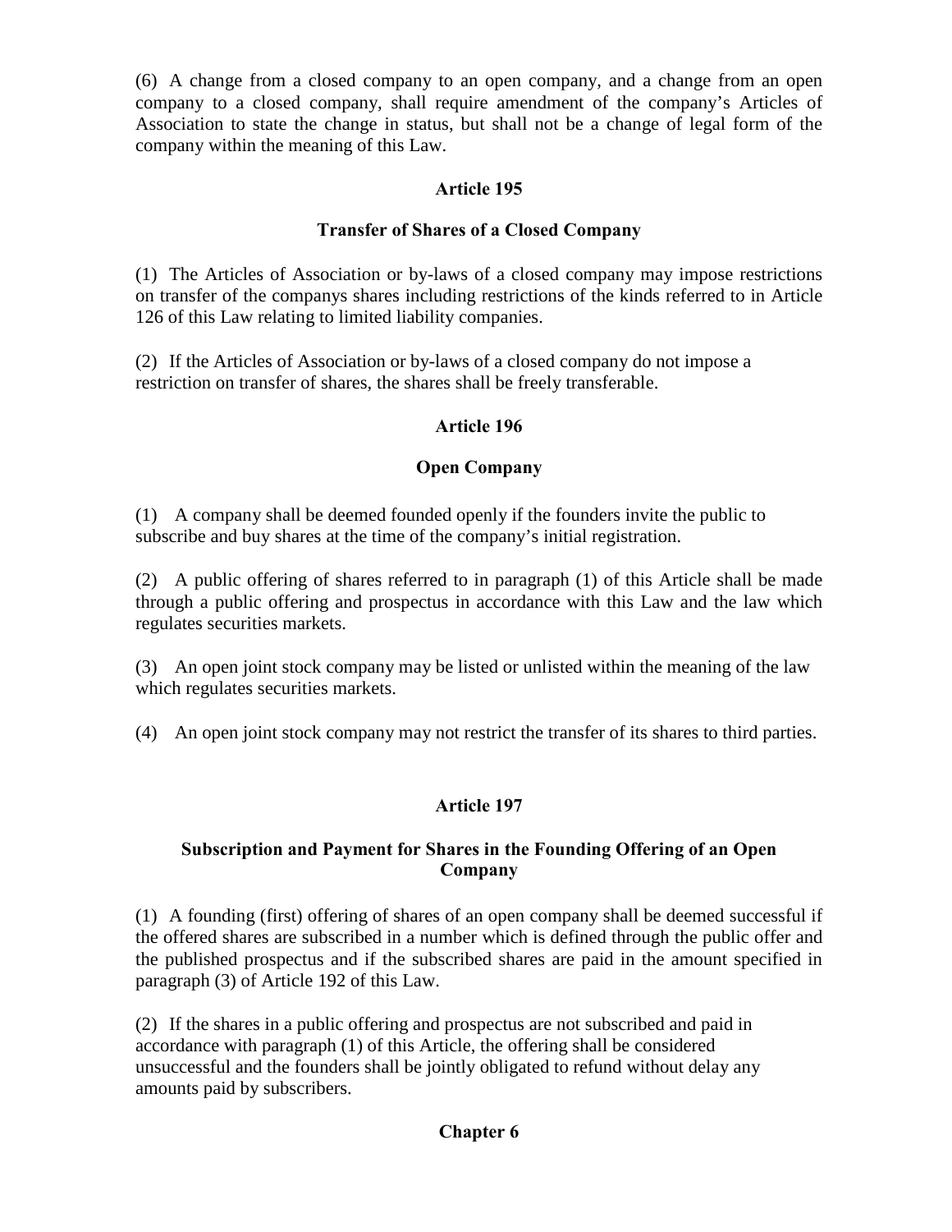(6) A change from a closed company to an open company, and a change from an open company to a closed company, shall require amendment of the company's Articles of Association to state the change in status, but shall not be a change of legal form of the company within the meaning of this Law.

### Article 195

### Transfer of Shares of a Closed Company

(1) The Articles of Association or by-laws of a closed company may impose restrictions on transfer of the companys shares including restrictions of the kinds referred to in Article 126 of this Law relating to limited liability companies.

(2) If the Articles of Association or by-laws of a closed company do not impose a restriction on transfer of shares, the shares shall be freely transferable.

### Article 196

### Open Company

(1) A company shall be deemed founded openly if the founders invite the public to subscribe and buy shares at the time of the company's initial registration.

(2) A public offering of shares referred to in paragraph (1) of this Article shall be made through a public offering and prospectus in accordance with this Law and the law which regulates securities markets.

(3) An open joint stock company may be listed or unlisted within the meaning of the law which regulates securities markets.

(4) An open joint stock company may not restrict the transfer of its shares to third parties.

### Article 197

### Subscription and Payment for Shares in the Founding Offering of an Open Company

(1) A founding (first) offering of shares of an open company shall be deemed successful if the offered shares are subscribed in a number which is defined through the public offer and the published prospectus and if the subscribed shares are paid in the amount specified in paragraph (3) of Article 192 of this Law.

(2) If the shares in a public offering and prospectus are not subscribed and paid in accordance with paragraph (1) of this Article, the offering shall be considered unsuccessful and the founders shall be jointly obligated to refund without delay any amounts paid by subscribers.

## Chapter 6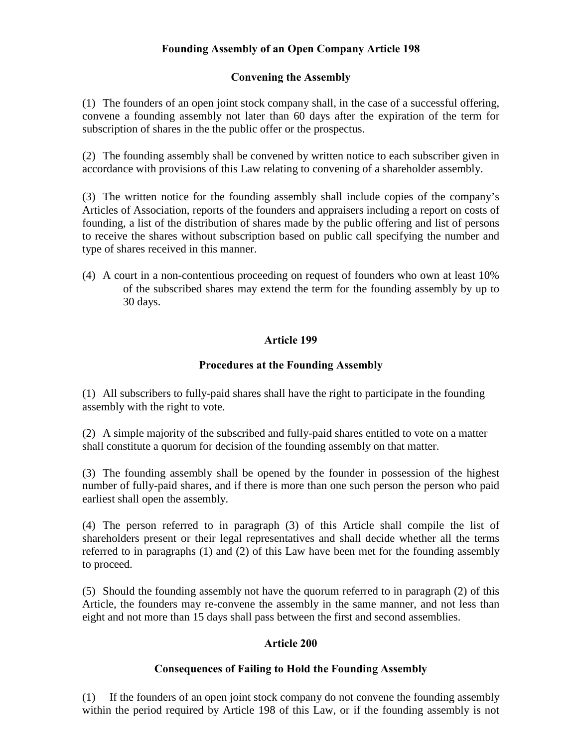### Founding Assembly of an Open Company Article 198

### Convening the Assembly

(1) The founders of an open joint stock company shall, in the case of a successful offering, convene a founding assembly not later than 60 days after the expiration of the term for subscription of shares in the the public offer or the prospectus.

(2) The founding assembly shall be convened by written notice to each subscriber given in accordance with provisions of this Law relating to convening of a shareholder assembly.

(3) The written notice for the founding assembly shall include copies of the company's Articles of Association, reports of the founders and appraisers including a report on costs of founding, a list of the distribution of shares made by the public offering and list of persons to receive the shares without subscription based on public call specifying the number and type of shares received in this manner.

(4) A court in a non-contentious proceeding on request of founders who own at least 10% of the subscribed shares may extend the term for the founding assembly by up to 30 days.

### Article 199

### Procedures at the Founding Assembly

(1) All subscribers to fully-paid shares shall have the right to participate in the founding assembly with the right to vote.

(2) A simple majority of the subscribed and fully-paid shares entitled to vote on a matter shall constitute a quorum for decision of the founding assembly on that matter.

(3) The founding assembly shall be opened by the founder in possession of the highest number of fully-paid shares, and if there is more than one such person the person who paid earliest shall open the assembly.

(4) The person referred to in paragraph (3) of this Article shall compile the list of shareholders present or their legal representatives and shall decide whether all the terms referred to in paragraphs (1) and (2) of this Law have been met for the founding assembly to proceed.

(5) Should the founding assembly not have the quorum referred to in paragraph (2) of this Article, the founders may re-convene the assembly in the same manner, and not less than eight and not more than 15 days shall pass between the first and second assemblies.

### Article 200

### Consequences of Failing to Hold the Founding Assembly

(1) If the founders of an open joint stock company do not convene the founding assembly within the period required by Article 198 of this Law, or if the founding assembly is not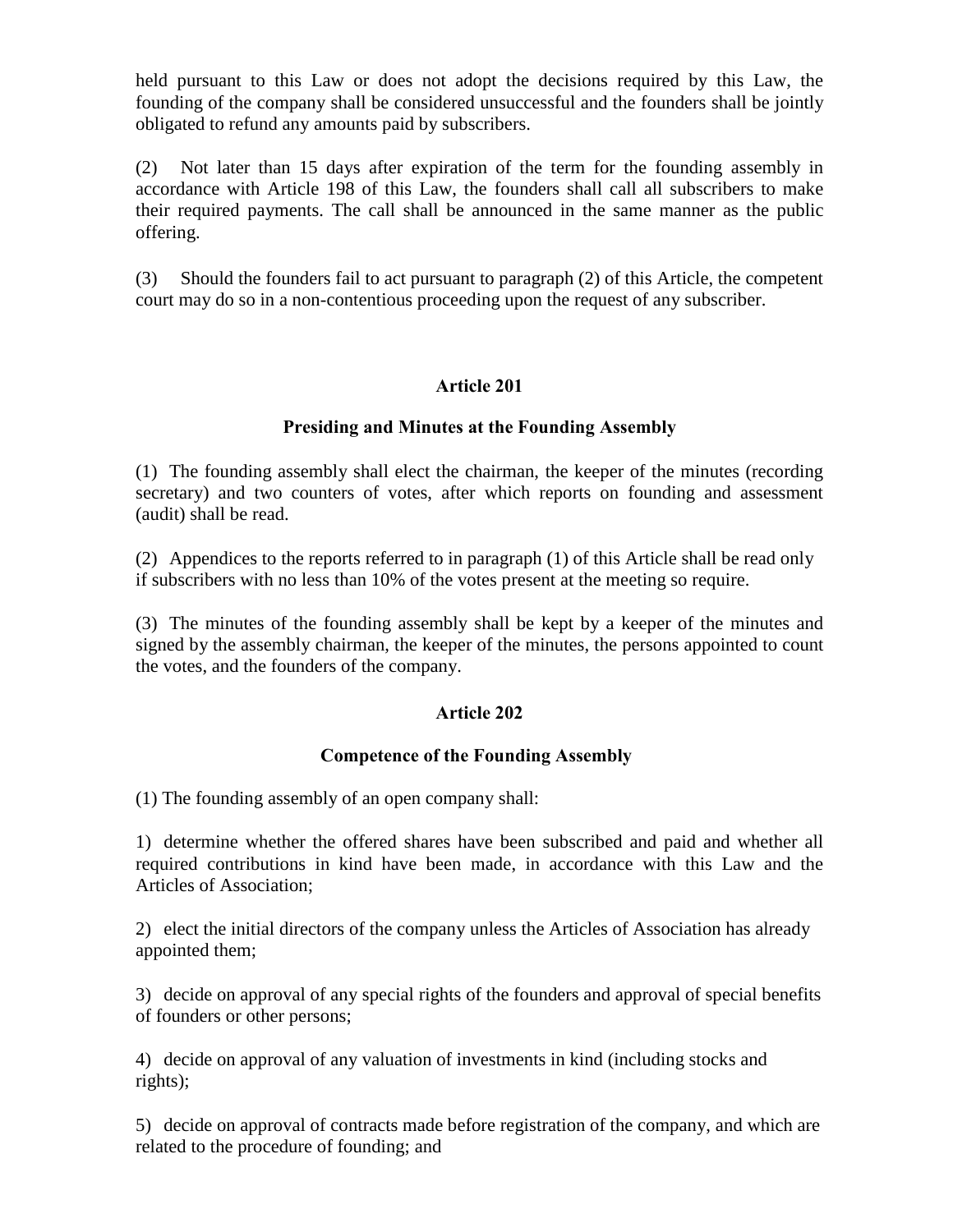held pursuant to this Law or does not adopt the decisions required by this Law, the founding of the company shall be considered unsuccessful and the founders shall be jointly obligated to refund any amounts paid by subscribers.

(2) Not later than 15 days after expiration of the term for the founding assembly in accordance with Article 198 of this Law, the founders shall call all subscribers to make their required payments. The call shall be announced in the same manner as the public offering.

(3) Should the founders fail to act pursuant to paragraph (2) of this Article, the competent court may do so in a non-contentious proceeding upon the request of any subscriber.

**Article 201**

**Presiding and Minutes at the Founding Assembly**

(1) The founding assembly shall elect the chairman, the keeper of the minutes (recording secretary) and two counters of votes, after which reports on founding and assessment (audit) shall be read.

(2) Appendices to the reports referred to in paragraph (1) of this Article shall be read only if subscribers with no less than 10% of the votes present at the meeting so require.

(3) The minutes of the founding assembly shall be kept by a keeper of the minutes and signed by the assembly chairman, the keeper of the minutes, the persons appointed to count the votes, and the founders of the company.

**Article 202**

**Competence of the Founding Assembly**

(1) The founding assembly of an open company shall:

1) determine whether the offered shares have been subscribed and paid and whether all required contributions in kind have been made, in accordance with this Law and the Articles of Association;

2) elect the initial directors of the company unless the Articles of Association has already appointed them;

3) decide on approval of any special rights of the founders and approval of special benefits of founders or other persons;

4) decide on approval of any valuation of investments in kind (including stocks and rights);

5) decide on approval of contracts made before registration of the company, and which are related to the procedure of founding; and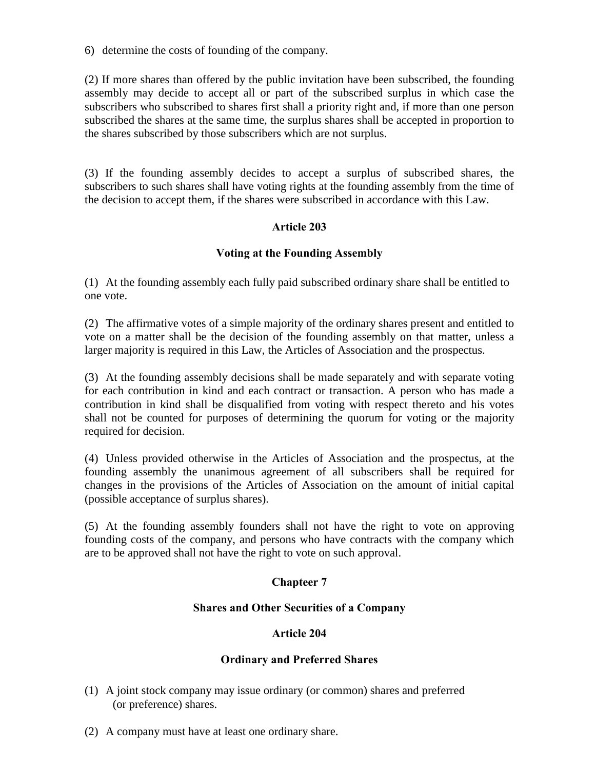6) determine the costs of founding of the company.

(2) If more shares than offered by the public invitation have been subscribed, the founding assembly may decide to accept all or part of the subscribed surplus in which case the subscribers who subscribed to shares first shall a priority right and, if more than one person subscribed the shares at the same time, the surplus shares shall be accepted in proportion to the shares subscribed by those subscribers which are not surplus.

(3) If the founding assembly decides to accept a surplus of subscribed shares, the subscribers to such shares shall have voting rights at the founding assembly from the time of the decision to accept them, if the shares were subscribed in accordance with this Law.

**Article 203**

**Voting at the Founding Assembly**

(1) At the founding assembly each fully paid subscribed ordinary share shall be entitled to one vote.

(2) The affirmative votes of a simple majority of the ordinary shares present and entitled to vote on a matter shall be the decision of the founding assembly on that matter, unless a larger majority is required in this Law, the Articles of Association and the prospectus.

(3) At the founding assembly decisions shall be made separately and with separate voting for each contribution in kind and each contract or transaction. A person who has made a contribution in kind shall be disqualified from voting with respect thereto and his votes shall not be counted for purposes of determining the quorum for voting or the majority required for decision.

(4) Unless provided otherwise in the Articles of Association and the prospectus, at the founding assembly the unanimous agreement of all subscribers shall be required for changes in the provisions of the Articles of Association on the amount of initial capital (possible acceptance of surplus shares).

(5) At the founding assembly founders shall not have the right to vote on approving founding costs of the company, and persons who have contracts with the company which are to be approved shall not have the right to vote on such approval.

## Chapteer 7

## Shares and Other Securities of a Company

**Article 204**

**Ordinary and Preferred Shares**

(1) A joint stock company may issue ordinary (or common) shares and preferred (or preference) shares.

(2) A company must have at least one ordinary share.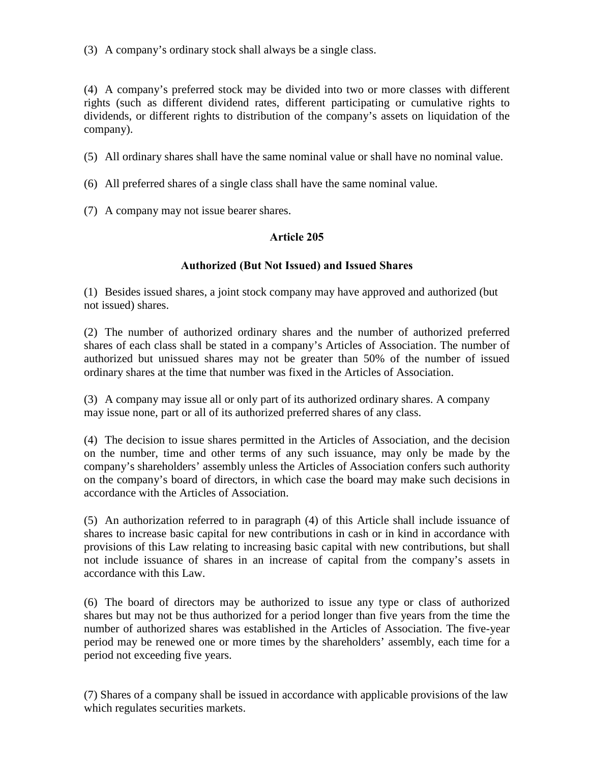(3) A company's ordinary stock shall always be a single class.

(4) A company's preferred stock may be divided into two or more classes with different rights (such as different dividend rates, different participating or cumulative rights to dividends, or different rights to distribution of the company's assets on liquidation of the company).

(5) All ordinary shares shall have the same nominal value or shall have no nominal value.

(6) All preferred shares of a single class shall have the same nominal value.

(7) A company may not issue bearer shares.

**Article 205**

**Authorized (But Not Issued) and Issued Shares**

(1) Besides issued shares, a joint stock company may have approved and authorized (but not issued) shares.

(2) The number of authorized ordinary shares and the number of authorized preferred shares of each class shall be stated in a company's Articles of Association. The number of authorized but unissued shares may not be greater than 50% of the number of issued ordinary shares at the time that number was fixed in the Articles of Association.

(3) A company may issue all or only part of its authorized ordinary shares. A company may issue none, part or all of its authorized preferred shares of any class.

(4) The decision to issue shares permitted in the Articles of Association, and the decision on the number, time and other terms of any such issuance, may only be made by the company's shareholders' assembly unless the Articles of Association confers such authority on the company's board of directors, in which case the board may make such decisions in accordance with the Articles of Association.

(5) An authorization referred to in paragraph (4) of this Article shall include issuance of shares to increase basic capital for new contributions in cash or in kind in accordance with provisions of this Law relating to increasing basic capital with new contributions, but shall not include issuance of shares in an increase of capital from the company's assets in accordance with this Law.

(6) The board of directors may be authorized to issue any type or class of authorized shares but may not be thus authorized for a period longer than five years from the time the number of authorized shares was established in the Articles of Association. The five-year period may be renewed one or more times by the shareholders' assembly, each time for a period not exceeding five years.

(7) Shares of a company shall be issued in accordance with applicable provisions of the law which regulates securities markets.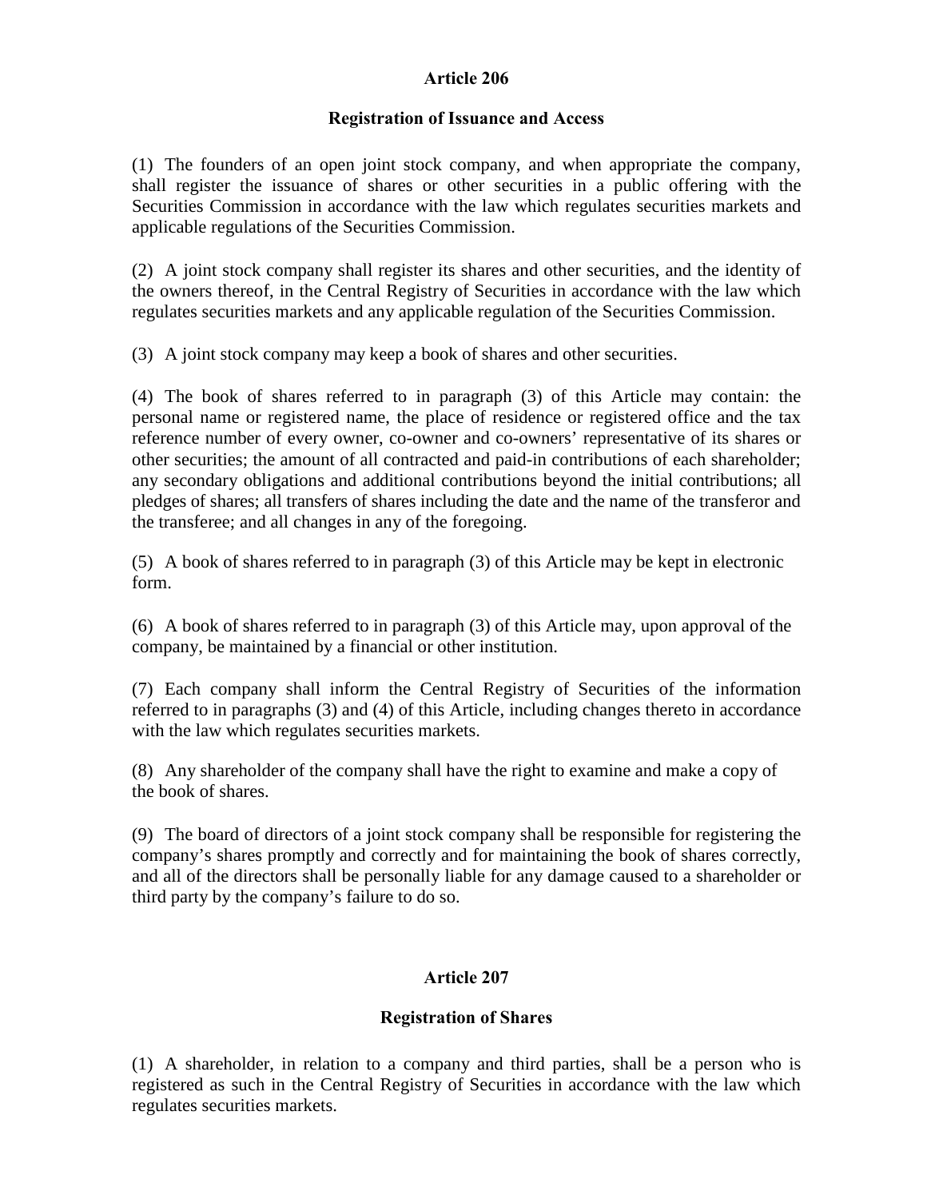## Article 206

### Registration of Issuance and Access

(1) The founders of an open joint stock company, and when appropriate the company, shall register the issuance of shares or other securities in a public offering with the Securities Commission in accordance with the law which regulates securities markets and applicable regulations of the Securities Commission.

(2) A joint stock company shall register its shares and other securities, and the identity of the owners thereof, in the Central Registry of Securities in accordance with the law which regulates securities markets and any applicable regulation of the Securities Commission.

(3) A joint stock company may keep a book of shares and other securities.

(4) The book of shares referred to in paragraph (3) of this Article may contain: the personal name or registered name, the place of residence or registered office and the tax reference number of every owner, co-owner and co-owners' representative of its shares or other securities; the amount of all contracted and paid-in contributions of each shareholder; any secondary obligations and additional contributions beyond the initial contributions; all pledges of shares; all transfers of shares including the date and the name of the transferor and the transferee; and all changes in any of the foregoing.

(5) A book of shares referred to in paragraph (3) of this Article may be kept in electronic form.

(6) A book of shares referred to in paragraph (3) of this Article may, upon approval of the company, be maintained by a financial or other institution.

(7) Each company shall inform the Central Registry of Securities of the information referred to in paragraphs (3) and (4) of this Article, including changes thereto in accordance with the law which regulates securities markets.

(8) Any shareholder of the company shall have the right to examine and make a copy of the book of shares.

(9) The board of directors of a joint stock company shall be responsible for registering the company's shares promptly and correctly and for maintaining the book of shares correctly, and all of the directors shall be personally liable for any damage caused to a shareholder or third party by the company's failure to do so.

## Article 207

### Registration of Shares

(1) A shareholder, in relation to a company and third parties, shall be a person who is registered as such in the Central Registry of Securities in accordance with the law which regulates securities markets.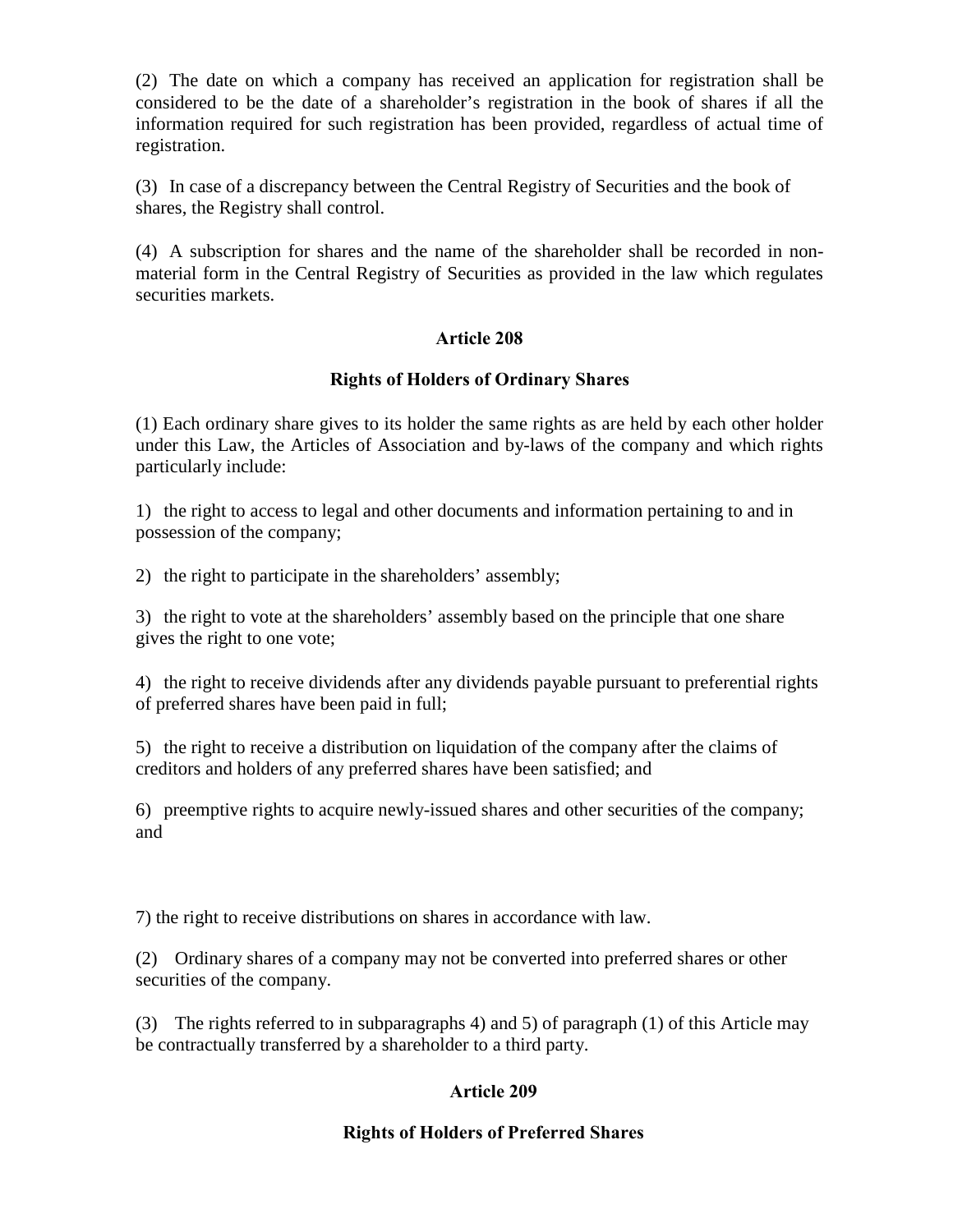(2) The date on which a company has received an application for registration shall be considered to be the date of a shareholder's registration in the book of shares if all the information required for such registration has been provided, regardless of actual time of registration.

(3) In case of a discrepancy between the Central Registry of Securities and the book of shares, the Registry shall control.

(4) A subscription for shares and the name of the shareholder shall be recorded in non-material form in the Central Registry of Securities as provided in the law which regulates securities markets.

### Article 208

### Rights of Holders of Ordinary Shares

(1) Each ordinary share gives to its holder the same rights as are held by each other holder under this Law, the Articles of Association and by-laws of the company and which rights particularly include:

1) the right to access to legal and other documents and information pertaining to and in possession of the company;

2) the right to participate in the shareholders' assembly;

3) the right to vote at the shareholders' assembly based on the principle that one share gives the right to one vote;

4) the right to receive dividends after any dividends payable pursuant to preferential rights of preferred shares have been paid in full;

5) the right to receive a distribution on liquidation of the company after the claims of creditors and holders of any preferred shares have been satisfied; and

6) preemptive rights to acquire newly-issued shares and other securities of the company; and

7) the right to receive distributions on shares in accordance with law.

(2) Ordinary shares of a company may not be converted into preferred shares or other securities of the company.

(3) The rights referred to in subparagraphs 4) and 5) of paragraph (1) of this Article may be contractually transferred by a shareholder to a third party.

### Article 209

### Rights of Holders of Preferred Shares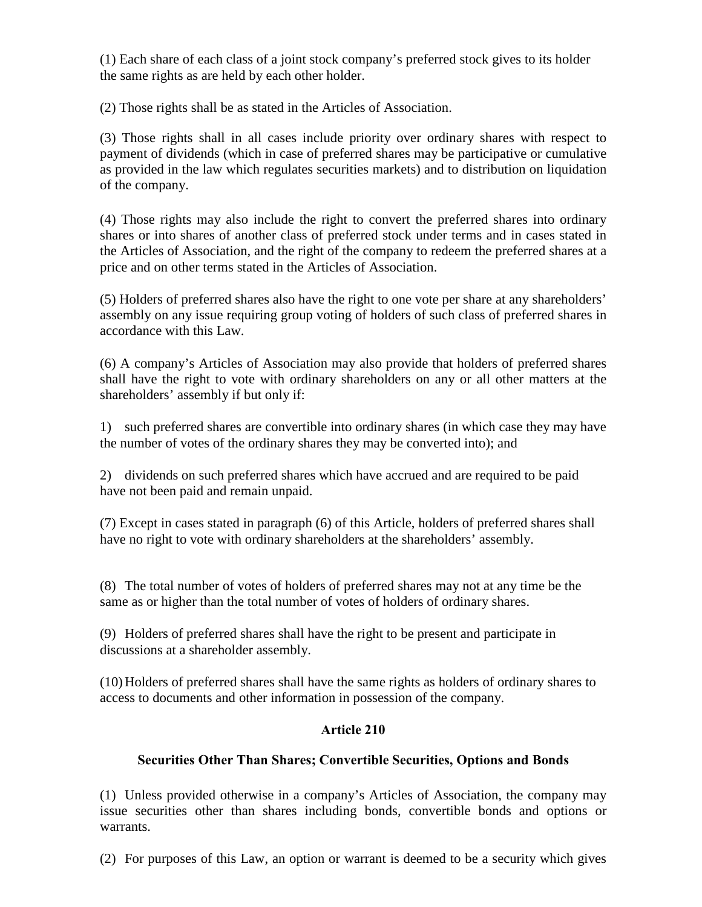(1) Each share of each class of a joint stock company's preferred stock gives to its holder the same rights as are held by each other holder.

(2) Those rights shall be as stated in the Articles of Association.

(3) Those rights shall in all cases include priority over ordinary shares with respect to payment of dividends (which in case of preferred shares may be participative or cumulative as provided in the law which regulates securities markets) and to distribution on liquidation of the company.

(4) Those rights may also include the right to convert the preferred shares into ordinary shares or into shares of another class of preferred stock under terms and in cases stated in the Articles of Association, and the right of the company to redeem the preferred shares at a price and on other terms stated in the Articles of Association.

(5) Holders of preferred shares also have the right to one vote per share at any shareholders' assembly on any issue requiring group voting of holders of such class of preferred shares in accordance with this Law.

(6) A company's Articles of Association may also provide that holders of preferred shares shall have the right to vote with ordinary shareholders on any or all other matters at the shareholders' assembly if but only if:

1) such preferred shares are convertible into ordinary shares (in which case they may have the number of votes of the ordinary shares they may be converted into); and

2) dividends on such preferred shares which have accrued and are required to be paid have not been paid and remain unpaid.

(7) Except in cases stated in paragraph (6) of this Article, holders of preferred shares shall have no right to vote with ordinary shareholders at the shareholders' assembly.

(8) The total number of votes of holders of preferred shares may not at any time be the same as or higher than the total number of votes of holders of ordinary shares.

(9) Holders of preferred shares shall have the right to be present and participate in discussions at a shareholder assembly.

(10) Holders of preferred shares shall have the same rights as holders of ordinary shares to access to documents and other information in possession of the company.

## Article 210

### Securities Other Than Shares; Convertible Securities, Options and Bonds

(1) Unless provided otherwise in a company's Articles of Association, the company may issue securities other than shares including bonds, convertible bonds and options or warrants.

(2) For purposes of this Law, an option or warrant is deemed to be a security which gives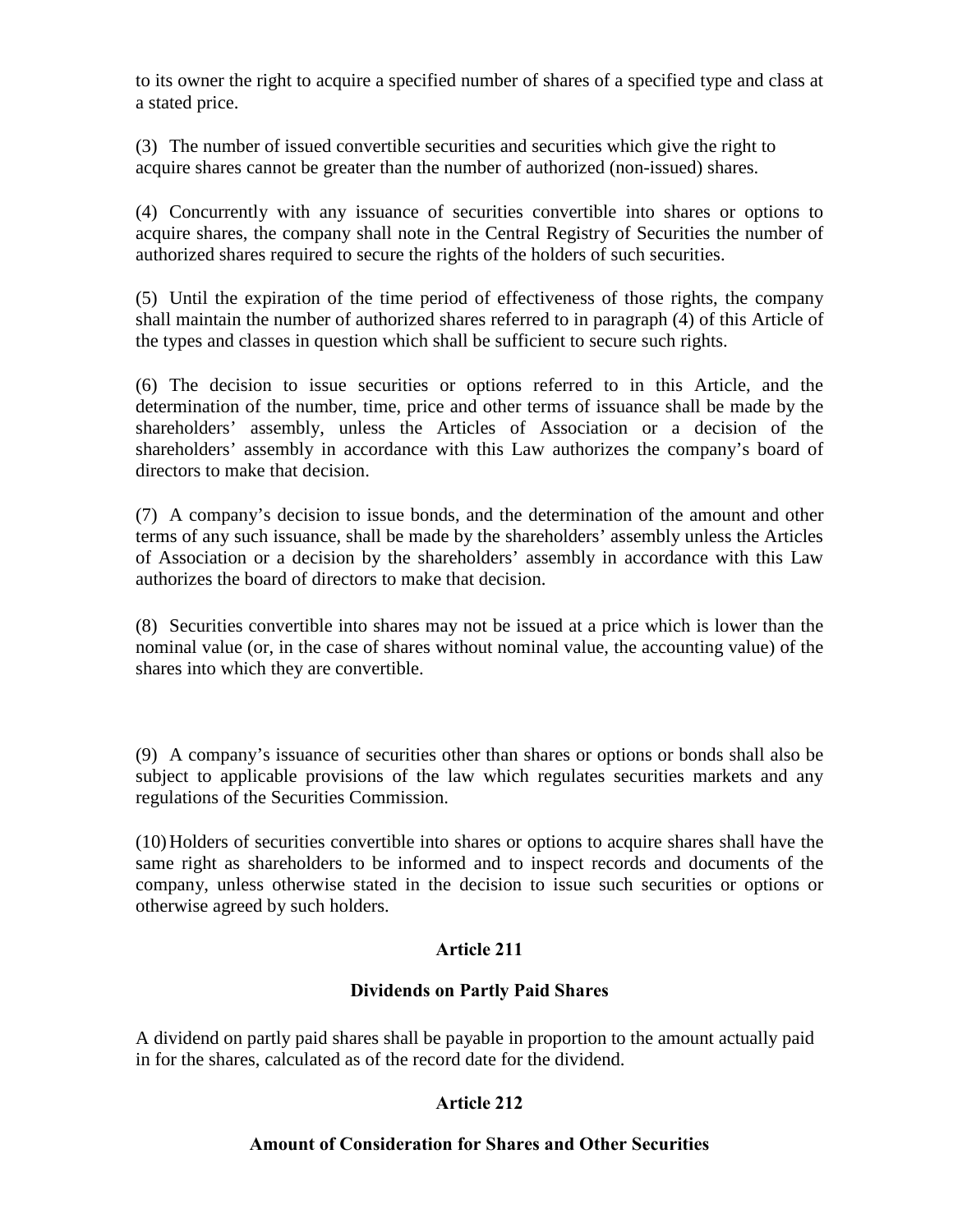to its owner the right to acquire a specified number of shares of a specified type and class at a stated price.

(3) The number of issued convertible securities and securities which give the right to acquire shares cannot be greater than the number of authorized (non-issued) shares.

(4) Concurrently with any issuance of securities convertible into shares or options to acquire shares, the company shall note in the Central Registry of Securities the number of authorized shares required to secure the rights of the holders of such securities.

(5) Until the expiration of the time period of effectiveness of those rights, the company shall maintain the number of authorized shares referred to in paragraph (4) of this Article of the types and classes in question which shall be sufficient to secure such rights.

(6) The decision to issue securities or options referred to in this Article, and the determination of the number, time, price and other terms of issuance shall be made by the shareholders' assembly, unless the Articles of Association or a decision of the shareholders' assembly in accordance with this Law authorizes the company's board of directors to make that decision.

(7) A company's decision to issue bonds, and the determination of the amount and other terms of any such issuance, shall be made by the shareholders' assembly unless the Articles of Association or a decision by the shareholders' assembly in accordance with this Law authorizes the board of directors to make that decision.

(8) Securities convertible into shares may not be issued at a price which is lower than the nominal value (or, in the case of shares without nominal value, the accounting value) of the shares into which they are convertible.

(9) A company's issuance of securities other than shares or options or bonds shall also be subject to applicable provisions of the law which regulates securities markets and any regulations of the Securities Commission.

(10) Holders of securities convertible into shares or options to acquire shares shall have the same right as shareholders to be informed and to inspect records and documents of the company, unless otherwise stated in the decision to issue such securities or options or otherwise agreed by such holders.

### Article 211

### Dividends on Partly Paid Shares

A dividend on partly paid shares shall be payable in proportion to the amount actually paid in for the shares, calculated as of the record date for the dividend.

### Article 212

### Amount of Consideration for Shares and Other Securities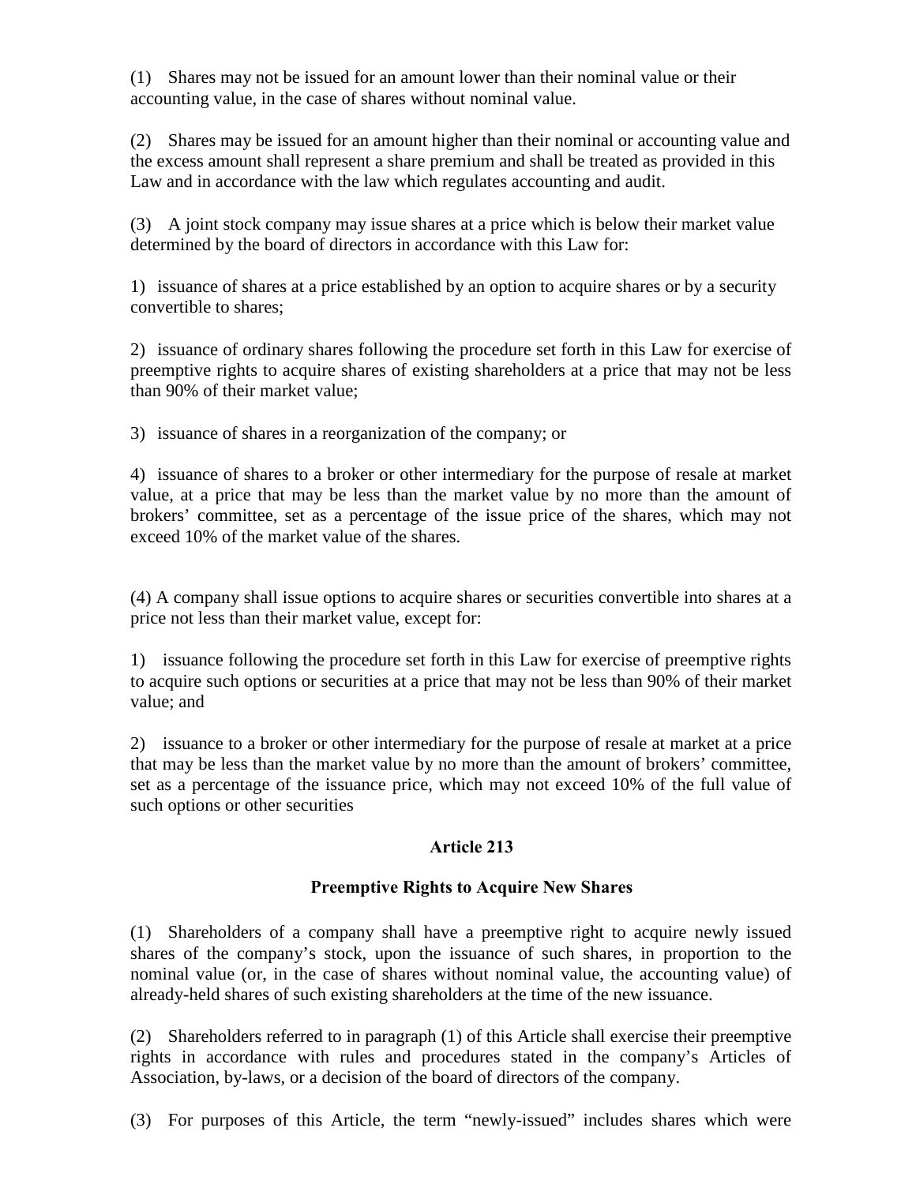(1) Shares may not be issued for an amount lower than their nominal value or their accounting value, in the case of shares without nominal value.

(2) Shares may be issued for an amount higher than their nominal or accounting value and the excess amount shall represent a share premium and shall be treated as provided in this Law and in accordance with the law which regulates accounting and audit.

(3) A joint stock company may issue shares at a price which is below their market value determined by the board of directors in accordance with this Law for:

1) issuance of shares at a price established by an option to acquire shares or by a security convertible to shares;

2) issuance of ordinary shares following the procedure set forth in this Law for exercise of preemptive rights to acquire shares of existing shareholders at a price that may not be less than 90% of their market value;

3) issuance of shares in a reorganization of the company; or

4) issuance of shares to a broker or other intermediary for the purpose of resale at market value, at a price that may be less than the market value by no more than the amount of brokers' committee, set as a percentage of the issue price of the shares, which may not exceed 10% of the market value of the shares.

(4) A company shall issue options to acquire shares or securities convertible into shares at a price not less than their market value, except for:

1) issuance following the procedure set forth in this Law for exercise of preemptive rights to acquire such options or securities at a price that may not be less than 90% of their market value; and

2) issuance to a broker or other intermediary for the purpose of resale at market at a price that may be less than the market value by no more than the amount of brokers' committee, set as a percentage of the issuance price, which may not exceed 10% of the full value of such options or other securities

### Article 213

### Preemptive Rights to Acquire New Shares

(1) Shareholders of a company shall have a preemptive right to acquire newly issued shares of the company's stock, upon the issuance of such shares, in proportion to the nominal value (or, in the case of shares without nominal value, the accounting value) of already-held shares of such existing shareholders at the time of the new issuance.

(2) Shareholders referred to in paragraph (1) of this Article shall exercise their preemptive rights in accordance with rules and procedures stated in the company's Articles of Association, by-laws, or a decision of the board of directors of the company.

(3) For purposes of this Article, the term "newly-issued" includes shares which were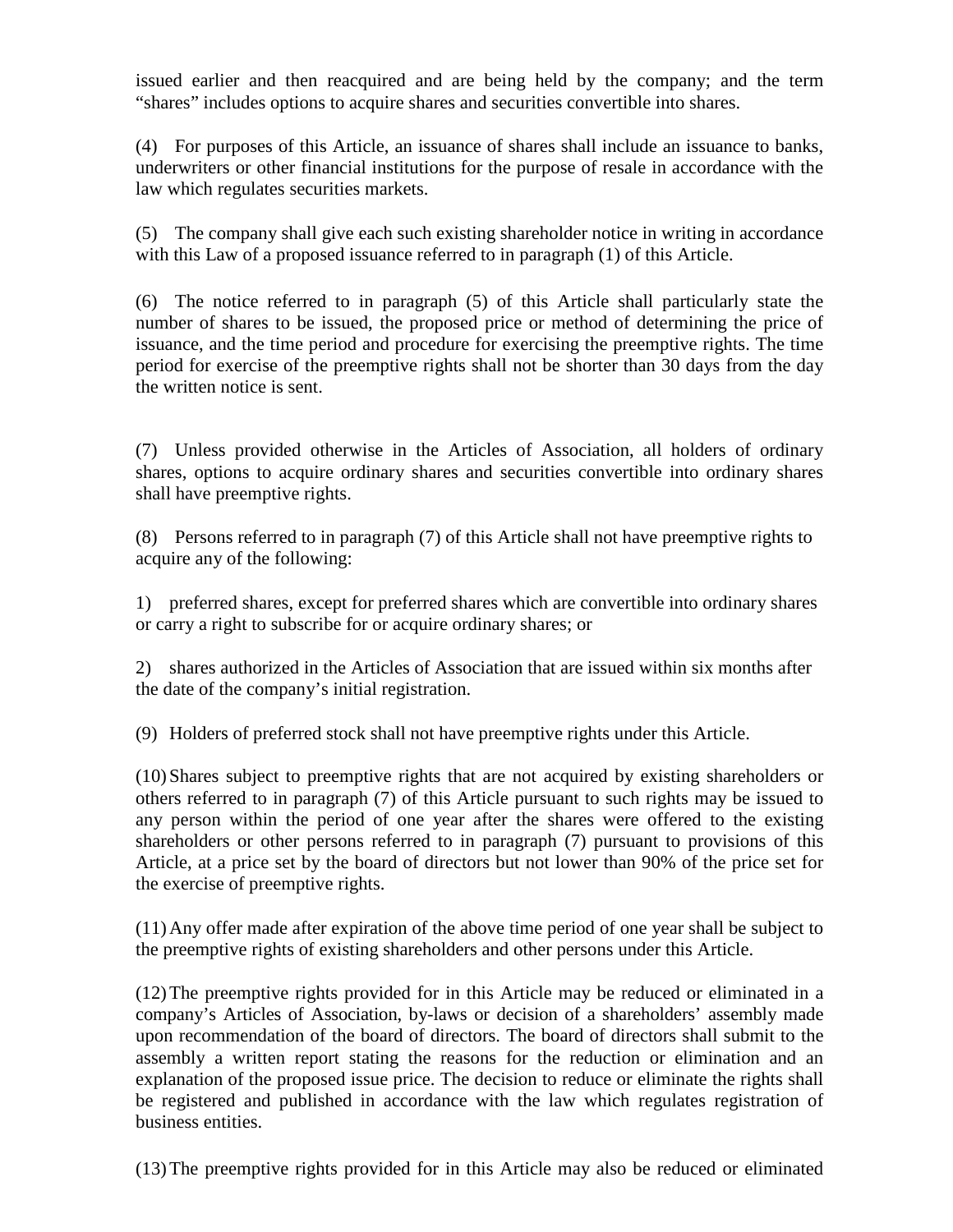issued earlier and then reacquired and are being held by the company; and the term "shares" includes options to acquire shares and securities convertible into shares.

(4) For purposes of this Article, an issuance of shares shall include an issuance to banks, underwriters or other financial institutions for the purpose of resale in accordance with the law which regulates securities markets.

(5) The company shall give each such existing shareholder notice in writing in accordance with this Law of a proposed issuance referred to in paragraph (1) of this Article.

(6) The notice referred to in paragraph (5) of this Article shall particularly state the number of shares to be issued, the proposed price or method of determining the price of issuance, and the time period and procedure for exercising the preemptive rights. The time period for exercise of the preemptive rights shall not be shorter than 30 days from the day the written notice is sent.

(7) Unless provided otherwise in the Articles of Association, all holders of ordinary shares, options to acquire ordinary shares and securities convertible into ordinary shares shall have preemptive rights.

(8) Persons referred to in paragraph (7) of this Article shall not have preemptive rights to acquire any of the following:

1) preferred shares, except for preferred shares which are convertible into ordinary shares or carry a right to subscribe for or acquire ordinary shares; or

2) shares authorized in the Articles of Association that are issued within six months after the date of the company's initial registration.

(9) Holders of preferred stock shall not have preemptive rights under this Article.

(10) Shares subject to preemptive rights that are not acquired by existing shareholders or others referred to in paragraph (7) of this Article pursuant to such rights may be issued to any person within the period of one year after the shares were offered to the existing shareholders or other persons referred to in paragraph (7) pursuant to provisions of this Article, at a price set by the board of directors but not lower than 90% of the price set for the exercise of preemptive rights.

(11) Any offer made after expiration of the above time period of one year shall be subject to the preemptive rights of existing shareholders and other persons under this Article.

(12) The preemptive rights provided for in this Article may be reduced or eliminated in a company's Articles of Association, by-laws or decision of a shareholders' assembly made upon recommendation of the board of directors. The board of directors shall submit to the assembly a written report stating the reasons for the reduction or elimination and an explanation of the proposed issue price. The decision to reduce or eliminate the rights shall be registered and published in accordance with the law which regulates registration of business entities.

(13) The preemptive rights provided for in this Article may also be reduced or eliminated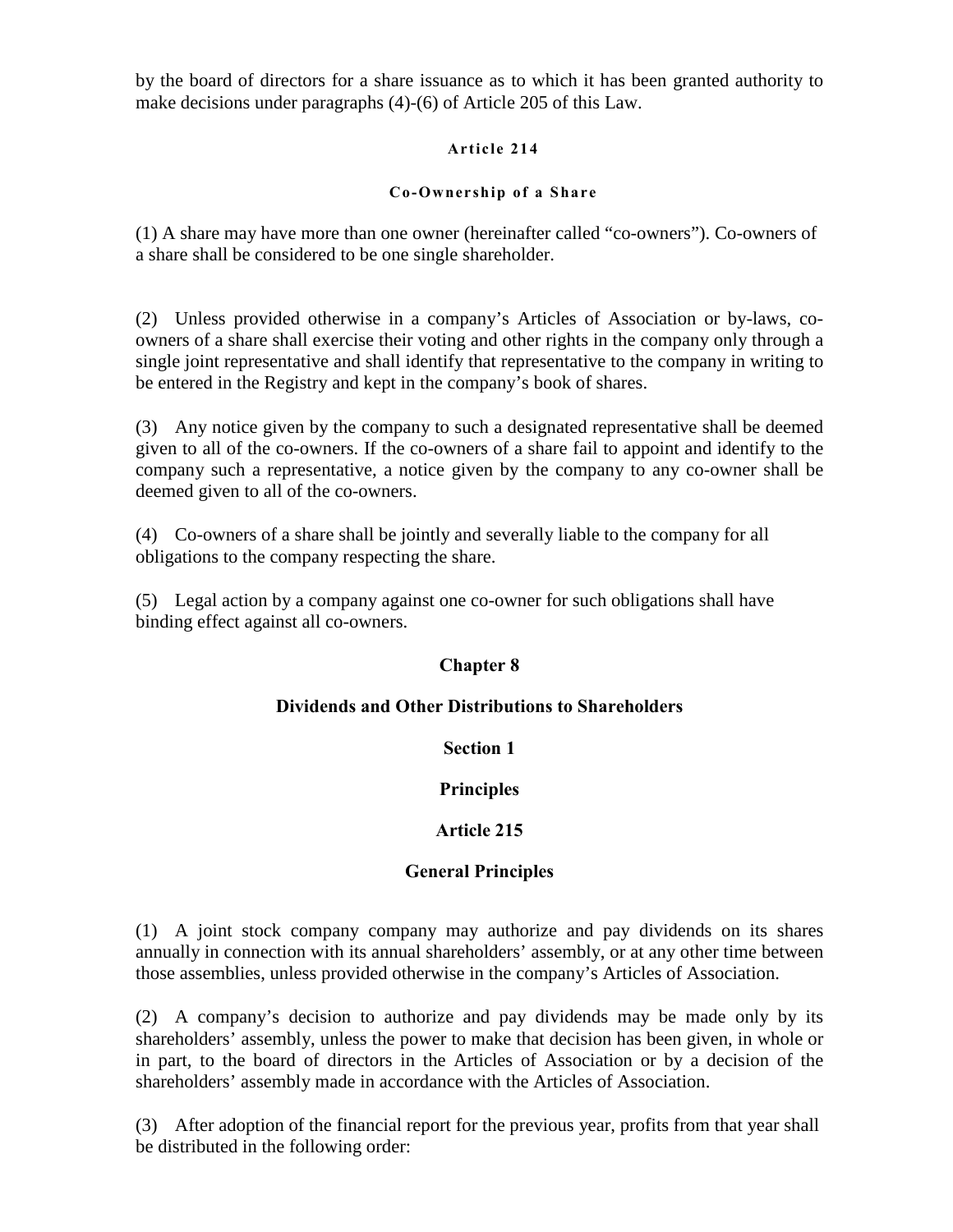by the board of directors for a share issuance as to which it has been granted authority to make decisions under paragraphs (4)-(6) of Article 205 of this Law.

#### Article 214

#### Co-Ownership of a Share

(1) A share may have more than one owner (hereinafter called "co-owners"). Co-owners of a share shall be considered to be one single shareholder.

(2) Unless provided otherwise in a company's Articles of Association or by-laws, co-owners of a share shall exercise their voting and other rights in the company only through a single joint representative and shall identify that representative to the company in writing to be entered in the Registry and kept in the company's book of shares.

(3) Any notice given by the company to such a designated representative shall be deemed given to all of the co-owners. If the co-owners of a share fail to appoint and identify to the company such a representative, a notice given by the company to any co-owner shall be deemed given to all of the co-owners.

(4) Co-owners of a share shall be jointly and severally liable to the company for all obligations to the company respecting the share.

(5) Legal action by a company against one co-owner for such obligations shall have binding effect against all co-owners.

## Chapter 8

## Dividends and Other Distributions to Shareholders

### Section 1

### Principles

#### Article 215

#### General Principles

(1) A joint stock company company may authorize and pay dividends on its shares annually in connection with its annual shareholders' assembly, or at any other time between those assemblies, unless provided otherwise in the company's Articles of Association.

(2) A company's decision to authorize and pay dividends may be made only by its shareholders' assembly, unless the power to make that decision has been given, in whole or in part, to the board of directors in the Articles of Association or by a decision of the shareholders' assembly made in accordance with the Articles of Association.

(3) After adoption of the financial report for the previous year, profits from that year shall be distributed in the following order: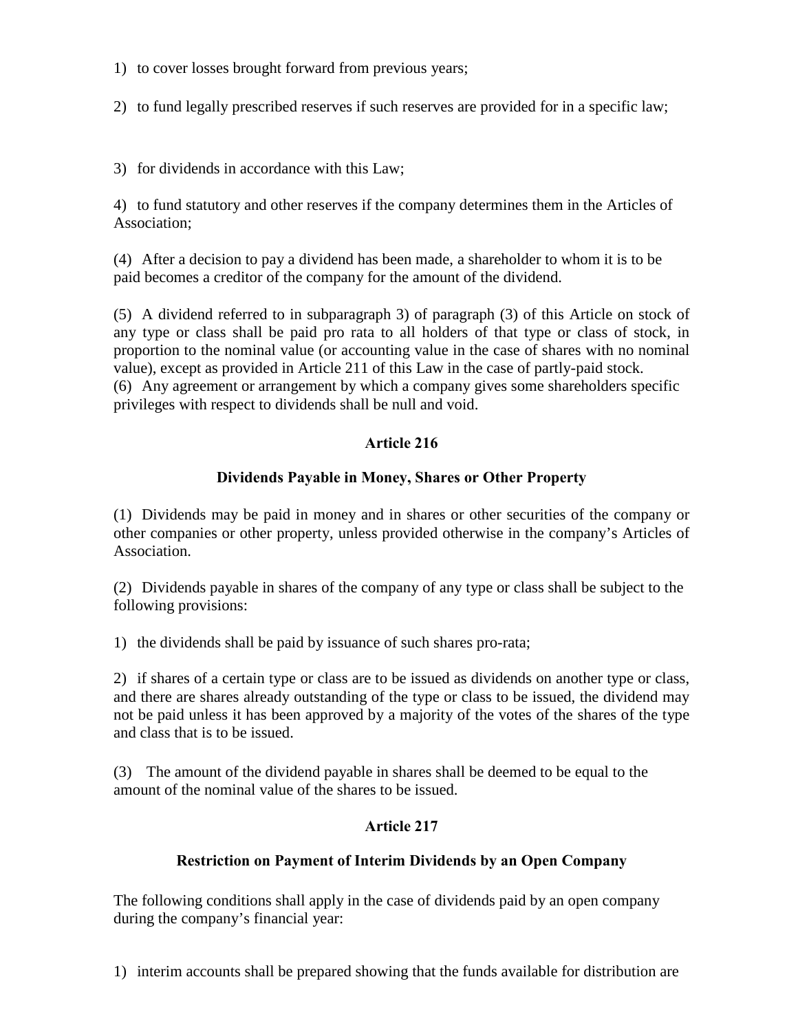1) to cover losses brought forward from previous years;

2) to fund legally prescribed reserves if such reserves are provided for in a specific law;

3) for dividends in accordance with this Law;

4) to fund statutory and other reserves if the company determines them in the Articles of Association;

(4) After a decision to pay a dividend has been made, a shareholder to whom it is to be paid becomes a creditor of the company for the amount of the dividend.

(5) A dividend referred to in subparagraph 3) of paragraph (3) of this Article on stock of any type or class shall be paid pro rata to all holders of that type or class of stock, in proportion to the nominal value (or accounting value in the case of shares with no nominal value), except as provided in Article 211 of this Law in the case of partly-paid stock.

(6) Any agreement or arrangement by which a company gives some shareholders specific privileges with respect to dividends shall be null and void.

### Article 216

### Dividends Payable in Money, Shares or Other Property

(1) Dividends may be paid in money and in shares or other securities of the company or other companies or other property, unless provided otherwise in the company's Articles of Association.

(2) Dividends payable in shares of the company of any type or class shall be subject to the following provisions:

1) the dividends shall be paid by issuance of such shares pro-rata;

2) if shares of a certain type or class are to be issued as dividends on another type or class, and there are shares already outstanding of the type or class to be issued, the dividend may not be paid unless it has been approved by a majority of the votes of the shares of the type and class that is to be issued.

(3) The amount of the dividend payable in shares shall be deemed to be equal to the amount of the nominal value of the shares to be issued.

### Article 217

### Restriction on Payment of Interim Dividends by an Open Company

The following conditions shall apply in the case of dividends paid by an open company during the company's financial year:

1) interim accounts shall be prepared showing that the funds available for distribution are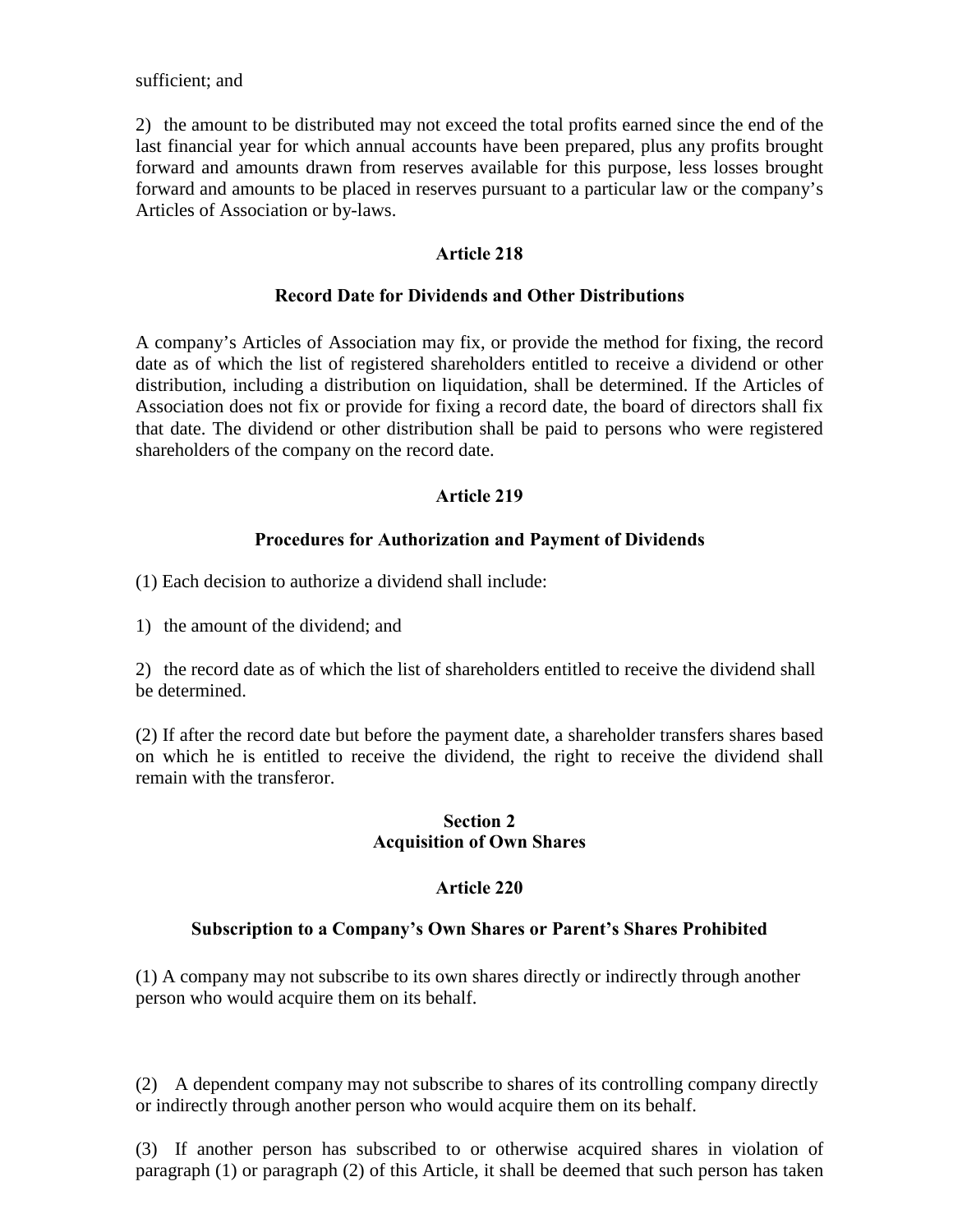sufficient; and

2) the amount to be distributed may not exceed the total profits earned since the end of the last financial year for which annual accounts have been prepared, plus any profits brought forward and amounts drawn from reserves available for this purpose, less losses brought forward and amounts to be placed in reserves pursuant to a particular law or the company's Articles of Association or by-laws.

**Article 218**

**Record Date for Dividends and Other Distributions**

A company's Articles of Association may fix, or provide the method for fixing, the record date as of which the list of registered shareholders entitled to receive a dividend or other distribution, including a distribution on liquidation, shall be determined. If the Articles of Association does not fix or provide for fixing a record date, the board of directors shall fix that date. The dividend or other distribution shall be paid to persons who were registered shareholders of the company on the record date.

**Article 219**

**Procedures for Authorization and Payment of Dividends**

(1) Each decision to authorize a dividend shall include:

1) the amount of the dividend; and

2) the record date as of which the list of shareholders entitled to receive the dividend shall be determined.

(2) If after the record date but before the payment date, a shareholder transfers shares based on which he is entitled to receive the dividend, the right to receive the dividend shall remain with the transferor.

**Section 2**
**Acquisition of Own Shares**

**Article 220**

**Subscription to a Company's Own Shares or Parent's Shares Prohibited**

(1) A company may not subscribe to its own shares directly or indirectly through another person who would acquire them on its behalf.

(2) A dependent company may not subscribe to shares of its controlling company directly or indirectly through another person who would acquire them on its behalf.

(3) If another person has subscribed to or otherwise acquired shares in violation of paragraph (1) or paragraph (2) of this Article, it shall be deemed that such person has taken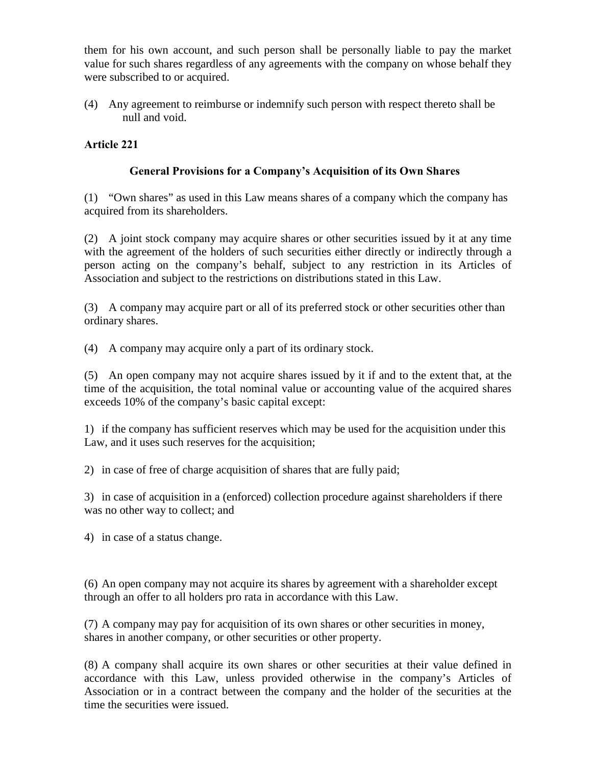them for his own account, and such person shall be personally liable to pay the market value for such shares regardless of any agreements with the company on whose behalf they were subscribed to or acquired.

(4) Any agreement to reimburse or indemnify such person with respect thereto shall be null and void.

**Article 221**

**General Provisions for a Company's Acquisition of its Own Shares**

(1) "Own shares" as used in this Law means shares of a company which the company has acquired from its shareholders.

(2) A joint stock company may acquire shares or other securities issued by it at any time with the agreement of the holders of such securities either directly or indirectly through a person acting on the company's behalf, subject to any restriction in its Articles of Association and subject to the restrictions on distributions stated in this Law.

(3) A company may acquire part or all of its preferred stock or other securities other than ordinary shares.

(4) A company may acquire only a part of its ordinary stock.

(5) An open company may not acquire shares issued by it if and to the extent that, at the time of the acquisition, the total nominal value or accounting value of the acquired shares exceeds 10% of the company's basic capital except:

1) if the company has sufficient reserves which may be used for the acquisition under this Law, and it uses such reserves for the acquisition;

2) in case of free of charge acquisition of shares that are fully paid;

3) in case of acquisition in a (enforced) collection procedure against shareholders if there was no other way to collect; and

4) in case of a status change.

(6) An open company may not acquire its shares by agreement with a shareholder except through an offer to all holders pro rata in accordance with this Law.

(7) A company may pay for acquisition of its own shares or other securities in money, shares in another company, or other securities or other property.

(8) A company shall acquire its own shares or other securities at their value defined in accordance with this Law, unless provided otherwise in the company's Articles of Association or in a contract between the company and the holder of the securities at the time the securities were issued.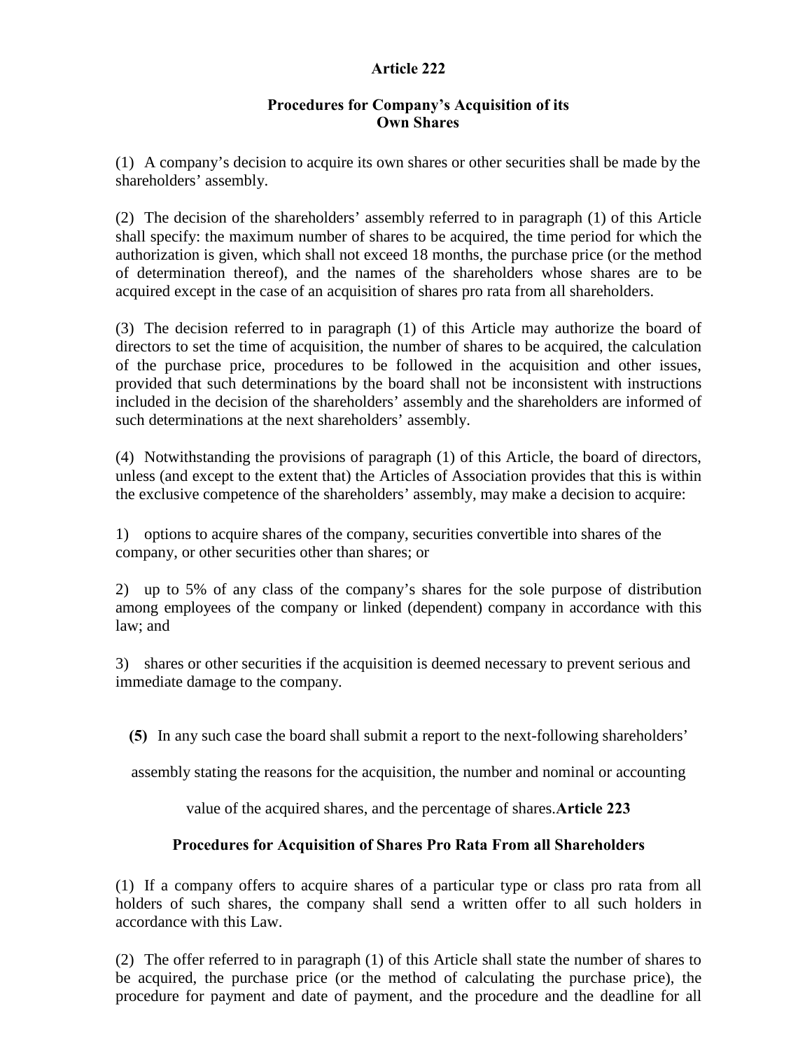## Article 222

### Procedures for Company's Acquisition of its Own Shares

(1) A company's decision to acquire its own shares or other securities shall be made by the shareholders' assembly.

(2) The decision of the shareholders' assembly referred to in paragraph (1) of this Article shall specify: the maximum number of shares to be acquired, the time period for which the authorization is given, which shall not exceed 18 months, the purchase price (or the method of determination thereof), and the names of the shareholders whose shares are to be acquired except in the case of an acquisition of shares pro rata from all shareholders.

(3) The decision referred to in paragraph (1) of this Article may authorize the board of directors to set the time of acquisition, the number of shares to be acquired, the calculation of the purchase price, procedures to be followed in the acquisition and other issues, provided that such determinations by the board shall not be inconsistent with instructions included in the decision of the shareholders' assembly and the shareholders are informed of such determinations at the next shareholders' assembly.

(4) Notwithstanding the provisions of paragraph (1) of this Article, the board of directors, unless (and except to the extent that) the Articles of Association provides that this is within the exclusive competence of the shareholders' assembly, may make a decision to acquire:

1) options to acquire shares of the company, securities convertible into shares of the company, or other securities other than shares; or

2) up to 5% of any class of the company's shares for the sole purpose of distribution among employees of the company or linked (dependent) company in accordance with this law; and

3) shares or other securities if the acquisition is deemed necessary to prevent serious and immediate damage to the company.

**(5)** In any such case the board shall submit a report to the next-following shareholders' assembly stating the reasons for the acquisition, the number and nominal or accounting value of the acquired shares, and the percentage of shares.

## Article 223

### Procedures for Acquisition of Shares Pro Rata From all Shareholders

(1) If a company offers to acquire shares of a particular type or class pro rata from all holders of such shares, the company shall send a written offer to all such holders in accordance with this Law.

(2) The offer referred to in paragraph (1) of this Article shall state the number of shares to be acquired, the purchase price (or the method of calculating the purchase price), the procedure for payment and date of payment, and the procedure and the deadline for all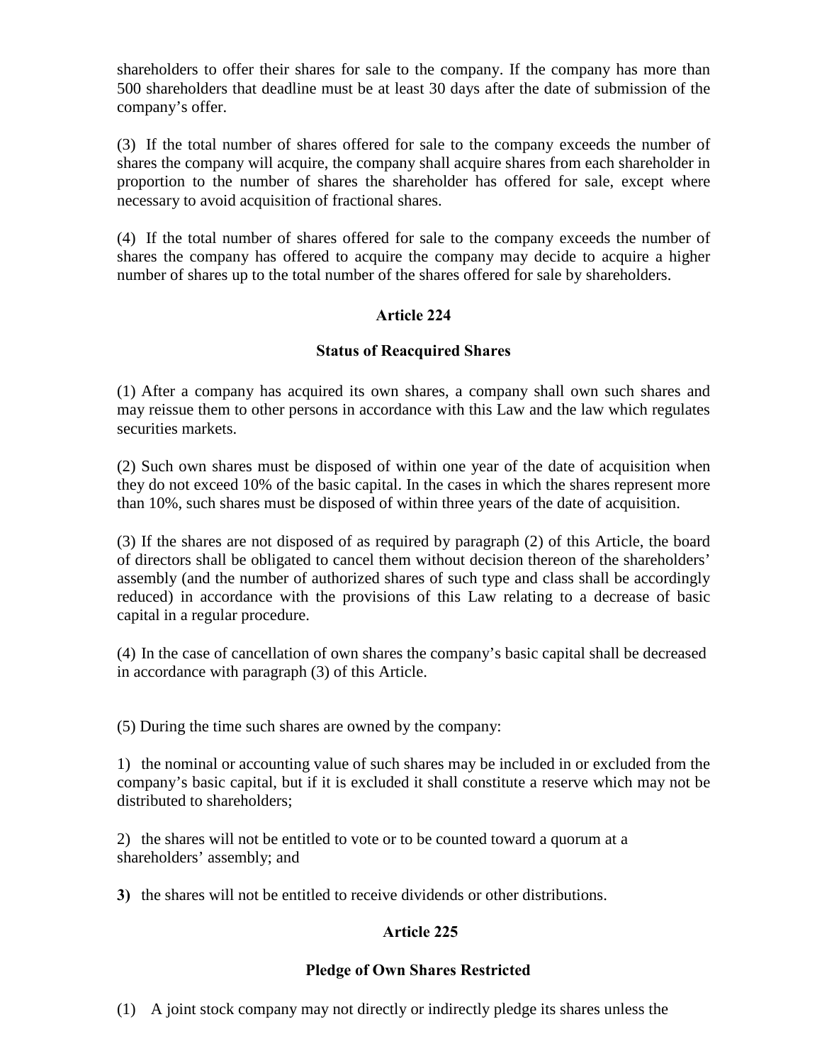shareholders to offer their shares for sale to the company. If the company has more than 500 shareholders that deadline must be at least 30 days after the date of submission of the company's offer.

(3) If the total number of shares offered for sale to the company exceeds the number of shares the company will acquire, the company shall acquire shares from each shareholder in proportion to the number of shares the shareholder has offered for sale, except where necessary to avoid acquisition of fractional shares.

(4) If the total number of shares offered for sale to the company exceeds the number of shares the company has offered to acquire the company may decide to acquire a higher number of shares up to the total number of the shares offered for sale by shareholders.

### Article 224

### Status of Reacquired Shares

(1) After a company has acquired its own shares, a company shall own such shares and may reissue them to other persons in accordance with this Law and the law which regulates securities markets.

(2) Such own shares must be disposed of within one year of the date of acquisition when they do not exceed 10% of the basic capital. In the cases in which the shares represent more than 10%, such shares must be disposed of within three years of the date of acquisition.

(3) If the shares are not disposed of as required by paragraph (2) of this Article, the board of directors shall be obligated to cancel them without decision thereon of the shareholders' assembly (and the number of authorized shares of such type and class shall be accordingly reduced) in accordance with the provisions of this Law relating to a decrease of basic capital in a regular procedure.

(4) In the case of cancellation of own shares the company's basic capital shall be decreased in accordance with paragraph (3) of this Article.

(5) During the time such shares are owned by the company:

1) the nominal or accounting value of such shares may be included in or excluded from the company's basic capital, but if it is excluded it shall constitute a reserve which may not be distributed to shareholders;

2) the shares will not be entitled to vote or to be counted toward a quorum at a shareholders' assembly; and

**3)** the shares will not be entitled to receive dividends or other distributions.

### Article 225

### Pledge of Own Shares Restricted

(1) A joint stock company may not directly or indirectly pledge its shares unless the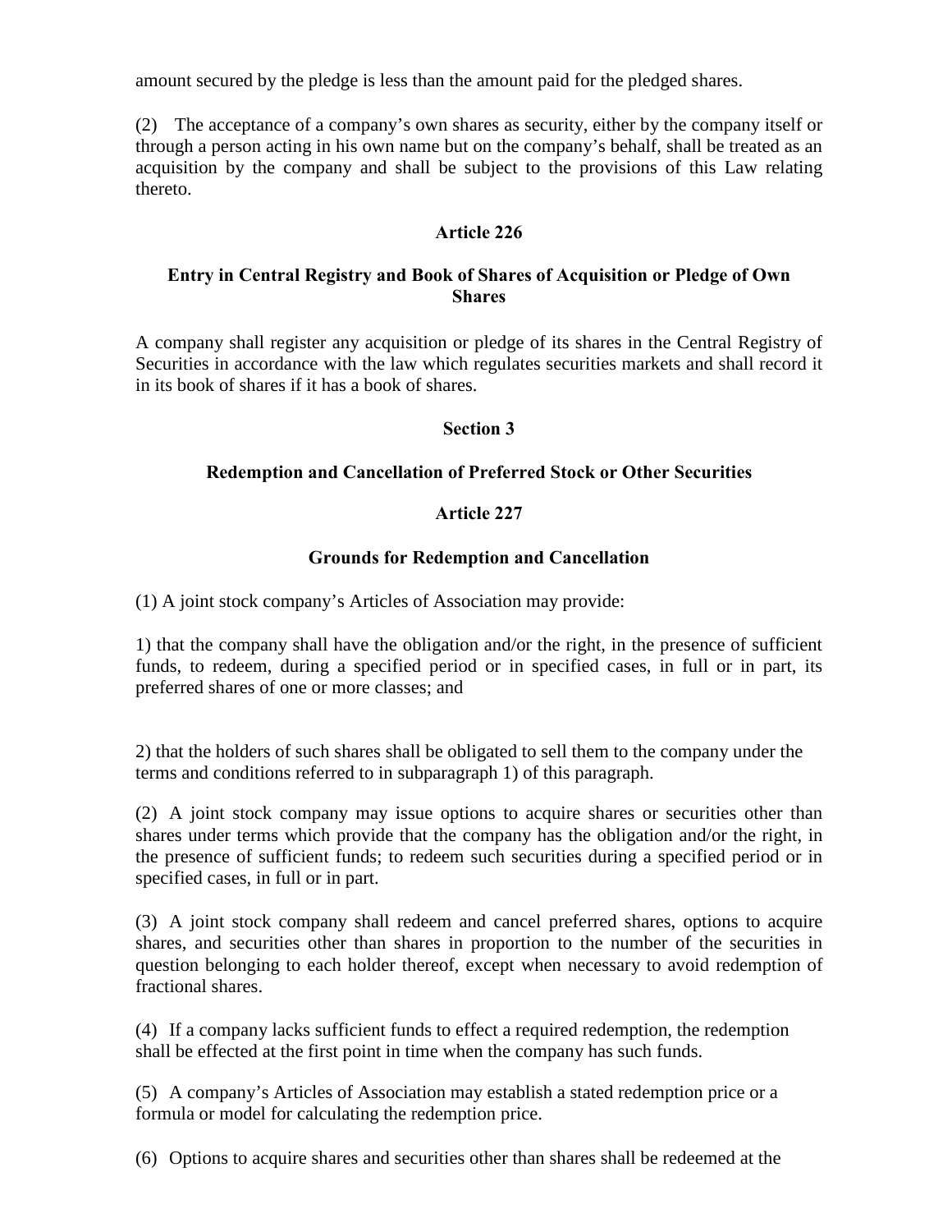amount secured by the pledge is less than the amount paid for the pledged shares.

(2) The acceptance of a company's own shares as security, either by the company itself or through a person acting in his own name but on the company's behalf, shall be treated as an acquisition by the company and shall be subject to the provisions of this Law relating thereto.

### Article 226

### Entry in Central Registry and Book of Shares of Acquisition or Pledge of Own Shares

A company shall register any acquisition or pledge of its shares in the Central Registry of Securities in accordance with the law which regulates securities markets and shall record it in its book of shares if it has a book of shares.

## Section 3

## Redemption and Cancellation of Preferred Stock or Other Securities

### Article 227

### Grounds for Redemption and Cancellation

(1) A joint stock company's Articles of Association may provide:

1) that the company shall have the obligation and/or the right, in the presence of sufficient funds, to redeem, during a specified period or in specified cases, in full or in part, its preferred shares of one or more classes; and

2) that the holders of such shares shall be obligated to sell them to the company under the terms and conditions referred to in subparagraph 1) of this paragraph.

(2) A joint stock company may issue options to acquire shares or securities other than shares under terms which provide that the company has the obligation and/or the right, in the presence of sufficient funds; to redeem such securities during a specified period or in specified cases, in full or in part.

(3) A joint stock company shall redeem and cancel preferred shares, options to acquire shares, and securities other than shares in proportion to the number of the securities in question belonging to each holder thereof, except when necessary to avoid redemption of fractional shares.

(4) If a company lacks sufficient funds to effect a required redemption, the redemption shall be effected at the first point in time when the company has such funds.

(5) A company's Articles of Association may establish a stated redemption price or a formula or model for calculating the redemption price.

(6) Options to acquire shares and securities other than shares shall be redeemed at the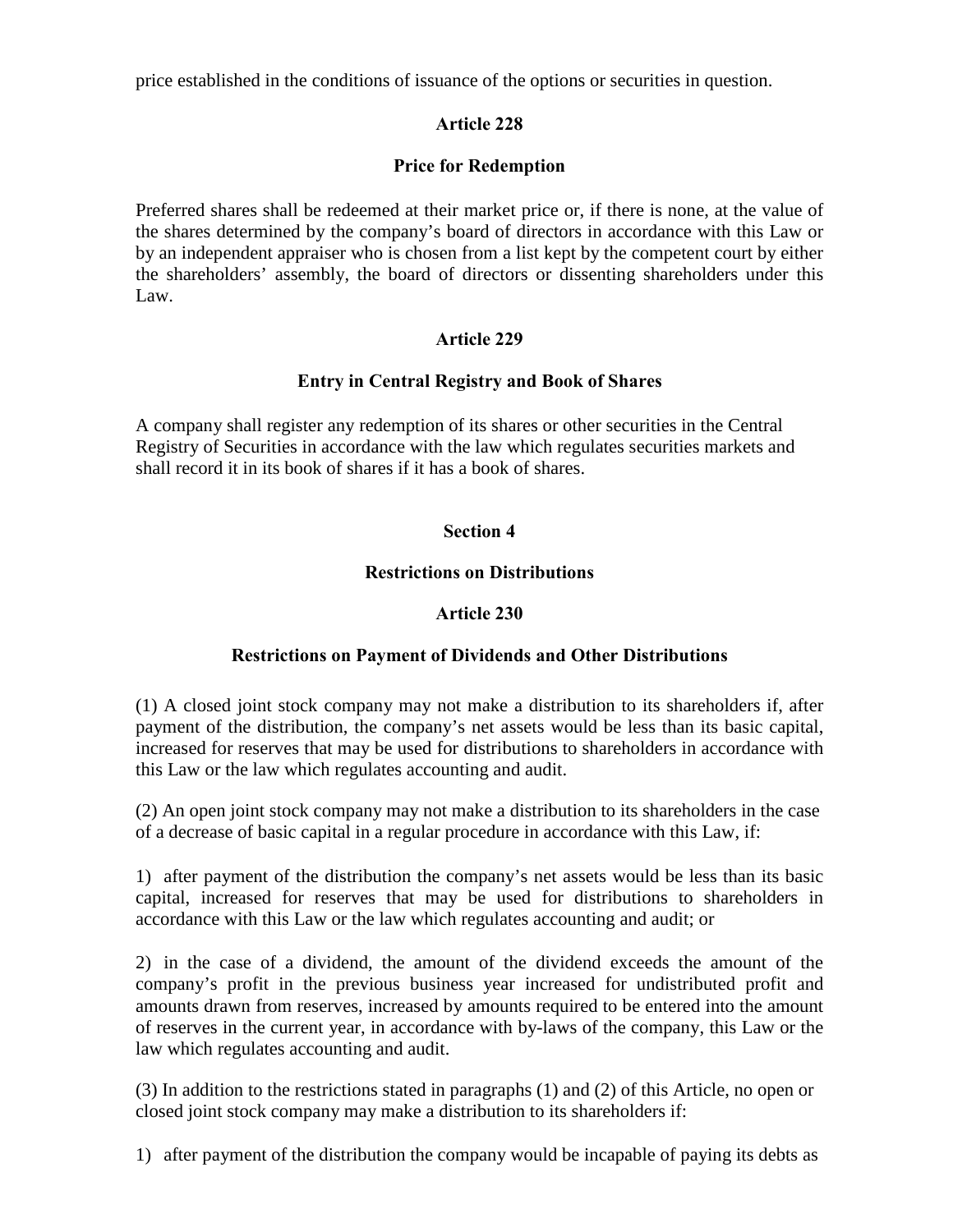price established in the conditions of issuance of the options or securities in question.

### Article 228

### Price for Redemption

Preferred shares shall be redeemed at their market price or, if there is none, at the value of the shares determined by the company's board of directors in accordance with this Law or by an independent appraiser who is chosen from a list kept by the competent court by either the shareholders' assembly, the board of directors or dissenting shareholders under this Law.

### Article 229

### Entry in Central Registry and Book of Shares

A company shall register any redemption of its shares or other securities in the Central Registry of Securities in accordance with the law which regulates securities markets and shall record it in its book of shares if it has a book of shares.

## Section 4

## Restrictions on Distributions

### Article 230

### Restrictions on Payment of Dividends and Other Distributions

(1) A closed joint stock company may not make a distribution to its shareholders if, after payment of the distribution, the company's net assets would be less than its basic capital, increased for reserves that may be used for distributions to shareholders in accordance with this Law or the law which regulates accounting and audit.

(2) An open joint stock company may not make a distribution to its shareholders in the case of a decrease of basic capital in a regular procedure in accordance with this Law, if:

1) after payment of the distribution the company's net assets would be less than its basic capital, increased for reserves that may be used for distributions to shareholders in accordance with this Law or the law which regulates accounting and audit; or

2) in the case of a dividend, the amount of the dividend exceeds the amount of the company's profit in the previous business year increased for undistributed profit and amounts drawn from reserves, increased by amounts required to be entered into the amount of reserves in the current year, in accordance with by-laws of the company, this Law or the law which regulates accounting and audit.

(3) In addition to the restrictions stated in paragraphs (1) and (2) of this Article, no open or closed joint stock company may make a distribution to its shareholders if:

1) after payment of the distribution the company would be incapable of paying its debts as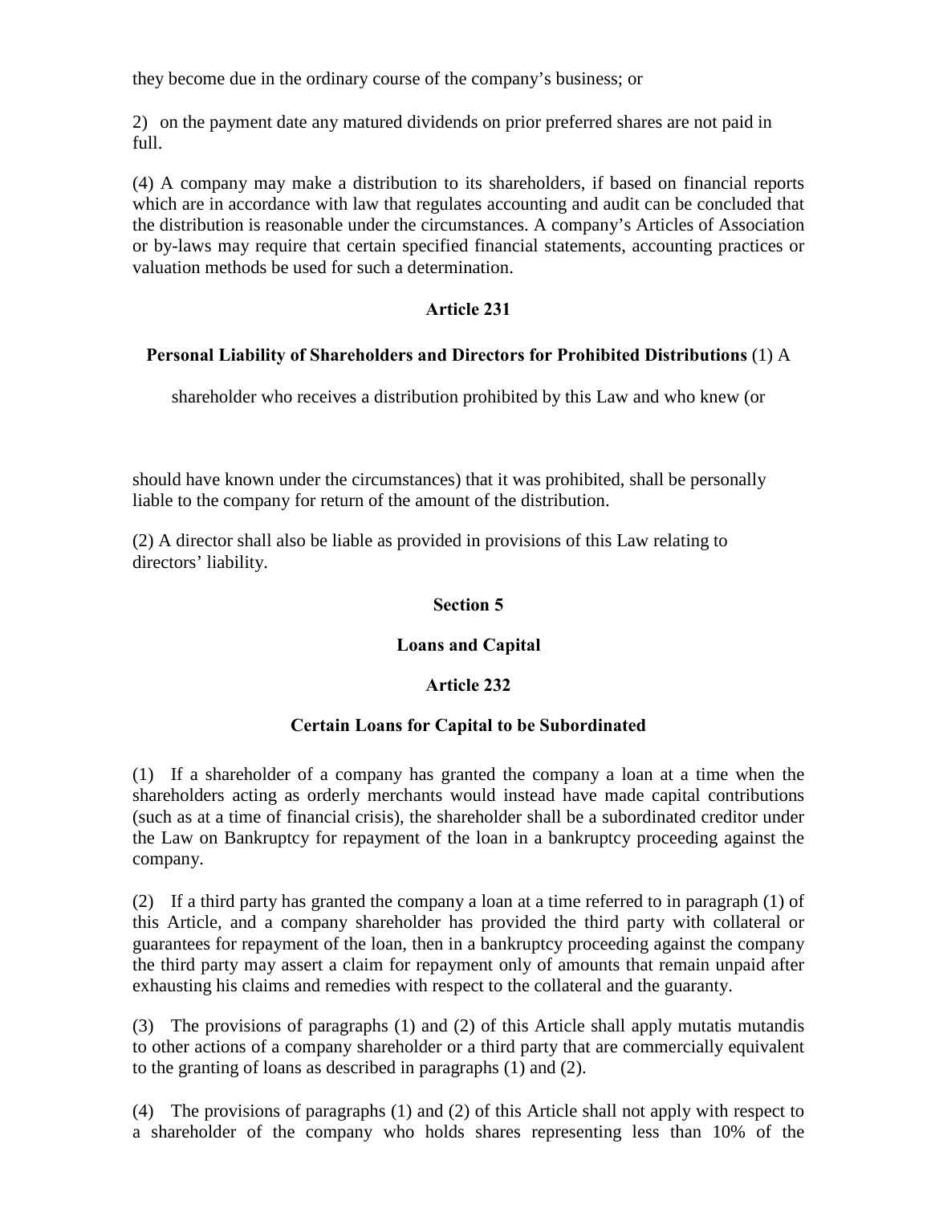they become due in the ordinary course of the company's business; or

2) on the payment date any matured dividends on prior preferred shares are not paid in full.

(4) A company may make a distribution to its shareholders, if based on financial reports which are in accordance with law that regulates accounting and audit can be concluded that the distribution is reasonable under the circumstances. A company's Articles of Association or by-laws may require that certain specified financial statements, accounting practices or valuation methods be used for such a determination.

### Article 231

**Personal Liability of Shareholders and Directors for Prohibited Distributions** (1) A shareholder who receives a distribution prohibited by this Law and who knew (or should have known under the circumstances) that it was prohibited, shall be personally liable to the company for return of the amount of the distribution.

(2) A director shall also be liable as provided in provisions of this Law relating to directors' liability.

## Section 5

## Loans and Capital

### Article 232

### Certain Loans for Capital to be Subordinated

(1) If a shareholder of a company has granted the company a loan at a time when the shareholders acting as orderly merchants would instead have made capital contributions (such as at a time of financial crisis), the shareholder shall be a subordinated creditor under the Law on Bankruptcy for repayment of the loan in a bankruptcy proceeding against the company.

(2) If a third party has granted the company a loan at a time referred to in paragraph (1) of this Article, and a company shareholder has provided the third party with collateral or guarantees for repayment of the loan, then in a bankruptcy proceeding against the company the third party may assert a claim for repayment only of amounts that remain unpaid after exhausting his claims and remedies with respect to the collateral and the guaranty.

(3) The provisions of paragraphs (1) and (2) of this Article shall apply mutatis mutandis to other actions of a company shareholder or a third party that are commercially equivalent to the granting of loans as described in paragraphs (1) and (2).

(4) The provisions of paragraphs (1) and (2) of this Article shall not apply with respect to a shareholder of the company who holds shares representing less than 10% of the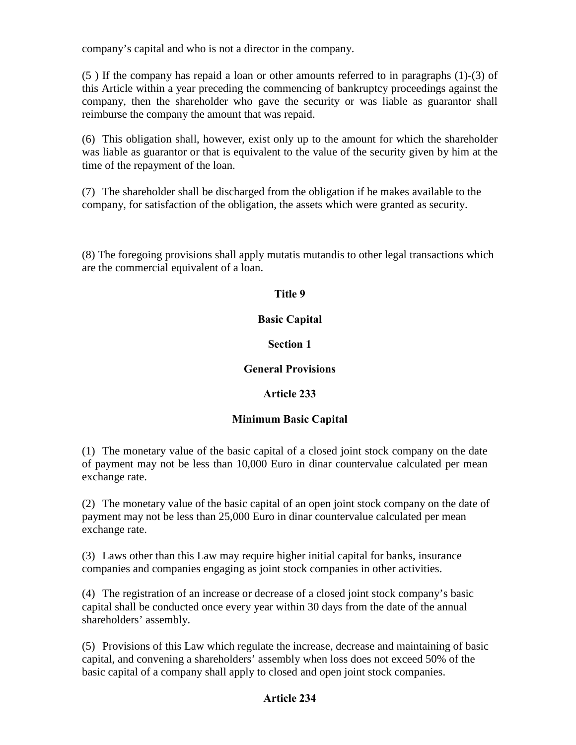company's capital and who is not a director in the company.

(5 ) If the company has repaid a loan or other amounts referred to in paragraphs (1)-(3) of this Article within a year preceding the commencing of bankruptcy proceedings against the company, then the shareholder who gave the security or was liable as guarantor shall reimburse the company the amount that was repaid.

(6) This obligation shall, however, exist only up to the amount for which the shareholder was liable as guarantor or that is equivalent to the value of the security given by him at the time of the repayment of the loan.

(7) The shareholder shall be discharged from the obligation if he makes available to the company, for satisfaction of the obligation, the assets which were granted as security.

(8) The foregoing provisions shall apply mutatis mutandis to other legal transactions which are the commercial equivalent of a loan.

# Title 9

# Basic Capital

## Section 1

## General Provisions

### Article 233

### Minimum Basic Capital

(1) The monetary value of the basic capital of a closed joint stock company on the date of payment may not be less than 10,000 Euro in dinar countervalue calculated per mean exchange rate.

(2) The monetary value of the basic capital of an open joint stock company on the date of payment may not be less than 25,000 Euro in dinar countervalue calculated per mean exchange rate.

(3) Laws other than this Law may require higher initial capital for banks, insurance companies and companies engaging as joint stock companies in other activities.

(4) The registration of an increase or decrease of a closed joint stock company's basic capital shall be conducted once every year within 30 days from the date of the annual shareholders' assembly.

(5) Provisions of this Law which regulate the increase, decrease and maintaining of basic capital, and convening a shareholders' assembly when loss does not exceed 50% of the basic capital of a company shall apply to closed and open joint stock companies.

### Article 234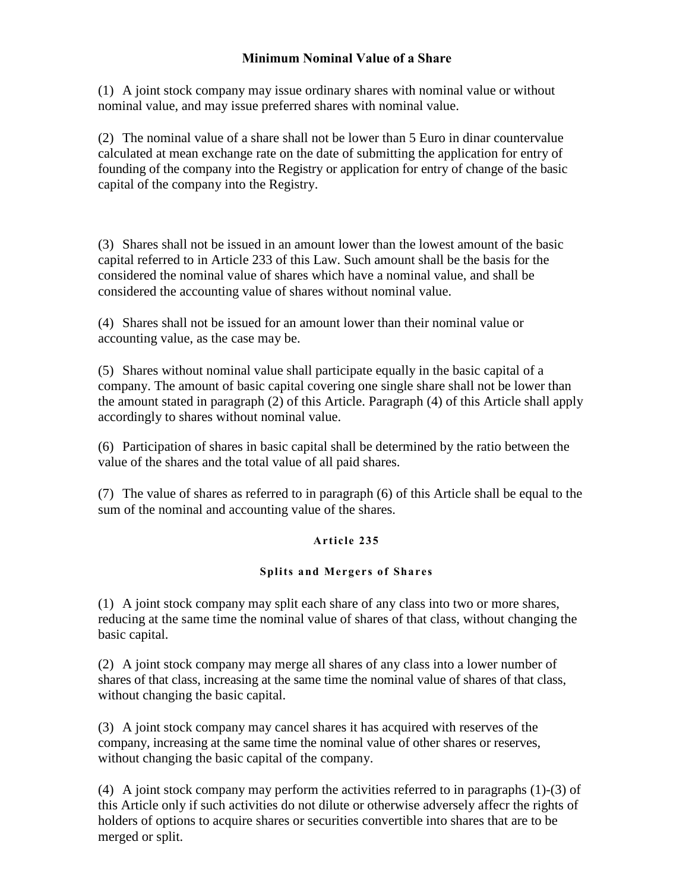### Minimum Nominal Value of a Share

(1) A joint stock company may issue ordinary shares with nominal value or without nominal value, and may issue preferred shares with nominal value.

(2) The nominal value of a share shall not be lower than 5 Euro in dinar countervalue calculated at mean exchange rate on the date of submitting the application for entry of founding of the company into the Registry or application for entry of change of the basic capital of the company into the Registry.

(3) Shares shall not be issued in an amount lower than the lowest amount of the basic capital referred to in Article 233 of this Law. Such amount shall be the basis for the considered the nominal value of shares which have a nominal value, and shall be considered the accounting value of shares without nominal value.

(4) Shares shall not be issued for an amount lower than their nominal value or accounting value, as the case may be.

(5) Shares without nominal value shall participate equally in the basic capital of a company. The amount of basic capital covering one single share shall not be lower than the amount stated in paragraph (2) of this Article. Paragraph (4) of this Article shall apply accordingly to shares without nominal value.

(6) Participation of shares in basic capital shall be determined by the ratio between the value of the shares and the total value of all paid shares.

(7) The value of shares as referred to in paragraph (6) of this Article shall be equal to the sum of the nominal and accounting value of the shares.

#### Article 235

#### Splits and Mergers of Shares

(1) A joint stock company may split each share of any class into two or more shares, reducing at the same time the nominal value of shares of that class, without changing the basic capital.

(2) A joint stock company may merge all shares of any class into a lower number of shares of that class, increasing at the same time the nominal value of shares of that class, without changing the basic capital.

(3) A joint stock company may cancel shares it has acquired with reserves of the company, increasing at the same time the nominal value of other shares or reserves, without changing the basic capital of the company.

(4) A joint stock company may perform the activities referred to in paragraphs (1)-(3) of this Article only if such activities do not dilute or otherwise adversely affecr the rights of holders of options to acquire shares or securities convertible into shares that are to be merged or split.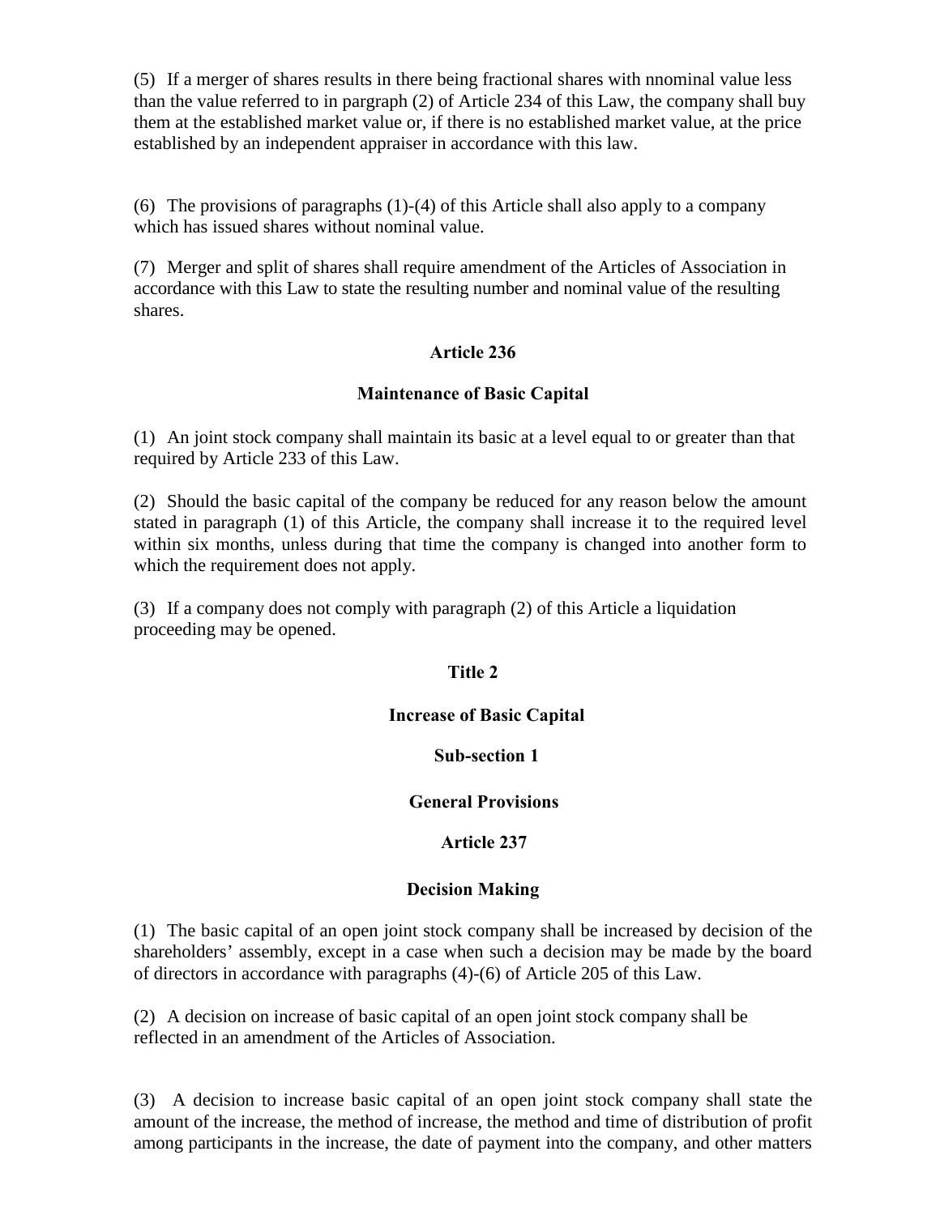(5) If a merger of shares results in there being fractional shares with nnominal value less than the value referred to in pargraph (2) of Article 234 of this Law, the company shall buy them at the established market value or, if there is no established market value, at the price established by an independent appraiser in accordance with this law.

(6) The provisions of paragraphs (1)-(4) of this Article shall also apply to a company which has issued shares without nominal value.

(7) Merger and split of shares shall require amendment of the Articles of Association in accordance with this Law to state the resulting number and nominal value of the resulting shares.

**Article 236**

**Maintenance of Basic Capital**

(1) An joint stock company shall maintain its basic at a level equal to or greater than that required by Article 233 of this Law.

(2) Should the basic capital of the company be reduced for any reason below the amount stated in paragraph (1) of this Article, the company shall increase it to the required level within six months, unless during that time the company is changed into another form to which the requirement does not apply.

(3) If a company does not comply with paragraph (2) of this Article a liquidation proceeding may be opened.

## Title 2

## Increase of Basic Capital

### Sub-section 1

### General Provisions

**Article 237**

**Decision Making**

(1) The basic capital of an open joint stock company shall be increased by decision of the shareholders' assembly, except in a case when such a decision may be made by the board of directors in accordance with paragraphs (4)-(6) of Article 205 of this Law.

(2) A decision on increase of basic capital of an open joint stock company shall be reflected in an amendment of the Articles of Association.

(3) A decision to increase basic capital of an open joint stock company shall state the amount of the increase, the method of increase, the method and time of distribution of profit among participants in the increase, the date of payment into the company, and other matters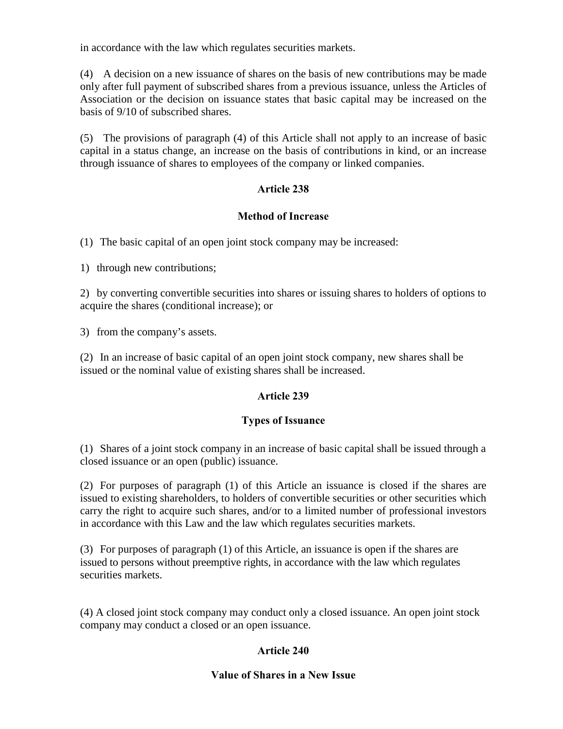in accordance with the law which regulates securities markets.

(4) A decision on a new issuance of shares on the basis of new contributions may be made only after full payment of subscribed shares from a previous issuance, unless the Articles of Association or the decision on issuance states that basic capital may be increased on the basis of 9/10 of subscribed shares.

(5) The provisions of paragraph (4) of this Article shall not apply to an increase of basic capital in a status change, an increase on the basis of contributions in kind, or an increase through issuance of shares to employees of the company or linked companies.

### Article 238

### Method of Increase

(1) The basic capital of an open joint stock company may be increased:

1) through new contributions;

2) by converting convertible securities into shares or issuing shares to holders of options to acquire the shares (conditional increase); or

3) from the company's assets.

(2) In an increase of basic capital of an open joint stock company, new shares shall be issued or the nominal value of existing shares shall be increased.

### Article 239

### Types of Issuance

(1) Shares of a joint stock company in an increase of basic capital shall be issued through a closed issuance or an open (public) issuance.

(2) For purposes of paragraph (1) of this Article an issuance is closed if the shares are issued to existing shareholders, to holders of convertible securities or other securities which carry the right to acquire such shares, and/or to a limited number of professional investors in accordance with this Law and the law which regulates securities markets.

(3) For purposes of paragraph (1) of this Article, an issuance is open if the shares are issued to persons without preemptive rights, in accordance with the law which regulates securities markets.

(4) A closed joint stock company may conduct only a closed issuance. An open joint stock company may conduct a closed or an open issuance.

### Article 240

### Value of Shares in a New Issue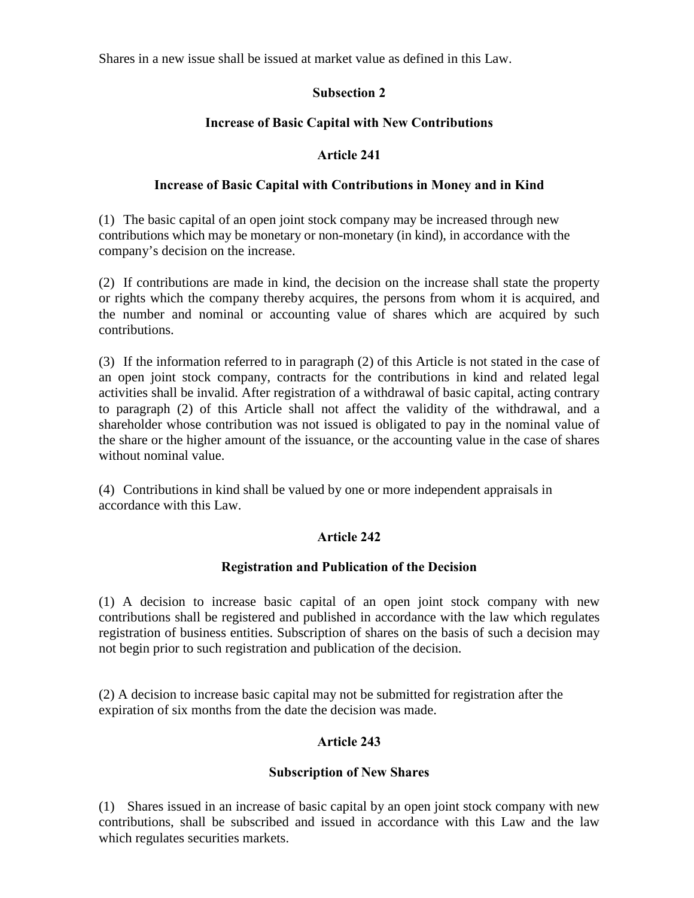Shares in a new issue shall be issued at market value as defined in this Law.

## Subsection 2

## Increase of Basic Capital with New Contributions

### Article 241

### Increase of Basic Capital with Contributions in Money and in Kind

(1) The basic capital of an open joint stock company may be increased through new contributions which may be monetary or non-monetary (in kind), in accordance with the company's decision on the increase.

(2) If contributions are made in kind, the decision on the increase shall state the property or rights which the company thereby acquires, the persons from whom it is acquired, and the number and nominal or accounting value of shares which are acquired by such contributions.

(3) If the information referred to in paragraph (2) of this Article is not stated in the case of an open joint stock company, contracts for the contributions in kind and related legal activities shall be invalid. After registration of a withdrawal of basic capital, acting contrary to paragraph (2) of this Article shall not affect the validity of the withdrawal, and a shareholder whose contribution was not issued is obligated to pay in the nominal value of the share or the higher amount of the issuance, or the accounting value in the case of shares without nominal value.

(4) Contributions in kind shall be valued by one or more independent appraisals in accordance with this Law.

### Article 242

### Registration and Publication of the Decision

(1) A decision to increase basic capital of an open joint stock company with new contributions shall be registered and published in accordance with the law which regulates registration of business entities. Subscription of shares on the basis of such a decision may not begin prior to such registration and publication of the decision.

(2) A decision to increase basic capital may not be submitted for registration after the expiration of six months from the date the decision was made.

### Article 243

### Subscription of New Shares

(1) Shares issued in an increase of basic capital by an open joint stock company with new contributions, shall be subscribed and issued in accordance with this Law and the law which regulates securities markets.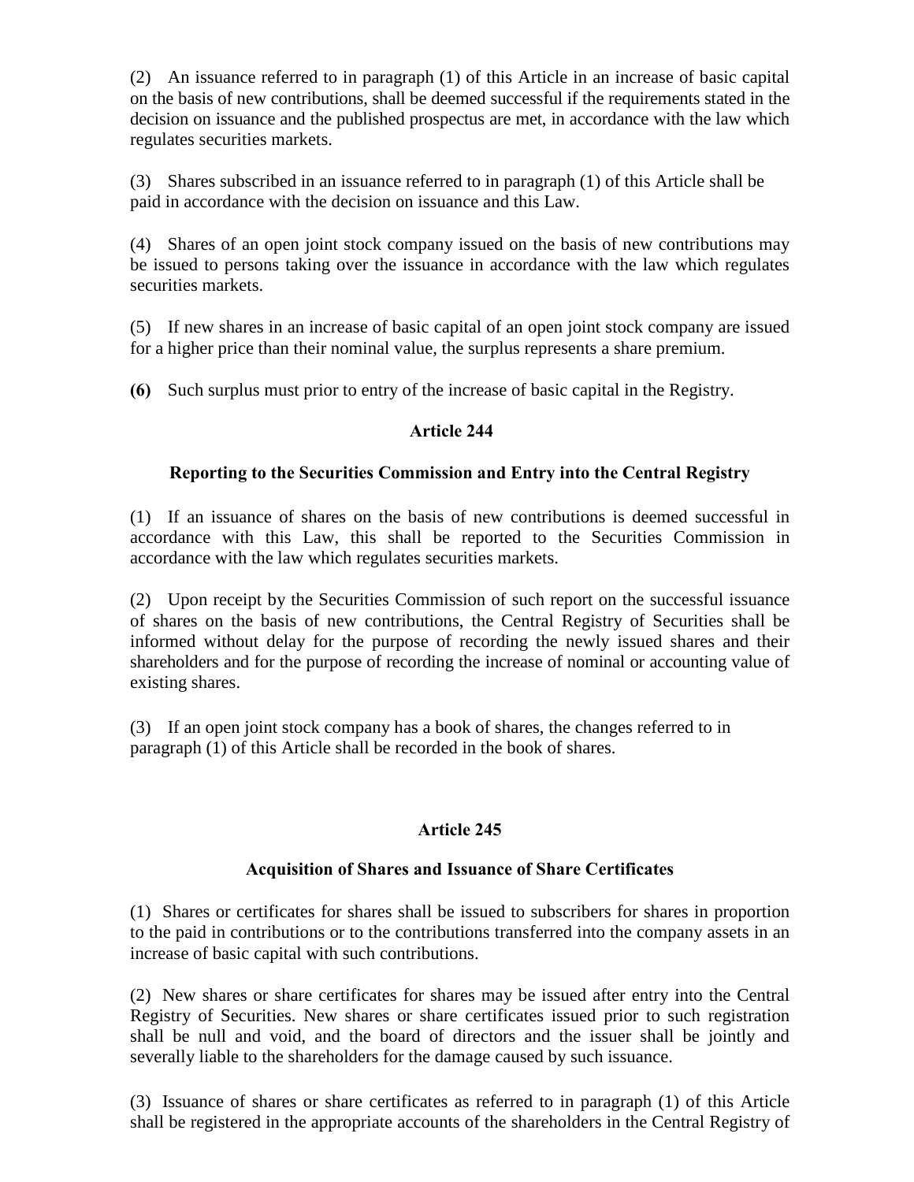(2) An issuance referred to in paragraph (1) of this Article in an increase of basic capital on the basis of new contributions, shall be deemed successful if the requirements stated in the decision on issuance and the published prospectus are met, in accordance with the law which regulates securities markets.

(3) Shares subscribed in an issuance referred to in paragraph (1) of this Article shall be paid in accordance with the decision on issuance and this Law.

(4) Shares of an open joint stock company issued on the basis of new contributions may be issued to persons taking over the issuance in accordance with the law which regulates securities markets.

(5) If new shares in an increase of basic capital of an open joint stock company are issued for a higher price than their nominal value, the surplus represents a share premium.

**(6)** Such surplus must prior to entry of the increase of basic capital in the Registry.

### Article 244

### Reporting to the Securities Commission and Entry into the Central Registry

(1) If an issuance of shares on the basis of new contributions is deemed successful in accordance with this Law, this shall be reported to the Securities Commission in accordance with the law which regulates securities markets.

(2) Upon receipt by the Securities Commission of such report on the successful issuance of shares on the basis of new contributions, the Central Registry of Securities shall be informed without delay for the purpose of recording the newly issued shares and their shareholders and for the purpose of recording the increase of nominal or accounting value of existing shares.

(3) If an open joint stock company has a book of shares, the changes referred to in paragraph (1) of this Article shall be recorded in the book of shares.

### Article 245

### Acquisition of Shares and Issuance of Share Certificates

(1) Shares or certificates for shares shall be issued to subscribers for shares in proportion to the paid in contributions or to the contributions transferred into the company assets in an increase of basic capital with such contributions.

(2) New shares or share certificates for shares may be issued after entry into the Central Registry of Securities. New shares or share certificates issued prior to such registration shall be null and void, and the board of directors and the issuer shall be jointly and severally liable to the shareholders for the damage caused by such issuance.

(3) Issuance of shares or share certificates as referred to in paragraph (1) of this Article shall be registered in the appropriate accounts of the shareholders in the Central Registry of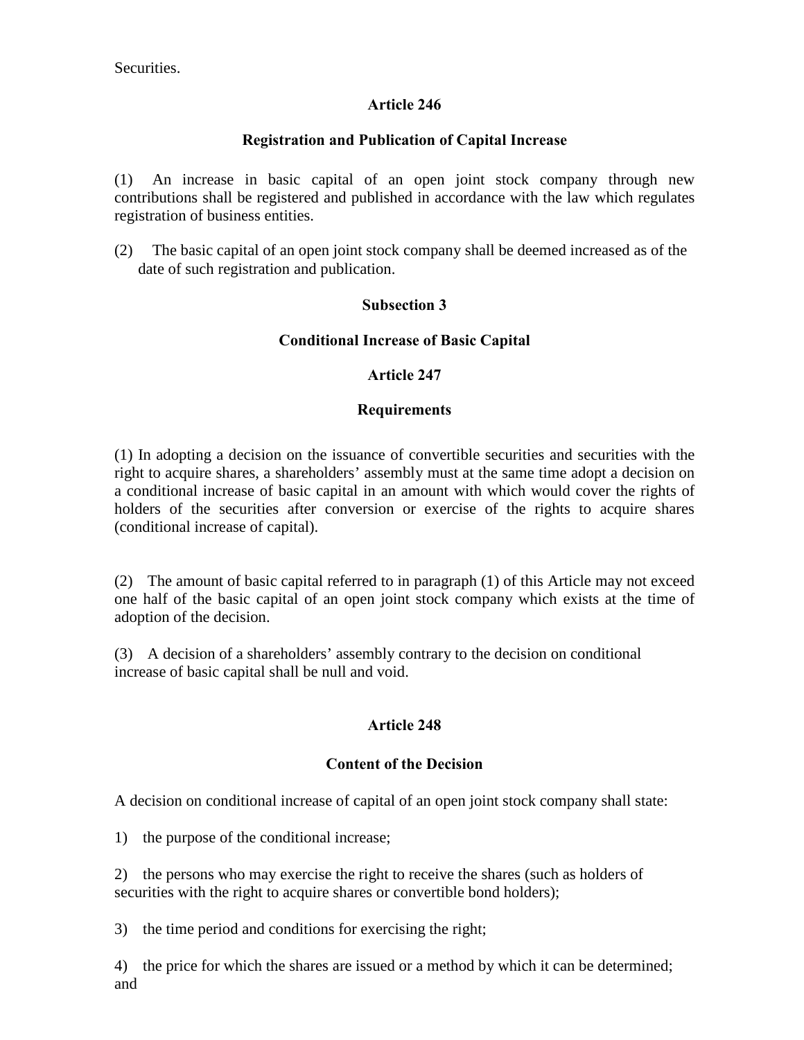Securities.

**Article 246**

**Registration and Publication of Capital Increase**

(1) An increase in basic capital of an open joint stock company through new contributions shall be registered and published in accordance with the law which regulates registration of business entities.

(2) The basic capital of an open joint stock company shall be deemed increased as of the date of such registration and publication.

**Subsection 3**

**Conditional Increase of Basic Capital**

**Article 247**

**Requirements**

(1) In adopting a decision on the issuance of convertible securities and securities with the right to acquire shares, a shareholders' assembly must at the same time adopt a decision on a conditional increase of basic capital in an amount with which would cover the rights of holders of the securities after conversion or exercise of the rights to acquire shares (conditional increase of capital).

(2) The amount of basic capital referred to in paragraph (1) of this Article may not exceed one half of the basic capital of an open joint stock company which exists at the time of adoption of the decision.

(3) A decision of a shareholders' assembly contrary to the decision on conditional increase of basic capital shall be null and void.

**Article 248**

**Content of the Decision**

A decision on conditional increase of capital of an open joint stock company shall state:

1) the purpose of the conditional increase;

2) the persons who may exercise the right to receive the shares (such as holders of securities with the right to acquire shares or convertible bond holders);

3) the time period and conditions for exercising the right;

4) the price for which the shares are issued or a method by which it can be determined; and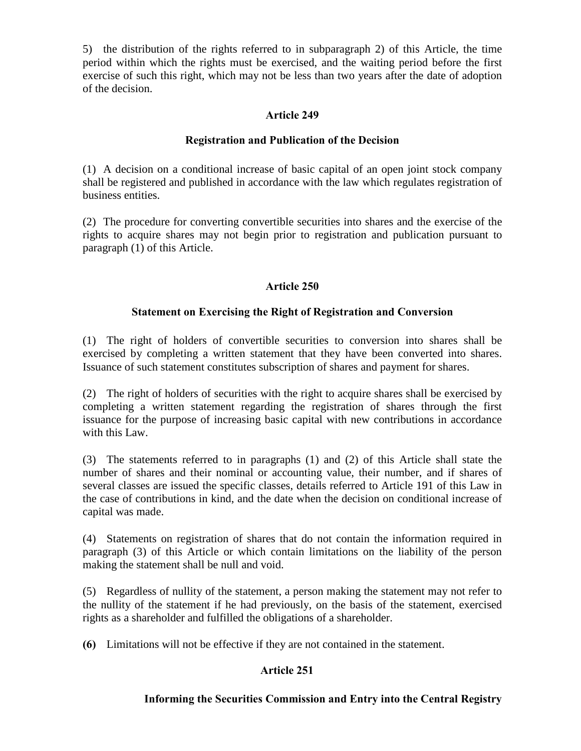5) the distribution of the rights referred to in subparagraph 2) of this Article, the time period within which the rights must be exercised, and the waiting period before the first exercise of such this right, which may not be less than two years after the date of adoption of the decision.

**Article 249**

**Registration and Publication of the Decision**

(1) A decision on a conditional increase of basic capital of an open joint stock company shall be registered and published in accordance with the law which regulates registration of business entities.

(2) The procedure for converting convertible securities into shares and the exercise of the rights to acquire shares may not begin prior to registration and publication pursuant to paragraph (1) of this Article.

**Article 250**

**Statement on Exercising the Right of Registration and Conversion**

(1) The right of holders of convertible securities to conversion into shares shall be exercised by completing a written statement that they have been converted into shares. Issuance of such statement constitutes subscription of shares and payment for shares.

(2) The right of holders of securities with the right to acquire shares shall be exercised by completing a written statement regarding the registration of shares through the first issuance for the purpose of increasing basic capital with new contributions in accordance with this Law.

(3) The statements referred to in paragraphs (1) and (2) of this Article shall state the number of shares and their nominal or accounting value, their number, and if shares of several classes are issued the specific classes, details referred to Article 191 of this Law in the case of contributions in kind, and the date when the decision on conditional increase of capital was made.

(4) Statements on registration of shares that do not contain the information required in paragraph (3) of this Article or which contain limitations on the liability of the person making the statement shall be null and void.

(5) Regardless of nullity of the statement, a person making the statement may not refer to the nullity of the statement if he had previously, on the basis of the statement, exercised rights as a shareholder and fulfilled the obligations of a shareholder.

**(6)** Limitations will not be effective if they are not contained in the statement.

**Article 251**

**Informing the Securities Commission and Entry into the Central Registry**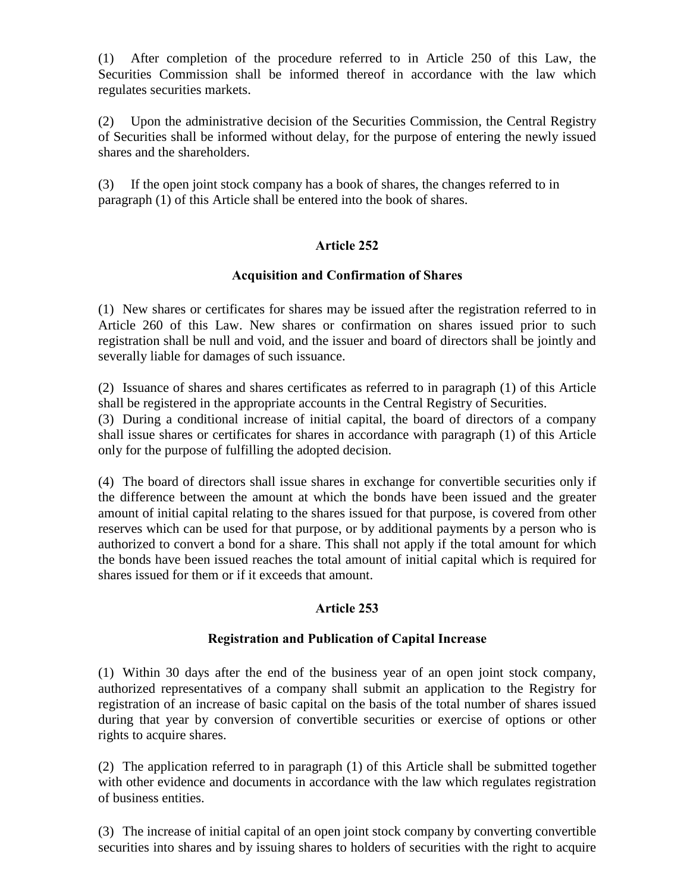(1) After completion of the procedure referred to in Article 250 of this Law, the Securities Commission shall be informed thereof in accordance with the law which regulates securities markets.

(2) Upon the administrative decision of the Securities Commission, the Central Registry of Securities shall be informed without delay, for the purpose of entering the newly issued shares and the shareholders.

(3) If the open joint stock company has a book of shares, the changes referred to in paragraph (1) of this Article shall be entered into the book of shares.

### Article 252

### Acquisition and Confirmation of Shares

(1) New shares or certificates for shares may be issued after the registration referred to in Article 260 of this Law. New shares or confirmation on shares issued prior to such registration shall be null and void, and the issuer and board of directors shall be jointly and severally liable for damages of such issuance.

(2) Issuance of shares and shares certificates as referred to in paragraph (1) of this Article shall be registered in the appropriate accounts in the Central Registry of Securities.

(3) During a conditional increase of initial capital, the board of directors of a company shall issue shares or certificates for shares in accordance with paragraph (1) of this Article only for the purpose of fulfilling the adopted decision.

(4) The board of directors shall issue shares in exchange for convertible securities only if the difference between the amount at which the bonds have been issued and the greater amount of initial capital relating to the shares issued for that purpose, is covered from other reserves which can be used for that purpose, or by additional payments by a person who is authorized to convert a bond for a share. This shall not apply if the total amount for which the bonds have been issued reaches the total amount of initial capital which is required for shares issued for them or if it exceeds that amount.

### Article 253

### Registration and Publication of Capital Increase

(1) Within 30 days after the end of the business year of an open joint stock company, authorized representatives of a company shall submit an application to the Registry for registration of an increase of basic capital on the basis of the total number of shares issued during that year by conversion of convertible securities or exercise of options or other rights to acquire shares.

(2) The application referred to in paragraph (1) of this Article shall be submitted together with other evidence and documents in accordance with the law which regulates registration of business entities.

(3) The increase of initial capital of an open joint stock company by converting convertible securities into shares and by issuing shares to holders of securities with the right to acquire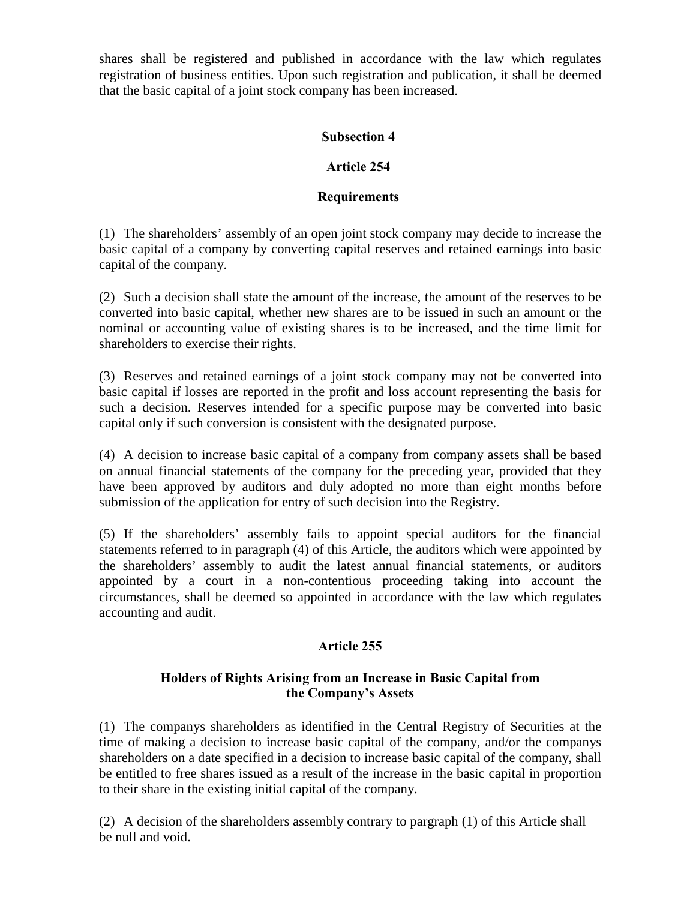shares shall be registered and published in accordance with the law which regulates registration of business entities. Upon such registration and publication, it shall be deemed that the basic capital of a joint stock company has been increased.

### Subsection 4

### Article 254

### Requirements

(1) The shareholders' assembly of an open joint stock company may decide to increase the basic capital of a company by converting capital reserves and retained earnings into basic capital of the company.

(2) Such a decision shall state the amount of the increase, the amount of the reserves to be converted into basic capital, whether new shares are to be issued in such an amount or the nominal or accounting value of existing shares is to be increased, and the time limit for shareholders to exercise their rights.

(3) Reserves and retained earnings of a joint stock company may not be converted into basic capital if losses are reported in the profit and loss account representing the basis for such a decision. Reserves intended for a specific purpose may be converted into basic capital only if such conversion is consistent with the designated purpose.

(4) A decision to increase basic capital of a company from company assets shall be based on annual financial statements of the company for the preceding year, provided that they have been approved by auditors and duly adopted no more than eight months before submission of the application for entry of such decision into the Registry.

(5) If the shareholders' assembly fails to appoint special auditors for the financial statements referred to in paragraph (4) of this Article, the auditors which were appointed by the shareholders' assembly to audit the latest annual financial statements, or auditors appointed by a court in a non-contentious proceeding taking into account the circumstances, shall be deemed so appointed in accordance with the law which regulates accounting and audit.

### Article 255

### Holders of Rights Arising from an Increase in Basic Capital from the Company's Assets

(1) The companys shareholders as identified in the Central Registry of Securities at the time of making a decision to increase basic capital of the company, and/or the companys shareholders on a date specified in a decision to increase basic capital of the company, shall be entitled to free shares issued as a result of the increase in the basic capital in proportion to their share in the existing initial capital of the company.

(2) A decision of the shareholders assembly contrary to pargraph (1) of this Article shall be null and void.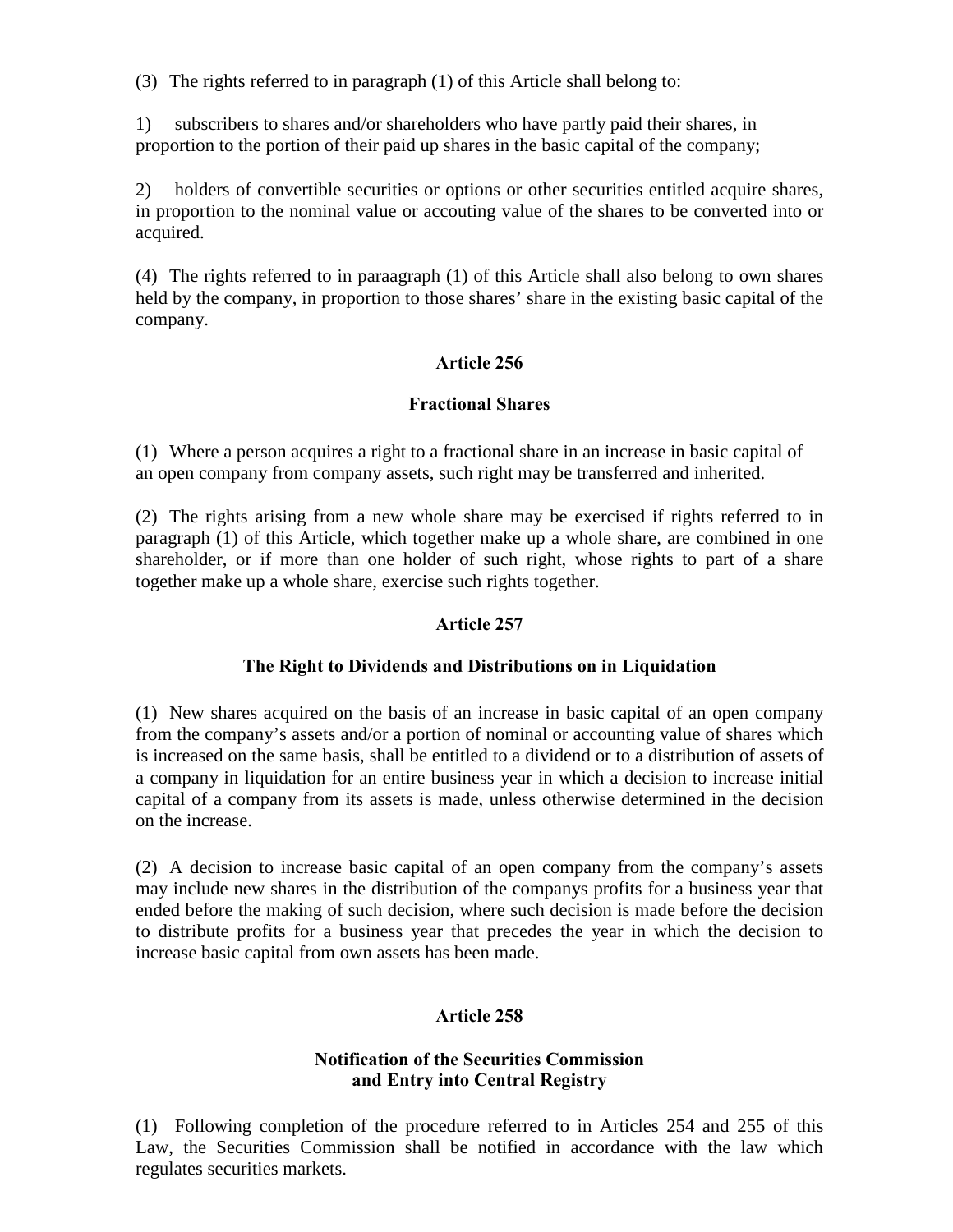(3) The rights referred to in paragraph (1) of this Article shall belong to:

1) subscribers to shares and/or shareholders who have partly paid their shares, in proportion to the portion of their paid up shares in the basic capital of the company;

2) holders of convertible securities or options or other securities entitled acquire shares, in proportion to the nominal value or accouting value of the shares to be converted into or acquired.

(4) The rights referred to in paraagraph (1) of this Article shall also belong to own shares held by the company, in proportion to those shares' share in the existing basic capital of the company.

### Article 256

### Fractional Shares

(1) Where a person acquires a right to a fractional share in an increase in basic capital of an open company from company assets, such right may be transferred and inherited.

(2) The rights arising from a new whole share may be exercised if rights referred to in paragraph (1) of this Article, which together make up a whole share, are combined in one shareholder, or if more than one holder of such right, whose rights to part of a share together make up a whole share, exercise such rights together.

### Article 257

### The Right to Dividends and Distributions on in Liquidation

(1) New shares acquired on the basis of an increase in basic capital of an open company from the company's assets and/or a portion of nominal or accounting value of shares which is increased on the same basis, shall be entitled to a dividend or to a distribution of assets of a company in liquidation for an entire business year in which a decision to increase initial capital of a company from its assets is made, unless otherwise determined in the decision on the increase.

(2) A decision to increase basic capital of an open company from the company's assets may include new shares in the distribution of the companys profits for a business year that ended before the making of such decision, where such decision is made before the decision to distribute profits for a business year that precedes the year in which the decision to increase basic capital from own assets has been made.

### Article 258

### Notification of the Securities Commission and Entry into Central Registry

(1) Following completion of the procedure referred to in Articles 254 and 255 of this Law, the Securities Commission shall be notified in accordance with the law which regulates securities markets.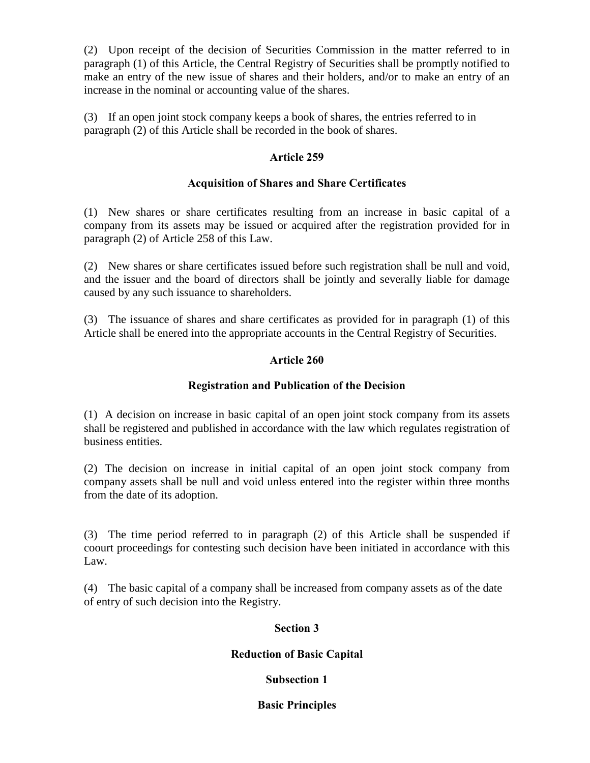(2) Upon receipt of the decision of Securities Commission in the matter referred to in paragraph (1) of this Article, the Central Registry of Securities shall be promptly notified to make an entry of the new issue of shares and their holders, and/or to make an entry of an increase in the nominal or accounting value of the shares.

(3) If an open joint stock company keeps a book of shares, the entries referred to in paragraph (2) of this Article shall be recorded in the book of shares.

**Article 259**

**Acquisition of Shares and Share Certificates**

(1) New shares or share certificates resulting from an increase in basic capital of a company from its assets may be issued or acquired after the registration provided for in paragraph (2) of Article 258 of this Law.

(2) New shares or share certificates issued before such registration shall be null and void, and the issuer and the board of directors shall be jointly and severally liable for damage caused by any such issuance to shareholders.

(3) The issuance of shares and share certificates as provided for in paragraph (1) of this Article shall be enered into the appropriate accounts in the Central Registry of Securities.

**Article 260**

**Registration and Publication of the Decision**

(1) A decision on increase in basic capital of an open joint stock company from its assets shall be registered and published in accordance with the law which regulates registration of business entities.

(2) The decision on increase in initial capital of an open joint stock company from company assets shall be null and void unless entered into the register within three months from the date of its adoption.

(3) The time period referred to in paragraph (2) of this Article shall be suspended if coourt proceedings for contesting such decision have been initiated in accordance with this Law.

(4) The basic capital of a company shall be increased from company assets as of the date of entry of such decision into the Registry.

**Section 3**

**Reduction of Basic Capital**

**Subsection 1**

**Basic Principles**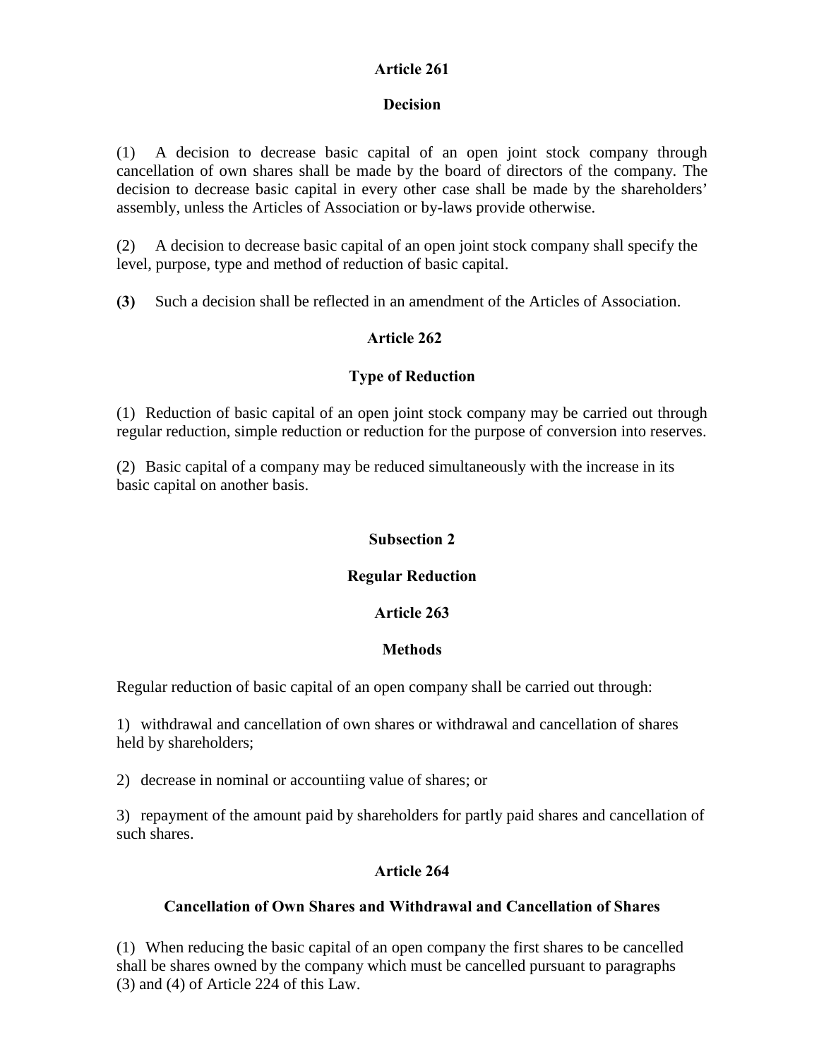## Article 261

### Decision

(1) A decision to decrease basic capital of an open joint stock company through cancellation of own shares shall be made by the board of directors of the company. The decision to decrease basic capital in every other case shall be made by the shareholders' assembly, unless the Articles of Association or by-laws provide otherwise.

(2) A decision to decrease basic capital of an open joint stock company shall specify the level, purpose, type and method of reduction of basic capital.

**(3)** Such a decision shall be reflected in an amendment of the Articles of Association.

## Article 262

### Type of Reduction

(1) Reduction of basic capital of an open joint stock company may be carried out through regular reduction, simple reduction or reduction for the purpose of conversion into reserves.

(2) Basic capital of a company may be reduced simultaneously with the increase in its basic capital on another basis.

## Subsection 2

## Regular Reduction

## Article 263

### Methods

Regular reduction of basic capital of an open company shall be carried out through:

1) withdrawal and cancellation of own shares or withdrawal and cancellation of shares held by shareholders;

2) decrease in nominal or accountiing value of shares; or

3) repayment of the amount paid by shareholders for partly paid shares and cancellation of such shares.

## Article 264

### Cancellation of Own Shares and Withdrawal and Cancellation of Shares

(1) When reducing the basic capital of an open company the first shares to be cancelled shall be shares owned by the company which must be cancelled pursuant to paragraphs (3) and (4) of Article 224 of this Law.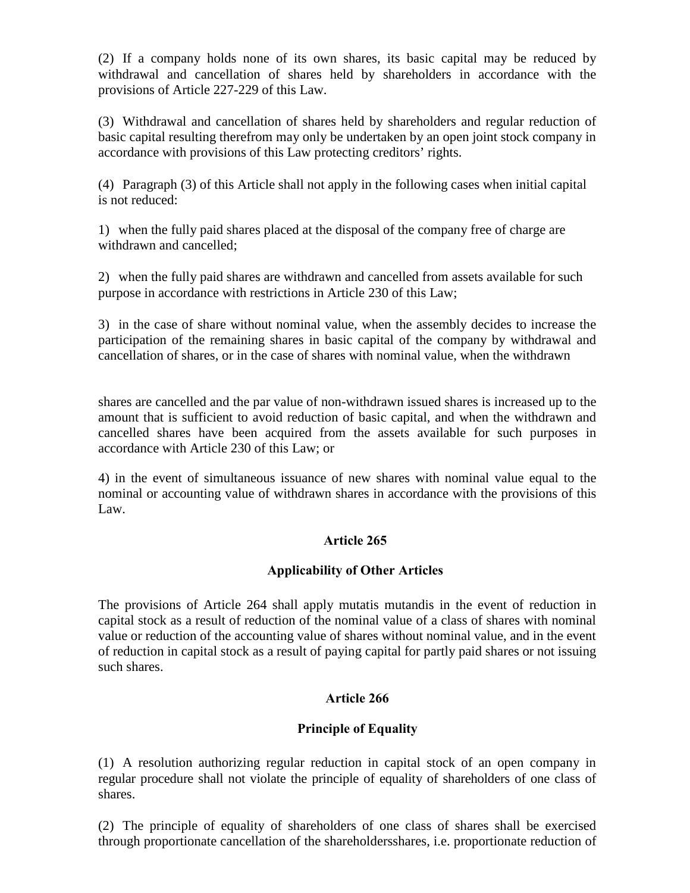(2) If a company holds none of its own shares, its basic capital may be reduced by withdrawal and cancellation of shares held by shareholders in accordance with the provisions of Article 227-229 of this Law.

(3) Withdrawal and cancellation of shares held by shareholders and regular reduction of basic capital resulting therefrom may only be undertaken by an open joint stock company in accordance with provisions of this Law protecting creditors' rights.

(4) Paragraph (3) of this Article shall not apply in the following cases when initial capital is not reduced:

1) when the fully paid shares placed at the disposal of the company free of charge are withdrawn and cancelled;

2) when the fully paid shares are withdrawn and cancelled from assets available for such purpose in accordance with restrictions in Article 230 of this Law;

3) in the case of share without nominal value, when the assembly decides to increase the participation of the remaining shares in basic capital of the company by withdrawal and cancellation of shares, or in the case of shares with nominal value, when the withdrawn shares are cancelled and the par value of non-withdrawn issued shares is increased up to the amount that is sufficient to avoid reduction of basic capital, and when the withdrawn and cancelled shares have been acquired from the assets available for such purposes in accordance with Article 230 of this Law; or

4) in the event of simultaneous issuance of new shares with nominal value equal to the nominal or accounting value of withdrawn shares in accordance with the provisions of this Law.

### Article 265

### Applicability of Other Articles

The provisions of Article 264 shall apply mutatis mutandis in the event of reduction in capital stock as a result of reduction of the nominal value of a class of shares with nominal value or reduction of the accounting value of shares without nominal value, and in the event of reduction in capital stock as a result of paying capital for partly paid shares or not issuing such shares.

### Article 266

### Principle of Equality

(1) A resolution authorizing regular reduction in capital stock of an open company in regular procedure shall not violate the principle of equality of shareholders of one class of shares.

(2) The principle of equality of shareholders of one class of shares shall be exercised through proportionate cancellation of the shareholdersshares, i.e. proportionate reduction of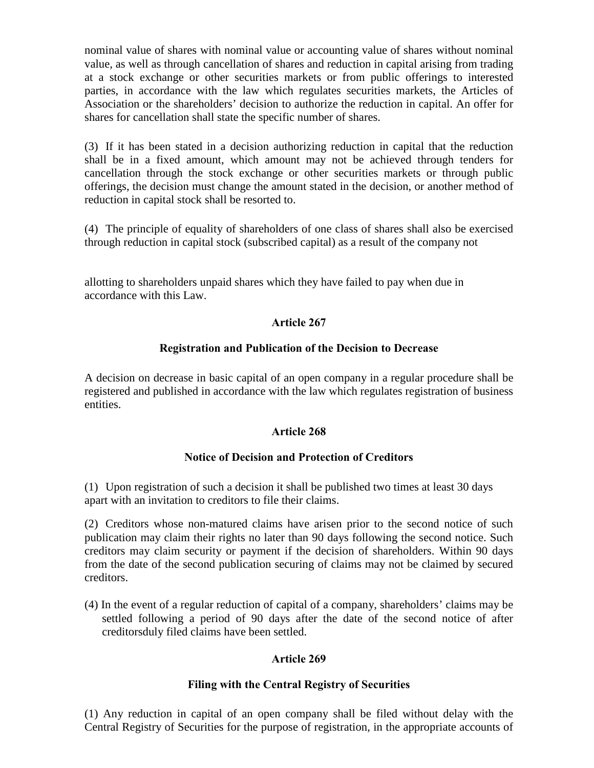nominal value of shares with nominal value or accounting value of shares without nominal value, as well as through cancellation of shares and reduction in capital arising from trading at a stock exchange or other securities markets or from public offerings to interested parties, in accordance with the law which regulates securities markets, the Articles of Association or the shareholders' decision to authorize the reduction in capital. An offer for shares for cancellation shall state the specific number of shares.

(3) If it has been stated in a decision authorizing reduction in capital that the reduction shall be in a fixed amount, which amount may not be achieved through tenders for cancellation through the stock exchange or other securities markets or through public offerings, the decision must change the amount stated in the decision, or another method of reduction in capital stock shall be resorted to.

(4) The principle of equality of shareholders of one class of shares shall also be exercised through reduction in capital stock (subscribed capital) as a result of the company not allotting to shareholders unpaid shares which they have failed to pay when due in accordance with this Law.

### Article 267

### Registration and Publication of the Decision to Decrease

A decision on decrease in basic capital of an open company in a regular procedure shall be registered and published in accordance with the law which regulates registration of business entities.

### Article 268

### Notice of Decision and Protection of Creditors

(1) Upon registration of such a decision it shall be published two times at least 30 days apart with an invitation to creditors to file their claims.

(2) Creditors whose non-matured claims have arisen prior to the second notice of such publication may claim their rights no later than 90 days following the second notice. Such creditors may claim security or payment if the decision of shareholders. Within 90 days from the date of the second publication securing of claims may not be claimed by secured creditors.

(4) In the event of a regular reduction of capital of a company, shareholders' claims may be settled following a period of 90 days after the date of the second notice of after creditorsduly filed claims have been settled.

### Article 269

### Filing with the Central Registry of Securities

(1) Any reduction in capital of an open company shall be filed without delay with the Central Registry of Securities for the purpose of registration, in the appropriate accounts of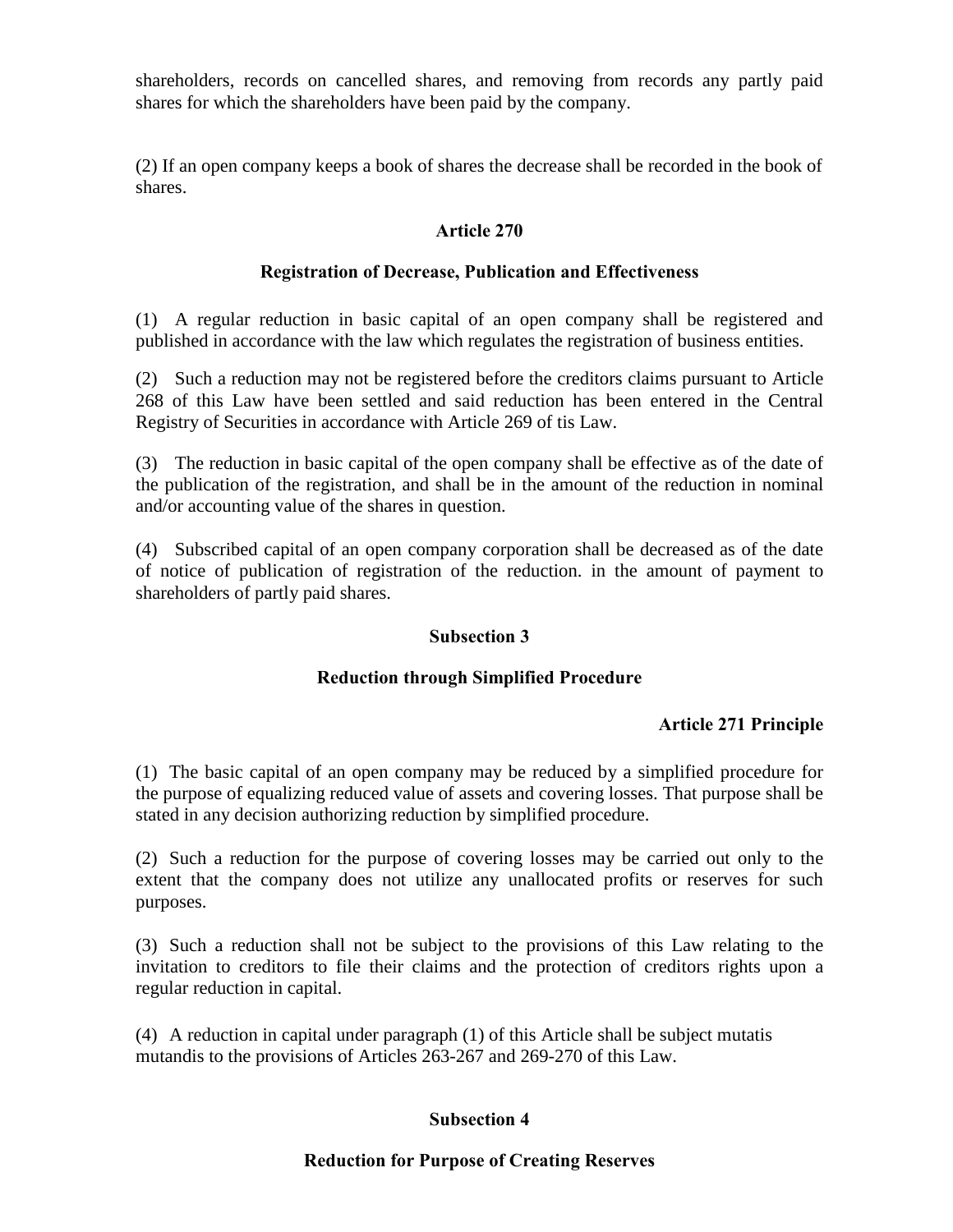shareholders, records on cancelled shares, and removing from records any partly paid shares for which the shareholders have been paid by the company.

(2) If an open company keeps a book of shares the decrease shall be recorded in the book of shares.

### Article 270

### Registration of Decrease, Publication and Effectiveness

(1) A regular reduction in basic capital of an open company shall be registered and published in accordance with the law which regulates the registration of business entities.

(2) Such a reduction may not be registered before the creditors claims pursuant to Article 268 of this Law have been settled and said reduction has been entered in the Central Registry of Securities in accordance with Article 269 of tis Law.

(3) The reduction in basic capital of the open company shall be effective as of the date of the publication of the registration, and shall be in the amount of the reduction in nominal and/or accounting value of the shares in question.

(4) Subscribed capital of an open company corporation shall be decreased as of the date of notice of publication of registration of the reduction. in the amount of payment to shareholders of partly paid shares.

## Subsection 3

## Reduction through Simplified Procedure

### Article 271 Principle

(1) The basic capital of an open company may be reduced by a simplified procedure for the purpose of equalizing reduced value of assets and covering losses. That purpose shall be stated in any decision authorizing reduction by simplified procedure.

(2) Such a reduction for the purpose of covering losses may be carried out only to the extent that the company does not utilize any unallocated profits or reserves for such purposes.

(3) Such a reduction shall not be subject to the provisions of this Law relating to the invitation to creditors to file their claims and the protection of creditors rights upon a regular reduction in capital.

(4) A reduction in capital under paragraph (1) of this Article shall be subject mutatis mutandis to the provisions of Articles 263-267 and 269-270 of this Law.

## Subsection 4

## Reduction for Purpose of Creating Reserves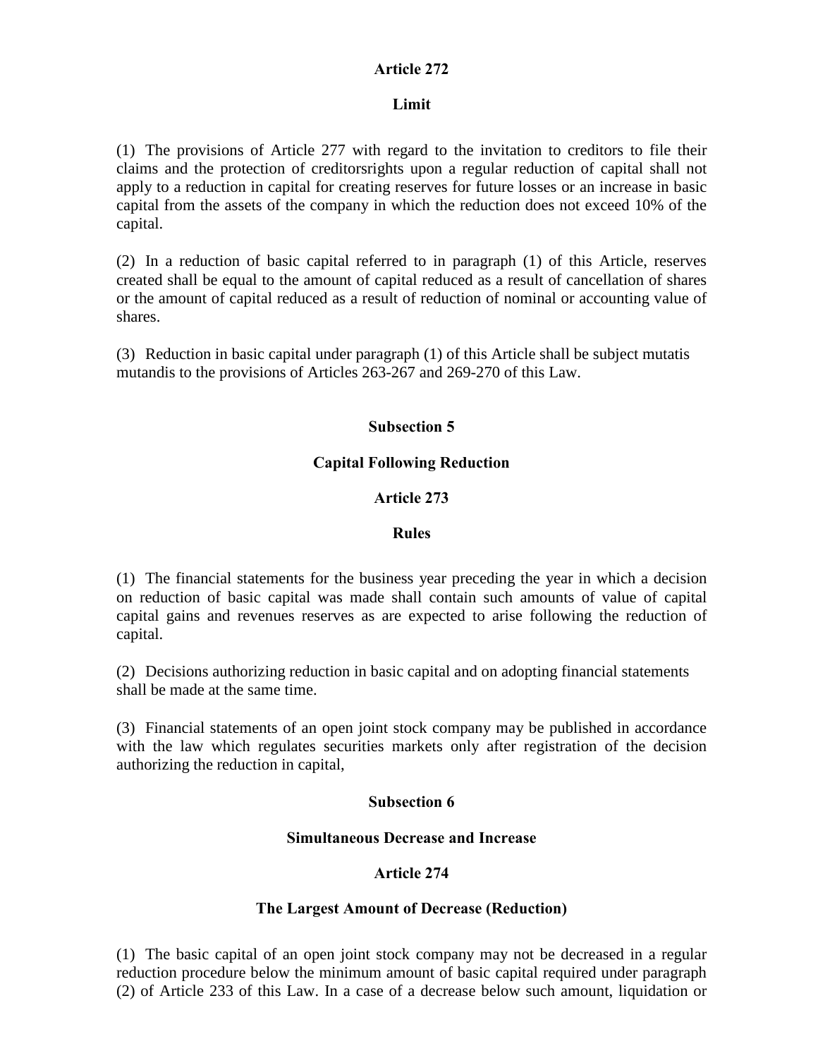### Article 272

### Limit

(1) The provisions of Article 277 with regard to the invitation to creditors to file their claims and the protection of creditorsrights upon a regular reduction of capital shall not apply to a reduction in capital for creating reserves for future losses or an increase in basic capital from the assets of the company in which the reduction does not exceed 10% of the capital.

(2) In a reduction of basic capital referred to in paragraph (1) of this Article, reserves created shall be equal to the amount of capital reduced as a result of cancellation of shares or the amount of capital reduced as a result of reduction of nominal or accounting value of shares.

(3) Reduction in basic capital under paragraph (1) of this Article shall be subject mutatis mutandis to the provisions of Articles 263-267 and 269-270 of this Law.

## Subsection 5

## Capital Following Reduction

### Article 273

### Rules

(1) The financial statements for the business year preceding the year in which a decision on reduction of basic capital was made shall contain such amounts of value of capital capital gains and revenues reserves as are expected to arise following the reduction of capital.

(2) Decisions authorizing reduction in basic capital and on adopting financial statements shall be made at the same time.

(3) Financial statements of an open joint stock company may be published in accordance with the law which regulates securities markets only after registration of the decision authorizing the reduction in capital,

## Subsection 6

## Simultaneous Decrease and Increase

### Article 274

### The Largest Amount of Decrease (Reduction)

(1) The basic capital of an open joint stock company may not be decreased in a regular reduction procedure below the minimum amount of basic capital required under paragraph (2) of Article 233 of this Law. In a case of a decrease below such amount, liquidation or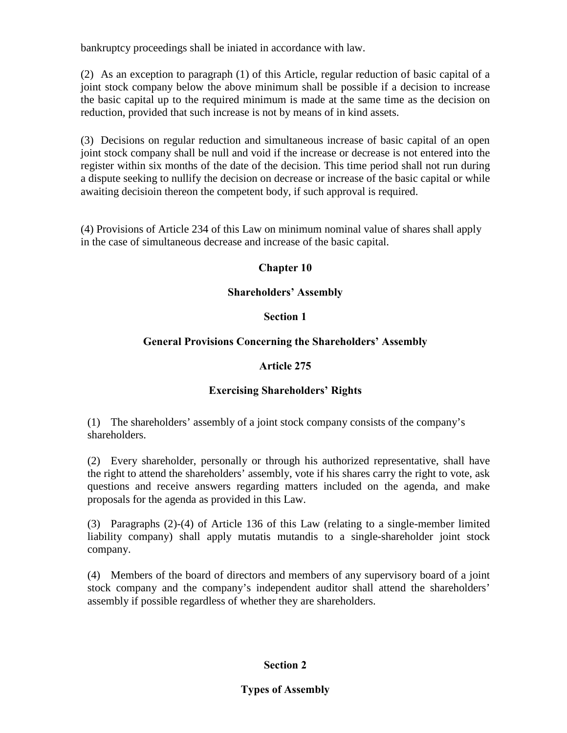bankruptcy proceedings shall be iniated in accordance with law.

(2) As an exception to paragraph (1) of this Article, regular reduction of basic capital of a joint stock company below the above minimum shall be possible if a decision to increase the basic capital up to the required minimum is made at the same time as the decision on reduction, provided that such increase is not by means of in kind assets.

(3) Decisions on regular reduction and simultaneous increase of basic capital of an open joint stock company shall be null and void if the increase or decrease is not entered into the register within six months of the date of the decision. This time period shall not run during a dispute seeking to nullify the decision on decrease or increase of the basic capital or while awaiting decisioin thereon the competent body, if such approval is required.

(4) Provisions of Article 234 of this Law on minimum nominal value of shares shall apply in the case of simultaneous decrease and increase of the basic capital.

## Chapter 10

## Shareholders' Assembly

### Section 1

### General Provisions Concerning the Shareholders' Assembly

#### Article 275

#### Exercising Shareholders' Rights

(1) The shareholders' assembly of a joint stock company consists of the company's shareholders.

(2) Every shareholder, personally or through his authorized representative, shall have the right to attend the shareholders' assembly, vote if his shares carry the right to vote, ask questions and receive answers regarding matters included on the agenda, and make proposals for the agenda as provided in this Law.

(3) Paragraphs (2)-(4) of Article 136 of this Law (relating to a single-member limited liability company) shall apply mutatis mutandis to a single-shareholder joint stock company.

(4) Members of the board of directors and members of any supervisory board of a joint stock company and the company's independent auditor shall attend the shareholders' assembly if possible regardless of whether they are shareholders.

### Section 2

### Types of Assembly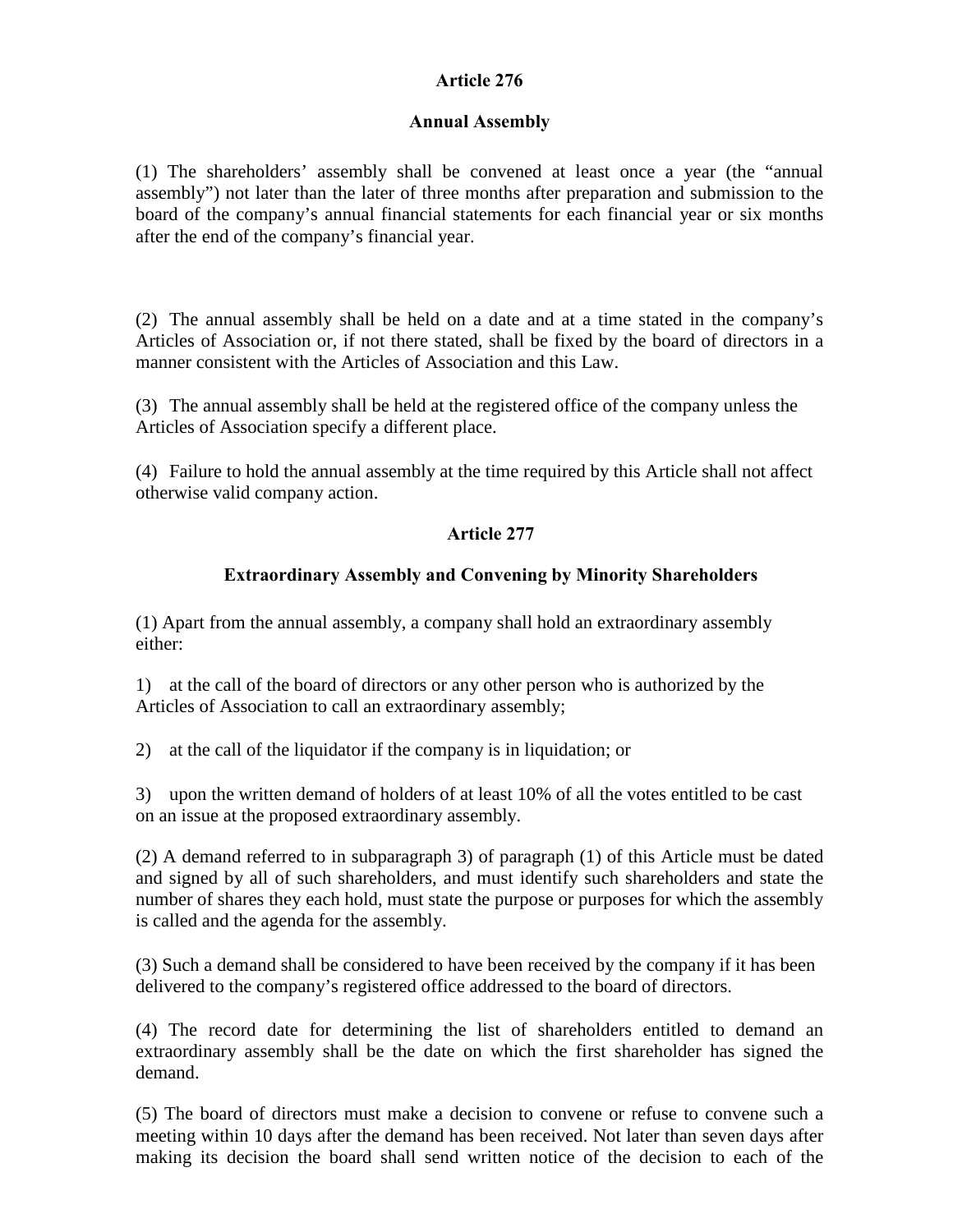## Article 276

### Annual Assembly

(1) The shareholders' assembly shall be convened at least once a year (the "annual assembly") not later than the later of three months after preparation and submission to the board of the company's annual financial statements for each financial year or six months after the end of the company's financial year.

(2) The annual assembly shall be held on a date and at a time stated in the company's Articles of Association or, if not there stated, shall be fixed by the board of directors in a manner consistent with the Articles of Association and this Law.

(3) The annual assembly shall be held at the registered office of the company unless the Articles of Association specify a different place.

(4) Failure to hold the annual assembly at the time required by this Article shall not affect otherwise valid company action.

## Article 277

### Extraordinary Assembly and Convening by Minority Shareholders

(1) Apart from the annual assembly, a company shall hold an extraordinary assembly either:

1) at the call of the board of directors or any other person who is authorized by the Articles of Association to call an extraordinary assembly;

2) at the call of the liquidator if the company is in liquidation; or

3) upon the written demand of holders of at least 10% of all the votes entitled to be cast on an issue at the proposed extraordinary assembly.

(2) A demand referred to in subparagraph 3) of paragraph (1) of this Article must be dated and signed by all of such shareholders, and must identify such shareholders and state the number of shares they each hold, must state the purpose or purposes for which the assembly is called and the agenda for the assembly.

(3) Such a demand shall be considered to have been received by the company if it has been delivered to the company's registered office addressed to the board of directors.

(4) The record date for determining the list of shareholders entitled to demand an extraordinary assembly shall be the date on which the first shareholder has signed the demand.

(5) The board of directors must make a decision to convene or refuse to convene such a meeting within 10 days after the demand has been received. Not later than seven days after making its decision the board shall send written notice of the decision to each of the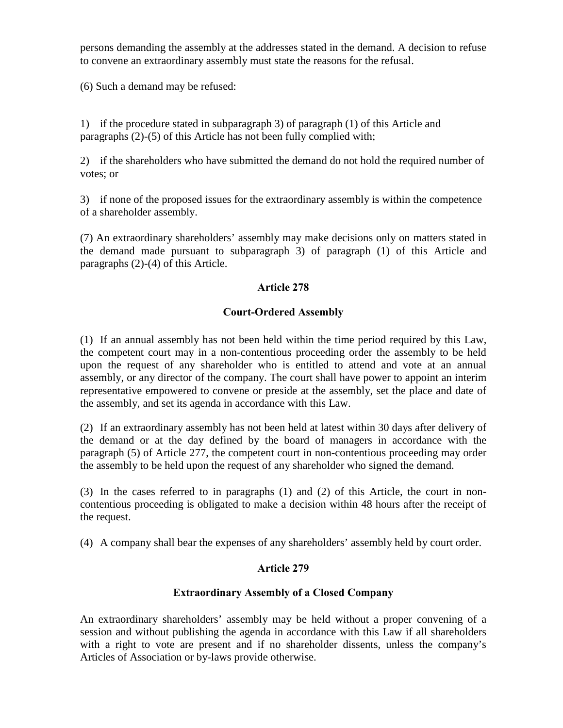persons demanding the assembly at the addresses stated in the demand. A decision to refuse to convene an extraordinary assembly must state the reasons for the refusal.

(6) Such a demand may be refused:

1) if the procedure stated in subparagraph 3) of paragraph (1) of this Article and paragraphs (2)-(5) of this Article has not been fully complied with;

2) if the shareholders who have submitted the demand do not hold the required number of votes; or

3) if none of the proposed issues for the extraordinary assembly is within the competence of a shareholder assembly.

(7) An extraordinary shareholders' assembly may make decisions only on matters stated in the demand made pursuant to subparagraph 3) of paragraph (1) of this Article and paragraphs (2)-(4) of this Article.

### Article 278

### Court-Ordered Assembly

(1) If an annual assembly has not been held within the time period required by this Law, the competent court may in a non-contentious proceeding order the assembly to be held upon the request of any shareholder who is entitled to attend and vote at an annual assembly, or any director of the company. The court shall have power to appoint an interim representative empowered to convene or preside at the assembly, set the place and date of the assembly, and set its agenda in accordance with this Law.

(2) If an extraordinary assembly has not been held at latest within 30 days after delivery of the demand or at the day defined by the board of managers in accordance with the paragraph (5) of Article 277, the competent court in non-contentious proceeding may order the assembly to be held upon the request of any shareholder who signed the demand.

(3) In the cases referred to in paragraphs (1) and (2) of this Article, the court in non-contentious proceeding is obligated to make a decision within 48 hours after the receipt of the request.

(4) A company shall bear the expenses of any shareholders' assembly held by court order.

### Article 279

### Extraordinary Assembly of a Closed Company

An extraordinary shareholders' assembly may be held without a proper convening of a session and without publishing the agenda in accordance with this Law if all shareholders with a right to vote are present and if no shareholder dissents, unless the company's Articles of Association or by-laws provide otherwise.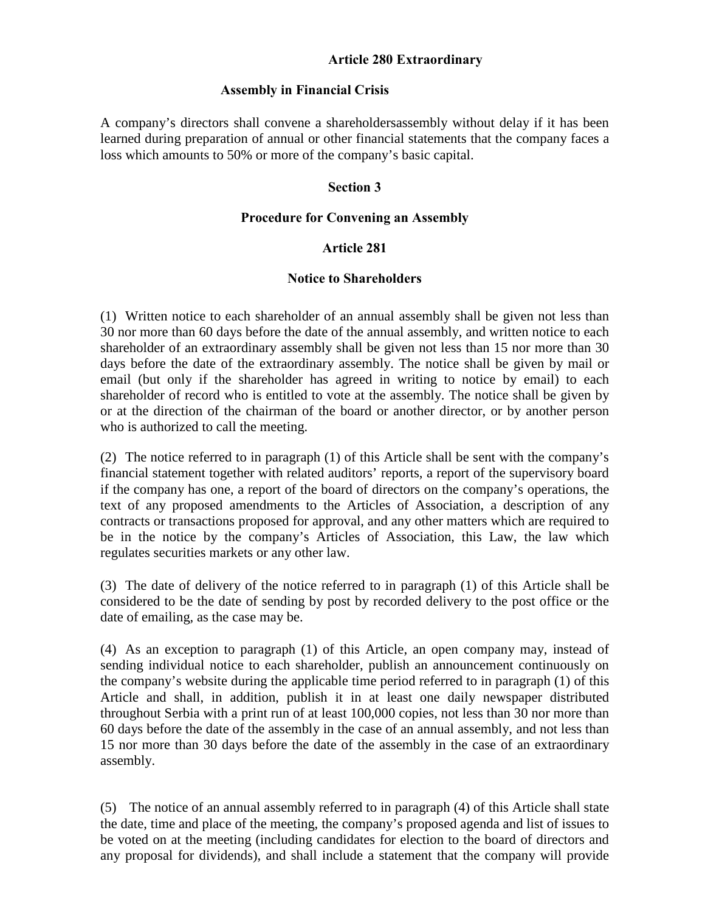**Article 280 Extraordinary**

**Assembly in Financial Crisis**

A company's directors shall convene a shareholdersassembly without delay if it has been learned during preparation of annual or other financial statements that the company faces a loss which amounts to 50% or more of the company's basic capital.

## Section 3

## Procedure for Convening an Assembly

### Article 281

### Notice to Shareholders

(1) Written notice to each shareholder of an annual assembly shall be given not less than 30 nor more than 60 days before the date of the annual assembly, and written notice to each shareholder of an extraordinary assembly shall be given not less than 15 nor more than 30 days before the date of the extraordinary assembly. The notice shall be given by mail or email (but only if the shareholder has agreed in writing to notice by email) to each shareholder of record who is entitled to vote at the assembly. The notice shall be given by or at the direction of the chairman of the board or another director, or by another person who is authorized to call the meeting.

(2) The notice referred to in paragraph (1) of this Article shall be sent with the company's financial statement together with related auditors' reports, a report of the supervisory board if the company has one, a report of the board of directors on the company's operations, the text of any proposed amendments to the Articles of Association, a description of any contracts or transactions proposed for approval, and any other matters which are required to be in the notice by the company's Articles of Association, this Law, the law which regulates securities markets or any other law.

(3) The date of delivery of the notice referred to in paragraph (1) of this Article shall be considered to be the date of sending by post by recorded delivery to the post office or the date of emailing, as the case may be.

(4) As an exception to paragraph (1) of this Article, an open company may, instead of sending individual notice to each shareholder, publish an announcement continuously on the company's website during the applicable time period referred to in paragraph (1) of this Article and shall, in addition, publish it in at least one daily newspaper distributed throughout Serbia with a print run of at least 100,000 copies, not less than 30 nor more than 60 days before the date of the assembly in the case of an annual assembly, and not less than 15 nor more than 30 days before the date of the assembly in the case of an extraordinary assembly.

(5) The notice of an annual assembly referred to in paragraph (4) of this Article shall state the date, time and place of the meeting, the company's proposed agenda and list of issues to be voted on at the meeting (including candidates for election to the board of directors and any proposal for dividends), and shall include a statement that the company will provide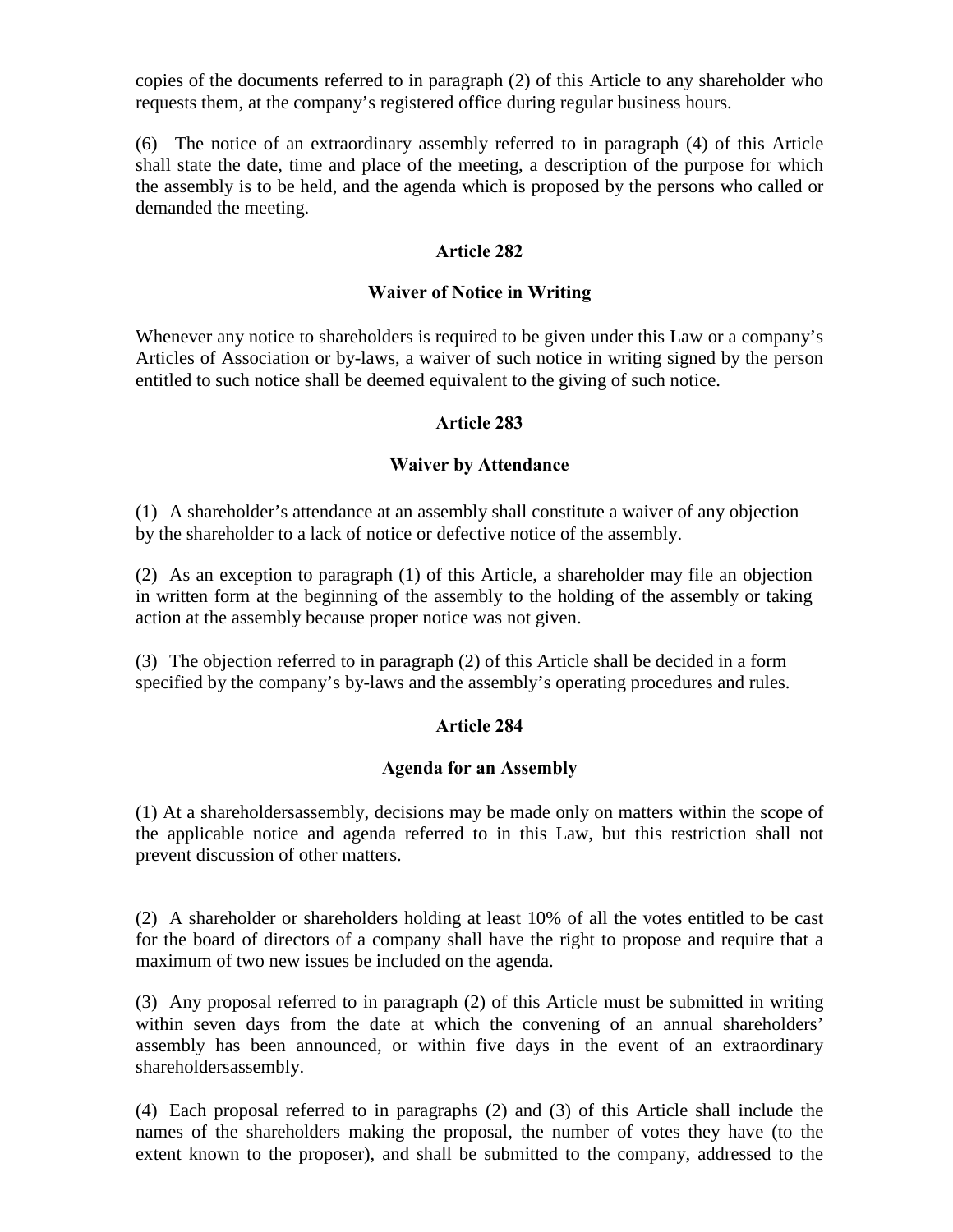copies of the documents referred to in paragraph (2) of this Article to any shareholder who requests them, at the company's registered office during regular business hours.

(6) The notice of an extraordinary assembly referred to in paragraph (4) of this Article shall state the date, time and place of the meeting, a description of the purpose for which the assembly is to be held, and the agenda which is proposed by the persons who called or demanded the meeting.

**Article 282**

**Waiver of Notice in Writing**

Whenever any notice to shareholders is required to be given under this Law or a company's Articles of Association or by-laws, a waiver of such notice in writing signed by the person entitled to such notice shall be deemed equivalent to the giving of such notice.

**Article 283**

**Waiver by Attendance**

(1) A shareholder's attendance at an assembly shall constitute a waiver of any objection by the shareholder to a lack of notice or defective notice of the assembly.

(2) As an exception to paragraph (1) of this Article, a shareholder may file an objection in written form at the beginning of the assembly to the holding of the assembly or taking action at the assembly because proper notice was not given.

(3) The objection referred to in paragraph (2) of this Article shall be decided in a form specified by the company's by-laws and the assembly's operating procedures and rules.

**Article 284**

**Agenda for an Assembly**

(1) At a shareholdersassembly, decisions may be made only on matters within the scope of the applicable notice and agenda referred to in this Law, but this restriction shall not prevent discussion of other matters.

(2) A shareholder or shareholders holding at least 10% of all the votes entitled to be cast for the board of directors of a company shall have the right to propose and require that a maximum of two new issues be included on the agenda.

(3) Any proposal referred to in paragraph (2) of this Article must be submitted in writing within seven days from the date at which the convening of an annual shareholders' assembly has been announced, or within five days in the event of an extraordinary shareholdersassembly.

(4) Each proposal referred to in paragraphs (2) and (3) of this Article shall include the names of the shareholders making the proposal, the number of votes they have (to the extent known to the proposer), and shall be submitted to the company, addressed to the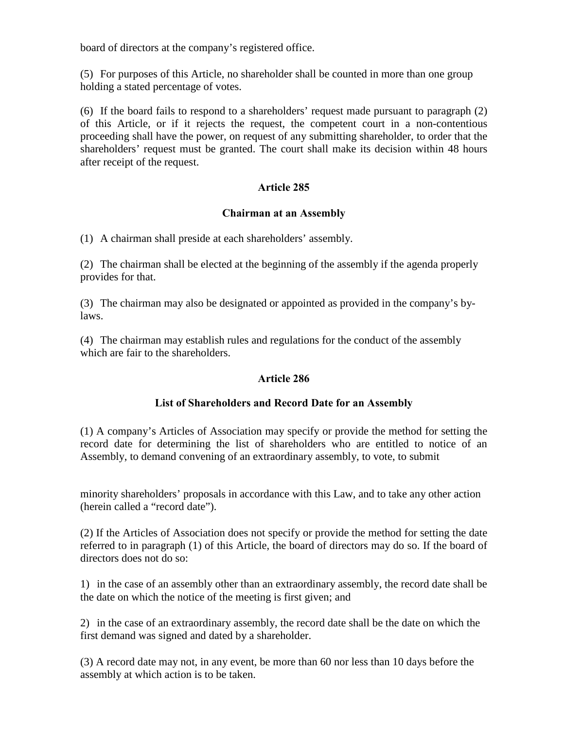board of directors at the company's registered office.

(5) For purposes of this Article, no shareholder shall be counted in more than one group holding a stated percentage of votes.

(6) If the board fails to respond to a shareholders' request made pursuant to paragraph (2) of this Article, or if it rejects the request, the competent court in a non-contentious proceeding shall have the power, on request of any submitting shareholder, to order that the shareholders' request must be granted. The court shall make its decision within 48 hours after receipt of the request.

### Article 285

### Chairman at an Assembly

(1) A chairman shall preside at each shareholders' assembly.

(2) The chairman shall be elected at the beginning of the assembly if the agenda properly provides for that.

(3) The chairman may also be designated or appointed as provided in the company's by-laws.

(4) The chairman may establish rules and regulations for the conduct of the assembly which are fair to the shareholders.

### Article 286

### List of Shareholders and Record Date for an Assembly

(1) A company's Articles of Association may specify or provide the method for setting the record date for determining the list of shareholders who are entitled to notice of an Assembly, to demand convening of an extraordinary assembly, to vote, to submit minority shareholders' proposals in accordance with this Law, and to take any other action (herein called a "record date").

(2) If the Articles of Association does not specify or provide the method for setting the date referred to in paragraph (1) of this Article, the board of directors may do so. If the board of directors does not do so:

1) in the case of an assembly other than an extraordinary assembly, the record date shall be the date on which the notice of the meeting is first given; and

2) in the case of an extraordinary assembly, the record date shall be the date on which the first demand was signed and dated by a shareholder.

(3) A record date may not, in any event, be more than 60 nor less than 10 days before the assembly at which action is to be taken.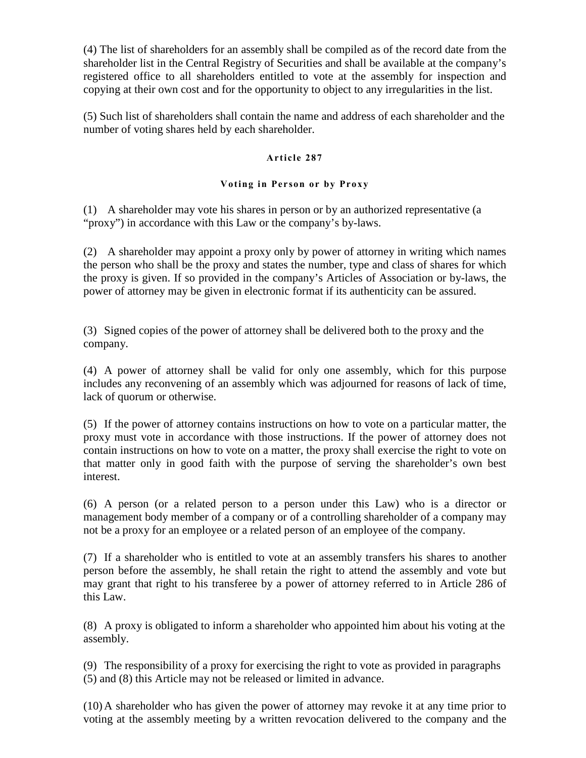(4) The list of shareholders for an assembly shall be compiled as of the record date from the shareholder list in the Central Registry of Securities and shall be available at the company's registered office to all shareholders entitled to vote at the assembly for inspection and copying at their own cost and for the opportunity to object to any irregularities in the list.

(5) Such list of shareholders shall contain the name and address of each shareholder and the number of voting shares held by each shareholder.

### Article 287

### Voting in Person or by Proxy

(1) A shareholder may vote his shares in person or by an authorized representative (a "proxy") in accordance with this Law or the company's by-laws.

(2) A shareholder may appoint a proxy only by power of attorney in writing which names the person who shall be the proxy and states the number, type and class of shares for which the proxy is given. If so provided in the company's Articles of Association or by-laws, the power of attorney may be given in electronic format if its authenticity can be assured.

(3) Signed copies of the power of attorney shall be delivered both to the proxy and the company.

(4) A power of attorney shall be valid for only one assembly, which for this purpose includes any reconvening of an assembly which was adjourned for reasons of lack of time, lack of quorum or otherwise.

(5) If the power of attorney contains instructions on how to vote on a particular matter, the proxy must vote in accordance with those instructions. If the power of attorney does not contain instructions on how to vote on a matter, the proxy shall exercise the right to vote on that matter only in good faith with the purpose of serving the shareholder's own best interest.

(6) A person (or a related person to a person under this Law) who is a director or management body member of a company or of a controlling shareholder of a company may not be a proxy for an employee or a related person of an employee of the company.

(7) If a shareholder who is entitled to vote at an assembly transfers his shares to another person before the assembly, he shall retain the right to attend the assembly and vote but may grant that right to his transferee by a power of attorney referred to in Article 286 of this Law.

(8) A proxy is obligated to inform a shareholder who appointed him about his voting at the assembly.

(9) The responsibility of a proxy for exercising the right to vote as provided in paragraphs (5) and (8) this Article may not be released or limited in advance.

(10) A shareholder who has given the power of attorney may revoke it at any time prior to voting at the assembly meeting by a written revocation delivered to the company and the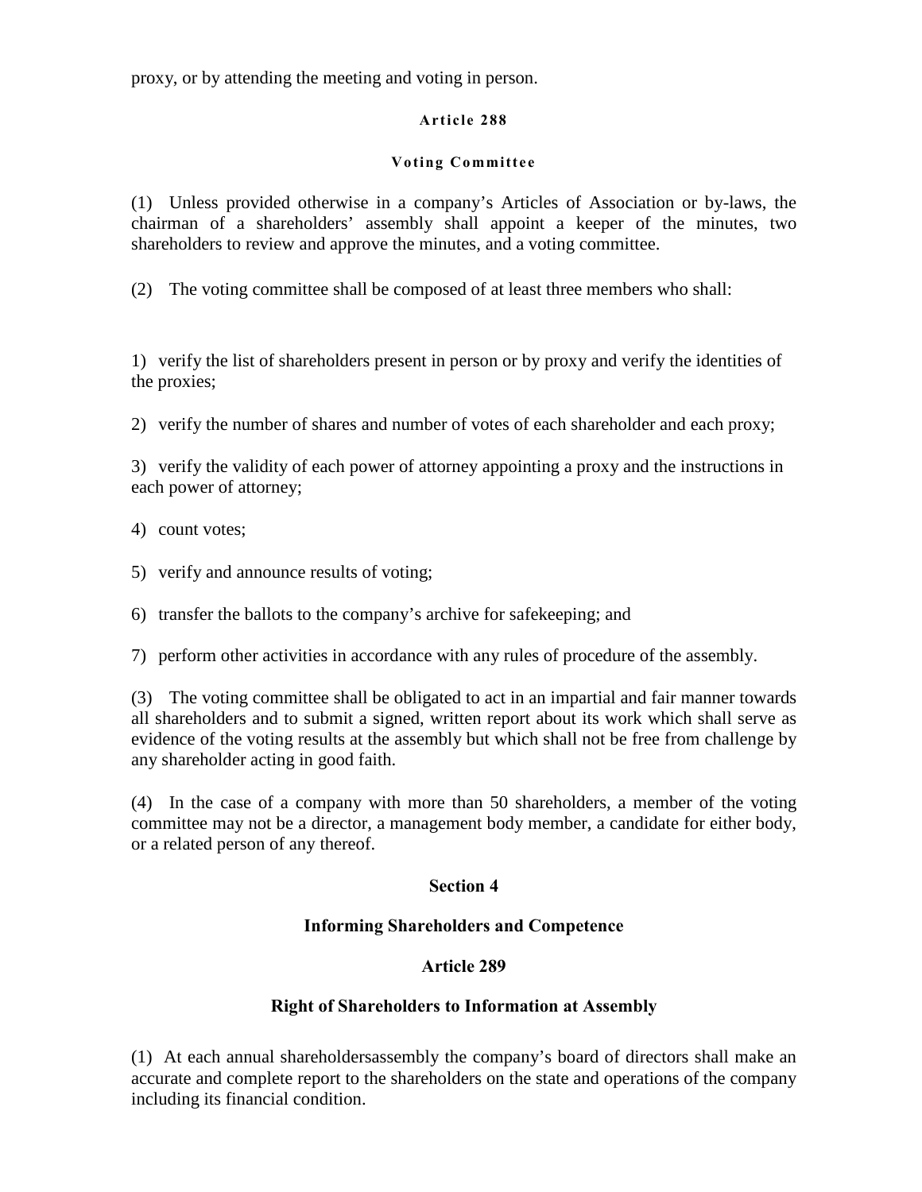proxy, or by attending the meeting and voting in person.

### Article 288

### Voting Committee

(1) Unless provided otherwise in a company's Articles of Association or by-laws, the chairman of a shareholders' assembly shall appoint a keeper of the minutes, two shareholders to review and approve the minutes, and a voting committee.

(2) The voting committee shall be composed of at least three members who shall:

1) verify the list of shareholders present in person or by proxy and verify the identities of the proxies;

2) verify the number of shares and number of votes of each shareholder and each proxy;

3) verify the validity of each power of attorney appointing a proxy and the instructions in each power of attorney;

4) count votes;

5) verify and announce results of voting;

6) transfer the ballots to the company's archive for safekeeping; and

7) perform other activities in accordance with any rules of procedure of the assembly.

(3) The voting committee shall be obligated to act in an impartial and fair manner towards all shareholders and to submit a signed, written report about its work which shall serve as evidence of the voting results at the assembly but which shall not be free from challenge by any shareholder acting in good faith.

(4) In the case of a company with more than 50 shareholders, a member of the voting committee may not be a director, a management body member, a candidate for either body, or a related person of any thereof.

## Section 4

## Informing Shareholders and Competence

### Article 289

### Right of Shareholders to Information at Assembly

(1) At each annual shareholdersassembly the company's board of directors shall make an accurate and complete report to the shareholders on the state and operations of the company including its financial condition.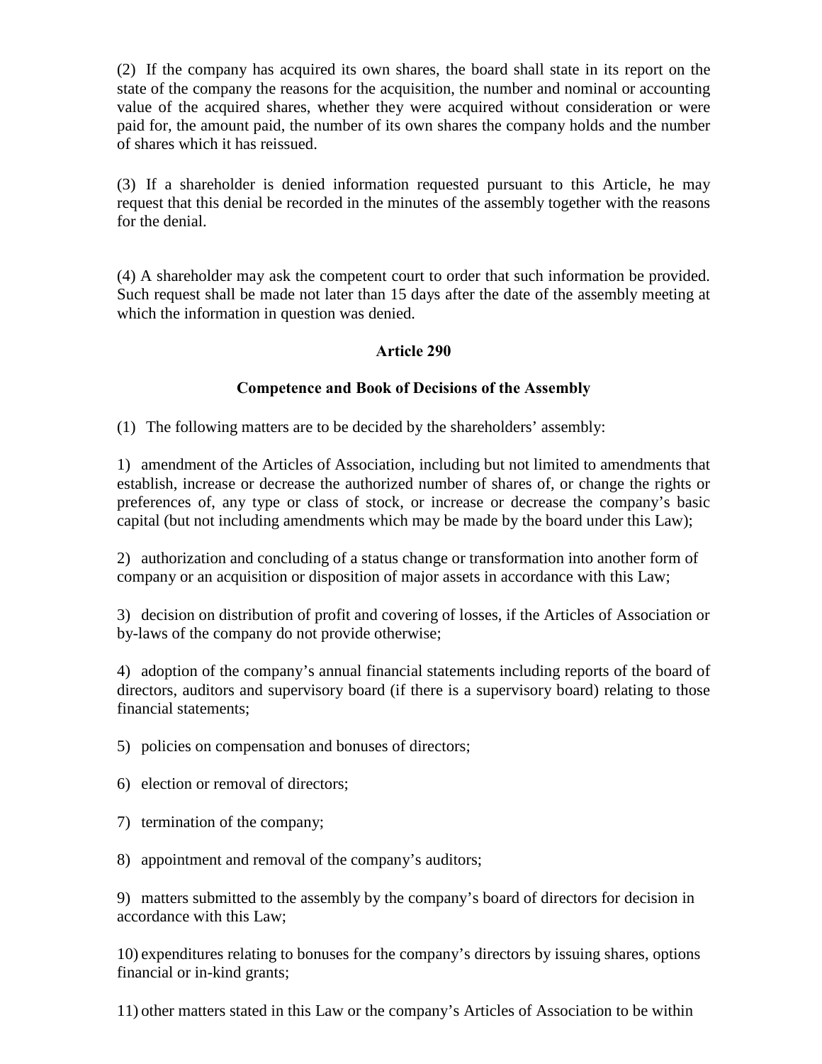(2) If the company has acquired its own shares, the board shall state in its report on the state of the company the reasons for the acquisition, the number and nominal or accounting value of the acquired shares, whether they were acquired without consideration or were paid for, the amount paid, the number of its own shares the company holds and the number of shares which it has reissued.

(3) If a shareholder is denied information requested pursuant to this Article, he may request that this denial be recorded in the minutes of the assembly together with the reasons for the denial.

(4) A shareholder may ask the competent court to order that such information be provided. Such request shall be made not later than 15 days after the date of the assembly meeting at which the information in question was denied.

**Article 290**

**Competence and Book of Decisions of the Assembly**

(1) The following matters are to be decided by the shareholders' assembly:

1) amendment of the Articles of Association, including but not limited to amendments that establish, increase or decrease the authorized number of shares of, or change the rights or preferences of, any type or class of stock, or increase or decrease the company's basic capital (but not including amendments which may be made by the board under this Law);

2) authorization and concluding of a status change or transformation into another form of company or an acquisition or disposition of major assets in accordance with this Law;

3) decision on distribution of profit and covering of losses, if the Articles of Association or by-laws of the company do not provide otherwise;

4) adoption of the company's annual financial statements including reports of the board of directors, auditors and supervisory board (if there is a supervisory board) relating to those financial statements;

5) policies on compensation and bonuses of directors;

6) election or removal of directors;

7) termination of the company;

8) appointment and removal of the company's auditors;

9) matters submitted to the assembly by the company's board of directors for decision in accordance with this Law;

10) expenditures relating to bonuses for the company's directors by issuing shares, options financial or in-kind grants;

11) other matters stated in this Law or the company's Articles of Association to be within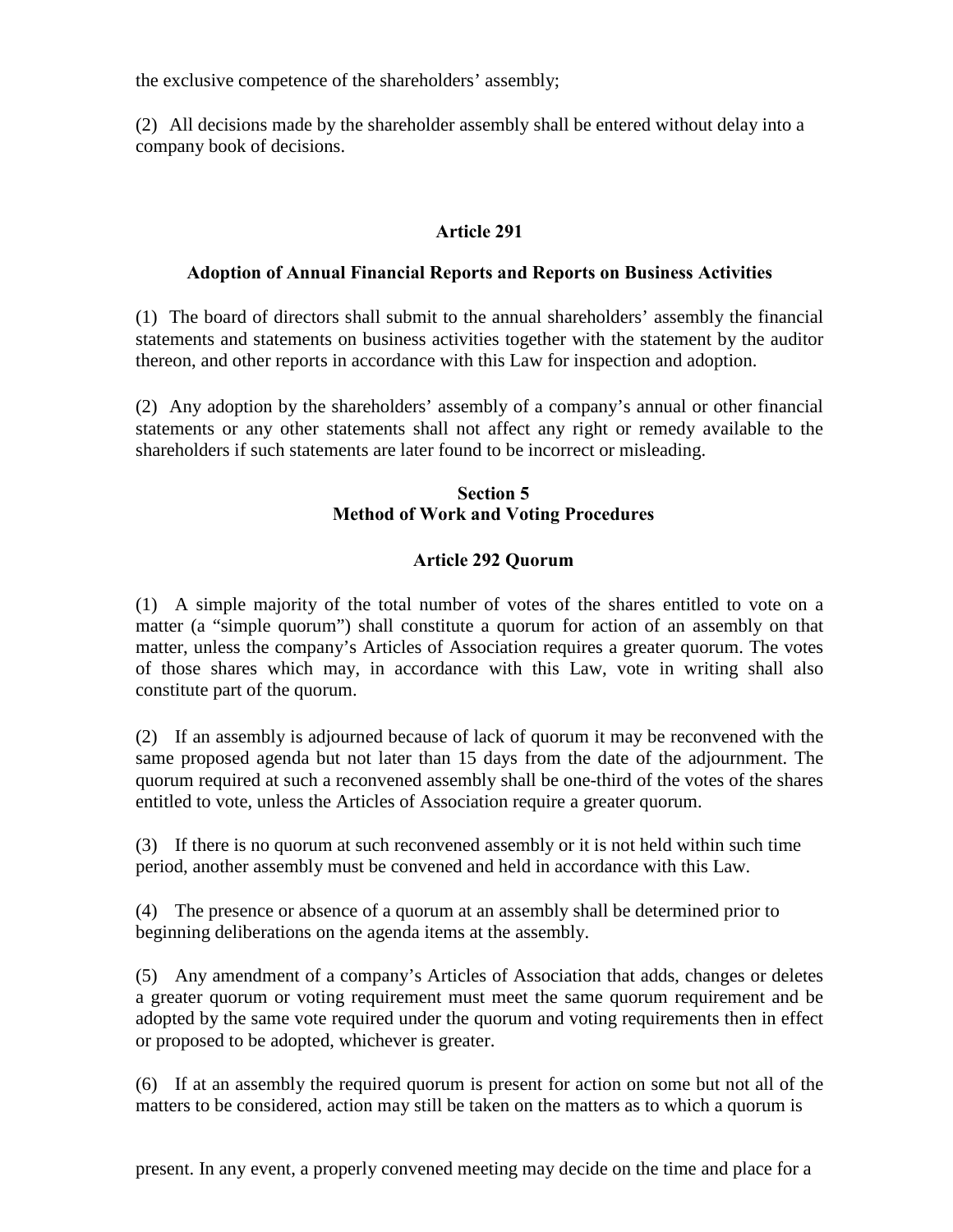the exclusive competence of the shareholders' assembly;

(2) All decisions made by the shareholder assembly shall be entered without delay into a company book of decisions.

### Article 291

### Adoption of Annual Financial Reports and Reports on Business Activities

(1) The board of directors shall submit to the annual shareholders' assembly the financial statements and statements on business activities together with the statement by the auditor thereon, and other reports in accordance with this Law for inspection and adoption.

(2) Any adoption by the shareholders' assembly of a company's annual or other financial statements or any other statements shall not affect any right or remedy available to the shareholders if such statements are later found to be incorrect or misleading.

## Section 5
## Method of Work and Voting Procedures

### Article 292 Quorum

(1) A simple majority of the total number of votes of the shares entitled to vote on a matter (a "simple quorum") shall constitute a quorum for action of an assembly on that matter, unless the company's Articles of Association requires a greater quorum. The votes of those shares which may, in accordance with this Law, vote in writing shall also constitute part of the quorum.

(2) If an assembly is adjourned because of lack of quorum it may be reconvened with the same proposed agenda but not later than 15 days from the date of the adjournment. The quorum required at such a reconvened assembly shall be one-third of the votes of the shares entitled to vote, unless the Articles of Association require a greater quorum.

(3) If there is no quorum at such reconvened assembly or it is not held within such time period, another assembly must be convened and held in accordance with this Law.

(4) The presence or absence of a quorum at an assembly shall be determined prior to beginning deliberations on the agenda items at the assembly.

(5) Any amendment of a company's Articles of Association that adds, changes or deletes a greater quorum or voting requirement must meet the same quorum requirement and be adopted by the same vote required under the quorum and voting requirements then in effect or proposed to be adopted, whichever is greater.

(6) If at an assembly the required quorum is present for action on some but not all of the matters to be considered, action may still be taken on the matters as to which a quorum is

present. In any event, a properly convened meeting may decide on the time and place for a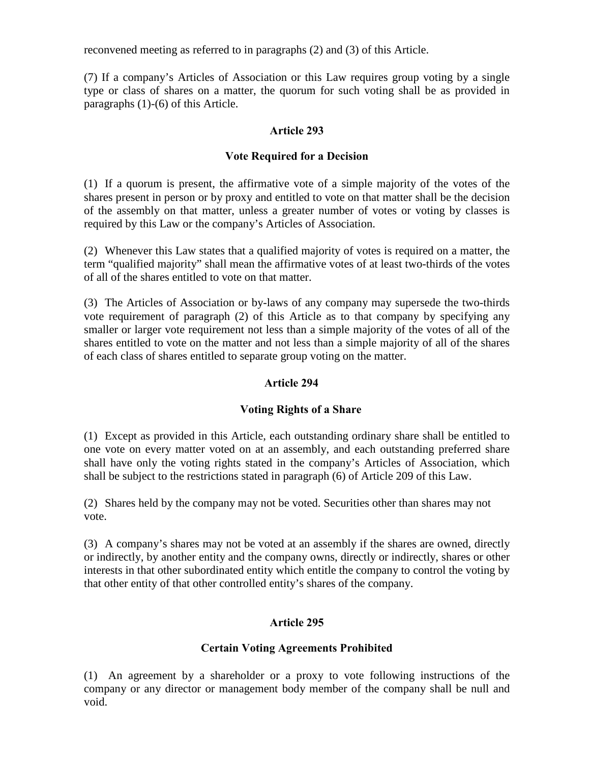reconvened meeting as referred to in paragraphs (2) and (3) of this Article.

(7) If a company's Articles of Association or this Law requires group voting by a single type or class of shares on a matter, the quorum for such voting shall be as provided in paragraphs (1)-(6) of this Article.

### Article 293

### Vote Required for a Decision

(1) If a quorum is present, the affirmative vote of a simple majority of the votes of the shares present in person or by proxy and entitled to vote on that matter shall be the decision of the assembly on that matter, unless a greater number of votes or voting by classes is required by this Law or the company's Articles of Association.

(2) Whenever this Law states that a qualified majority of votes is required on a matter, the term "qualified majority" shall mean the affirmative votes of at least two-thirds of the votes of all of the shares entitled to vote on that matter.

(3) The Articles of Association or by-laws of any company may supersede the two-thirds vote requirement of paragraph (2) of this Article as to that company by specifying any smaller or larger vote requirement not less than a simple majority of the votes of all of the shares entitled to vote on the matter and not less than a simple majority of all of the shares of each class of shares entitled to separate group voting on the matter.

### Article 294

### Voting Rights of a Share

(1) Except as provided in this Article, each outstanding ordinary share shall be entitled to one vote on every matter voted on at an assembly, and each outstanding preferred share shall have only the voting rights stated in the company's Articles of Association, which shall be subject to the restrictions stated in paragraph (6) of Article 209 of this Law.

(2) Shares held by the company may not be voted. Securities other than shares may not vote.

(3) A company's shares may not be voted at an assembly if the shares are owned, directly or indirectly, by another entity and the company owns, directly or indirectly, shares or other interests in that other subordinated entity which entitle the company to control the voting by that other entity of that other controlled entity's shares of the company.

### Article 295

### Certain Voting Agreements Prohibited

(1) An agreement by a shareholder or a proxy to vote following instructions of the company or any director or management body member of the company shall be null and void.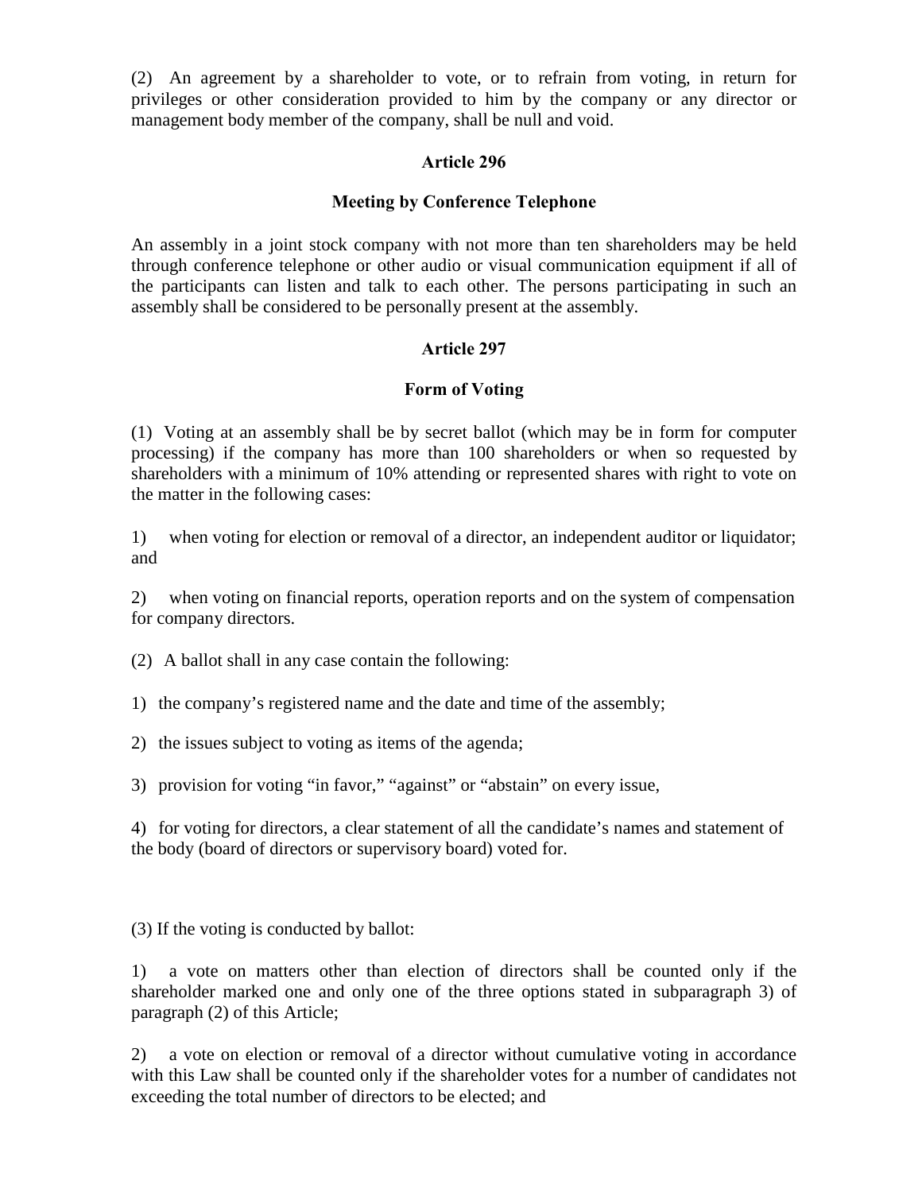(2) An agreement by a shareholder to vote, or to refrain from voting, in return for privileges or other consideration provided to him by the company or any director or management body member of the company, shall be null and void.

**Article 296**

**Meeting by Conference Telephone**

An assembly in a joint stock company with not more than ten shareholders may be held through conference telephone or other audio or visual communication equipment if all of the participants can listen and talk to each other. The persons participating in such an assembly shall be considered to be personally present at the assembly.

**Article 297**

**Form of Voting**

(1) Voting at an assembly shall be by secret ballot (which may be in form for computer processing) if the company has more than 100 shareholders or when so requested by shareholders with a minimum of 10% attending or represented shares with right to vote on the matter in the following cases:

1) when voting for election or removal of a director, an independent auditor or liquidator; and

2) when voting on financial reports, operation reports and on the system of compensation for company directors.

(2) A ballot shall in any case contain the following:

1) the company's registered name and the date and time of the assembly;

2) the issues subject to voting as items of the agenda;

3) provision for voting "in favor," "against" or "abstain" on every issue,

4) for voting for directors, a clear statement of all the candidate's names and statement of the body (board of directors or supervisory board) voted for.

(3) If the voting is conducted by ballot:

1) a vote on matters other than election of directors shall be counted only if the shareholder marked one and only one of the three options stated in subparagraph 3) of paragraph (2) of this Article;

2) a vote on election or removal of a director without cumulative voting in accordance with this Law shall be counted only if the shareholder votes for a number of candidates not exceeding the total number of directors to be elected; and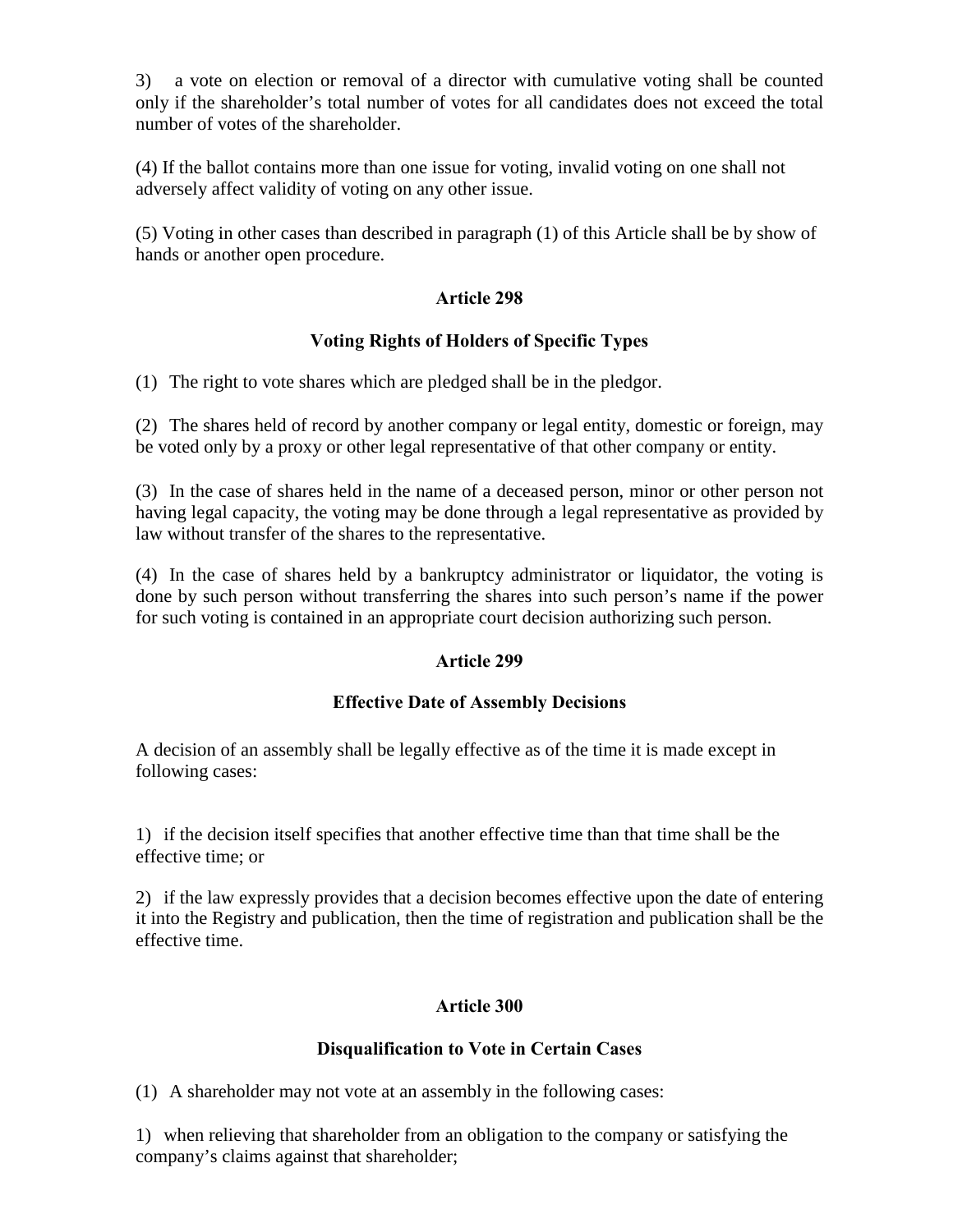3) a vote on election or removal of a director with cumulative voting shall be counted only if the shareholder's total number of votes for all candidates does not exceed the total number of votes of the shareholder.

(4) If the ballot contains more than one issue for voting, invalid voting on one shall not adversely affect validity of voting on any other issue.

(5) Voting in other cases than described in paragraph (1) of this Article shall be by show of hands or another open procedure.

### Article 298

### Voting Rights of Holders of Specific Types

(1) The right to vote shares which are pledged shall be in the pledgor.

(2) The shares held of record by another company or legal entity, domestic or foreign, may be voted only by a proxy or other legal representative of that other company or entity.

(3) In the case of shares held in the name of a deceased person, minor or other person not having legal capacity, the voting may be done through a legal representative as provided by law without transfer of the shares to the representative.

(4) In the case of shares held by a bankruptcy administrator or liquidator, the voting is done by such person without transferring the shares into such person's name if the power for such voting is contained in an appropriate court decision authorizing such person.

### Article 299

### Effective Date of Assembly Decisions

A decision of an assembly shall be legally effective as of the time it is made except in following cases:

1) if the decision itself specifies that another effective time than that time shall be the effective time; or

2) if the law expressly provides that a decision becomes effective upon the date of entering it into the Registry and publication, then the time of registration and publication shall be the effective time.

### Article 300

### Disqualification to Vote in Certain Cases

(1) A shareholder may not vote at an assembly in the following cases:

1) when relieving that shareholder from an obligation to the company or satisfying the company's claims against that shareholder;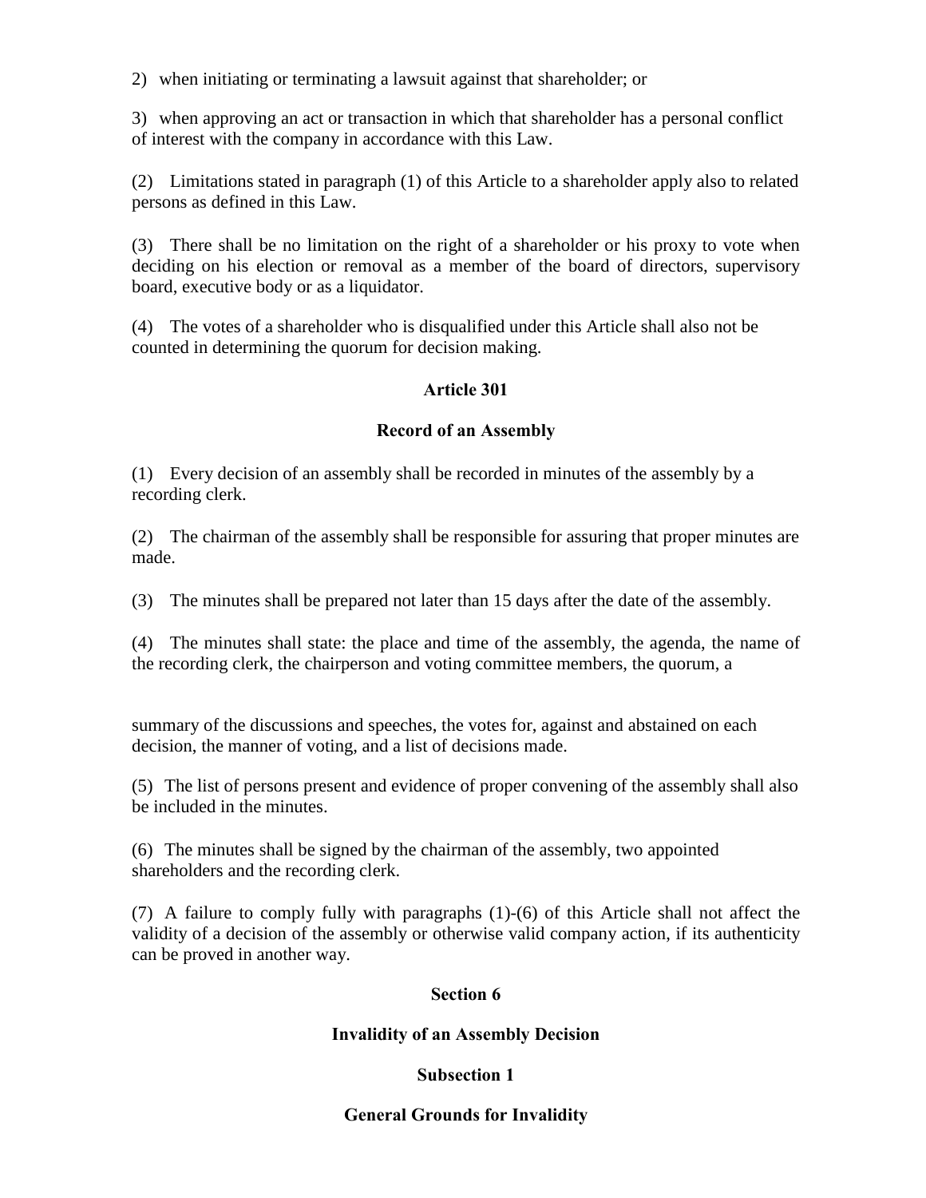2) when initiating or terminating a lawsuit against that shareholder; or

3) when approving an act or transaction in which that shareholder has a personal conflict of interest with the company in accordance with this Law.

(2) Limitations stated in paragraph (1) of this Article to a shareholder apply also to related persons as defined in this Law.

(3) There shall be no limitation on the right of a shareholder or his proxy to vote when deciding on his election or removal as a member of the board of directors, supervisory board, executive body or as a liquidator.

(4) The votes of a shareholder who is disqualified under this Article shall also not be counted in determining the quorum for decision making.

### Article 301

### Record of an Assembly

(1) Every decision of an assembly shall be recorded in minutes of the assembly by a recording clerk.

(2) The chairman of the assembly shall be responsible for assuring that proper minutes are made.

(3) The minutes shall be prepared not later than 15 days after the date of the assembly.

(4) The minutes shall state: the place and time of the assembly, the agenda, the name of the recording clerk, the chairperson and voting committee members, the quorum, a summary of the discussions and speeches, the votes for, against and abstained on each decision, the manner of voting, and a list of decisions made.

(5) The list of persons present and evidence of proper convening of the assembly shall also be included in the minutes.

(6) The minutes shall be signed by the chairman of the assembly, two appointed shareholders and the recording clerk.

(7) A failure to comply fully with paragraphs (1)-(6) of this Article shall not affect the validity of a decision of the assembly or otherwise valid company action, if its authenticity can be proved in another way.

## Section 6

## Invalidity of an Assembly Decision

### Subsection 1

### General Grounds for Invalidity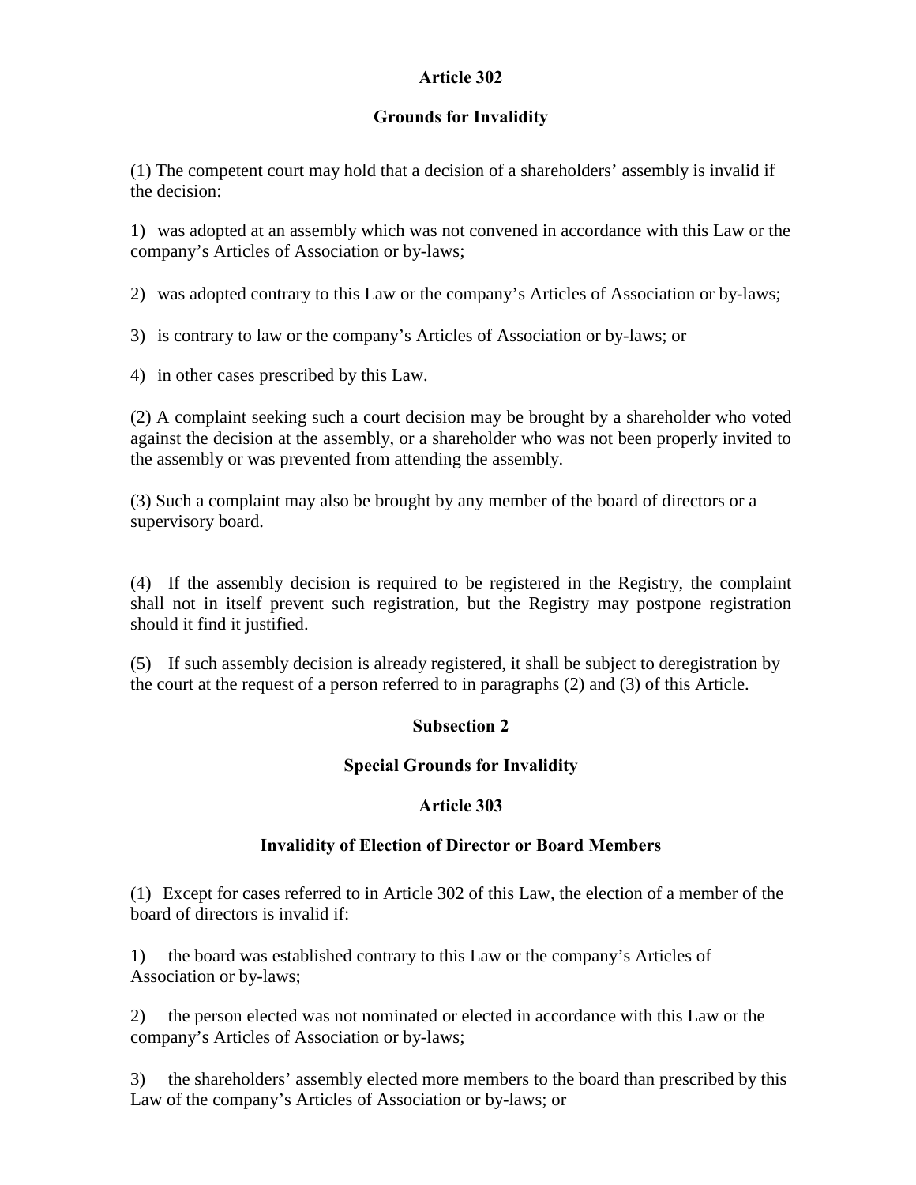## Article 302

## Grounds for Invalidity

(1) The competent court may hold that a decision of a shareholders' assembly is invalid if the decision:

1) was adopted at an assembly which was not convened in accordance with this Law or the company's Articles of Association or by-laws;

2) was adopted contrary to this Law or the company's Articles of Association or by-laws;

3) is contrary to law or the company's Articles of Association or by-laws; or

4) in other cases prescribed by this Law.

(2) A complaint seeking such a court decision may be brought by a shareholder who voted against the decision at the assembly, or a shareholder who was not been properly invited to the assembly or was prevented from attending the assembly.

(3) Such a complaint may also be brought by any member of the board of directors or a supervisory board.

(4) If the assembly decision is required to be registered in the Registry, the complaint shall not in itself prevent such registration, but the Registry may postpone registration should it find it justified.

(5) If such assembly decision is already registered, it shall be subject to deregistration by the court at the request of a person referred to in paragraphs (2) and (3) of this Article.

## Subsection 2

## Special Grounds for Invalidity

## Article 303

## Invalidity of Election of Director or Board Members

(1) Except for cases referred to in Article 302 of this Law, the election of a member of the board of directors is invalid if:

1) the board was established contrary to this Law or the company's Articles of Association or by-laws;

2) the person elected was not nominated or elected in accordance with this Law or the company's Articles of Association or by-laws;

3) the shareholders' assembly elected more members to the board than prescribed by this Law of the company's Articles of Association or by-laws; or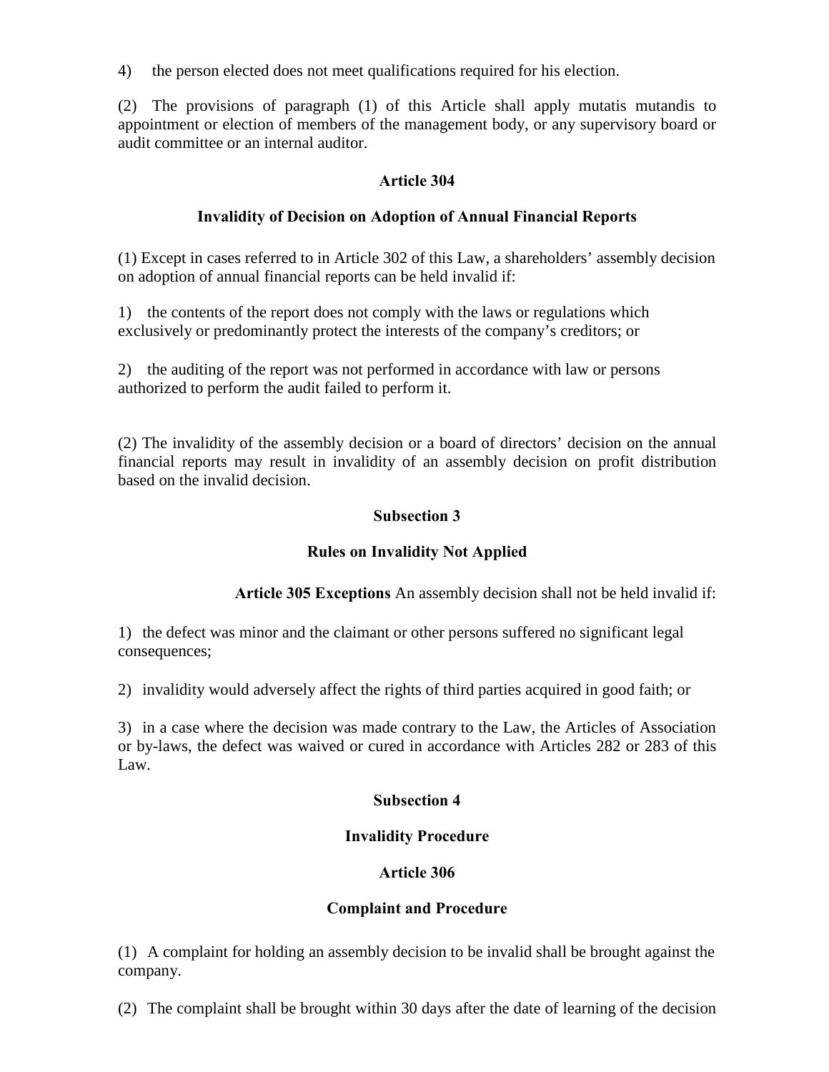4) the person elected does not meet qualifications required for his election.

(2) The provisions of paragraph (1) of this Article shall apply mutatis mutandis to appointment or election of members of the management body, or any supervisory board or audit committee or an internal auditor.

### Article 304

### Invalidity of Decision on Adoption of Annual Financial Reports

(1) Except in cases referred to in Article 302 of this Law, a shareholders' assembly decision on adoption of annual financial reports can be held invalid if:

1) the contents of the report does not comply with the laws or regulations which exclusively or predominantly protect the interests of the company's creditors; or

2) the auditing of the report was not performed in accordance with law or persons authorized to perform the audit failed to perform it.

(2) The invalidity of the assembly decision or a board of directors' decision on the annual financial reports may result in invalidity of an assembly decision on profit distribution based on the invalid decision.

## Subsection 3

## Rules on Invalidity Not Applied

**Article 305 Exceptions** An assembly decision shall not be held invalid if:

1) the defect was minor and the claimant or other persons suffered no significant legal consequences;

2) invalidity would adversely affect the rights of third parties acquired in good faith; or

3) in a case where the decision was made contrary to the Law, the Articles of Association or by-laws, the defect was waived or cured in accordance with Articles 282 or 283 of this Law.

## Subsection 4

## Invalidity Procedure

### Article 306

### Complaint and Procedure

(1) A complaint for holding an assembly decision to be invalid shall be brought against the company.

(2) The complaint shall be brought within 30 days after the date of learning of the decision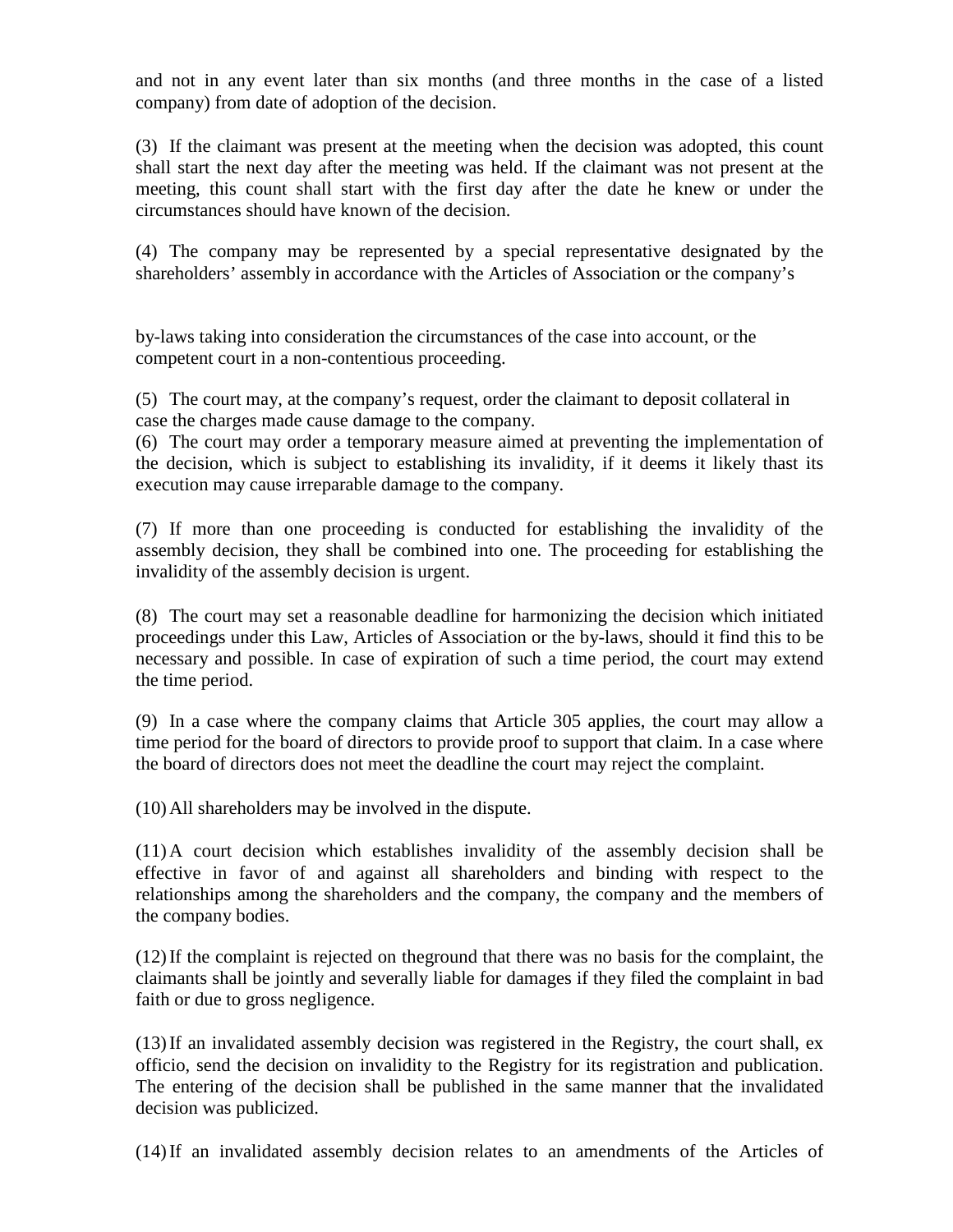and not in any event later than six months (and three months in the case of a listed company) from date of adoption of the decision.

(3) If the claimant was present at the meeting when the decision was adopted, this count shall start the next day after the meeting was held. If the claimant was not present at the meeting, this count shall start with the first day after the date he knew or under the circumstances should have known of the decision.

(4) The company may be represented by a special representative designated by the shareholders' assembly in accordance with the Articles of Association or the company's by-laws taking into consideration the circumstances of the case into account, or the competent court in a non-contentious proceeding.

(5) The court may, at the company's request, order the claimant to deposit collateral in case the charges made cause damage to the company.

(6) The court may order a temporary measure aimed at preventing the implementation of the decision, which is subject to establishing its invalidity, if it deems it likely thast its execution may cause irreparable damage to the company.

(7) If more than one proceeding is conducted for establishing the invalidity of the assembly decision, they shall be combined into one. The proceeding for establishing the invalidity of the assembly decision is urgent.

(8) The court may set a reasonable deadline for harmonizing the decision which initiated proceedings under this Law, Articles of Association or the by-laws, should it find this to be necessary and possible. In case of expiration of such a time period, the court may extend the time period.

(9) In a case where the company claims that Article 305 applies, the court may allow a time period for the board of directors to provide proof to support that claim. In a case where the board of directors does not meet the deadline the court may reject the complaint.

(10) All shareholders may be involved in the dispute.

(11) A court decision which establishes invalidity of the assembly decision shall be effective in favor of and against all shareholders and binding with respect to the relationships among the shareholders and the company, the company and the members of the company bodies.

(12) If the complaint is rejected on theground that there was no basis for the complaint, the claimants shall be jointly and severally liable for damages if they filed the complaint in bad faith or due to gross negligence.

(13) If an invalidated assembly decision was registered in the Registry, the court shall, ex officio, send the decision on invalidity to the Registry for its registration and publication. The entering of the decision shall be published in the same manner that the invalidated decision was publicized.

(14) If an invalidated assembly decision relates to an amendments of the Articles of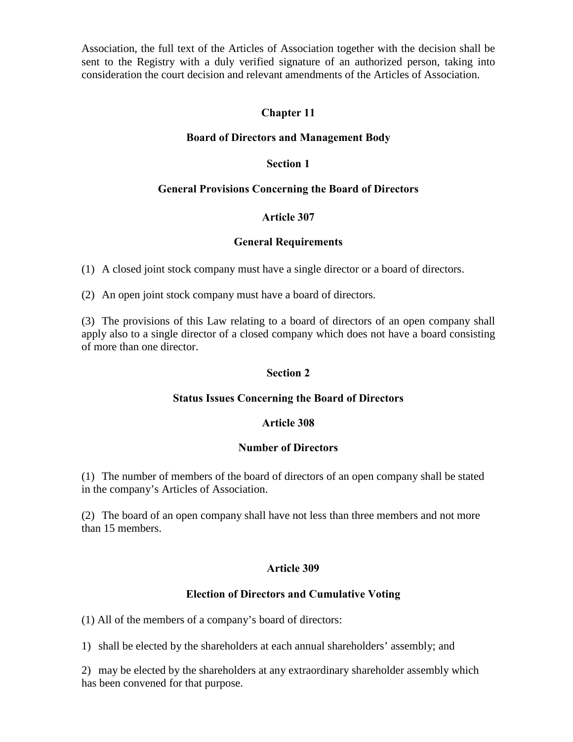Association, the full text of the Articles of Association together with the decision shall be sent to the Registry with a duly verified signature of an authorized person, taking into consideration the court decision and relevant amendments of the Articles of Association.

## Chapter 11

## Board of Directors and Management Body

### Section 1

### General Provisions Concerning the Board of Directors

#### Article 307

#### General Requirements

(1) A closed joint stock company must have a single director or a board of directors.

(2) An open joint stock company must have a board of directors.

(3) The provisions of this Law relating to a board of directors of an open company shall apply also to a single director of a closed company which does not have a board consisting of more than one director.

### Section 2

### Status Issues Concerning the Board of Directors

#### Article 308

#### Number of Directors

(1) The number of members of the board of directors of an open company shall be stated in the company's Articles of Association.

(2) The board of an open company shall have not less than three members and not more than 15 members.

#### Article 309

#### Election of Directors and Cumulative Voting

(1) All of the members of a company's board of directors:

1) shall be elected by the shareholders at each annual shareholders' assembly; and

2) may be elected by the shareholders at any extraordinary shareholder assembly which has been convened for that purpose.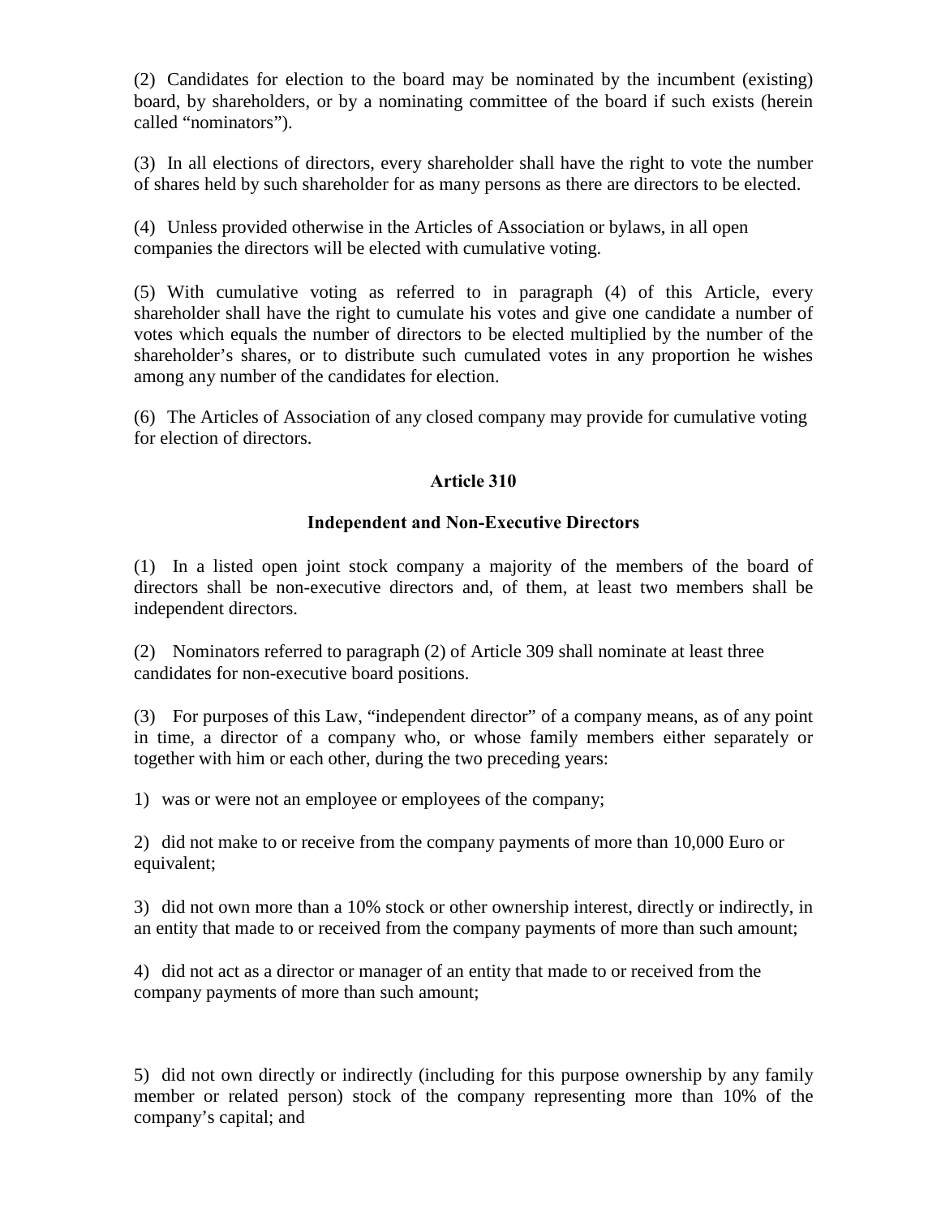(2) Candidates for election to the board may be nominated by the incumbent (existing) board, by shareholders, or by a nominating committee of the board if such exists (herein called "nominators").

(3) In all elections of directors, every shareholder shall have the right to vote the number of shares held by such shareholder for as many persons as there are directors to be elected.

(4) Unless provided otherwise in the Articles of Association or bylaws, in all open companies the directors will be elected with cumulative voting.

(5) With cumulative voting as referred to in paragraph (4) of this Article, every shareholder shall have the right to cumulate his votes and give one candidate a number of votes which equals the number of directors to be elected multiplied by the number of the shareholder's shares, or to distribute such cumulated votes in any proportion he wishes among any number of the candidates for election.

(6) The Articles of Association of any closed company may provide for cumulative voting for election of directors.

**Article 310**

**Independent and Non-Executive Directors**

(1) In a listed open joint stock company a majority of the members of the board of directors shall be non-executive directors and, of them, at least two members shall be independent directors.

(2) Nominators referred to paragraph (2) of Article 309 shall nominate at least three candidates for non-executive board positions.

(3) For purposes of this Law, "independent director" of a company means, as of any point in time, a director of a company who, or whose family members either separately or together with him or each other, during the two preceding years:

1) was or were not an employee or employees of the company;

2) did not make to or receive from the company payments of more than 10,000 Euro or equivalent;

3) did not own more than a 10% stock or other ownership interest, directly or indirectly, in an entity that made to or received from the company payments of more than such amount;

4) did not act as a director or manager of an entity that made to or received from the company payments of more than such amount;

5) did not own directly or indirectly (including for this purpose ownership by any family member or related person) stock of the company representing more than 10% of the company's capital; and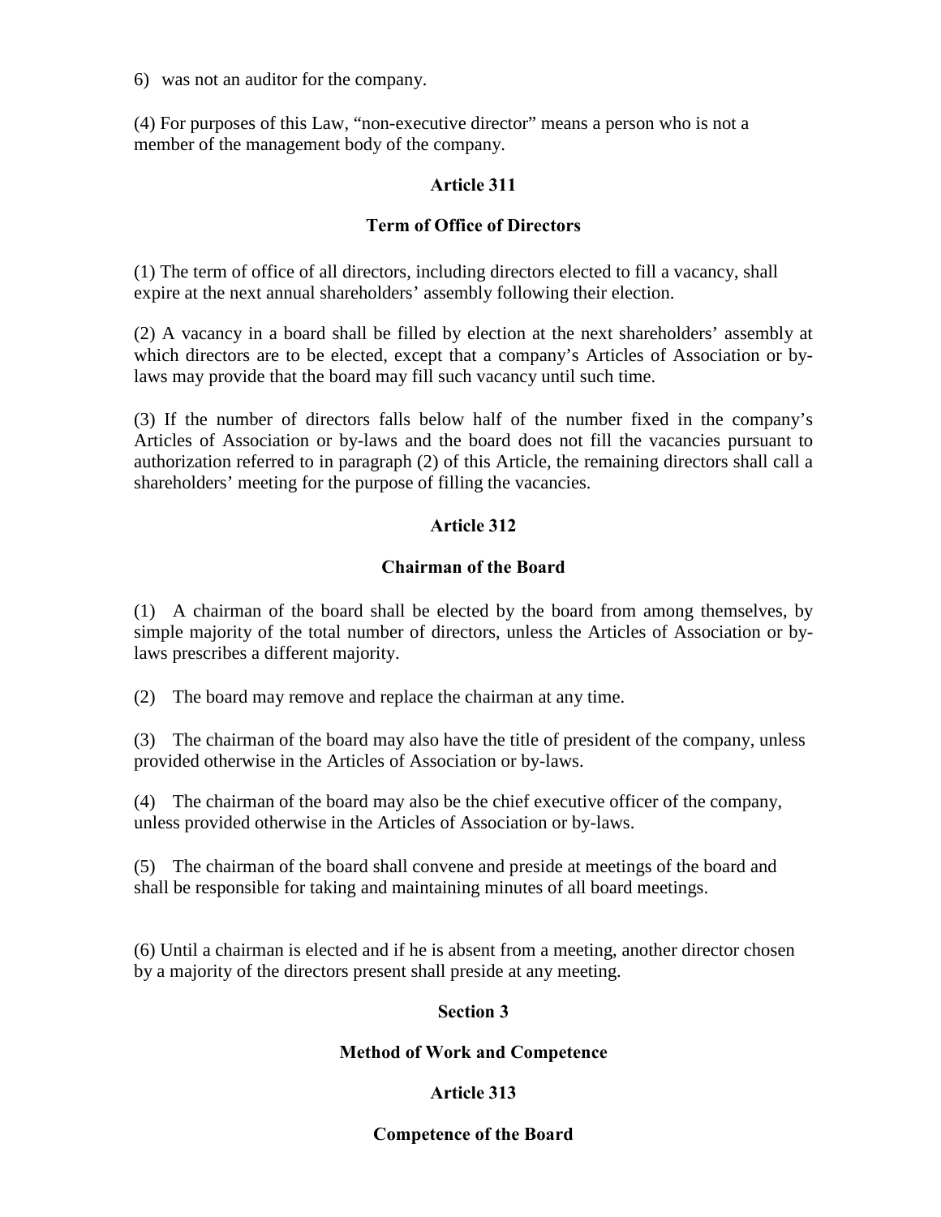6) was not an auditor for the company.

(4) For purposes of this Law, “non-executive director” means a person who is not a member of the management body of the company.

### Article 311

### Term of Office of Directors

(1) The term of office of all directors, including directors elected to fill a vacancy, shall expire at the next annual shareholders’ assembly following their election.

(2) A vacancy in a board shall be filled by election at the next shareholders’ assembly at which directors are to be elected, except that a company’s Articles of Association or by-laws may provide that the board may fill such vacancy until such time.

(3) If the number of directors falls below half of the number fixed in the company’s Articles of Association or by-laws and the board does not fill the vacancies pursuant to authorization referred to in paragraph (2) of this Article, the remaining directors shall call a shareholders’ meeting for the purpose of filling the vacancies.

### Article 312

### Chairman of the Board

(1) A chairman of the board shall be elected by the board from among themselves, by simple majority of the total number of directors, unless the Articles of Association or by-laws prescribes a different majority.

(2) The board may remove and replace the chairman at any time.

(3) The chairman of the board may also have the title of president of the company, unless provided otherwise in the Articles of Association or by-laws.

(4) The chairman of the board may also be the chief executive officer of the company, unless provided otherwise in the Articles of Association or by-laws.

(5) The chairman of the board shall convene and preside at meetings of the board and shall be responsible for taking and maintaining minutes of all board meetings.

(6) Until a chairman is elected and if he is absent from a meeting, another director chosen by a majority of the directors present shall preside at any meeting.

## Section 3

## Method of Work and Competence

### Article 313

### Competence of the Board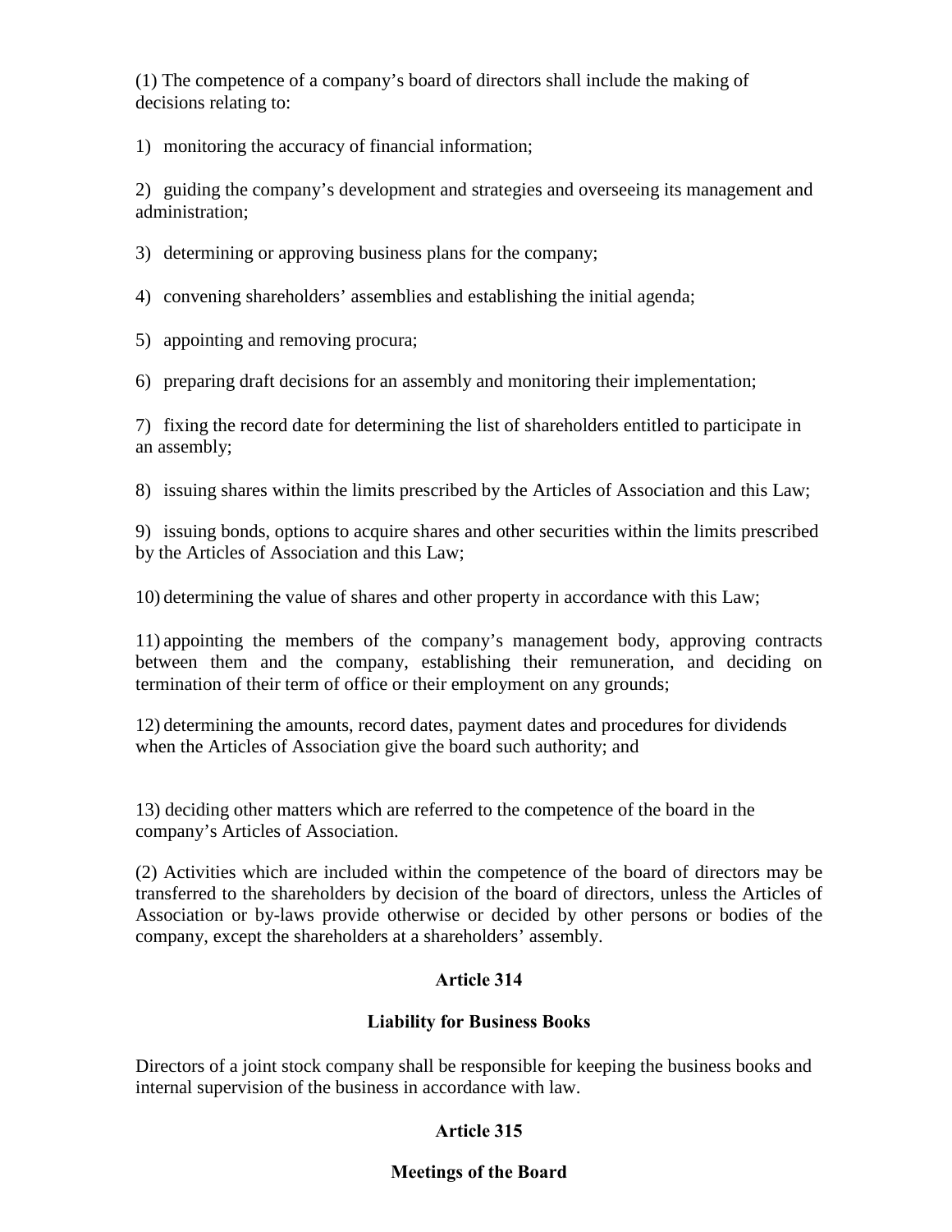(1) The competence of a company's board of directors shall include the making of decisions relating to:

1) monitoring the accuracy of financial information;

2) guiding the company's development and strategies and overseeing its management and administration;

3) determining or approving business plans for the company;

4) convening shareholders' assemblies and establishing the initial agenda;

5) appointing and removing procura;

6) preparing draft decisions for an assembly and monitoring their implementation;

7) fixing the record date for determining the list of shareholders entitled to participate in an assembly;

8) issuing shares within the limits prescribed by the Articles of Association and this Law;

9) issuing bonds, options to acquire shares and other securities within the limits prescribed by the Articles of Association and this Law;

10) determining the value of shares and other property in accordance with this Law;

11) appointing the members of the company's management body, approving contracts between them and the company, establishing their remuneration, and deciding on termination of their term of office or their employment on any grounds;

12) determining the amounts, record dates, payment dates and procedures for dividends when the Articles of Association give the board such authority; and

13) deciding other matters which are referred to the competence of the board in the company's Articles of Association.

(2) Activities which are included within the competence of the board of directors may be transferred to the shareholders by decision of the board of directors, unless the Articles of Association or by-laws provide otherwise or decided by other persons or bodies of the company, except the shareholders at a shareholders' assembly.

**Article 314**

**Liability for Business Books**

Directors of a joint stock company shall be responsible for keeping the business books and internal supervision of the business in accordance with law.

**Article 315**

**Meetings of the Board**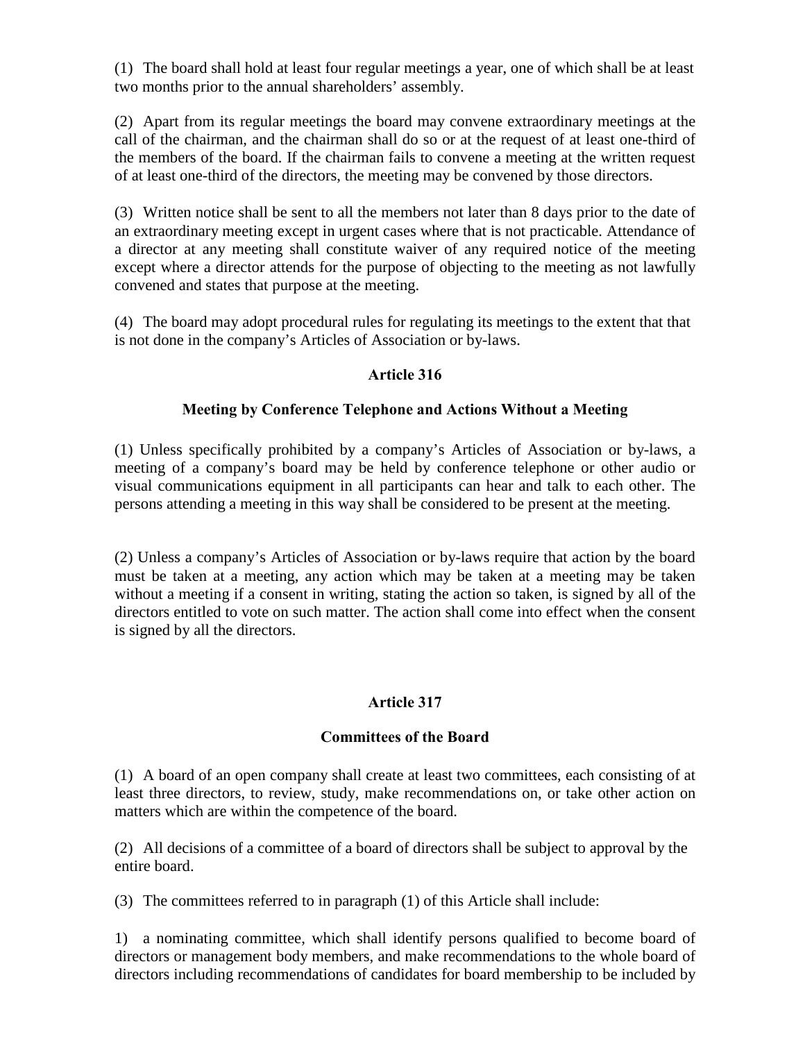(1) The board shall hold at least four regular meetings a year, one of which shall be at least two months prior to the annual shareholders' assembly.

(2) Apart from its regular meetings the board may convene extraordinary meetings at the call of the chairman, and the chairman shall do so or at the request of at least one-third of the members of the board. If the chairman fails to convene a meeting at the written request of at least one-third of the directors, the meeting may be convened by those directors.

(3) Written notice shall be sent to all the members not later than 8 days prior to the date of an extraordinary meeting except in urgent cases where that is not practicable. Attendance of a director at any meeting shall constitute waiver of any required notice of the meeting except where a director attends for the purpose of objecting to the meeting as not lawfully convened and states that purpose at the meeting.

(4) The board may adopt procedural rules for regulating its meetings to the extent that that is not done in the company's Articles of Association or by-laws.

### Article 316

### Meeting by Conference Telephone and Actions Without a Meeting

(1) Unless specifically prohibited by a company's Articles of Association or by-laws, a meeting of a company's board may be held by conference telephone or other audio or visual communications equipment in all participants can hear and talk to each other. The persons attending a meeting in this way shall be considered to be present at the meeting.

(2) Unless a company's Articles of Association or by-laws require that action by the board must be taken at a meeting, any action which may be taken at a meeting may be taken without a meeting if a consent in writing, stating the action so taken, is signed by all of the directors entitled to vote on such matter. The action shall come into effect when the consent is signed by all the directors.

### Article 317

### Committees of the Board

(1) A board of an open company shall create at least two committees, each consisting of at least three directors, to review, study, make recommendations on, or take other action on matters which are within the competence of the board.

(2) All decisions of a committee of a board of directors shall be subject to approval by the entire board.

(3) The committees referred to in paragraph (1) of this Article shall include:

1) a nominating committee, which shall identify persons qualified to become board of directors or management body members, and make recommendations to the whole board of directors including recommendations of candidates for board membership to be included by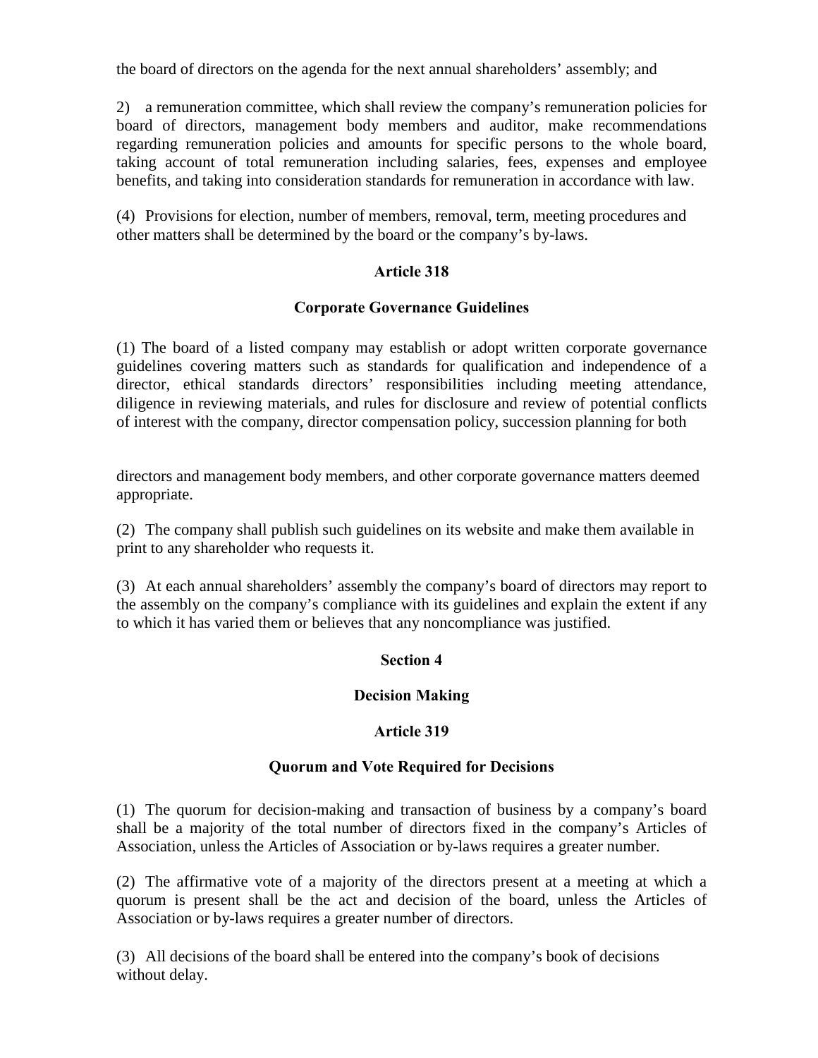the board of directors on the agenda for the next annual shareholders' assembly; and

2) a remuneration committee, which shall review the company's remuneration policies for board of directors, management body members and auditor, make recommendations regarding remuneration policies and amounts for specific persons to the whole board, taking account of total remuneration including salaries, fees, expenses and employee benefits, and taking into consideration standards for remuneration in accordance with law.

(4) Provisions for election, number of members, removal, term, meeting procedures and other matters shall be determined by the board or the company's by-laws.

### Article 318

### Corporate Governance Guidelines

(1) The board of a listed company may establish or adopt written corporate governance guidelines covering matters such as standards for qualification and independence of a director, ethical standards directors' responsibilities including meeting attendance, diligence in reviewing materials, and rules for disclosure and review of potential conflicts of interest with the company, director compensation policy, succession planning for both directors and management body members, and other corporate governance matters deemed appropriate.

(2) The company shall publish such guidelines on its website and make them available in print to any shareholder who requests it.

(3) At each annual shareholders' assembly the company's board of directors may report to the assembly on the company's compliance with its guidelines and explain the extent if any to which it has varied them or believes that any noncompliance was justified.

## Section 4

## Decision Making

### Article 319

### Quorum and Vote Required for Decisions

(1) The quorum for decision-making and transaction of business by a company's board shall be a majority of the total number of directors fixed in the company's Articles of Association, unless the Articles of Association or by-laws requires a greater number.

(2) The affirmative vote of a majority of the directors present at a meeting at which a quorum is present shall be the act and decision of the board, unless the Articles of Association or by-laws requires a greater number of directors.

(3) All decisions of the board shall be entered into the company's book of decisions without delay.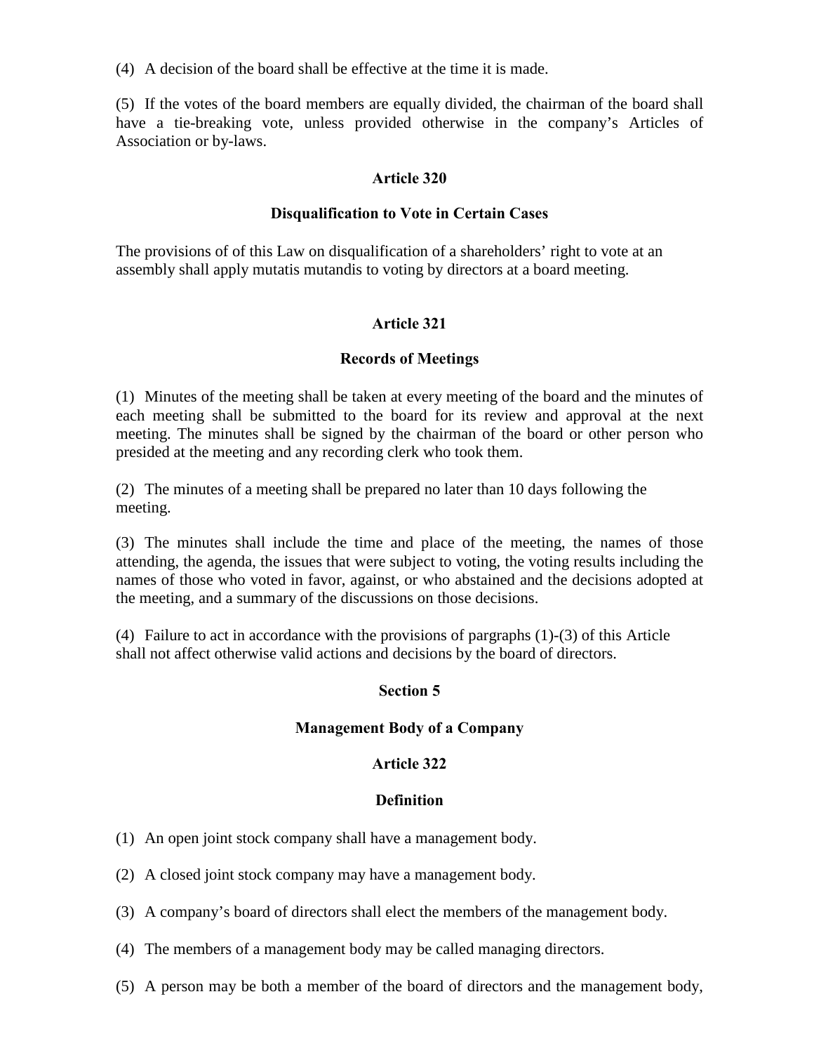(4) A decision of the board shall be effective at the time it is made.

(5) If the votes of the board members are equally divided, the chairman of the board shall have a tie-breaking vote, unless provided otherwise in the company's Articles of Association or by-laws.

**Article 320**

**Disqualification to Vote in Certain Cases**

The provisions of of this Law on disqualification of a shareholders' right to vote at an assembly shall apply mutatis mutandis to voting by directors at a board meeting.

**Article 321**

**Records of Meetings**

(1) Minutes of the meeting shall be taken at every meeting of the board and the minutes of each meeting shall be submitted to the board for its review and approval at the next meeting. The minutes shall be signed by the chairman of the board or other person who presided at the meeting and any recording clerk who took them.

(2) The minutes of a meeting shall be prepared no later than 10 days following the meeting.

(3) The minutes shall include the time and place of the meeting, the names of those attending, the agenda, the issues that were subject to voting, the voting results including the names of those who voted in favor, against, or who abstained and the decisions adopted at the meeting, and a summary of the discussions on those decisions.

(4) Failure to act in accordance with the provisions of pargraphs (1)-(3) of this Article shall not affect otherwise valid actions and decisions by the board of directors.

**Section 5**

**Management Body of a Company**

**Article 322**

**Definition**

(1) An open joint stock company shall have a management body.

(2) A closed joint stock company may have a management body.

(3) A company's board of directors shall elect the members of the management body.

(4) The members of a management body may be called managing directors.

(5) A person may be both a member of the board of directors and the management body,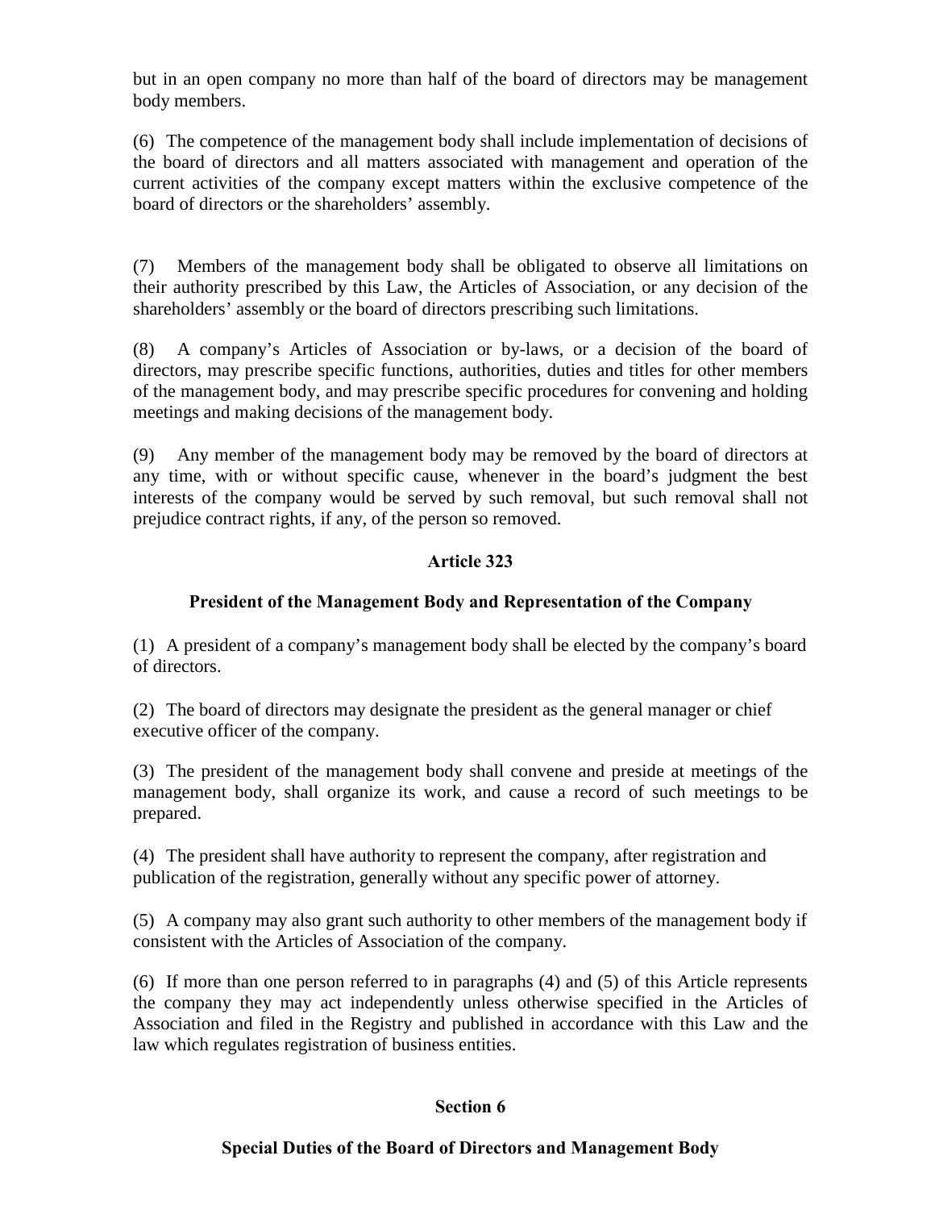but in an open company no more than half of the board of directors may be management body members.

(6) The competence of the management body shall include implementation of decisions of the board of directors and all matters associated with management and operation of the current activities of the company except matters within the exclusive competence of the board of directors or the shareholders' assembly.

(7) Members of the management body shall be obligated to observe all limitations on their authority prescribed by this Law, the Articles of Association, or any decision of the shareholders' assembly or the board of directors prescribing such limitations.

(8) A company's Articles of Association or by-laws, or a decision of the board of directors, may prescribe specific functions, authorities, duties and titles for other members of the management body, and may prescribe specific procedures for convening and holding meetings and making decisions of the management body.

(9) Any member of the management body may be removed by the board of directors at any time, with or without specific cause, whenever in the board's judgment the best interests of the company would be served by such removal, but such removal shall not prejudice contract rights, if any, of the person so removed.

### Article 323

### President of the Management Body and Representation of the Company

(1) A president of a company's management body shall be elected by the company's board of directors.

(2) The board of directors may designate the president as the general manager or chief executive officer of the company.

(3) The president of the management body shall convene and preside at meetings of the management body, shall organize its work, and cause a record of such meetings to be prepared.

(4) The president shall have authority to represent the company, after registration and publication of the registration, generally without any specific power of attorney.

(5) A company may also grant such authority to other members of the management body if consistent with the Articles of Association of the company.

(6) If more than one person referred to in paragraphs (4) and (5) of this Article represents the company they may act independently unless otherwise specified in the Articles of Association and filed in the Registry and published in accordance with this Law and the law which regulates registration of business entities.

## Section 6

## Special Duties of the Board of Directors and Management Body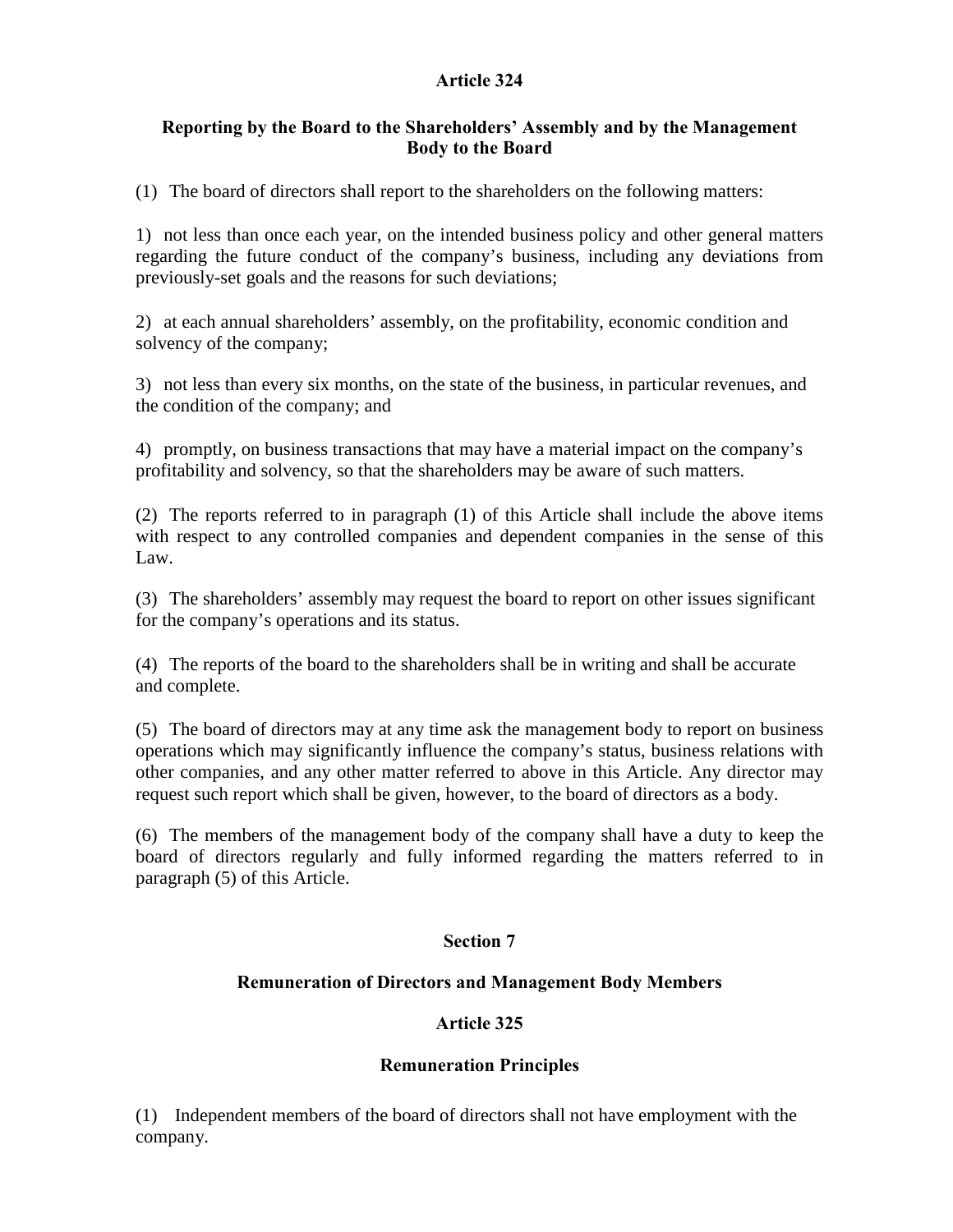## Article 324

### Reporting by the Board to the Shareholders' Assembly and by the Management Body to the Board

(1) The board of directors shall report to the shareholders on the following matters:

1) not less than once each year, on the intended business policy and other general matters regarding the future conduct of the company's business, including any deviations from previously-set goals and the reasons for such deviations;

2) at each annual shareholders' assembly, on the profitability, economic condition and solvency of the company;

3) not less than every six months, on the state of the business, in particular revenues, and the condition of the company; and

4) promptly, on business transactions that may have a material impact on the company's profitability and solvency, so that the shareholders may be aware of such matters.

(2) The reports referred to in paragraph (1) of this Article shall include the above items with respect to any controlled companies and dependent companies in the sense of this Law.

(3) The shareholders' assembly may request the board to report on other issues significant for the company's operations and its status.

(4) The reports of the board to the shareholders shall be in writing and shall be accurate and complete.

(5) The board of directors may at any time ask the management body to report on business operations which may significantly influence the company's status, business relations with other companies, and any other matter referred to above in this Article. Any director may request such report which shall be given, however, to the board of directors as a body.

(6) The members of the management body of the company shall have a duty to keep the board of directors regularly and fully informed regarding the matters referred to in paragraph (5) of this Article.

## Section 7

### Remuneration of Directors and Management Body Members

## Article 325

### Remuneration Principles

(1) Independent members of the board of directors shall not have employment with the company.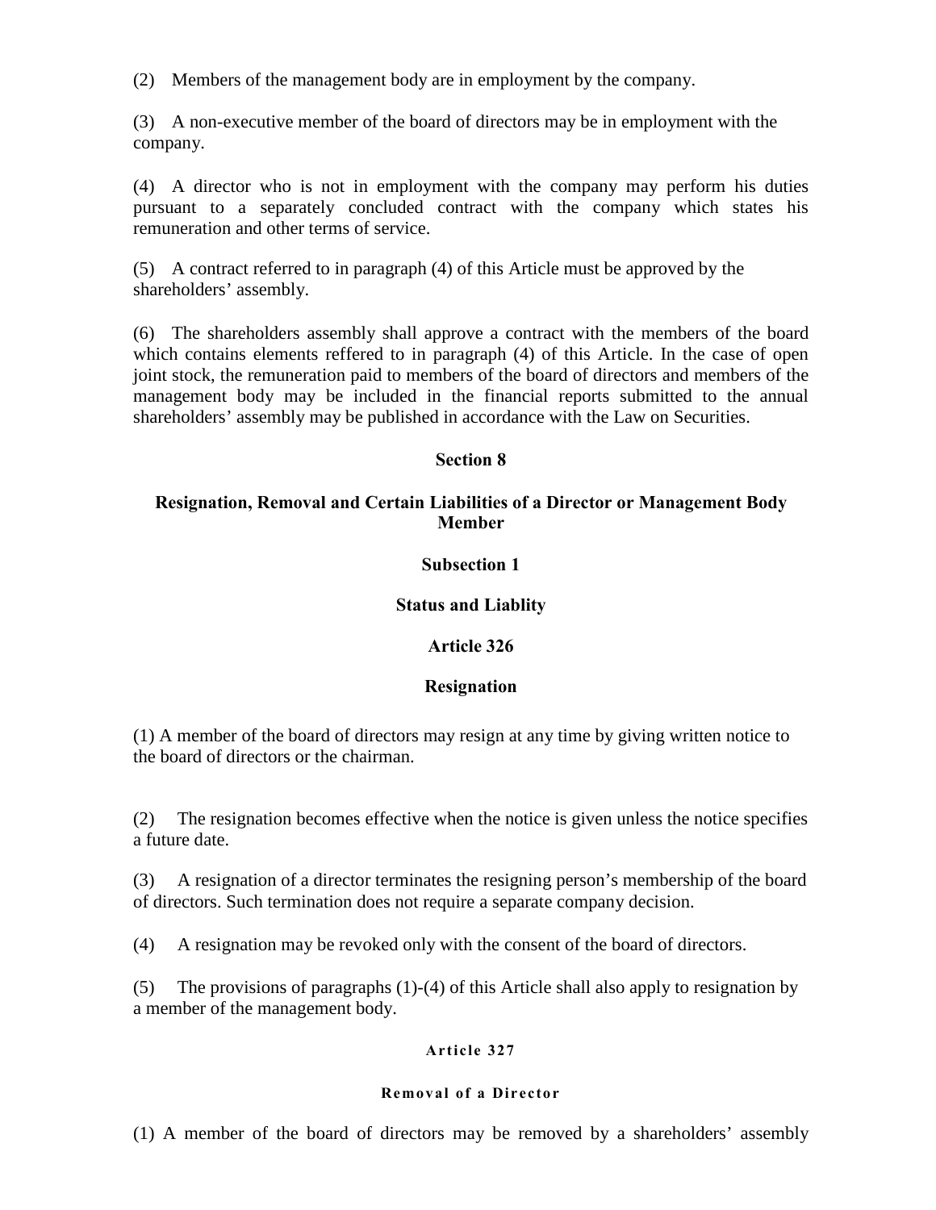(2) Members of the management body are in employment by the company.

(3) A non-executive member of the board of directors may be in employment with the company.

(4) A director who is not in employment with the company may perform his duties pursuant to a separately concluded contract with the company which states his remuneration and other terms of service.

(5) A contract referred to in paragraph (4) of this Article must be approved by the shareholders' assembly.

(6) The shareholders assembly shall approve a contract with the members of the board which contains elements reffered to in paragraph (4) of this Article. In the case of open joint stock, the remuneration paid to members of the board of directors and members of the management body may be included in the financial reports submitted to the annual shareholders' assembly may be published in accordance with the Law on Securities.

## Section 8

## Resignation, Removal and Certain Liabilities of a Director or Management Body Member

### Subsection 1

### Status and Liablity

#### Article 326

#### Resignation

(1) A member of the board of directors may resign at any time by giving written notice to the board of directors or the chairman.

(2) The resignation becomes effective when the notice is given unless the notice specifies a future date.

(3) A resignation of a director terminates the resigning person's membership of the board of directors. Such termination does not require a separate company decision.

(4) A resignation may be revoked only with the consent of the board of directors.

(5) The provisions of paragraphs (1)-(4) of this Article shall also apply to resignation by a member of the management body.

#### Article 327

#### Removal of a Director

(1) A member of the board of directors may be removed by a shareholders' assembly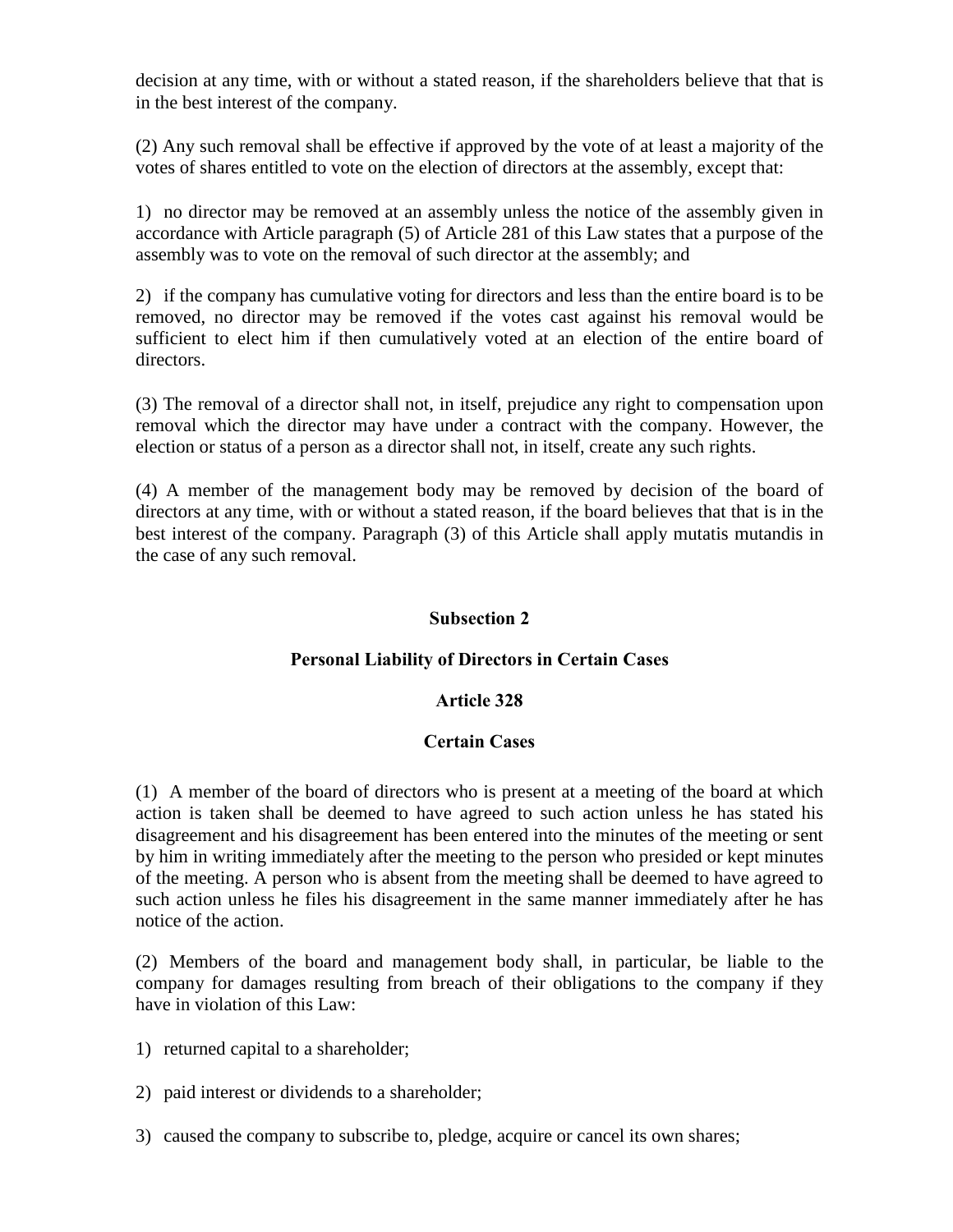decision at any time, with or without a stated reason, if the shareholders believe that that is in the best interest of the company.

(2) Any such removal shall be effective if approved by the vote of at least a majority of the votes of shares entitled to vote on the election of directors at the assembly, except that:

1) no director may be removed at an assembly unless the notice of the assembly given in accordance with Article paragraph (5) of Article 281 of this Law states that a purpose of the assembly was to vote on the removal of such director at the assembly; and

2) if the company has cumulative voting for directors and less than the entire board is to be removed, no director may be removed if the votes cast against his removal would be sufficient to elect him if then cumulatively voted at an election of the entire board of directors.

(3) The removal of a director shall not, in itself, prejudice any right to compensation upon removal which the director may have under a contract with the company. However, the election or status of a person as a director shall not, in itself, create any such rights.

(4) A member of the management body may be removed by decision of the board of directors at any time, with or without a stated reason, if the board believes that that is in the best interest of the company. Paragraph (3) of this Article shall apply mutatis mutandis in the case of any such removal.

### Subsection 2

### Personal Liability of Directors in Certain Cases

### Article 328

### Certain Cases

(1) A member of the board of directors who is present at a meeting of the board at which action is taken shall be deemed to have agreed to such action unless he has stated his disagreement and his disagreement has been entered into the minutes of the meeting or sent by him in writing immediately after the meeting to the person who presided or kept minutes of the meeting. A person who is absent from the meeting shall be deemed to have agreed to such action unless he files his disagreement in the same manner immediately after he has notice of the action.

(2) Members of the board and management body shall, in particular, be liable to the company for damages resulting from breach of their obligations to the company if they have in violation of this Law:

1) returned capital to a shareholder;

2) paid interest or dividends to a shareholder;

3) caused the company to subscribe to, pledge, acquire or cancel its own shares;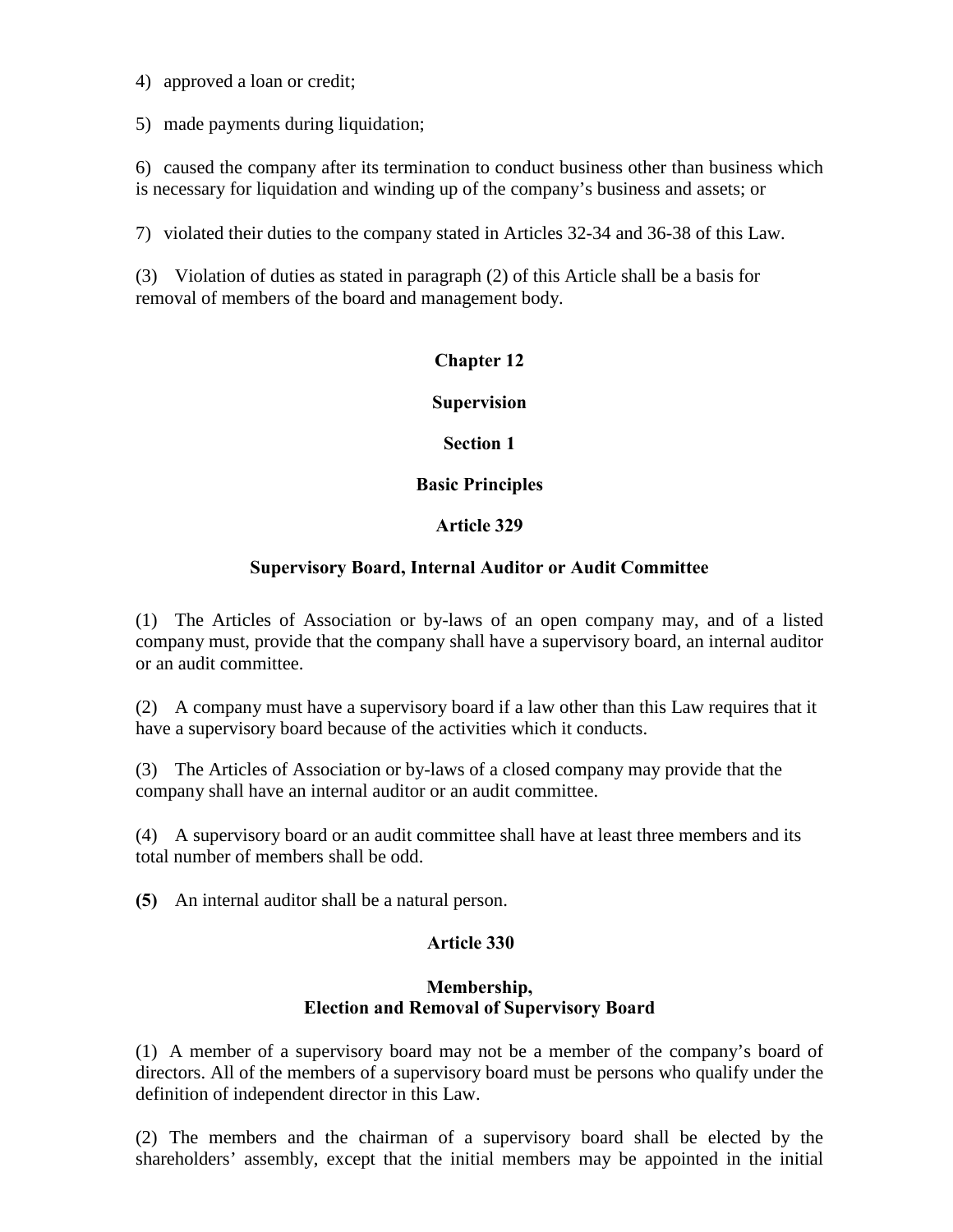4) approved a loan or credit;

5) made payments during liquidation;

6) caused the company after its termination to conduct business other than business which is necessary for liquidation and winding up of the company's business and assets; or

7) violated their duties to the company stated in Articles 32-34 and 36-38 of this Law.

(3) Violation of duties as stated in paragraph (2) of this Article shall be a basis for removal of members of the board and management body.

## Chapter 12

## Supervision

### Section 1

### Basic Principles

#### Article 329

#### Supervisory Board, Internal Auditor or Audit Committee

(1) The Articles of Association or by-laws of an open company may, and of a listed company must, provide that the company shall have a supervisory board, an internal auditor or an audit committee.

(2) A company must have a supervisory board if a law other than this Law requires that it have a supervisory board because of the activities which it conducts.

(3) The Articles of Association or by-laws of a closed company may provide that the company shall have an internal auditor or an audit committee.

(4) A supervisory board or an audit committee shall have at least three members and its total number of members shall be odd.

**(5)** An internal auditor shall be a natural person.

#### Article 330

#### Membership, Election and Removal of Supervisory Board

(1) A member of a supervisory board may not be a member of the company's board of directors. All of the members of a supervisory board must be persons who qualify under the definition of independent director in this Law.

(2) The members and the chairman of a supervisory board shall be elected by the shareholders' assembly, except that the initial members may be appointed in the initial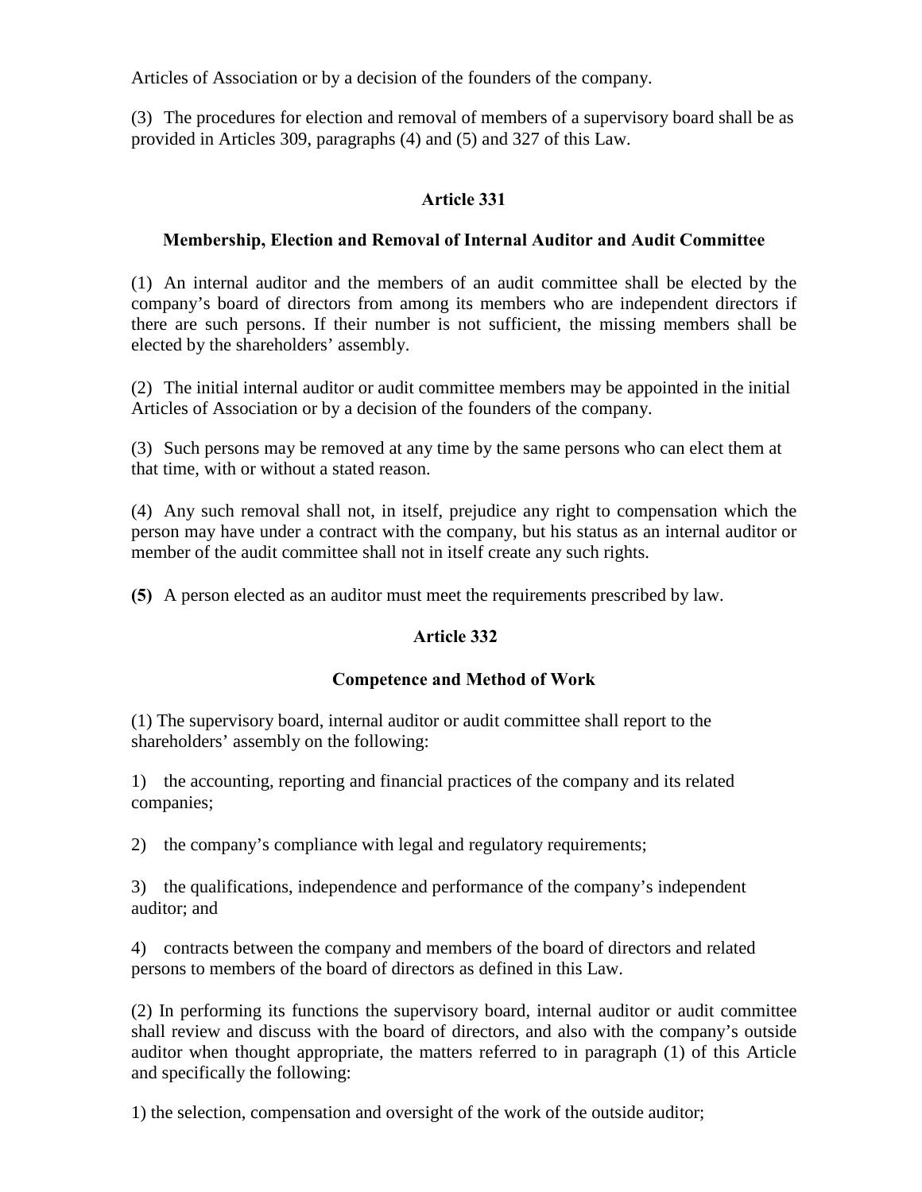Articles of Association or by a decision of the founders of the company.

(3) The procedures for election and removal of members of a supervisory board shall be as provided in Articles 309, paragraphs (4) and (5) and 327 of this Law.

### Article 331

### Membership, Election and Removal of Internal Auditor and Audit Committee

(1) An internal auditor and the members of an audit committee shall be elected by the company's board of directors from among its members who are independent directors if there are such persons. If their number is not sufficient, the missing members shall be elected by the shareholders' assembly.

(2) The initial internal auditor or audit committee members may be appointed in the initial Articles of Association or by a decision of the founders of the company.

(3) Such persons may be removed at any time by the same persons who can elect them at that time, with or without a stated reason.

(4) Any such removal shall not, in itself, prejudice any right to compensation which the person may have under a contract with the company, but his status as an internal auditor or member of the audit committee shall not in itself create any such rights.

**(5)** A person elected as an auditor must meet the requirements prescribed by law.

### Article 332

### Competence and Method of Work

(1) The supervisory board, internal auditor or audit committee shall report to the shareholders' assembly on the following:

1) the accounting, reporting and financial practices of the company and its related companies;

2) the company's compliance with legal and regulatory requirements;

3) the qualifications, independence and performance of the company's independent auditor; and

4) contracts between the company and members of the board of directors and related persons to members of the board of directors as defined in this Law.

(2) In performing its functions the supervisory board, internal auditor or audit committee shall review and discuss with the board of directors, and also with the company's outside auditor when thought appropriate, the matters referred to in paragraph (1) of this Article and specifically the following:

1) the selection, compensation and oversight of the work of the outside auditor;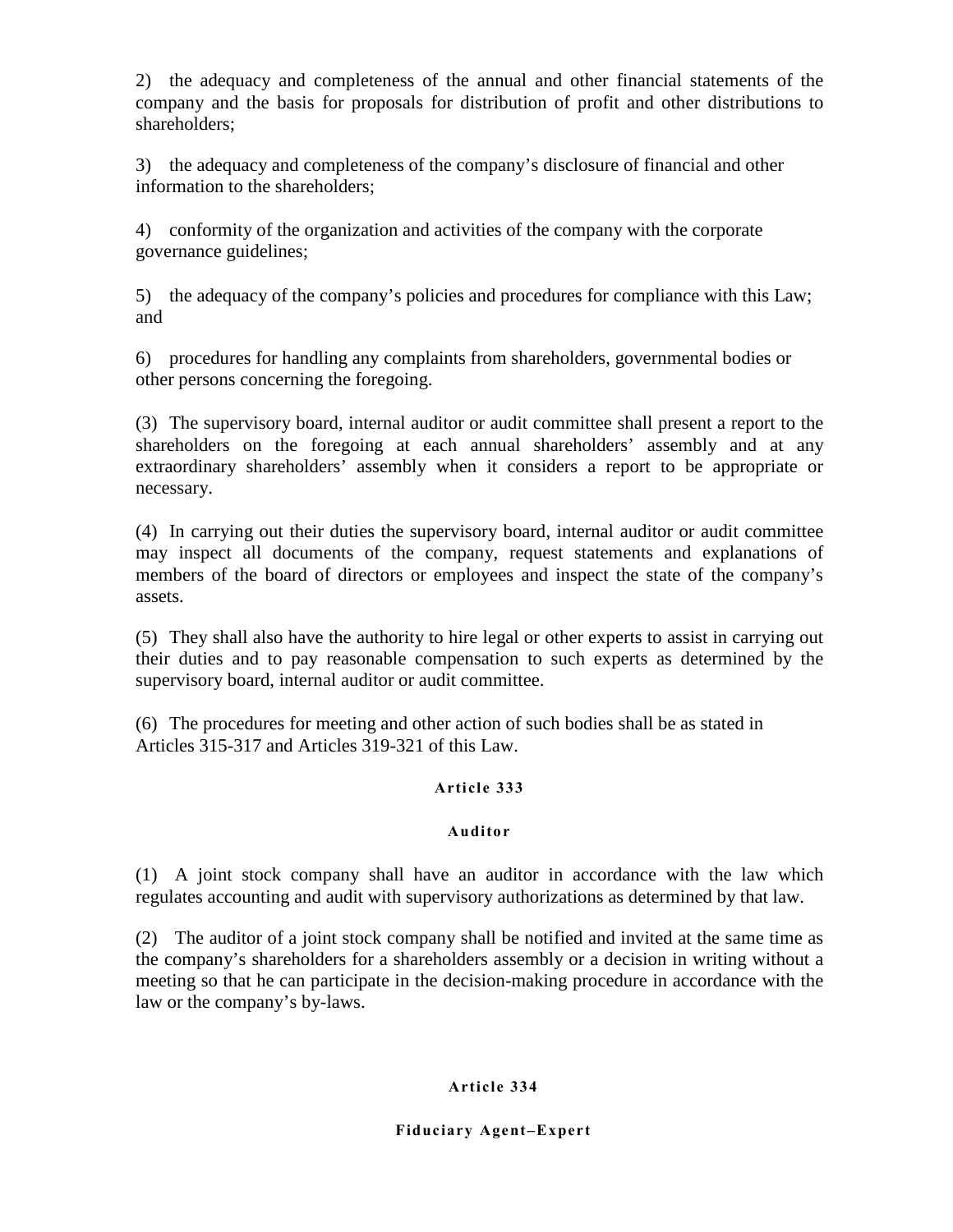2) the adequacy and completeness of the annual and other financial statements of the company and the basis for proposals for distribution of profit and other distributions to shareholders;

3) the adequacy and completeness of the company's disclosure of financial and other information to the shareholders;

4) conformity of the organization and activities of the company with the corporate governance guidelines;

5) the adequacy of the company's policies and procedures for compliance with this Law; and

6) procedures for handling any complaints from shareholders, governmental bodies or other persons concerning the foregoing.

(3) The supervisory board, internal auditor or audit committee shall present a report to the shareholders on the foregoing at each annual shareholders' assembly and at any extraordinary shareholders' assembly when it considers a report to be appropriate or necessary.

(4) In carrying out their duties the supervisory board, internal auditor or audit committee may inspect all documents of the company, request statements and explanations of members of the board of directors or employees and inspect the state of the company's assets.

(5) They shall also have the authority to hire legal or other experts to assist in carrying out their duties and to pay reasonable compensation to such experts as determined by the supervisory board, internal auditor or audit committee.

(6) The procedures for meeting and other action of such bodies shall be as stated in Articles 315-317 and Articles 319-321 of this Law.

**Article 333**

**Auditor**

(1) A joint stock company shall have an auditor in accordance with the law which regulates accounting and audit with supervisory authorizations as determined by that law.

(2) The auditor of a joint stock company shall be notified and invited at the same time as the company's shareholders for a shareholders assembly or a decision in writing without a meeting so that he can participate in the decision-making procedure in accordance with the law or the company's by-laws.

**Article 334**

**Fiduciary Agent–Expert**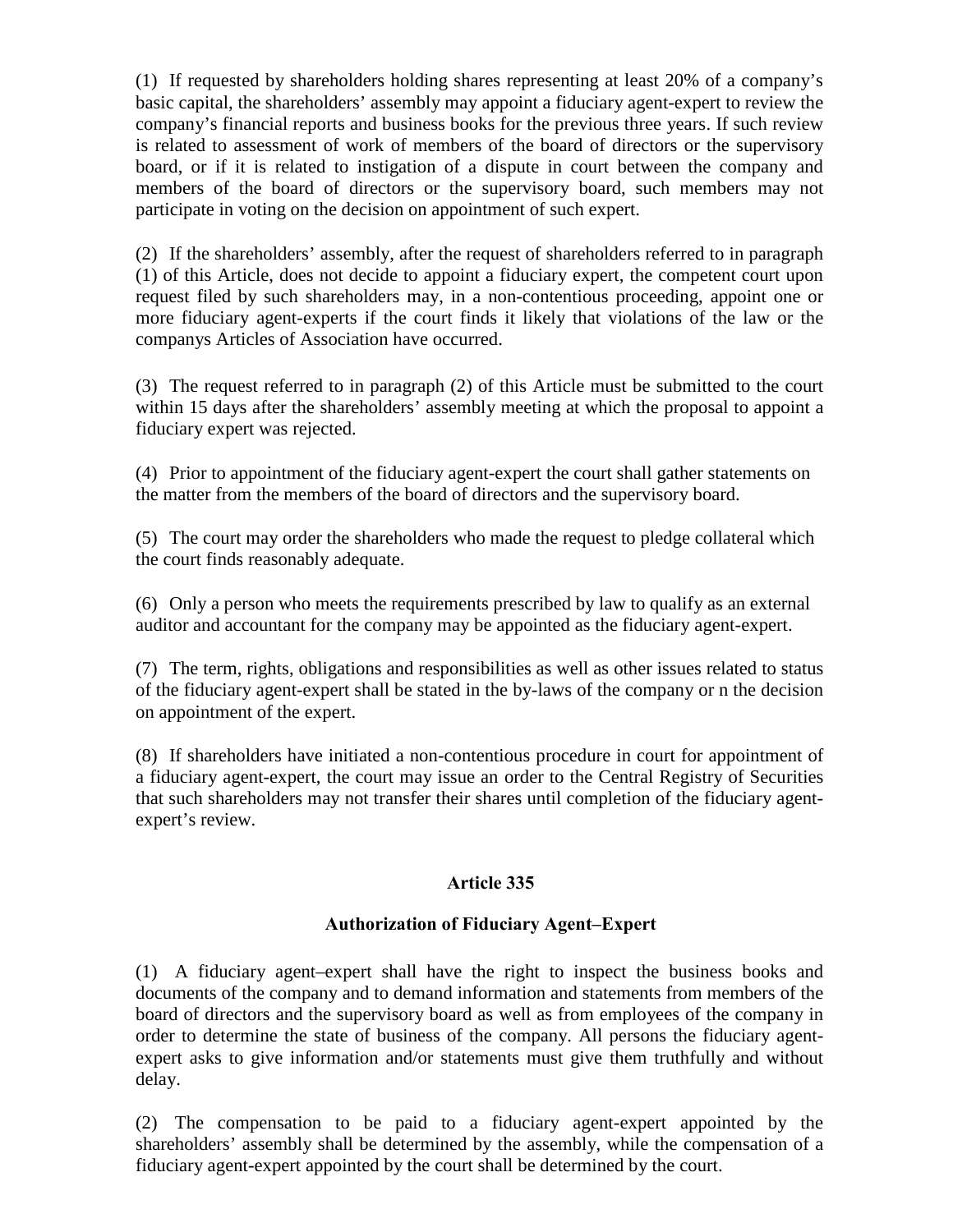(1) If requested by shareholders holding shares representing at least 20% of a company's basic capital, the shareholders' assembly may appoint a fiduciary agent-expert to review the company's financial reports and business books for the previous three years. If such review is related to assessment of work of members of the board of directors or the supervisory board, or if it is related to instigation of a dispute in court between the company and members of the board of directors or the supervisory board, such members may not participate in voting on the decision on appointment of such expert.

(2) If the shareholders' assembly, after the request of shareholders referred to in paragraph (1) of this Article, does not decide to appoint a fiduciary expert, the competent court upon request filed by such shareholders may, in a non-contentious proceeding, appoint one or more fiduciary agent-experts if the court finds it likely that violations of the law or the companys Articles of Association have occurred.

(3) The request referred to in paragraph (2) of this Article must be submitted to the court within 15 days after the shareholders' assembly meeting at which the proposal to appoint a fiduciary expert was rejected.

(4) Prior to appointment of the fiduciary agent-expert the court shall gather statements on the matter from the members of the board of directors and the supervisory board.

(5) The court may order the shareholders who made the request to pledge collateral which the court finds reasonably adequate.

(6) Only a person who meets the requirements prescribed by law to qualify as an external auditor and accountant for the company may be appointed as the fiduciary agent-expert.

(7) The term, rights, obligations and responsibilities as well as other issues related to status of the fiduciary agent-expert shall be stated in the by-laws of the company or n the decision on appointment of the expert.

(8) If shareholders have initiated a non-contentious procedure in court for appointment of a fiduciary agent-expert, the court may issue an order to the Central Registry of Securities that such shareholders may not transfer their shares until completion of the fiduciary agent-expert's review.

### Article 335

### Authorization of Fiduciary Agent–Expert

(1) A fiduciary agent–expert shall have the right to inspect the business books and documents of the company and to demand information and statements from members of the board of directors and the supervisory board as well as from employees of the company in order to determine the state of business of the company. All persons the fiduciary agent-expert asks to give information and/or statements must give them truthfully and without delay.

(2) The compensation to be paid to a fiduciary agent-expert appointed by the shareholders' assembly shall be determined by the assembly, while the compensation of a fiduciary agent-expert appointed by the court shall be determined by the court.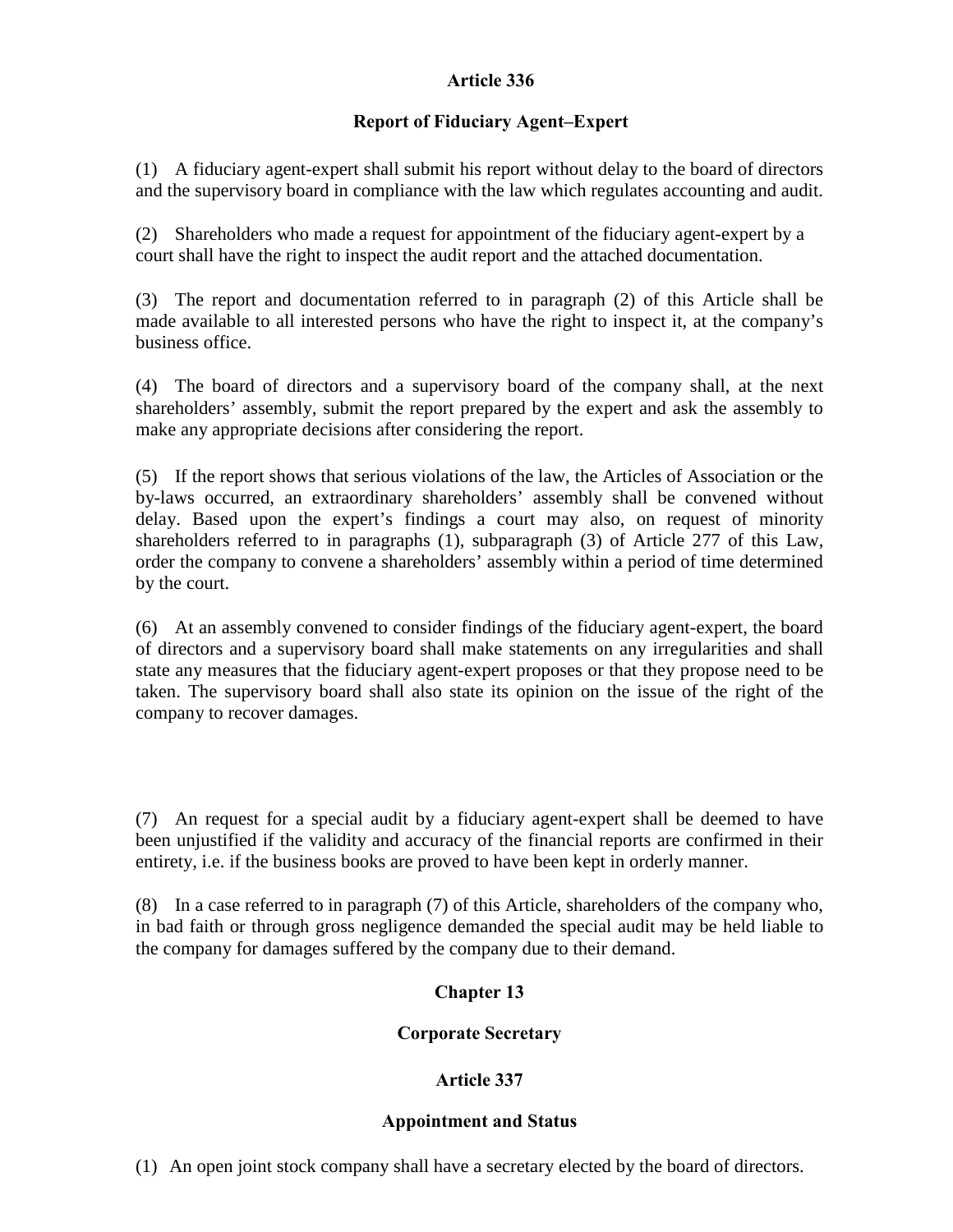### Article 336

### Report of Fiduciary Agent–Expert

(1) A fiduciary agent-expert shall submit his report without delay to the board of directors and the supervisory board in compliance with the law which regulates accounting and audit.

(2) Shareholders who made a request for appointment of the fiduciary agent-expert by a court shall have the right to inspect the audit report and the attached documentation.

(3) The report and documentation referred to in paragraph (2) of this Article shall be made available to all interested persons who have the right to inspect it, at the company's business office.

(4) The board of directors and a supervisory board of the company shall, at the next shareholders' assembly, submit the report prepared by the expert and ask the assembly to make any appropriate decisions after considering the report.

(5) If the report shows that serious violations of the law, the Articles of Association or the by-laws occurred, an extraordinary shareholders' assembly shall be convened without delay. Based upon the expert's findings a court may also, on request of minority shareholders referred to in paragraphs (1), subparagraph (3) of Article 277 of this Law, order the company to convene a shareholders' assembly within a period of time determined by the court.

(6) At an assembly convened to consider findings of the fiduciary agent-expert, the board of directors and a supervisory board shall make statements on any irregularities and shall state any measures that the fiduciary agent-expert proposes or that they propose need to be taken. The supervisory board shall also state its opinion on the issue of the right of the company to recover damages.

(7) An request for a special audit by a fiduciary agent-expert shall be deemed to have been unjustified if the validity and accuracy of the financial reports are confirmed in their entirety, i.e. if the business books are proved to have been kept in orderly manner.

(8) In a case referred to in paragraph (7) of this Article, shareholders of the company who, in bad faith or through gross negligence demanded the special audit may be held liable to the company for damages suffered by the company due to their demand.

## Chapter 13

## Corporate Secretary

### Article 337

### Appointment and Status

(1) An open joint stock company shall have a secretary elected by the board of directors.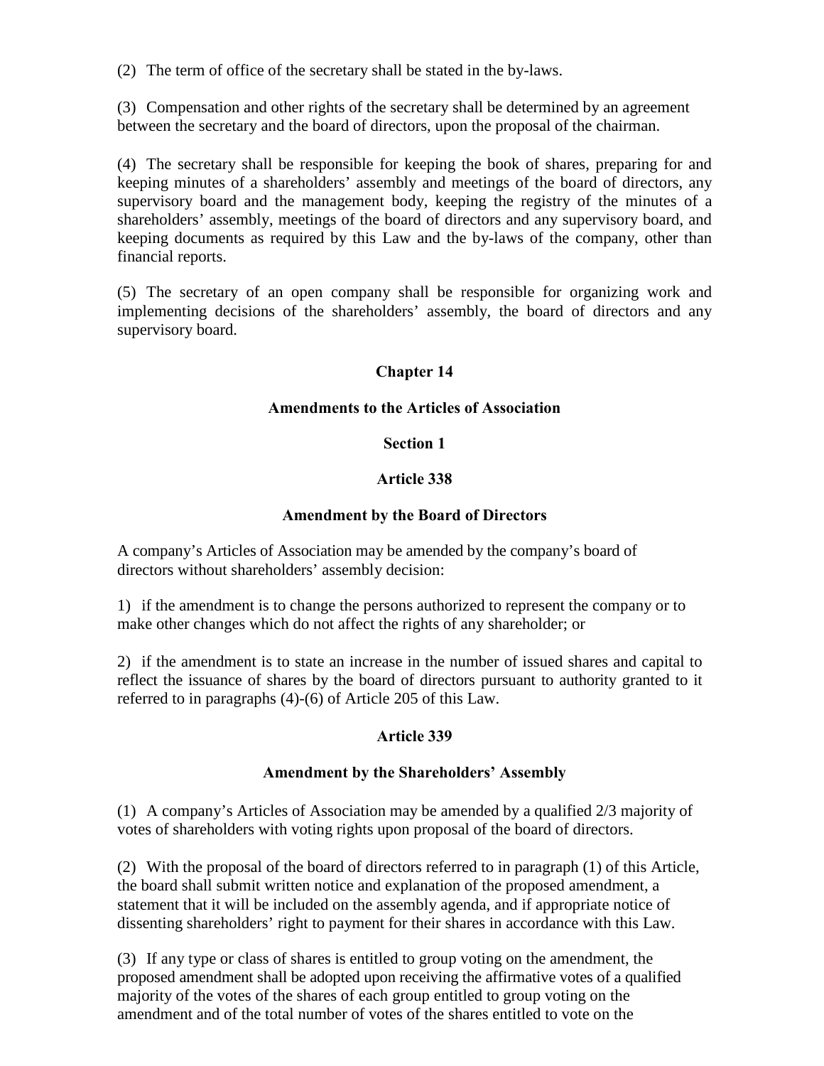(2) The term of office of the secretary shall be stated in the by-laws.

(3) Compensation and other rights of the secretary shall be determined by an agreement between the secretary and the board of directors, upon the proposal of the chairman.

(4) The secretary shall be responsible for keeping the book of shares, preparing for and keeping minutes of a shareholders' assembly and meetings of the board of directors, any supervisory board and the management body, keeping the registry of the minutes of a shareholders' assembly, meetings of the board of directors and any supervisory board, and keeping documents as required by this Law and the by-laws of the company, other than financial reports.

(5) The secretary of an open company shall be responsible for organizing work and implementing decisions of the shareholders' assembly, the board of directors and any supervisory board.

## Chapter 14

## Amendments to the Articles of Association

### Section 1

### Article 338

### Amendment by the Board of Directors

A company's Articles of Association may be amended by the company's board of directors without shareholders' assembly decision:

1) if the amendment is to change the persons authorized to represent the company or to make other changes which do not affect the rights of any shareholder; or

2) if the amendment is to state an increase in the number of issued shares and capital to reflect the issuance of shares by the board of directors pursuant to authority granted to it referred to in paragraphs (4)-(6) of Article 205 of this Law.

### Article 339

### Amendment by the Shareholders' Assembly

(1) A company's Articles of Association may be amended by a qualified 2/3 majority of votes of shareholders with voting rights upon proposal of the board of directors.

(2) With the proposal of the board of directors referred to in paragraph (1) of this Article, the board shall submit written notice and explanation of the proposed amendment, a statement that it will be included on the assembly agenda, and if appropriate notice of dissenting shareholders' right to payment for their shares in accordance with this Law.

(3) If any type or class of shares is entitled to group voting on the amendment, the proposed amendment shall be adopted upon receiving the affirmative votes of a qualified majority of the votes of the shares of each group entitled to group voting on the amendment and of the total number of votes of the shares entitled to vote on the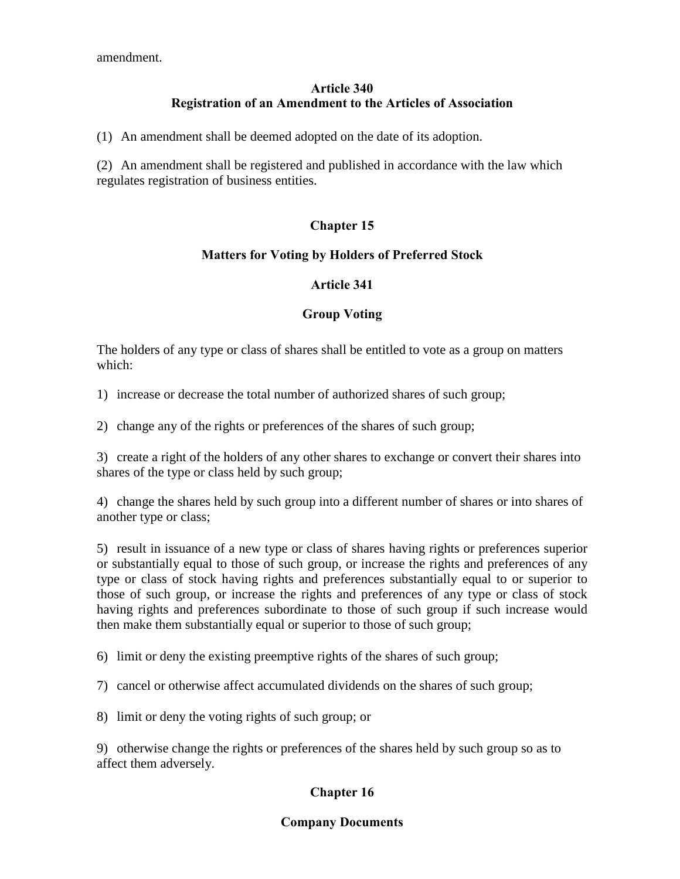amendment.

### Article 340
### Registration of an Amendment to the Articles of Association

(1) An amendment shall be deemed adopted on the date of its adoption.

(2) An amendment shall be registered and published in accordance with the law which regulates registration of business entities.

## Chapter 15

## Matters for Voting by Holders of Preferred Stock

### Article 341

### Group Voting

The holders of any type or class of shares shall be entitled to vote as a group on matters which:

1) increase or decrease the total number of authorized shares of such group;

2) change any of the rights or preferences of the shares of such group;

3) create a right of the holders of any other shares to exchange or convert their shares into shares of the type or class held by such group;

4) change the shares held by such group into a different number of shares or into shares of another type or class;

5) result in issuance of a new type or class of shares having rights or preferences superior or substantially equal to those of such group, or increase the rights and preferences of any type or class of stock having rights and preferences substantially equal to or superior to those of such group, or increase the rights and preferences of any type or class of stock having rights and preferences subordinate to those of such group if such increase would then make them substantially equal or superior to those of such group;

6) limit or deny the existing preemptive rights of the shares of such group;

7) cancel or otherwise affect accumulated dividends on the shares of such group;

8) limit or deny the voting rights of such group; or

9) otherwise change the rights or preferences of the shares held by such group so as to affect them adversely.

## Chapter 16

## Company Documents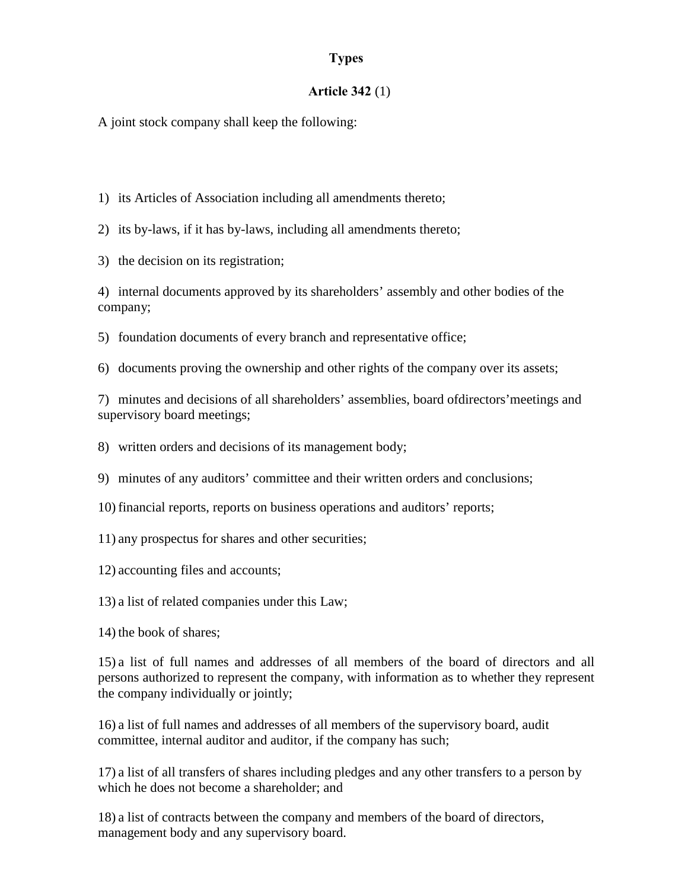### Types

**Article 342** (1)

A joint stock company shall keep the following:

1) its Articles of Association including all amendments thereto;

2) its by-laws, if it has by-laws, including all amendments thereto;

3) the decision on its registration;

4) internal documents approved by its shareholders' assembly and other bodies of the company;

5) foundation documents of every branch and representative office;

6) documents proving the ownership and other rights of the company over its assets;

7) minutes and decisions of all shareholders' assemblies, board ofdirectors'meetings and supervisory board meetings;

8) written orders and decisions of its management body;

9) minutes of any auditors' committee and their written orders and conclusions;

10) financial reports, reports on business operations and auditors' reports;

11) any prospectus for shares and other securities;

12) accounting files and accounts;

13) a list of related companies under this Law;

14) the book of shares;

15) a list of full names and addresses of all members of the board of directors and all persons authorized to represent the company, with information as to whether they represent the company individually or jointly;

16) a list of full names and addresses of all members of the supervisory board, audit committee, internal auditor and auditor, if the company has such;

17) a list of all transfers of shares including pledges and any other transfers to a person by which he does not become a shareholder; and

18) a list of contracts between the company and members of the board of directors, management body and any supervisory board.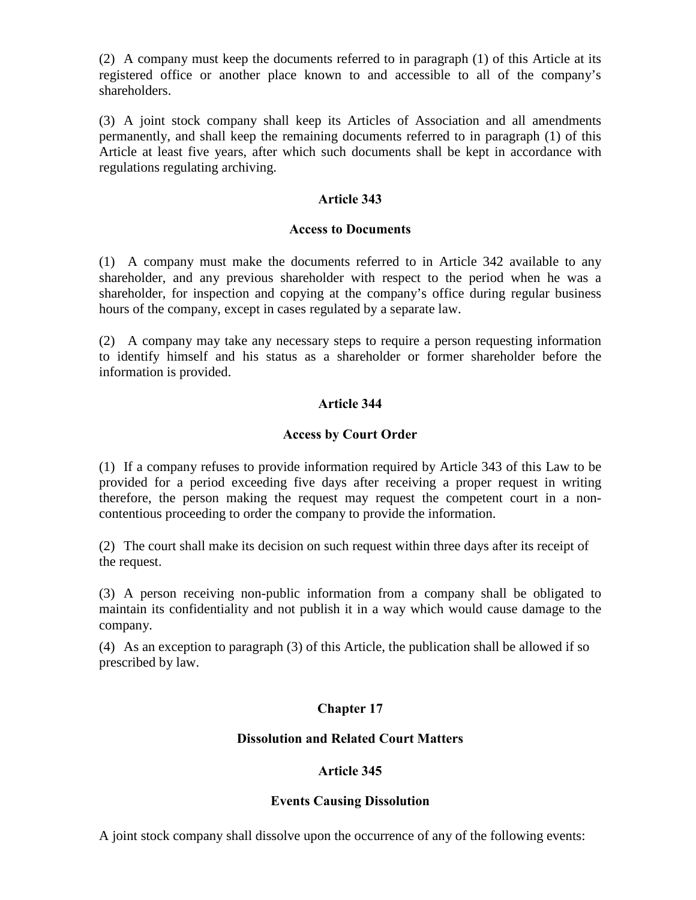(2) A company must keep the documents referred to in paragraph (1) of this Article at its registered office or another place known to and accessible to all of the company's shareholders.

(3) A joint stock company shall keep its Articles of Association and all amendments permanently, and shall keep the remaining documents referred to in paragraph (1) of this Article at least five years, after which such documents shall be kept in accordance with regulations regulating archiving.

### Article 343

### Access to Documents

(1) A company must make the documents referred to in Article 342 available to any shareholder, and any previous shareholder with respect to the period when he was a shareholder, for inspection and copying at the company's office during regular business hours of the company, except in cases regulated by a separate law.

(2) A company may take any necessary steps to require a person requesting information to identify himself and his status as a shareholder or former shareholder before the information is provided.

### Article 344

### Access by Court Order

(1) If a company refuses to provide information required by Article 343 of this Law to be provided for a period exceeding five days after receiving a proper request in writing therefore, the person making the request may request the competent court in a non-contentious proceeding to order the company to provide the information.

(2) The court shall make its decision on such request within three days after its receipt of the request.

(3) A person receiving non-public information from a company shall be obligated to maintain its confidentiality and not publish it in a way which would cause damage to the company.

(4) As an exception to paragraph (3) of this Article, the publication shall be allowed if so prescribed by law.

## Chapter 17

## Dissolution and Related Court Matters

### Article 345

### Events Causing Dissolution

A joint stock company shall dissolve upon the occurrence of any of the following events: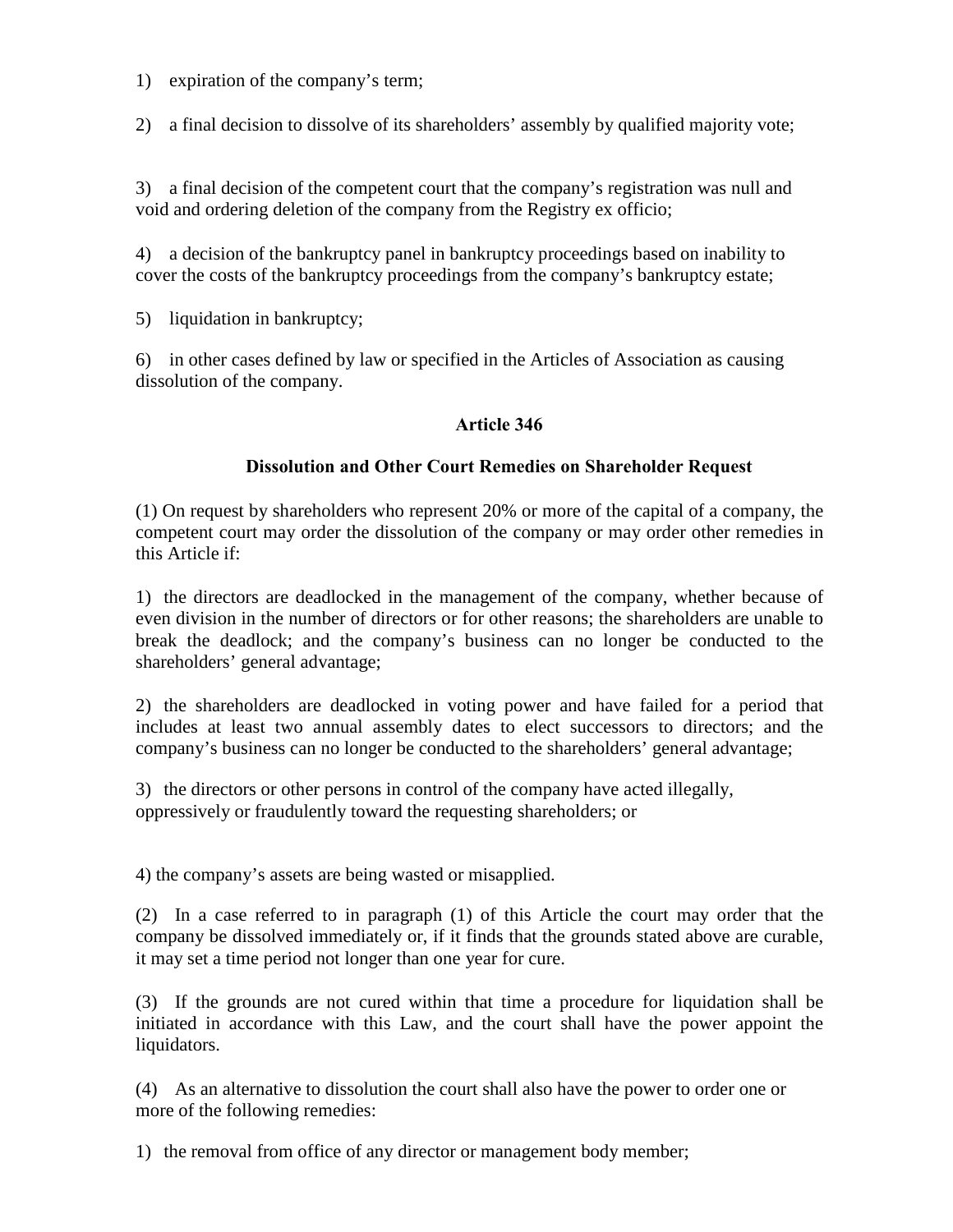1) expiration of the company's term;

2) a final decision to dissolve of its shareholders' assembly by qualified majority vote;

3) a final decision of the competent court that the company's registration was null and void and ordering deletion of the company from the Registry ex officio;

4) a decision of the bankruptcy panel in bankruptcy proceedings based on inability to cover the costs of the bankruptcy proceedings from the company's bankruptcy estate;

5) liquidation in bankruptcy;

6) in other cases defined by law or specified in the Articles of Association as causing dissolution of the company.

**Article 346**

**Dissolution and Other Court Remedies on Shareholder Request**

(1) On request by shareholders who represent 20% or more of the capital of a company, the competent court may order the dissolution of the company or may order other remedies in this Article if:

1) the directors are deadlocked in the management of the company, whether because of even division in the number of directors or for other reasons; the shareholders are unable to break the deadlock; and the company's business can no longer be conducted to the shareholders' general advantage;

2) the shareholders are deadlocked in voting power and have failed for a period that includes at least two annual assembly dates to elect successors to directors; and the company's business can no longer be conducted to the shareholders' general advantage;

3) the directors or other persons in control of the company have acted illegally, oppressively or fraudulently toward the requesting shareholders; or

4) the company's assets are being wasted or misapplied.

(2) In a case referred to in paragraph (1) of this Article the court may order that the company be dissolved immediately or, if it finds that the grounds stated above are curable, it may set a time period not longer than one year for cure.

(3) If the grounds are not cured within that time a procedure for liquidation shall be initiated in accordance with this Law, and the court shall have the power appoint the liquidators.

(4) As an alternative to dissolution the court shall also have the power to order one or more of the following remedies:

1) the removal from office of any director or management body member;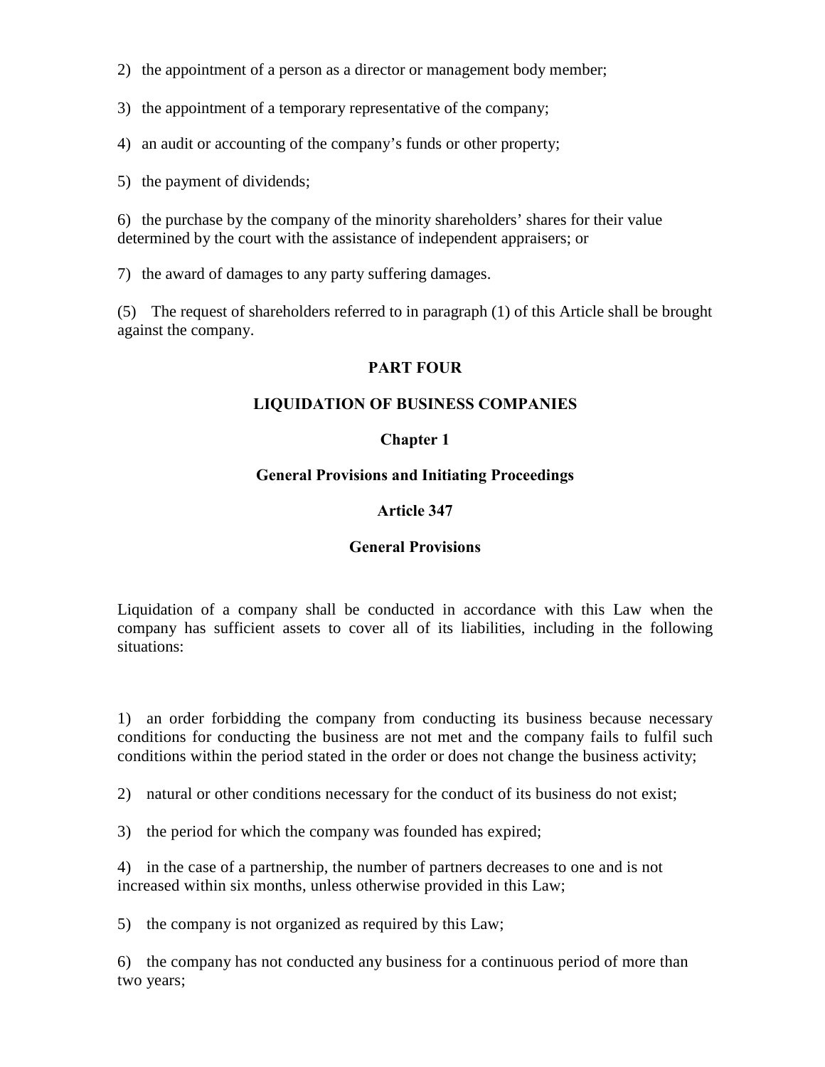2) the appointment of a person as a director or management body member;

3) the appointment of a temporary representative of the company;

4) an audit or accounting of the company's funds or other property;

5) the payment of dividends;

6) the purchase by the company of the minority shareholders' shares for their value determined by the court with the assistance of independent appraisers; or

7) the award of damages to any party suffering damages.

(5) The request of shareholders referred to in paragraph (1) of this Article shall be brought against the company.

# PART FOUR

# LIQUIDATION OF BUSINESS COMPANIES

## Chapter 1

## General Provisions and Initiating Proceedings

### Article 347

### General Provisions

Liquidation of a company shall be conducted in accordance with this Law when the company has sufficient assets to cover all of its liabilities, including in the following situations:

1) an order forbidding the company from conducting its business because necessary conditions for conducting the business are not met and the company fails to fulfil such conditions within the period stated in the order or does not change the business activity;

2) natural or other conditions necessary for the conduct of its business do not exist;

3) the period for which the company was founded has expired;

4) in the case of a partnership, the number of partners decreases to one and is not increased within six months, unless otherwise provided in this Law;

5) the company is not organized as required by this Law;

6) the company has not conducted any business for a continuous period of more than two years;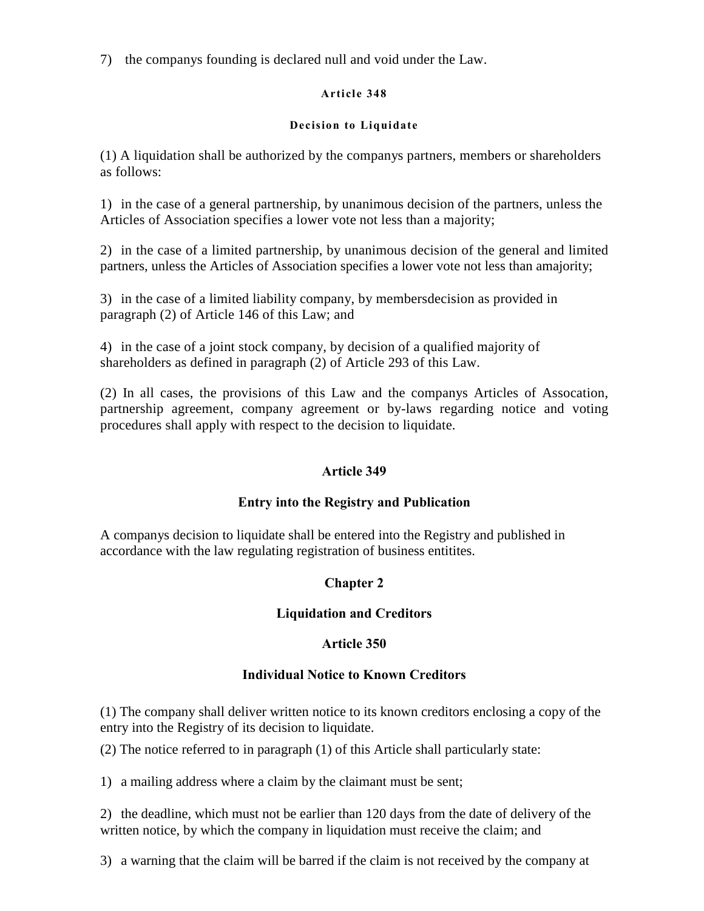7) the companys founding is declared null and void under the Law.

**Article 348**

**Decision to Liquidate**

(1) A liquidation shall be authorized by the companys partners, members or shareholders as follows:

1) in the case of a general partnership, by unanimous decision of the partners, unless the Articles of Association specifies a lower vote not less than a majority;

2) in the case of a limited partnership, by unanimous decision of the general and limited partners, unless the Articles of Association specifies a lower vote not less than amajority;

3) in the case of a limited liability company, by membersdecision as provided in paragraph (2) of Article 146 of this Law; and

4) in the case of a joint stock company, by decision of a qualified majority of shareholders as defined in paragraph (2) of Article 293 of this Law.

(2) In all cases, the provisions of this Law and the companys Articles of Assocation, partnership agreement, company agreement or by-laws regarding notice and voting procedures shall apply with respect to the decision to liquidate.

**Article 349**

**Entry into the Registry and Publication**

A companys decision to liquidate shall be entered into the Registry and published in accordance with the law regulating registration of business entitites.

## Chapter 2

## Liquidation and Creditors

**Article 350**

**Individual Notice to Known Creditors**

(1) The company shall deliver written notice to its known creditors enclosing a copy of the entry into the Registry of its decision to liquidate.

(2) The notice referred to in paragraph (1) of this Article shall particularly state:

1) a mailing address where a claim by the claimant must be sent;

2) the deadline, which must not be earlier than 120 days from the date of delivery of the written notice, by which the company in liquidation must receive the claim; and

3) a warning that the claim will be barred if the claim is not received by the company at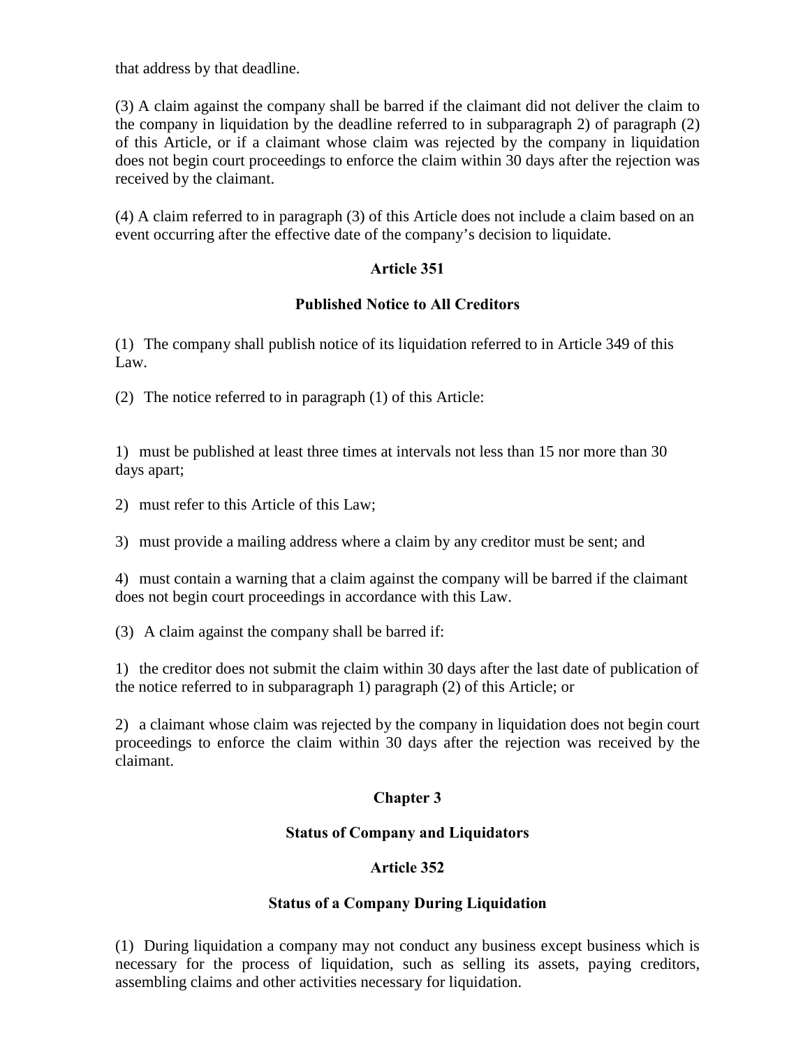that address by that deadline.

(3) A claim against the company shall be barred if the claimant did not deliver the claim to the company in liquidation by the deadline referred to in subparagraph 2) of paragraph (2) of this Article, or if a claimant whose claim was rejected by the company in liquidation does not begin court proceedings to enforce the claim within 30 days after the rejection was received by the claimant.

(4) A claim referred to in paragraph (3) of this Article does not include a claim based on an event occurring after the effective date of the company's decision to liquidate.

**Article 351**

**Published Notice to All Creditors**

(1) The company shall publish notice of its liquidation referred to in Article 349 of this Law.

(2) The notice referred to in paragraph (1) of this Article:

1) must be published at least three times at intervals not less than 15 nor more than 30 days apart;

2) must refer to this Article of this Law;

3) must provide a mailing address where a claim by any creditor must be sent; and

4) must contain a warning that a claim against the company will be barred if the claimant does not begin court proceedings in accordance with this Law.

(3) A claim against the company shall be barred if:

1) the creditor does not submit the claim within 30 days after the last date of publication of the notice referred to in subparagraph 1) paragraph (2) of this Article; or

2) a claimant whose claim was rejected by the company in liquidation does not begin court proceedings to enforce the claim within 30 days after the rejection was received by the claimant.

## Chapter 3

## Status of Company and Liquidators

**Article 352**

**Status of a Company During Liquidation**

(1) During liquidation a company may not conduct any business except business which is necessary for the process of liquidation, such as selling its assets, paying creditors, assembling claims and other activities necessary for liquidation.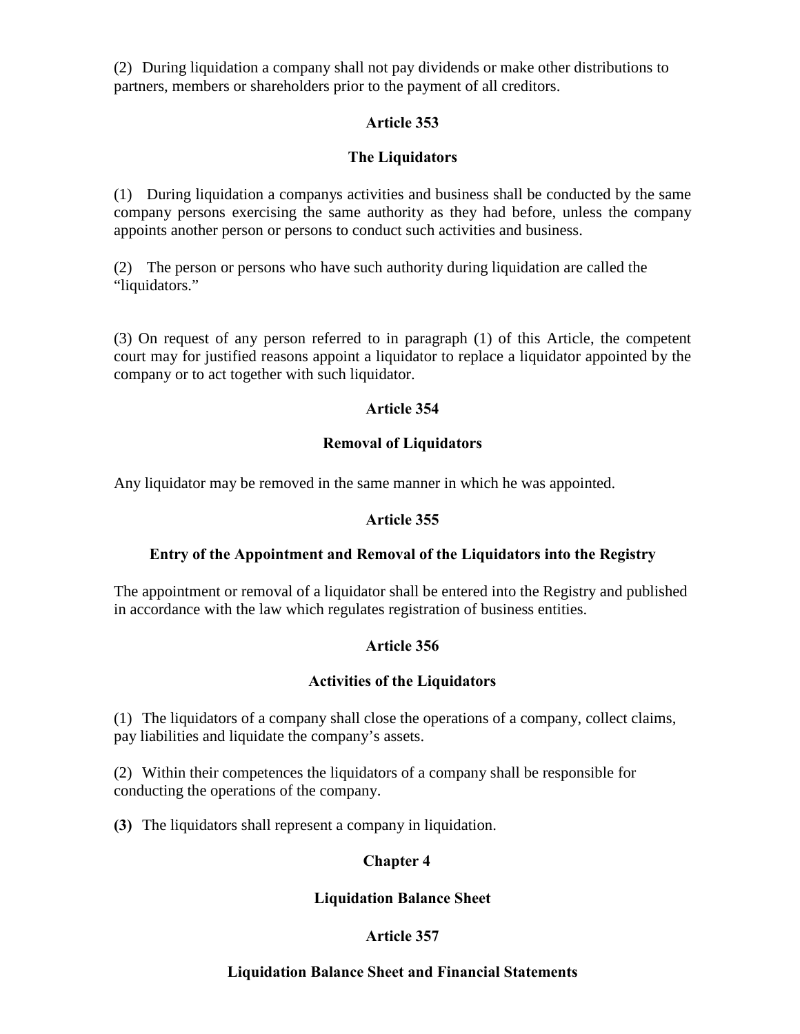(2) During liquidation a company shall not pay dividends or make other distributions to partners, members or shareholders prior to the payment of all creditors.

**Article 353**

**The Liquidators**

(1) During liquidation a companys activities and business shall be conducted by the same company persons exercising the same authority as they had before, unless the company appoints another person or persons to conduct such activities and business.

(2) The person or persons who have such authority during liquidation are called the "liquidators."

(3) On request of any person referred to in paragraph (1) of this Article, the competent court may for justified reasons appoint a liquidator to replace a liquidator appointed by the company or to act together with such liquidator.

**Article 354**

**Removal of Liquidators**

Any liquidator may be removed in the same manner in which he was appointed.

**Article 355**

**Entry of the Appointment and Removal of the Liquidators into the Registry**

The appointment or removal of a liquidator shall be entered into the Registry and published in accordance with the law which regulates registration of business entities.

**Article 356**

**Activities of the Liquidators**

(1) The liquidators of a company shall close the operations of a company, collect claims, pay liabilities and liquidate the company's assets.

(2) Within their competences the liquidators of a company shall be responsible for conducting the operations of the company.

**(3)** The liquidators shall represent a company in liquidation.

**Chapter 4**

**Liquidation Balance Sheet**

**Article 357**

**Liquidation Balance Sheet and Financial Statements**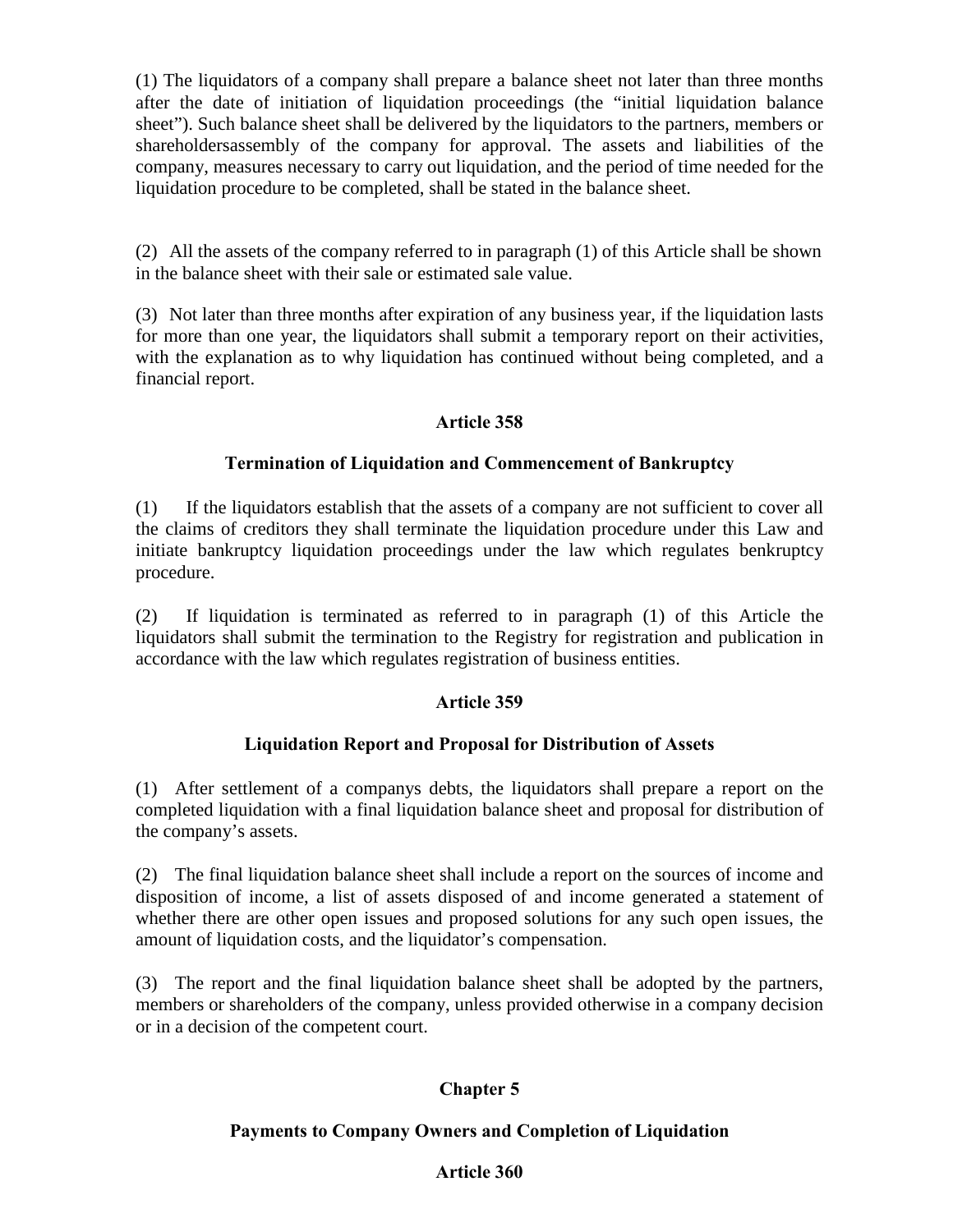(1) The liquidators of a company shall prepare a balance sheet not later than three months after the date of initiation of liquidation proceedings (the "initial liquidation balance sheet"). Such balance sheet shall be delivered by the liquidators to the partners, members or shareholdersassembly of the company for approval. The assets and liabilities of the company, measures necessary to carry out liquidation, and the period of time needed for the liquidation procedure to be completed, shall be stated in the balance sheet.

(2) All the assets of the company referred to in paragraph (1) of this Article shall be shown in the balance sheet with their sale or estimated sale value.

(3) Not later than three months after expiration of any business year, if the liquidation lasts for more than one year, the liquidators shall submit a temporary report on their activities, with the explanation as to why liquidation has continued without being completed, and a financial report.

**Article 358**

**Termination of Liquidation and Commencement of Bankruptcy**

(1) If the liquidators establish that the assets of a company are not sufficient to cover all the claims of creditors they shall terminate the liquidation procedure under this Law and initiate bankruptcy liquidation proceedings under the law which regulates benkruptcy procedure.

(2) If liquidation is terminated as referred to in paragraph (1) of this Article the liquidators shall submit the termination to the Registry for registration and publication in accordance with the law which regulates registration of business entities.

**Article 359**

**Liquidation Report and Proposal for Distribution of Assets**

(1) After settlement of a companys debts, the liquidators shall prepare a report on the completed liquidation with a final liquidation balance sheet and proposal for distribution of the company's assets.

(2) The final liquidation balance sheet shall include a report on the sources of income and disposition of income, a list of assets disposed of and income generated a statement of whether there are other open issues and proposed solutions for any such open issues, the amount of liquidation costs, and the liquidator's compensation.

(3) The report and the final liquidation balance sheet shall be adopted by the partners, members or shareholders of the company, unless provided otherwise in a company decision or in a decision of the competent court.

## Chapter 5

### Payments to Company Owners and Completion of Liquidation

**Article 360**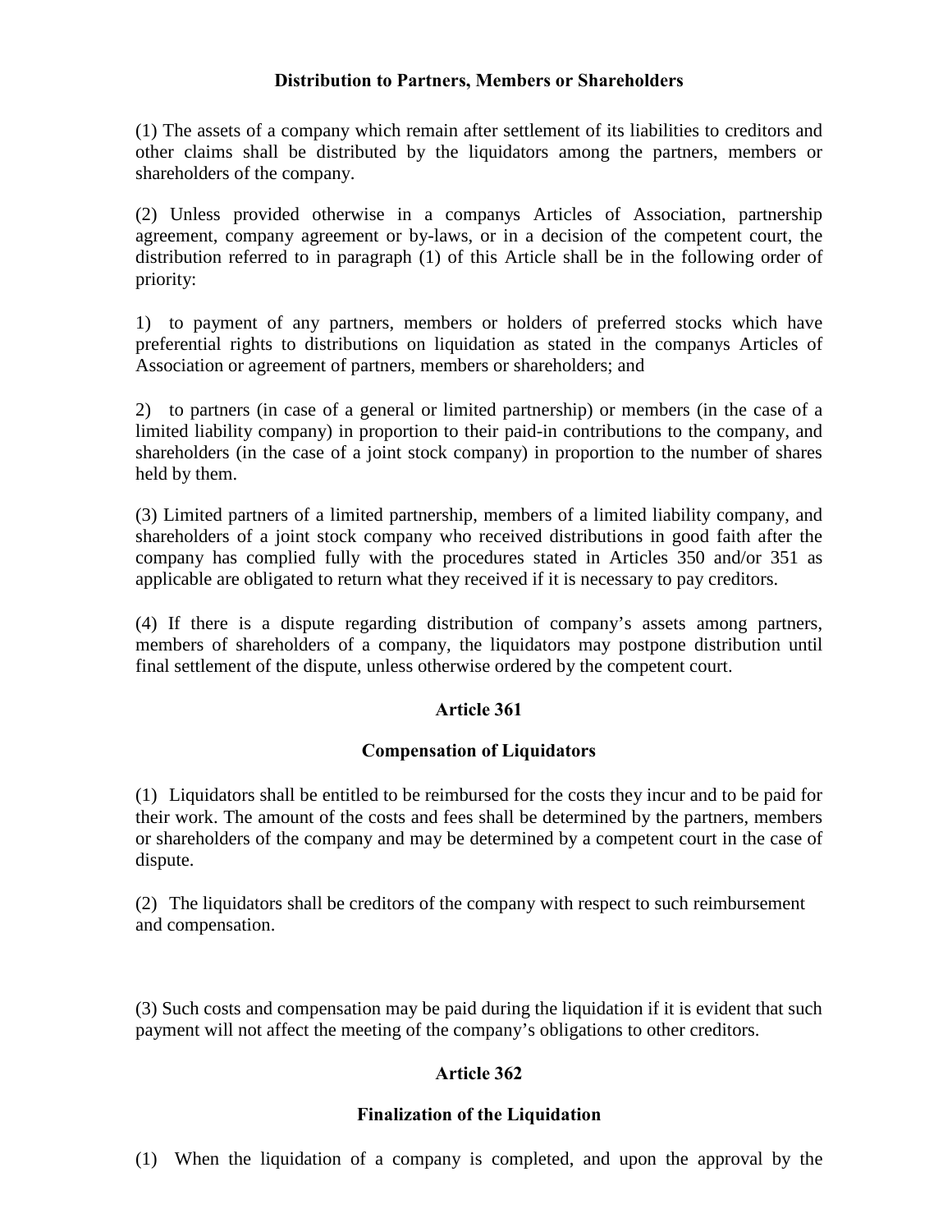### Distribution to Partners, Members or Shareholders

(1) The assets of a company which remain after settlement of its liabilities to creditors and other claims shall be distributed by the liquidators among the partners, members or shareholders of the company.

(2) Unless provided otherwise in a companys Articles of Association, partnership agreement, company agreement or by-laws, or in a decision of the competent court, the distribution referred to in paragraph (1) of this Article shall be in the following order of priority:

1) to payment of any partners, members or holders of preferred stocks which have preferential rights to distributions on liquidation as stated in the companys Articles of Association or agreement of partners, members or shareholders; and

2) to partners (in case of a general or limited partnership) or members (in the case of a limited liability company) in proportion to their paid-in contributions to the company, and shareholders (in the case of a joint stock company) in proportion to the number of shares held by them.

(3) Limited partners of a limited partnership, members of a limited liability company, and shareholders of a joint stock company who received distributions in good faith after the company has complied fully with the procedures stated in Articles 350 and/or 351 as applicable are obligated to return what they received if it is necessary to pay creditors.

(4) If there is a dispute regarding distribution of company's assets among partners, members of shareholders of a company, the liquidators may postpone distribution until final settlement of the dispute, unless otherwise ordered by the competent court.

### Article 361

### Compensation of Liquidators

(1) Liquidators shall be entitled to be reimbursed for the costs they incur and to be paid for their work. The amount of the costs and fees shall be determined by the partners, members or shareholders of the company and may be determined by a competent court in the case of dispute.

(2) The liquidators shall be creditors of the company with respect to such reimbursement and compensation.

(3) Such costs and compensation may be paid during the liquidation if it is evident that such payment will not affect the meeting of the company's obligations to other creditors.

### Article 362

### Finalization of the Liquidation

(1) When the liquidation of a company is completed, and upon the approval by the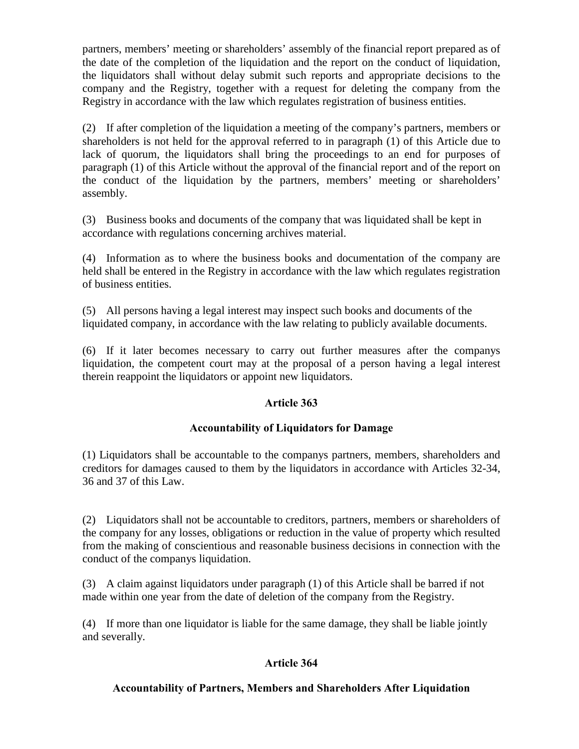partners, members' meeting or shareholders' assembly of the financial report prepared as of the date of the completion of the liquidation and the report on the conduct of liquidation, the liquidators shall without delay submit such reports and appropriate decisions to the company and the Registry, together with a request for deleting the company from the Registry in accordance with the law which regulates registration of business entities.

(2) If after completion of the liquidation a meeting of the company's partners, members or shareholders is not held for the approval referred to in paragraph (1) of this Article due to lack of quorum, the liquidators shall bring the proceedings to an end for purposes of paragraph (1) of this Article without the approval of the financial report and of the report on the conduct of the liquidation by the partners, members' meeting or shareholders' assembly.

(3) Business books and documents of the company that was liquidated shall be kept in accordance with regulations concerning archives material.

(4) Information as to where the business books and documentation of the company are held shall be entered in the Registry in accordance with the law which regulates registration of business entities.

(5) All persons having a legal interest may inspect such books and documents of the liquidated company, in accordance with the law relating to publicly available documents.

(6) If it later becomes necessary to carry out further measures after the companys liquidation, the competent court may at the proposal of a person having a legal interest therein reappoint the liquidators or appoint new liquidators.

### Article 363

### Accountability of Liquidators for Damage

(1) Liquidators shall be accountable to the companys partners, members, shareholders and creditors for damages caused to them by the liquidators in accordance with Articles 32-34, 36 and 37 of this Law.

(2) Liquidators shall not be accountable to creditors, partners, members or shareholders of the company for any losses, obligations or reduction in the value of property which resulted from the making of conscientious and reasonable business decisions in connection with the conduct of the companys liquidation.

(3) A claim against liquidators under paragraph (1) of this Article shall be barred if not made within one year from the date of deletion of the company from the Registry.

(4) If more than one liquidator is liable for the same damage, they shall be liable jointly and severally.

### Article 364

### Accountability of Partners, Members and Shareholders After Liquidation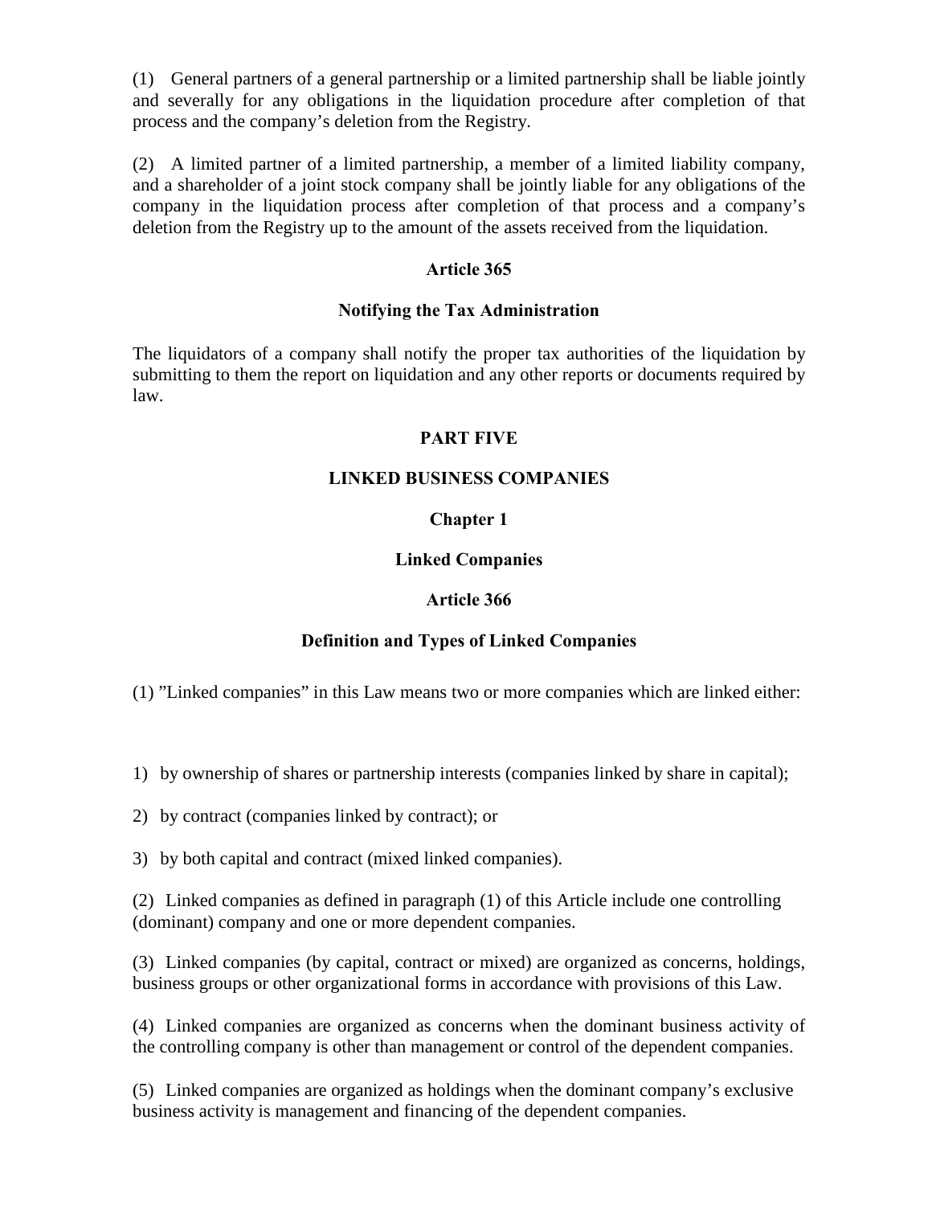(1) General partners of a general partnership or a limited partnership shall be liable jointly and severally for any obligations in the liquidation procedure after completion of that process and the company's deletion from the Registry.

(2) A limited partner of a limited partnership, a member of a limited liability company, and a shareholder of a joint stock company shall be jointly liable for any obligations of the company in the liquidation process after completion of that process and a company's deletion from the Registry up to the amount of the assets received from the liquidation.

**Article 365**

**Notifying the Tax Administration**

The liquidators of a company shall notify the proper tax authorities of the liquidation by submitting to them the report on liquidation and any other reports or documents required by law.

# PART FIVE

# LINKED BUSINESS COMPANIES

## Chapter 1

## Linked Companies

**Article 366**

**Definition and Types of Linked Companies**

(1) "Linked companies" in this Law means two or more companies which are linked either:

1) by ownership of shares or partnership interests (companies linked by share in capital);

2) by contract (companies linked by contract); or

3) by both capital and contract (mixed linked companies).

(2) Linked companies as defined in paragraph (1) of this Article include one controlling (dominant) company and one or more dependent companies.

(3) Linked companies (by capital, contract or mixed) are organized as concerns, holdings, business groups or other organizational forms in accordance with provisions of this Law.

(4) Linked companies are organized as concerns when the dominant business activity of the controlling company is other than management or control of the dependent companies.

(5) Linked companies are organized as holdings when the dominant company's exclusive business activity is management and financing of the dependent companies.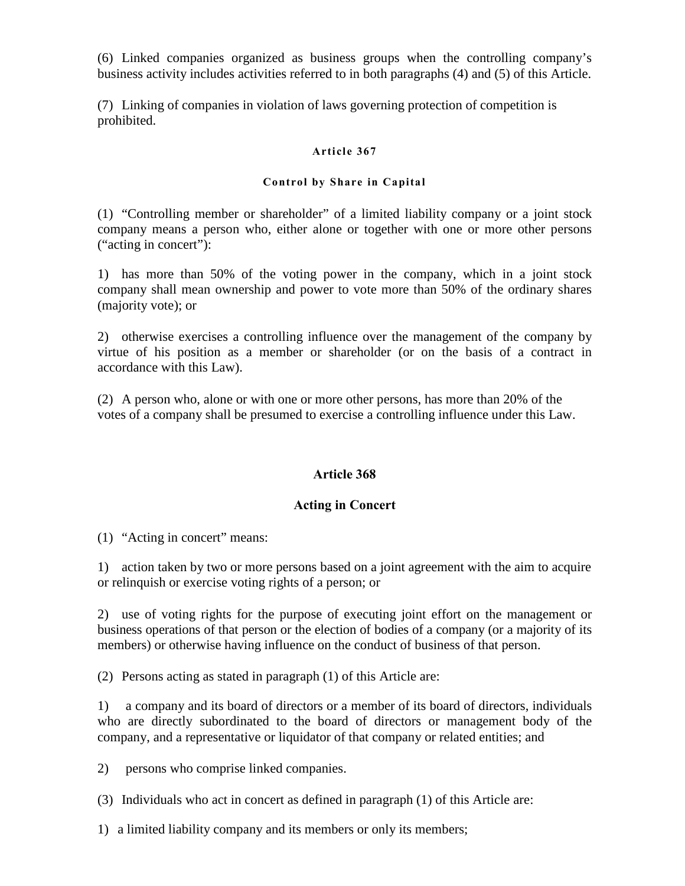(6) Linked companies organized as business groups when the controlling company's business activity includes activities referred to in both paragraphs (4) and (5) of this Article.

(7) Linking of companies in violation of laws governing protection of competition is prohibited.

#### Article 367

#### Control by Share in Capital

(1) "Controlling member or shareholder" of a limited liability company or a joint stock company means a person who, either alone or together with one or more other persons ("acting in concert"):

1) has more than 50% of the voting power in the company, which in a joint stock company shall mean ownership and power to vote more than 50% of the ordinary shares (majority vote); or

2) otherwise exercises a controlling influence over the management of the company by virtue of his position as a member or shareholder (or on the basis of a contract in accordance with this Law).

(2) A person who, alone or with one or more other persons, has more than 20% of the votes of a company shall be presumed to exercise a controlling influence under this Law.

#### Article 368

#### Acting in Concert

(1) "Acting in concert" means:

1) action taken by two or more persons based on a joint agreement with the aim to acquire or relinquish or exercise voting rights of a person; or

2) use of voting rights for the purpose of executing joint effort on the management or business operations of that person or the election of bodies of a company (or a majority of its members) or otherwise having influence on the conduct of business of that person.

(2) Persons acting as stated in paragraph (1) of this Article are:

1) a company and its board of directors or a member of its board of directors, individuals who are directly subordinated to the board of directors or management body of the company, and a representative or liquidator of that company or related entities; and

2) persons who comprise linked companies.

(3) Individuals who act in concert as defined in paragraph (1) of this Article are:

1) a limited liability company and its members or only its members;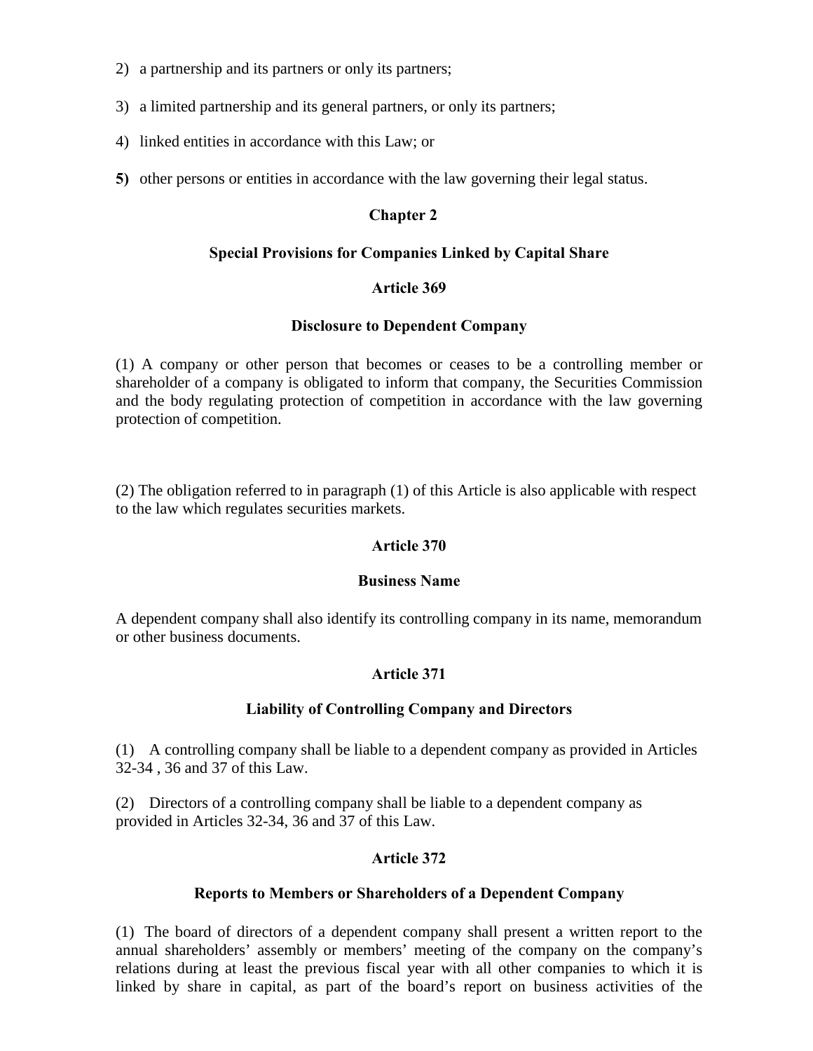2) a partnership and its partners or only its partners;

3) a limited partnership and its general partners, or only its partners;

4) linked entities in accordance with this Law; or

**5)** other persons or entities in accordance with the law governing their legal status.

## Chapter 2

## Special Provisions for Companies Linked by Capital Share

### Article 369

### Disclosure to Dependent Company

(1) A company or other person that becomes or ceases to be a controlling member or shareholder of a company is obligated to inform that company, the Securities Commission and the body regulating protection of competition in accordance with the law governing protection of competition.

(2) The obligation referred to in paragraph (1) of this Article is also applicable with respect to the law which regulates securities markets.

### Article 370

### Business Name

A dependent company shall also identify its controlling company in its name, memorandum or other business documents.

### Article 371

### Liability of Controlling Company and Directors

(1) A controlling company shall be liable to a dependent company as provided in Articles 32-34 , 36 and 37 of this Law.

(2) Directors of a controlling company shall be liable to a dependent company as provided in Articles 32-34, 36 and 37 of this Law.

### Article 372

### Reports to Members or Shareholders of a Dependent Company

(1) The board of directors of a dependent company shall present a written report to the annual shareholders' assembly or members' meeting of the company on the company's relations during at least the previous fiscal year with all other companies to which it is linked by share in capital, as part of the board's report on business activities of the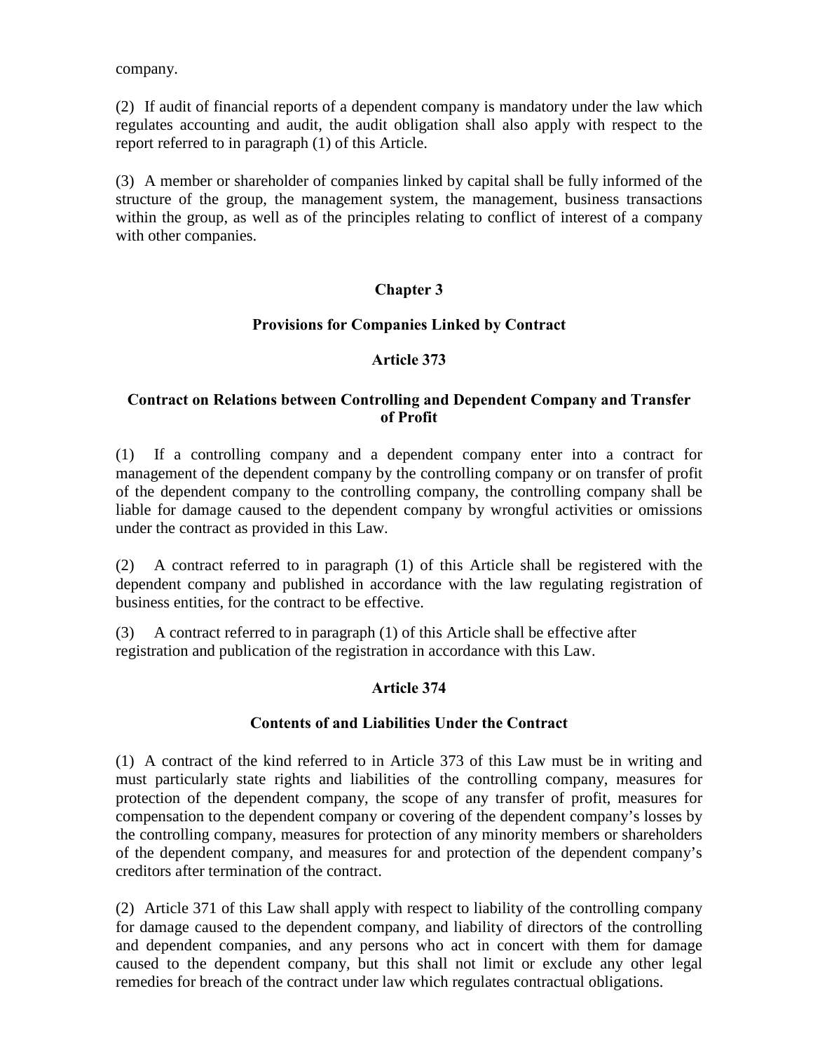company.

(2) If audit of financial reports of a dependent company is mandatory under the law which regulates accounting and audit, the audit obligation shall also apply with respect to the report referred to in paragraph (1) of this Article.

(3) A member or shareholder of companies linked by capital shall be fully informed of the structure of the group, the management system, the management, business transactions within the group, as well as of the principles relating to conflict of interest of a company with other companies.

## Chapter 3

## Provisions for Companies Linked by Contract

### Article 373

### Contract on Relations between Controlling and Dependent Company and Transfer of Profit

(1) If a controlling company and a dependent company enter into a contract for management of the dependent company by the controlling company or on transfer of profit of the dependent company to the controlling company, the controlling company shall be liable for damage caused to the dependent company by wrongful activities or omissions under the contract as provided in this Law.

(2) A contract referred to in paragraph (1) of this Article shall be registered with the dependent company and published in accordance with the law regulating registration of business entities, for the contract to be effective.

(3) A contract referred to in paragraph (1) of this Article shall be effective after registration and publication of the registration in accordance with this Law.

### Article 374

### Contents of and Liabilities Under the Contract

(1) A contract of the kind referred to in Article 373 of this Law must be in writing and must particularly state rights and liabilities of the controlling company, measures for protection of the dependent company, the scope of any transfer of profit, measures for compensation to the dependent company or covering of the dependent company's losses by the controlling company, measures for protection of any minority members or shareholders of the dependent company, and measures for and protection of the dependent company's creditors after termination of the contract.

(2) Article 371 of this Law shall apply with respect to liability of the controlling company for damage caused to the dependent company, and liability of directors of the controlling and dependent companies, and any persons who act in concert with them for damage caused to the dependent company, but this shall not limit or exclude any other legal remedies for breach of the contract under law which regulates contractual obligations.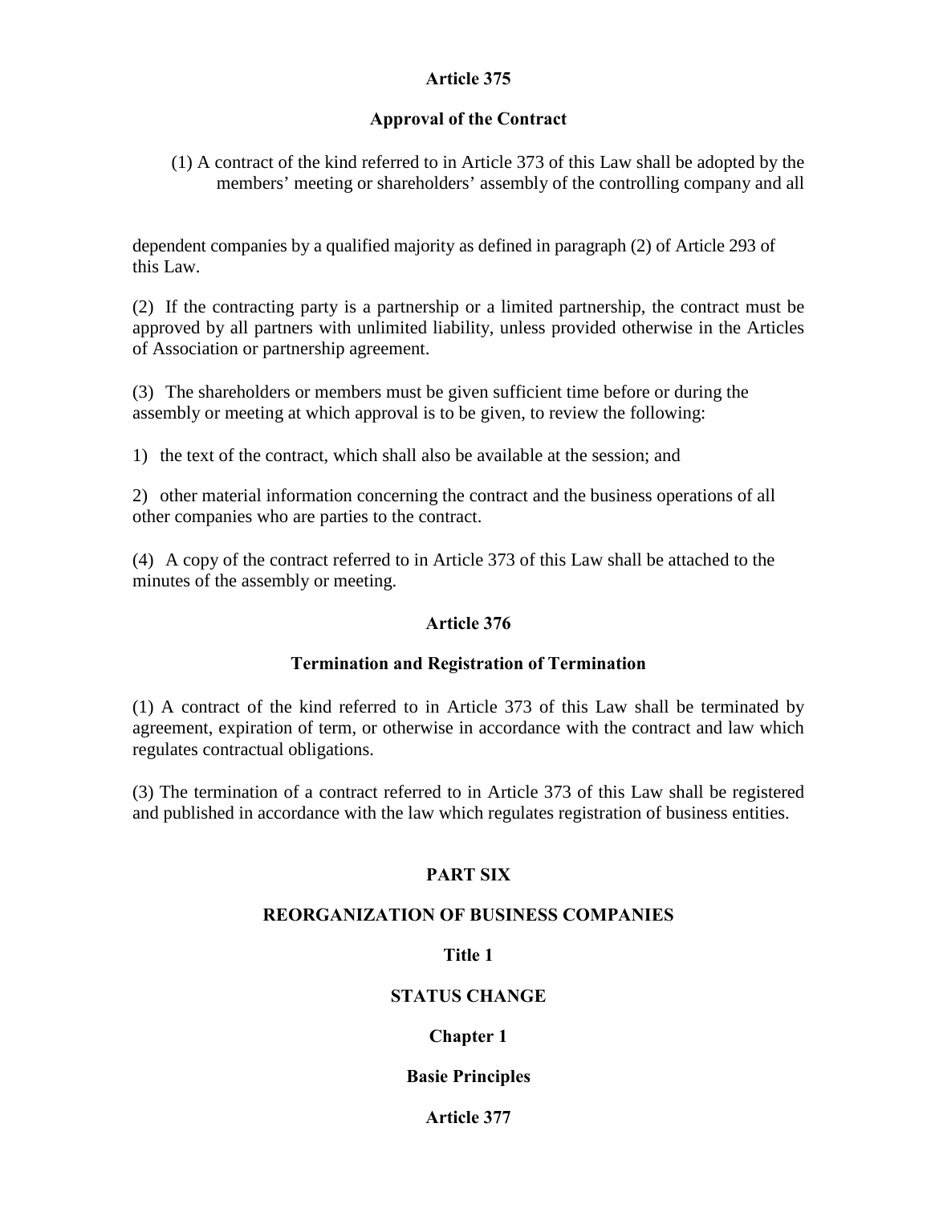### Article 375

### Approval of the Contract

(1) A contract of the kind referred to in Article 373 of this Law shall be adopted by the members' meeting or shareholders' assembly of the controlling company and all dependent companies by a qualified majority as defined in paragraph (2) of Article 293 of this Law.

(2) If the contracting party is a partnership or a limited partnership, the contract must be approved by all partners with unlimited liability, unless provided otherwise in the Articles of Association or partnership agreement.

(3) The shareholders or members must be given sufficient time before or during the assembly or meeting at which approval is to be given, to review the following:

1) the text of the contract, which shall also be available at the session; and

2) other material information concerning the contract and the business operations of all other companies who are parties to the contract.

(4) A copy of the contract referred to in Article 373 of this Law shall be attached to the minutes of the assembly or meeting.

### Article 376

### Termination and Registration of Termination

(1) A contract of the kind referred to in Article 373 of this Law shall be terminated by agreement, expiration of term, or otherwise in accordance with the contract and law which regulates contractual obligations.

(3) The termination of a contract referred to in Article 373 of this Law shall be registered and published in accordance with the law which regulates registration of business entities.

# PART SIX

# REORGANIZATION OF BUSINESS COMPANIES

## Title 1

## STATUS CHANGE

### Chapter 1

### Basie Principles

### Article 377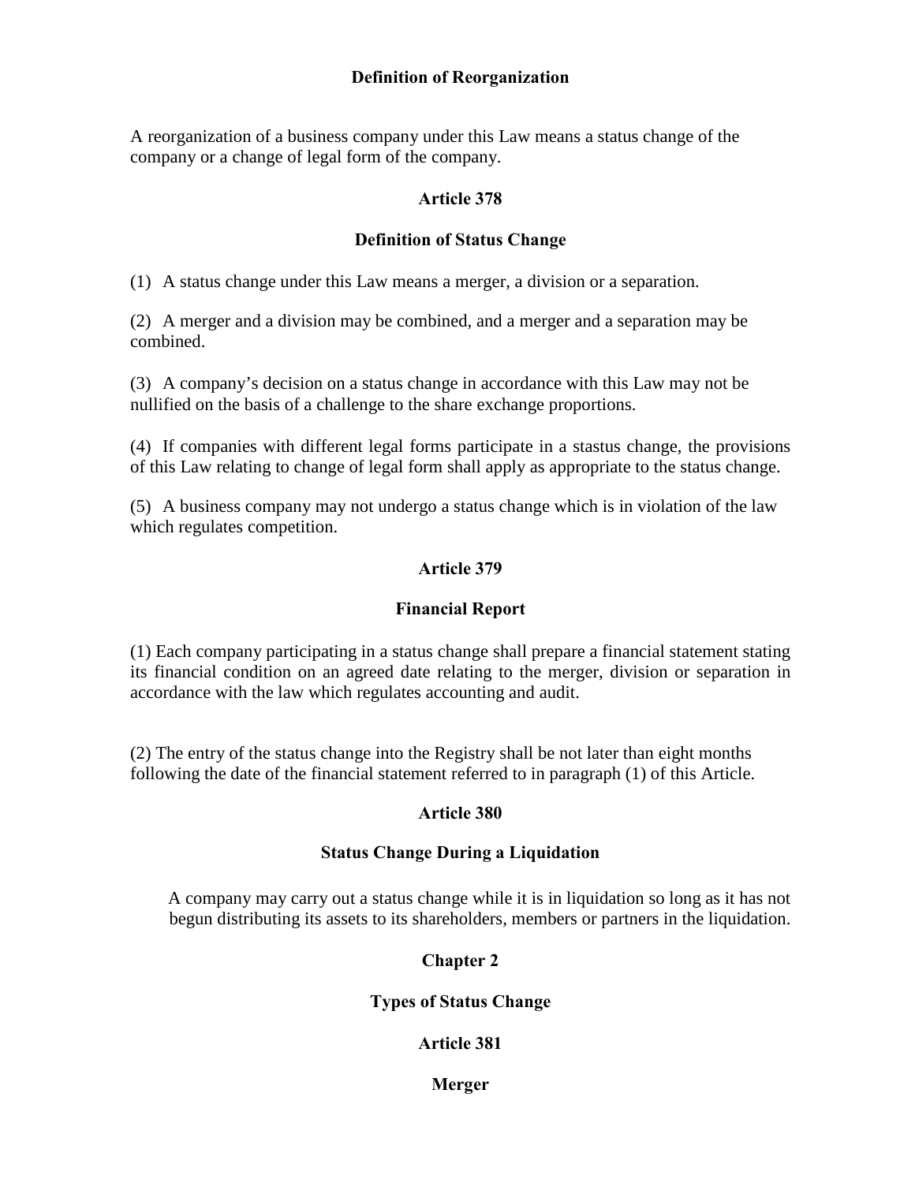**Definition of Reorganization**

A reorganization of a business company under this Law means a status change of the company or a change of legal form of the company.

**Article 378**

**Definition of Status Change**

(1) A status change under this Law means a merger, a division or a separation.

(2) A merger and a division may be combined, and a merger and a separation may be combined.

(3) A company's decision on a status change in accordance with this Law may not be nullified on the basis of a challenge to the share exchange proportions.

(4) If companies with different legal forms participate in a stastus change, the provisions of this Law relating to change of legal form shall apply as appropriate to the status change.

(5) A business company may not undergo a status change which is in violation of the law which regulates competition.

**Article 379**

**Financial Report**

(1) Each company participating in a status change shall prepare a financial statement stating its financial condition on an agreed date relating to the merger, division or separation in accordance with the law which regulates accounting and audit.

(2) The entry of the status change into the Registry shall be not later than eight months following the date of the financial statement referred to in paragraph (1) of this Article.

**Article 380**

**Status Change During a Liquidation**

A company may carry out a status change while it is in liquidation so long as it has not begun distributing its assets to its shareholders, members or partners in the liquidation.

**Chapter 2**

**Types of Status Change**

**Article 381**

**Merger**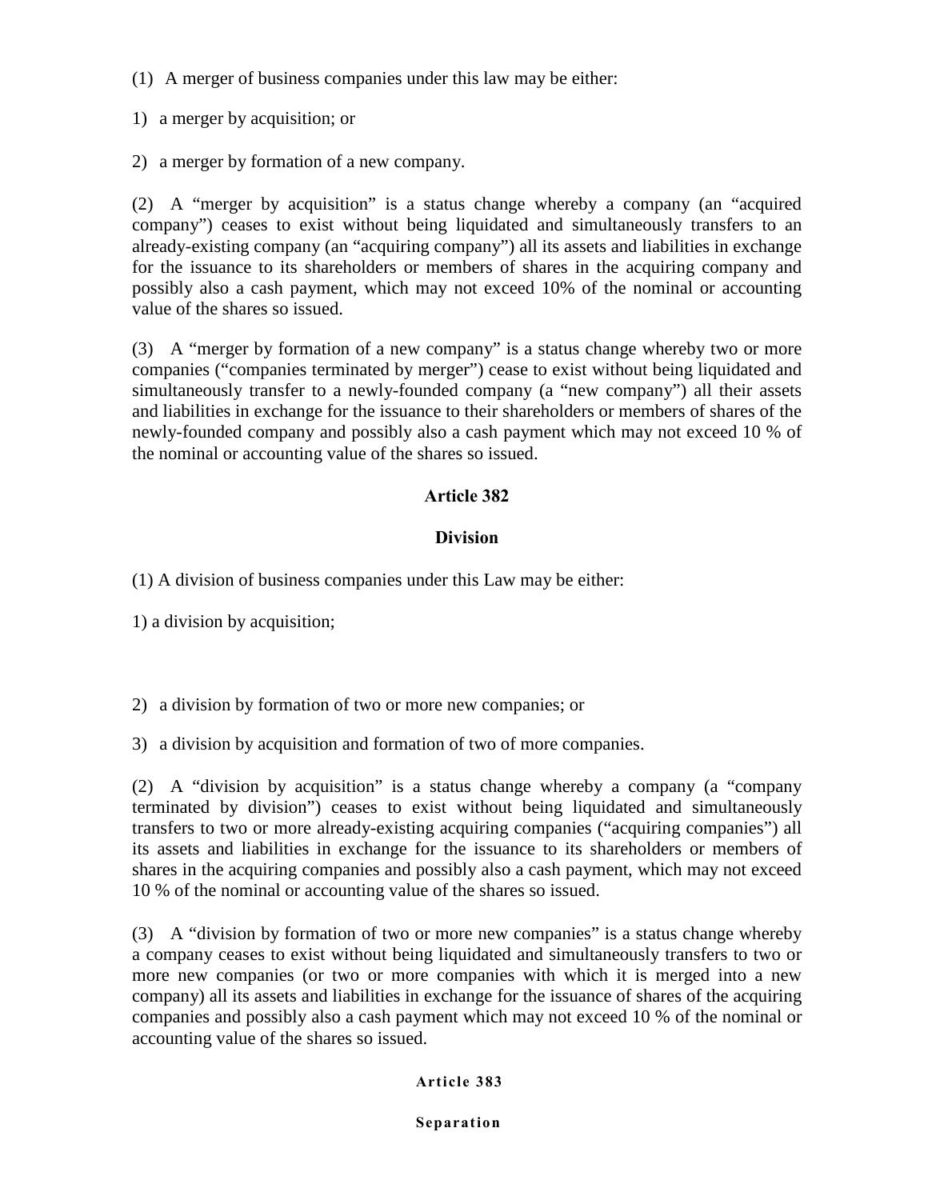(1) A merger of business companies under this law may be either:

1) a merger by acquisition; or

2) a merger by formation of a new company.

(2) A “merger by acquisition” is a status change whereby a company (an “acquired company”) ceases to exist without being liquidated and simultaneously transfers to an already-existing company (an “acquiring company”) all its assets and liabilities in exchange for the issuance to its shareholders or members of shares in the acquiring company and possibly also a cash payment, which may not exceed 10% of the nominal or accounting value of the shares so issued.

(3) A “merger by formation of a new company” is a status change whereby two or more companies (“companies terminated by merger”) cease to exist without being liquidated and simultaneously transfer to a newly-founded company (a “new company”) all their assets and liabilities in exchange for the issuance to their shareholders or members of shares of the newly-founded company and possibly also a cash payment which may not exceed 10 % of the nominal or accounting value of the shares so issued.

### Article 382

### Division

(1) A division of business companies under this Law may be either:

1) a division by acquisition;

2) a division by formation of two or more new companies; or

3) a division by acquisition and formation of two of more companies.

(2) A “division by acquisition” is a status change whereby a company (a “company terminated by division”) ceases to exist without being liquidated and simultaneously transfers to two or more already-existing acquiring companies (“acquiring companies”) all its assets and liabilities in exchange for the issuance to its shareholders or members of shares in the acquiring companies and possibly also a cash payment, which may not exceed 10 % of the nominal or accounting value of the shares so issued.

(3) A “division by formation of two or more new companies” is a status change whereby a company ceases to exist without being liquidated and simultaneously transfers to two or more new companies (or two or more companies with which it is merged into a new company) all its assets and liabilities in exchange for the issuance of shares of the acquiring companies and possibly also a cash payment which may not exceed 10 % of the nominal or accounting value of the shares so issued.

### Article 383

### Separation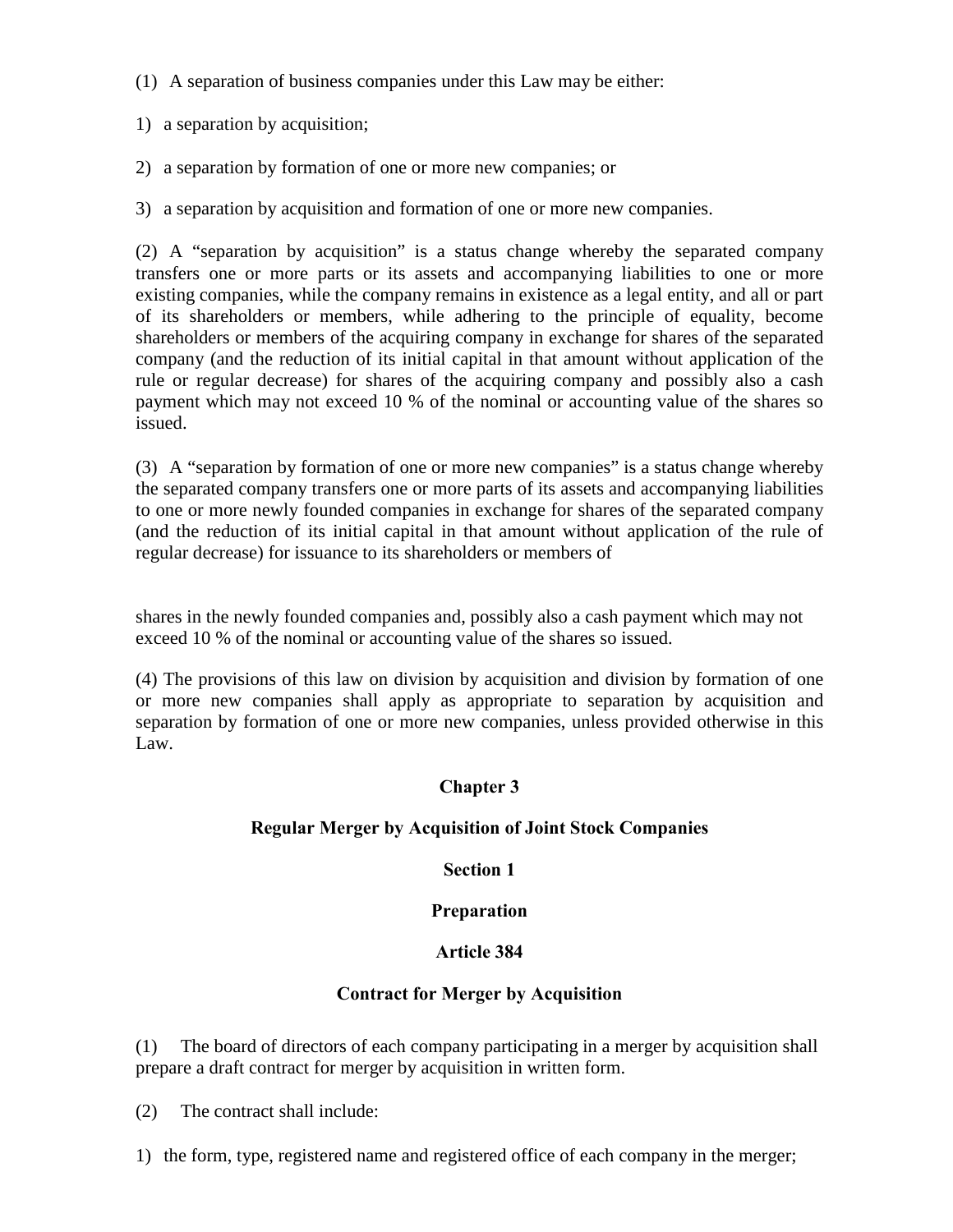(1) A separation of business companies under this Law may be either:

1) a separation by acquisition;

2) a separation by formation of one or more new companies; or

3) a separation by acquisition and formation of one or more new companies.

(2) A "separation by acquisition" is a status change whereby the separated company transfers one or more parts or its assets and accompanying liabilities to one or more existing companies, while the company remains in existence as a legal entity, and all or part of its shareholders or members, while adhering to the principle of equality, become shareholders or members of the acquiring company in exchange for shares of the separated company (and the reduction of its initial capital in that amount without application of the rule or regular decrease) for shares of the acquiring company and possibly also a cash payment which may not exceed 10 % of the nominal or accounting value of the shares so issued.

(3) A "separation by formation of one or more new companies" is a status change whereby the separated company transfers one or more parts of its assets and accompanying liabilities to one or more newly founded companies in exchange for shares of the separated company (and the reduction of its initial capital in that amount without application of the rule of regular decrease) for issuance to its shareholders or members of shares in the newly founded companies and, possibly also a cash payment which may not exceed 10 % of the nominal or accounting value of the shares so issued.

(4) The provisions of this law on division by acquisition and division by formation of one or more new companies shall apply as appropriate to separation by acquisition and separation by formation of one or more new companies, unless provided otherwise in this Law.

## Chapter 3

## Regular Merger by Acquisition of Joint Stock Companies

### Section 1

### Preparation

#### Article 384

#### Contract for Merger by Acquisition

(1) The board of directors of each company participating in a merger by acquisition shall prepare a draft contract for merger by acquisition in written form.

(2) The contract shall include:

1) the form, type, registered name and registered office of each company in the merger;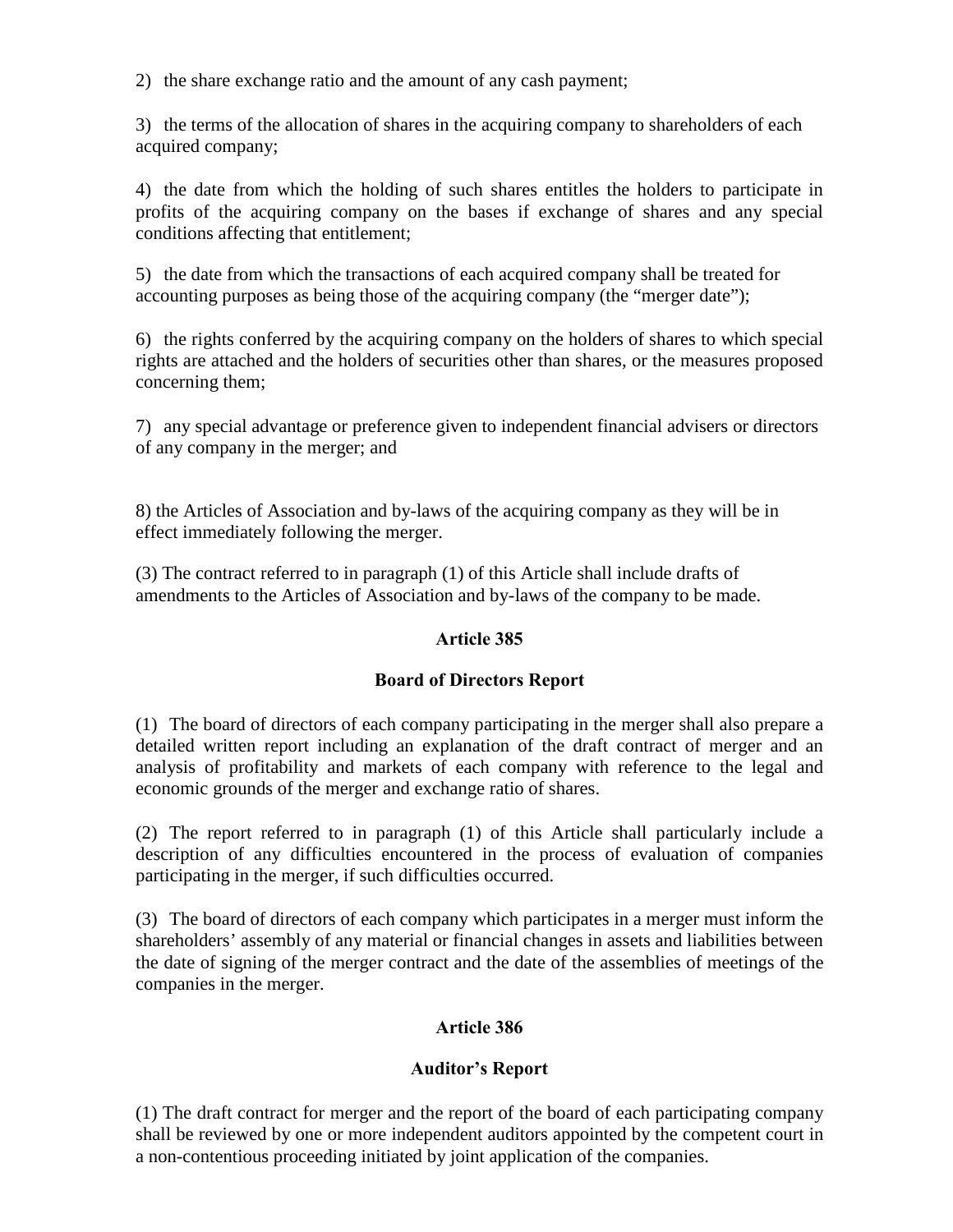2) the share exchange ratio and the amount of any cash payment;

3) the terms of the allocation of shares in the acquiring company to shareholders of each acquired company;

4) the date from which the holding of such shares entitles the holders to participate in profits of the acquiring company on the bases if exchange of shares and any special conditions affecting that entitlement;

5) the date from which the transactions of each acquired company shall be treated for accounting purposes as being those of the acquiring company (the "merger date");

6) the rights conferred by the acquiring company on the holders of shares to which special rights are attached and the holders of securities other than shares, or the measures proposed concerning them;

7) any special advantage or preference given to independent financial advisers or directors of any company in the merger; and

8) the Articles of Association and by-laws of the acquiring company as they will be in effect immediately following the merger.

(3) The contract referred to in paragraph (1) of this Article shall include drafts of amendments to the Articles of Association and by-laws of the company to be made.

**Article 385**

**Board of Directors Report**

(1) The board of directors of each company participating in the merger shall also prepare a detailed written report including an explanation of the draft contract of merger and an analysis of profitability and markets of each company with reference to the legal and economic grounds of the merger and exchange ratio of shares.

(2) The report referred to in paragraph (1) of this Article shall particularly include a description of any difficulties encountered in the process of evaluation of companies participating in the merger, if such difficulties occurred.

(3) The board of directors of each company which participates in a merger must inform the shareholders' assembly of any material or financial changes in assets and liabilities between the date of signing of the merger contract and the date of the assemblies of meetings of the companies in the merger.

**Article 386**

**Auditor's Report**

(1) The draft contract for merger and the report of the board of each participating company shall be reviewed by one or more independent auditors appointed by the competent court in a non-contentious proceeding initiated by joint application of the companies.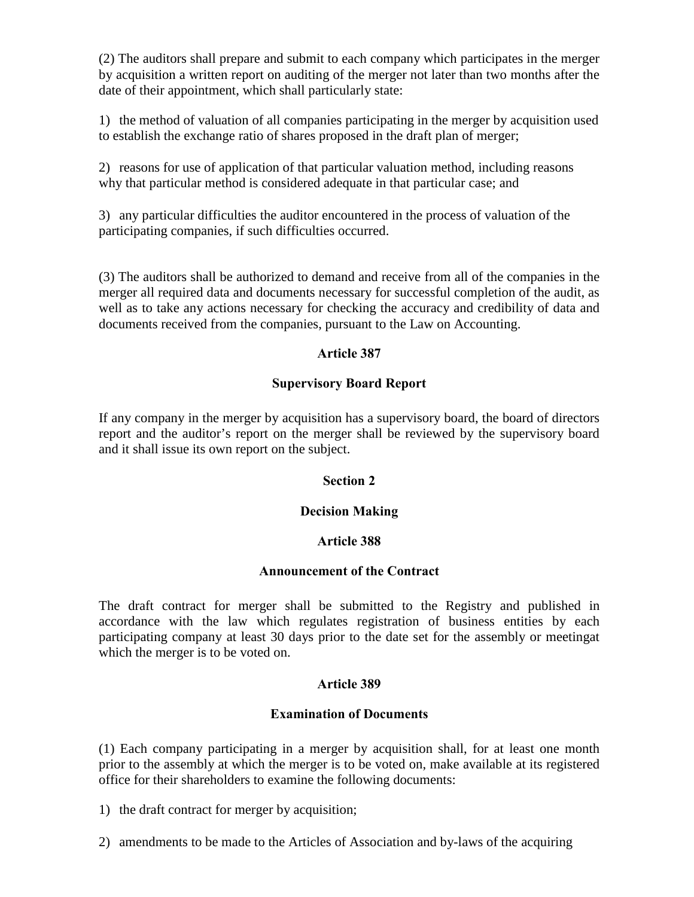(2) The auditors shall prepare and submit to each company which participates in the merger by acquisition a written report on auditing of the merger not later than two months after the date of their appointment, which shall particularly state:

1) the method of valuation of all companies participating in the merger by acquisition used to establish the exchange ratio of shares proposed in the draft plan of merger;

2) reasons for use of application of that particular valuation method, including reasons why that particular method is considered adequate in that particular case; and

3) any particular difficulties the auditor encountered in the process of valuation of the participating companies, if such difficulties occurred.

(3) The auditors shall be authorized to demand and receive from all of the companies in the merger all required data and documents necessary for successful completion of the audit, as well as to take any actions necessary for checking the accuracy and credibility of data and documents received from the companies, pursuant to the Law on Accounting.

**Article 387**

**Supervisory Board Report**

If any company in the merger by acquisition has a supervisory board, the board of directors report and the auditor's report on the merger shall be reviewed by the supervisory board and it shall issue its own report on the subject.

**Section 2**

**Decision Making**

**Article 388**

**Announcement of the Contract**

The draft contract for merger shall be submitted to the Registry and published in accordance with the law which regulates registration of business entities by each participating company at least 30 days prior to the date set for the assembly or meetingat which the merger is to be voted on.

**Article 389**

**Examination of Documents**

(1) Each company participating in a merger by acquisition shall, for at least one month prior to the assembly at which the merger is to be voted on, make available at its registered office for their shareholders to examine the following documents:

1) the draft contract for merger by acquisition;

2) amendments to be made to the Articles of Association and by-laws of the acquiring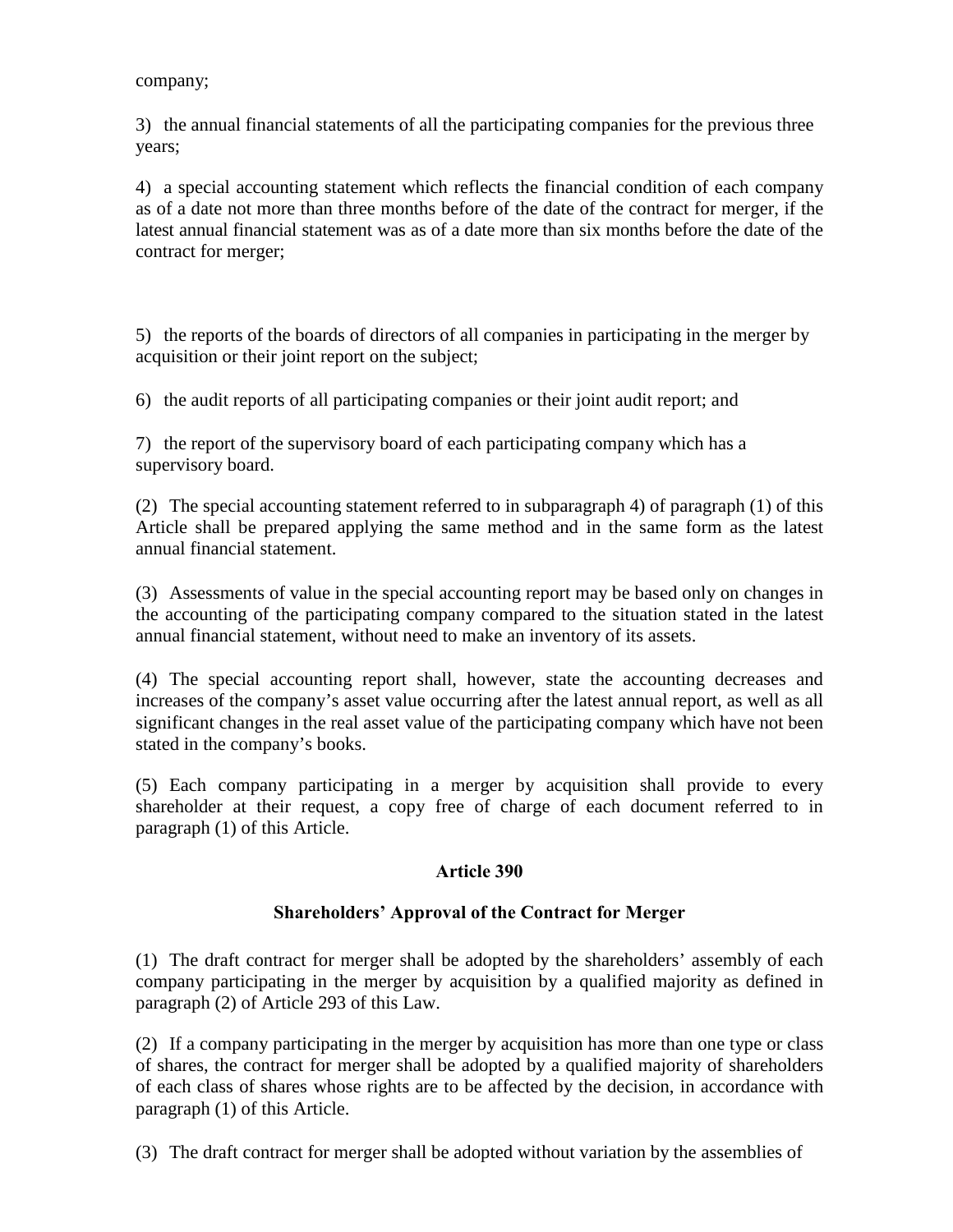company;

3) the annual financial statements of all the participating companies for the previous three years;

4) a special accounting statement which reflects the financial condition of each company as of a date not more than three months before of the date of the contract for merger, if the latest annual financial statement was as of a date more than six months before the date of the contract for merger;

5) the reports of the boards of directors of all companies in participating in the merger by acquisition or their joint report on the subject;

6) the audit reports of all participating companies or their joint audit report; and

7) the report of the supervisory board of each participating company which has a supervisory board.

(2) The special accounting statement referred to in subparagraph 4) of paragraph (1) of this Article shall be prepared applying the same method and in the same form as the latest annual financial statement.

(3) Assessments of value in the special accounting report may be based only on changes in the accounting of the participating company compared to the situation stated in the latest annual financial statement, without need to make an inventory of its assets.

(4) The special accounting report shall, however, state the accounting decreases and increases of the company's asset value occurring after the latest annual report, as well as all significant changes in the real asset value of the participating company which have not been stated in the company's books.

(5) Each company participating in a merger by acquisition shall provide to every shareholder at their request, a copy free of charge of each document referred to in paragraph (1) of this Article.

### Article 390

### Shareholders' Approval of the Contract for Merger

(1) The draft contract for merger shall be adopted by the shareholders' assembly of each company participating in the merger by acquisition by a qualified majority as defined in paragraph (2) of Article 293 of this Law.

(2) If a company participating in the merger by acquisition has more than one type or class of shares, the contract for merger shall be adopted by a qualified majority of shareholders of each class of shares whose rights are to be affected by the decision, in accordance with paragraph (1) of this Article.

(3) The draft contract for merger shall be adopted without variation by the assemblies of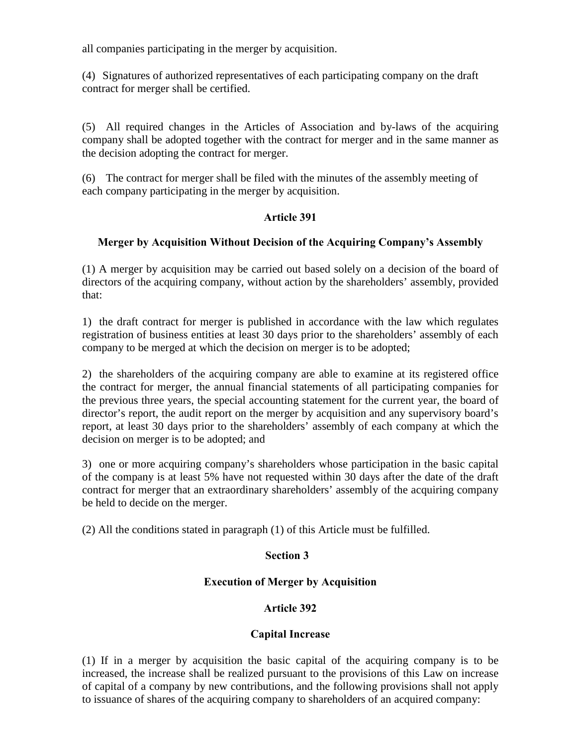all companies participating in the merger by acquisition.

(4) Signatures of authorized representatives of each participating company on the draft contract for merger shall be certified.

(5) All required changes in the Articles of Association and by-laws of the acquiring company shall be adopted together with the contract for merger and in the same manner as the decision adopting the contract for merger.

(6) The contract for merger shall be filed with the minutes of the assembly meeting of each company participating in the merger by acquisition.

**Article 391**

**Merger by Acquisition Without Decision of the Acquiring Company's Assembly**

(1) A merger by acquisition may be carried out based solely on a decision of the board of directors of the acquiring company, without action by the shareholders' assembly, provided that:

1) the draft contract for merger is published in accordance with the law which regulates registration of business entities at least 30 days prior to the shareholders' assembly of each company to be merged at which the decision on merger is to be adopted;

2) the shareholders of the acquiring company are able to examine at its registered office the contract for merger, the annual financial statements of all participating companies for the previous three years, the special accounting statement for the current year, the board of director's report, the audit report on the merger by acquisition and any supervisory board's report, at least 30 days prior to the shareholders' assembly of each company at which the decision on merger is to be adopted; and

3) one or more acquiring company's shareholders whose participation in the basic capital of the company is at least 5% have not requested within 30 days after the date of the draft contract for merger that an extraordinary shareholders' assembly of the acquiring company be held to decide on the merger.

(2) All the conditions stated in paragraph (1) of this Article must be fulfilled.

**Section 3**

**Execution of Merger by Acquisition**

**Article 392**

**Capital Increase**

(1) If in a merger by acquisition the basic capital of the acquiring company is to be increased, the increase shall be realized pursuant to the provisions of this Law on increase of capital of a company by new contributions, and the following provisions shall not apply to issuance of shares of the acquiring company to shareholders of an acquired company: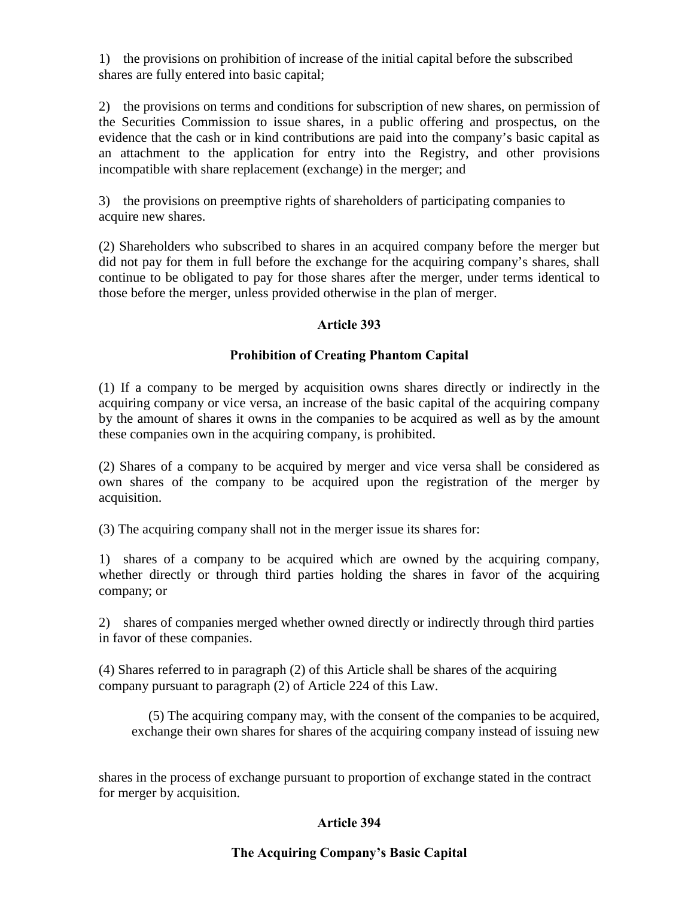1) the provisions on prohibition of increase of the initial capital before the subscribed shares are fully entered into basic capital;

2) the provisions on terms and conditions for subscription of new shares, on permission of the Securities Commission to issue shares, in a public offering and prospectus, on the evidence that the cash or in kind contributions are paid into the company's basic capital as an attachment to the application for entry into the Registry, and other provisions incompatible with share replacement (exchange) in the merger; and

3) the provisions on preemptive rights of shareholders of participating companies to acquire new shares.

(2) Shareholders who subscribed to shares in an acquired company before the merger but did not pay for them in full before the exchange for the acquiring company's shares, shall continue to be obligated to pay for those shares after the merger, under terms identical to those before the merger, unless provided otherwise in the plan of merger.

**Article 393**

**Prohibition of Creating Phantom Capital**

(1) If a company to be merged by acquisition owns shares directly or indirectly in the acquiring company or vice versa, an increase of the basic capital of the acquiring company by the amount of shares it owns in the companies to be acquired as well as by the amount these companies own in the acquiring company, is prohibited.

(2) Shares of a company to be acquired by merger and vice versa shall be considered as own shares of the company to be acquired upon the registration of the merger by acquisition.

(3) The acquiring company shall not in the merger issue its shares for:

1) shares of a company to be acquired which are owned by the acquiring company, whether directly or through third parties holding the shares in favor of the acquiring company; or

2) shares of companies merged whether owned directly or indirectly through third parties in favor of these companies.

(4) Shares referred to in paragraph (2) of this Article shall be shares of the acquiring company pursuant to paragraph (2) of Article 224 of this Law.

(5) The acquiring company may, with the consent of the companies to be acquired, exchange their own shares for shares of the acquiring company instead of issuing new shares in the process of exchange pursuant to proportion of exchange stated in the contract for merger by acquisition.

**Article 394**

**The Acquiring Company's Basic Capital**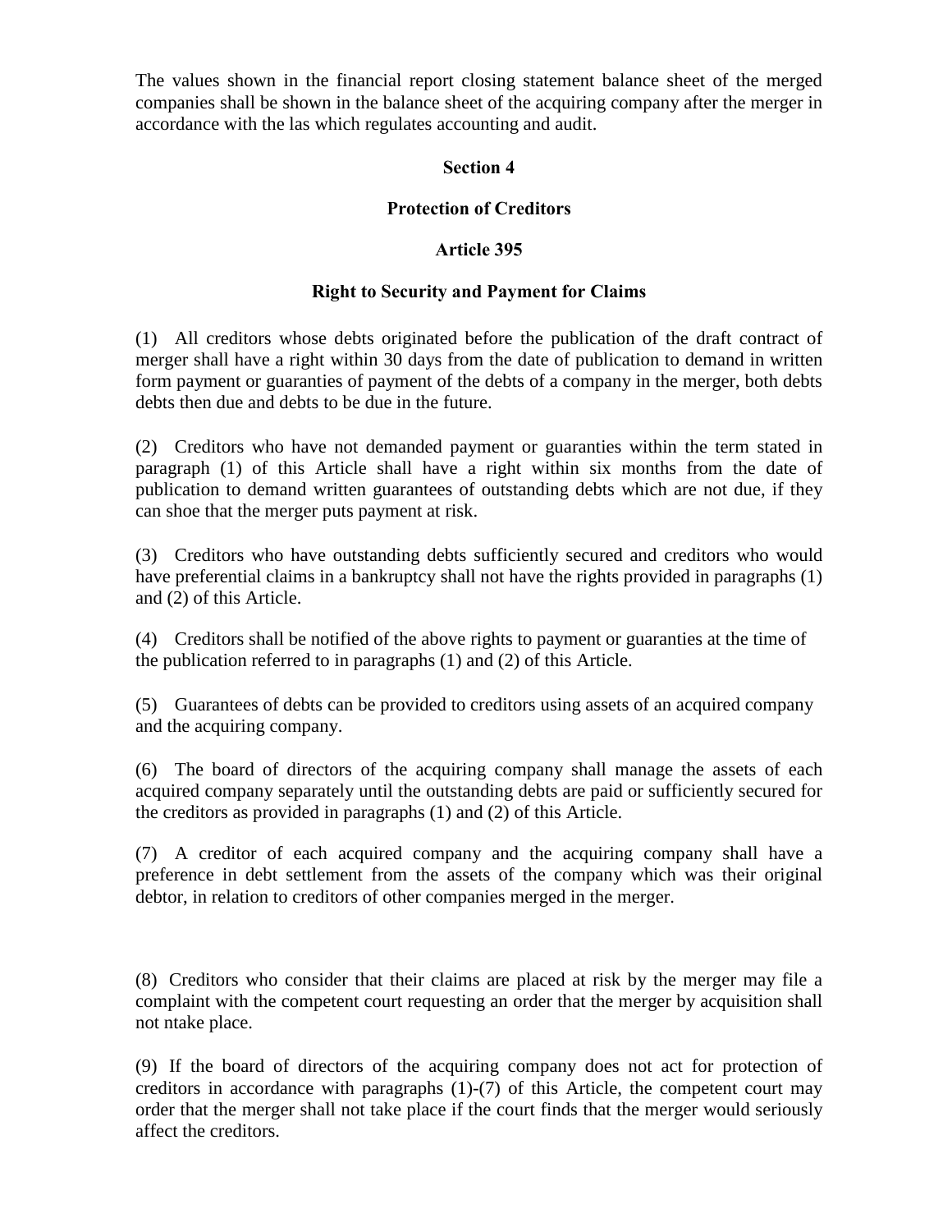The values shown in the financial report closing statement balance sheet of the merged companies shall be shown in the balance sheet of the acquiring company after the merger in accordance with the las which regulates accounting and audit.

## Section 4

## Protection of Creditors

### Article 395

### Right to Security and Payment for Claims

(1) All creditors whose debts originated before the publication of the draft contract of merger shall have a right within 30 days from the date of publication to demand in written form payment or guaranties of payment of the debts of a company in the merger, both debts debts then due and debts to be due in the future.

(2) Creditors who have not demanded payment or guaranties within the term stated in paragraph (1) of this Article shall have a right within six months from the date of publication to demand written guarantees of outstanding debts which are not due, if they can shoe that the merger puts payment at risk.

(3) Creditors who have outstanding debts sufficiently secured and creditors who would have preferential claims in a bankruptcy shall not have the rights provided in paragraphs (1) and (2) of this Article.

(4) Creditors shall be notified of the above rights to payment or guaranties at the time of the publication referred to in paragraphs (1) and (2) of this Article.

(5) Guarantees of debts can be provided to creditors using assets of an acquired company and the acquiring company.

(6) The board of directors of the acquiring company shall manage the assets of each acquired company separately until the outstanding debts are paid or sufficiently secured for the creditors as provided in paragraphs (1) and (2) of this Article.

(7) A creditor of each acquired company and the acquiring company shall have a preference in debt settlement from the assets of the company which was their original debtor, in relation to creditors of other companies merged in the merger.

(8) Creditors who consider that their claims are placed at risk by the merger may file a complaint with the competent court requesting an order that the merger by acquisition shall not ntake place.

(9) If the board of directors of the acquiring company does not act for protection of creditors in accordance with paragraphs (1)-(7) of this Article, the competent court may order that the merger shall not take place if the court finds that the merger would seriously affect the creditors.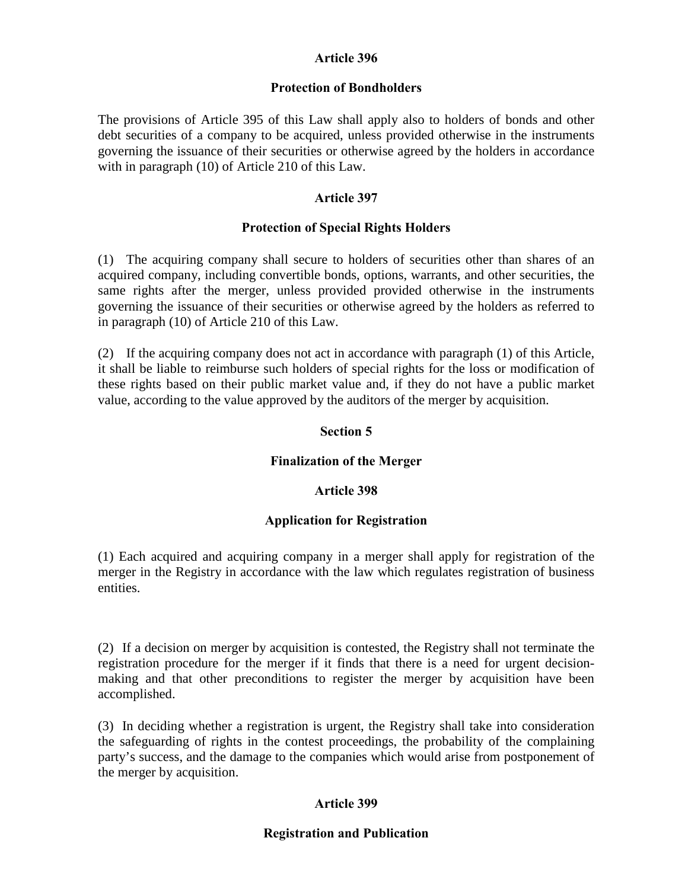**Article 396**

**Protection of Bondholders**

The provisions of Article 395 of this Law shall apply also to holders of bonds and other debt securities of a company to be acquired, unless provided otherwise in the instruments governing the issuance of their securities or otherwise agreed by the holders in accordance with in paragraph (10) of Article 210 of this Law.

**Article 397**

**Protection of Special Rights Holders**

(1) The acquiring company shall secure to holders of securities other than shares of an acquired company, including convertible bonds, options, warrants, and other securities, the same rights after the merger, unless provided provided otherwise in the instruments governing the issuance of their securities or otherwise agreed by the holders as referred to in paragraph (10) of Article 210 of this Law.

(2) If the acquiring company does not act in accordance with paragraph (1) of this Article, it shall be liable to reimburse such holders of special rights for the loss or modification of these rights based on their public market value and, if they do not have a public market value, according to the value approved by the auditors of the merger by acquisition.

**Section 5**

**Finalization of the Merger**

**Article 398**

**Application for Registration**

(1) Each acquired and acquiring company in a merger shall apply for registration of the merger in the Registry in accordance with the law which regulates registration of business entities.

(2) If a decision on merger by acquisition is contested, the Registry shall not terminate the registration procedure for the merger if it finds that there is a need for urgent decision-making and that other preconditions to register the merger by acquisition have been accomplished.

(3) In deciding whether a registration is urgent, the Registry shall take into consideration the safeguarding of rights in the contest proceedings, the probability of the complaining party's success, and the damage to the companies which would arise from postponement of the merger by acquisition.

**Article 399**

**Registration and Publication**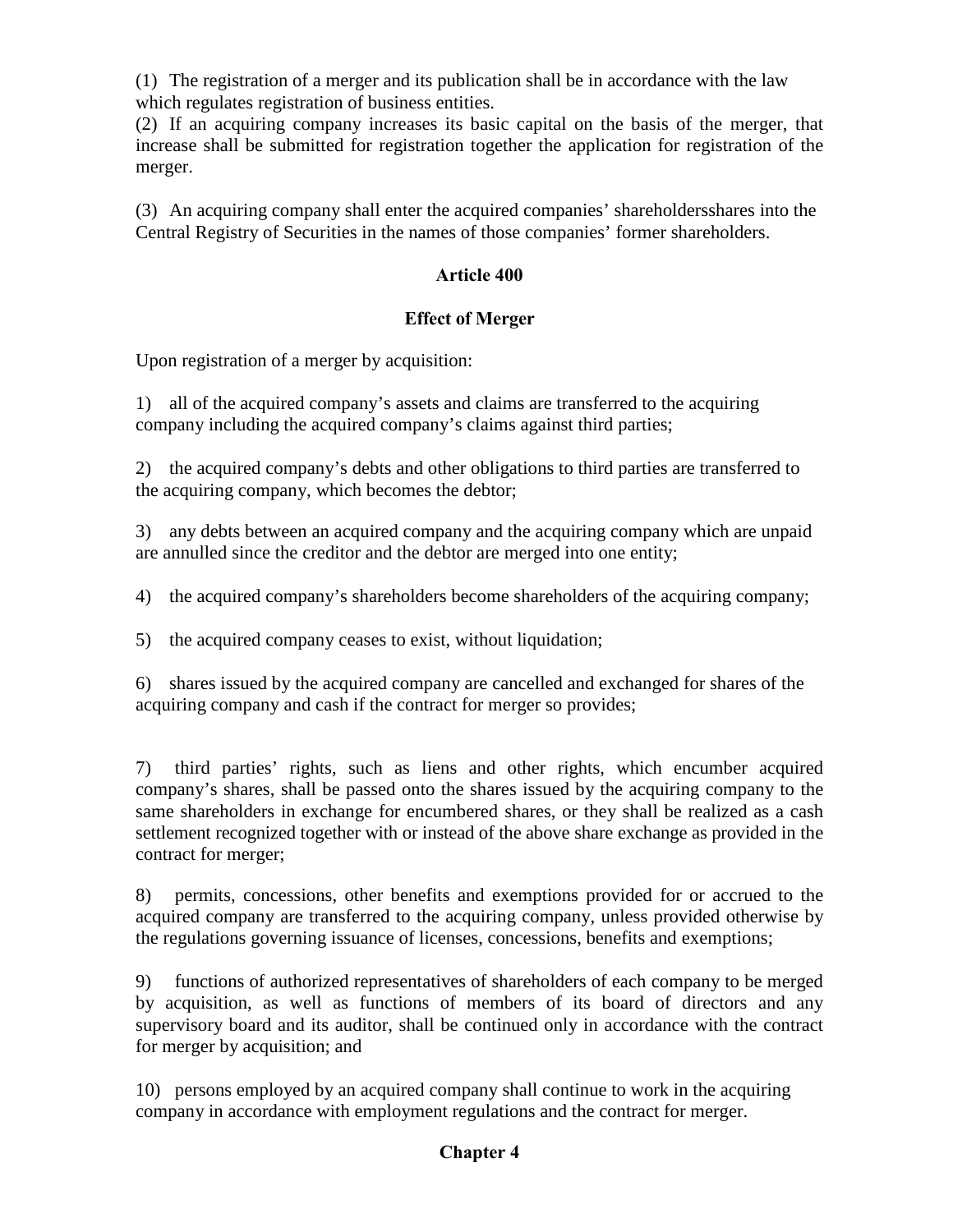(1) The registration of a merger and its publication shall be in accordance with the law which regulates registration of business entities.
(2) If an acquiring company increases its basic capital on the basis of the merger, that increase shall be submitted for registration together the application for registration of the merger.

(3) An acquiring company shall enter the acquired companies' shareholdersshares into the Central Registry of Securities in the names of those companies' former shareholders.

**Article 400**

**Effect of Merger**

Upon registration of a merger by acquisition:

1) all of the acquired company's assets and claims are transferred to the acquiring company including the acquired company's claims against third parties;

2) the acquired company's debts and other obligations to third parties are transferred to the acquiring company, which becomes the debtor;

3) any debts between an acquired company and the acquiring company which are unpaid are annulled since the creditor and the debtor are merged into one entity;

4) the acquired company's shareholders become shareholders of the acquiring company;

5) the acquired company ceases to exist, without liquidation;

6) shares issued by the acquired company are cancelled and exchanged for shares of the acquiring company and cash if the contract for merger so provides;

7) third parties' rights, such as liens and other rights, which encumber acquired company's shares, shall be passed onto the shares issued by the acquiring company to the same shareholders in exchange for encumbered shares, or they shall be realized as a cash settlement recognized together with or instead of the above share exchange as provided in the contract for merger;

8) permits, concessions, other benefits and exemptions provided for or accrued to the acquired company are transferred to the acquiring company, unless provided otherwise by the regulations governing issuance of licenses, concessions, benefits and exemptions;

9) functions of authorized representatives of shareholders of each company to be merged by acquisition, as well as functions of members of its board of directors and any supervisory board and its auditor, shall be continued only in accordance with the contract for merger by acquisition; and

10) persons employed by an acquired company shall continue to work in the acquiring company in accordance with employment regulations and the contract for merger.

**Chapter 4**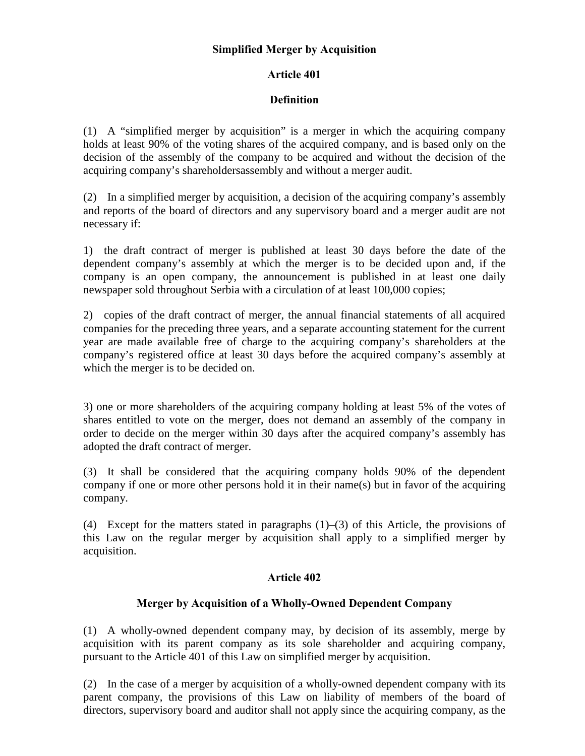## Simplified Merger by Acquisition

### Article 401

### Definition

(1) A “simplified merger by acquisition” is a merger in which the acquiring company holds at least 90% of the voting shares of the acquired company, and is based only on the decision of the assembly of the company to be acquired and without the decision of the acquiring company’s shareholdersassembly and without a merger audit.

(2) In a simplified merger by acquisition, a decision of the acquiring company’s assembly and reports of the board of directors and any supervisory board and a merger audit are not necessary if:

1) the draft contract of merger is published at least 30 days before the date of the dependent company’s assembly at which the merger is to be decided upon and, if the company is an open company, the announcement is published in at least one daily newspaper sold throughout Serbia with a circulation of at least 100,000 copies;

2) copies of the draft contract of merger, the annual financial statements of all acquired companies for the preceding three years, and a separate accounting statement for the current year are made available free of charge to the acquiring company’s shareholders at the company’s registered office at least 30 days before the acquired company’s assembly at which the merger is to be decided on.

3) one or more shareholders of the acquiring company holding at least 5% of the votes of shares entitled to vote on the merger, does not demand an assembly of the company in order to decide on the merger within 30 days after the acquired company’s assembly has adopted the draft contract of merger.

(3) It shall be considered that the acquiring company holds 90% of the dependent company if one or more other persons hold it in their name(s) but in favor of the acquiring company.

(4) Except for the matters stated in paragraphs (1)–(3) of this Article, the provisions of this Law on the regular merger by acquisition shall apply to a simplified merger by acquisition.

### Article 402

### Merger by Acquisition of a Wholly-Owned Dependent Company

(1) A wholly-owned dependent company may, by decision of its assembly, merge by acquisition with its parent company as its sole shareholder and acquiring company, pursuant to the Article 401 of this Law on simplified merger by acquisition.

(2) In the case of a merger by acquisition of a wholly-owned dependent company with its parent company, the provisions of this Law on liability of members of the board of directors, supervisory board and auditor shall not apply since the acquiring company, as the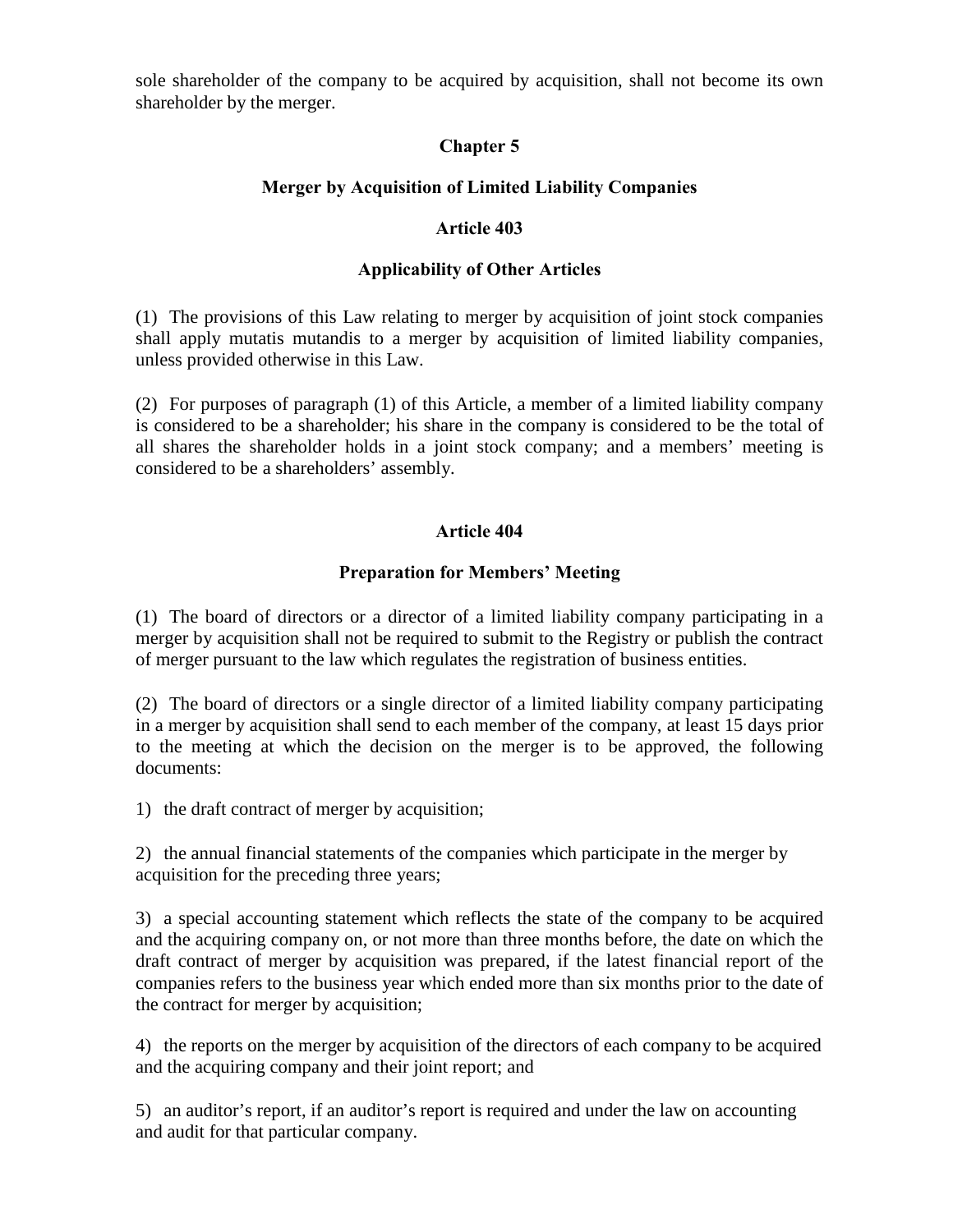sole shareholder of the company to be acquired by acquisition, shall not become its own shareholder by the merger.

## Chapter 5

## Merger by Acquisition of Limited Liability Companies

### Article 403

### Applicability of Other Articles

(1) The provisions of this Law relating to merger by acquisition of joint stock companies shall apply mutatis mutandis to a merger by acquisition of limited liability companies, unless provided otherwise in this Law.

(2) For purposes of paragraph (1) of this Article, a member of a limited liability company is considered to be a shareholder; his share in the company is considered to be the total of all shares the shareholder holds in a joint stock company; and a members' meeting is considered to be a shareholders' assembly.

### Article 404

### Preparation for Members' Meeting

(1) The board of directors or a director of a limited liability company participating in a merger by acquisition shall not be required to submit to the Registry or publish the contract of merger pursuant to the law which regulates the registration of business entities.

(2) The board of directors or a single director of a limited liability company participating in a merger by acquisition shall send to each member of the company, at least 15 days prior to the meeting at which the decision on the merger is to be approved, the following documents:

1) the draft contract of merger by acquisition;

2) the annual financial statements of the companies which participate in the merger by acquisition for the preceding three years;

3) a special accounting statement which reflects the state of the company to be acquired and the acquiring company on, or not more than three months before, the date on which the draft contract of merger by acquisition was prepared, if the latest financial report of the companies refers to the business year which ended more than six months prior to the date of the contract for merger by acquisition;

4) the reports on the merger by acquisition of the directors of each company to be acquired and the acquiring company and their joint report; and

5) an auditor's report, if an auditor's report is required and under the law on accounting and audit for that particular company.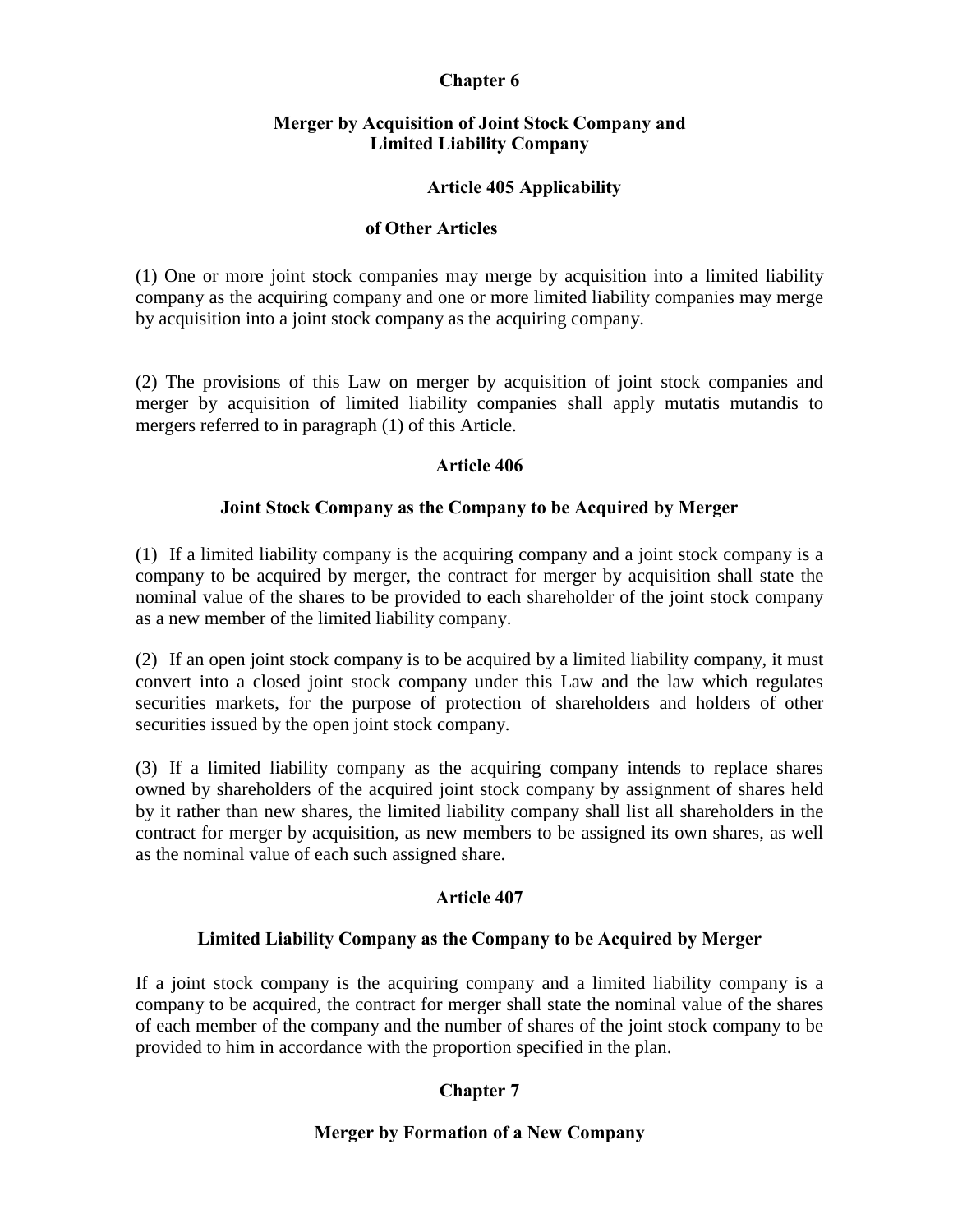## Chapter 6

### Merger by Acquisition of Joint Stock Company and Limited Liability Company

#### Article 405 Applicability of Other Articles

(1) One or more joint stock companies may merge by acquisition into a limited liability company as the acquiring company and one or more limited liability companies may merge by acquisition into a joint stock company as the acquiring company.

(2) The provisions of this Law on merger by acquisition of joint stock companies and merger by acquisition of limited liability companies shall apply mutatis mutandis to mergers referred to in paragraph (1) of this Article.

#### Article 406

#### Joint Stock Company as the Company to be Acquired by Merger

(1) If a limited liability company is the acquiring company and a joint stock company is a company to be acquired by merger, the contract for merger by acquisition shall state the nominal value of the shares to be provided to each shareholder of the joint stock company as a new member of the limited liability company.

(2) If an open joint stock company is to be acquired by a limited liability company, it must convert into a closed joint stock company under this Law and the law which regulates securities markets, for the purpose of protection of shareholders and holders of other securities issued by the open joint stock company.

(3) If a limited liability company as the acquiring company intends to replace shares owned by shareholders of the acquired joint stock company by assignment of shares held by it rather than new shares, the limited liability company shall list all shareholders in the contract for merger by acquisition, as new members to be assigned its own shares, as well as the nominal value of each such assigned share.

#### Article 407

#### Limited Liability Company as the Company to be Acquired by Merger

If a joint stock company is the acquiring company and a limited liability company is a company to be acquired, the contract for merger shall state the nominal value of the shares of each member of the company and the number of shares of the joint stock company to be provided to him in accordance with the proportion specified in the plan.

## Chapter 7

### Merger by Formation of a New Company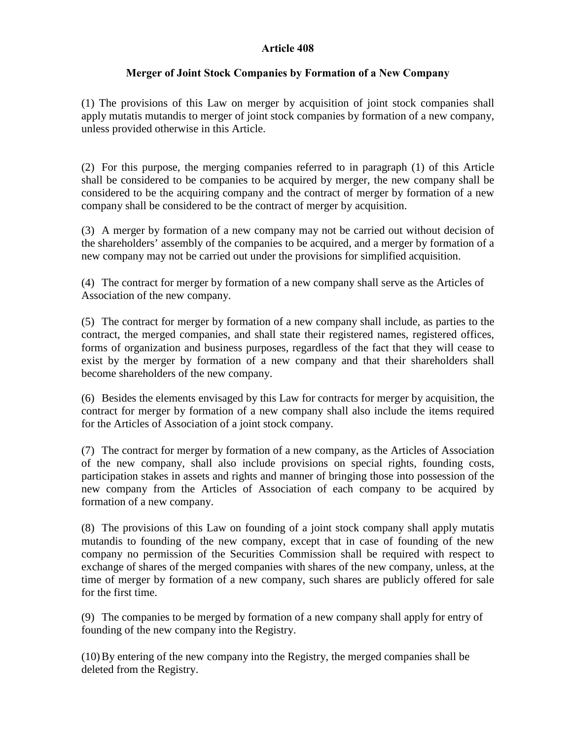## Article 408

### Merger of Joint Stock Companies by Formation of a New Company

(1) The provisions of this Law on merger by acquisition of joint stock companies shall apply mutatis mutandis to merger of joint stock companies by formation of a new company, unless provided otherwise in this Article.

(2) For this purpose, the merging companies referred to in paragraph (1) of this Article shall be considered to be companies to be acquired by merger, the new company shall be considered to be the acquiring company and the contract of merger by formation of a new company shall be considered to be the contract of merger by acquisition.

(3) A merger by formation of a new company may not be carried out without decision of the shareholders' assembly of the companies to be acquired, and a merger by formation of a new company may not be carried out under the provisions for simplified acquisition.

(4) The contract for merger by formation of a new company shall serve as the Articles of Association of the new company.

(5) The contract for merger by formation of a new company shall include, as parties to the contract, the merged companies, and shall state their registered names, registered offices, forms of organization and business purposes, regardless of the fact that they will cease to exist by the merger by formation of a new company and that their shareholders shall become shareholders of the new company.

(6) Besides the elements envisaged by this Law for contracts for merger by acquisition, the contract for merger by formation of a new company shall also include the items required for the Articles of Association of a joint stock company.

(7) The contract for merger by formation of a new company, as the Articles of Association of the new company, shall also include provisions on special rights, founding costs, participation stakes in assets and rights and manner of bringing those into possession of the new company from the Articles of Association of each company to be acquired by formation of a new company.

(8) The provisions of this Law on founding of a joint stock company shall apply mutatis mutandis to founding of the new company, except that in case of founding of the new company no permission of the Securities Commission shall be required with respect to exchange of shares of the merged companies with shares of the new company, unless, at the time of merger by formation of a new company, such shares are publicly offered for sale for the first time.

(9) The companies to be merged by formation of a new company shall apply for entry of founding of the new company into the Registry.

(10) By entering of the new company into the Registry, the merged companies shall be deleted from the Registry.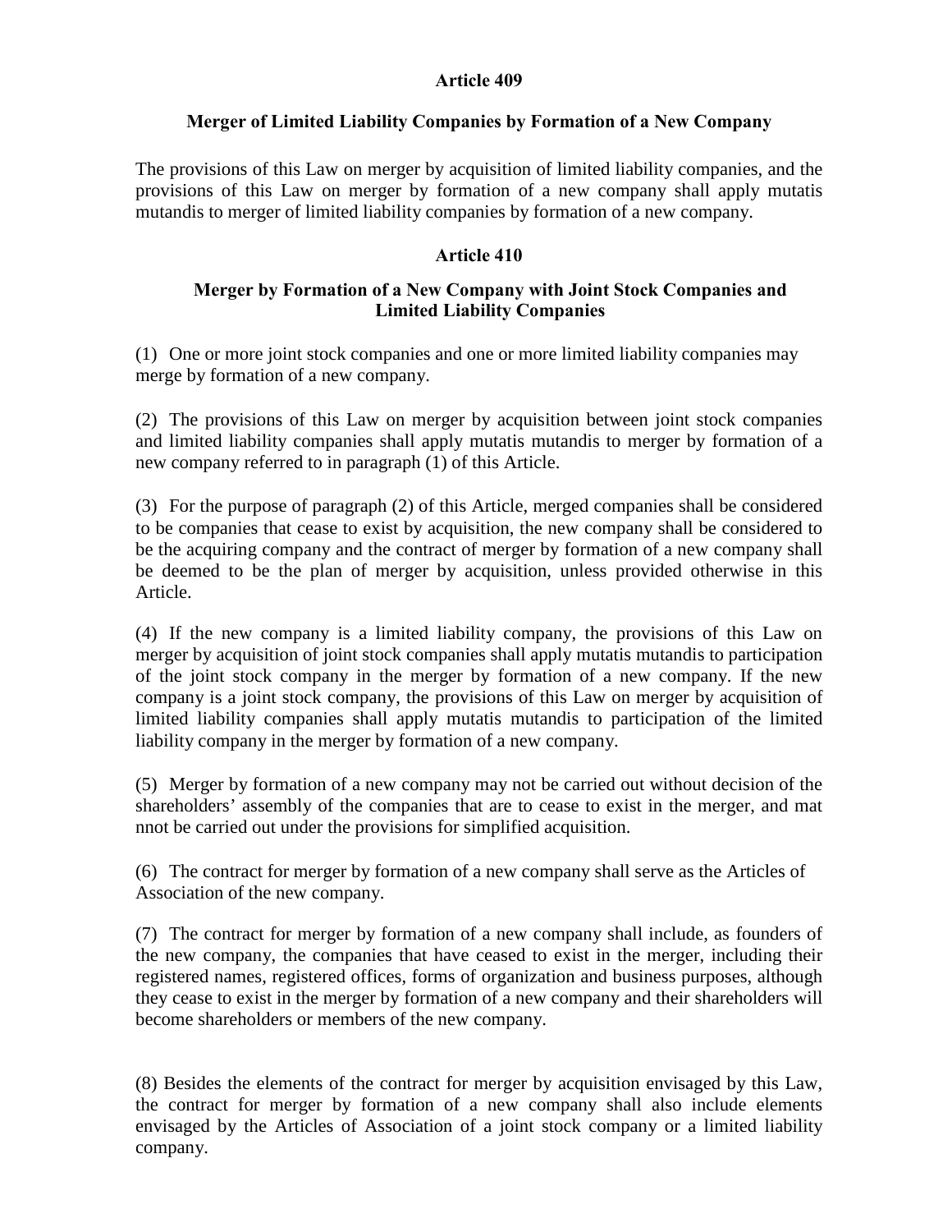**Article 409**

**Merger of Limited Liability Companies by Formation of a New Company**

The provisions of this Law on merger by acquisition of limited liability companies, and the provisions of this Law on merger by formation of a new company shall apply mutatis mutandis to merger of limited liability companies by formation of a new company.

**Article 410**

**Merger by Formation of a New Company with Joint Stock Companies and Limited Liability Companies**

(1) One or more joint stock companies and one or more limited liability companies may merge by formation of a new company.

(2) The provisions of this Law on merger by acquisition between joint stock companies and limited liability companies shall apply mutatis mutandis to merger by formation of a new company referred to in paragraph (1) of this Article.

(3) For the purpose of paragraph (2) of this Article, merged companies shall be considered to be companies that cease to exist by acquisition, the new company shall be considered to be the acquiring company and the contract of merger by formation of a new company shall be deemed to be the plan of merger by acquisition, unless provided otherwise in this Article.

(4) If the new company is a limited liability company, the provisions of this Law on merger by acquisition of joint stock companies shall apply mutatis mutandis to participation of the joint stock company in the merger by formation of a new company. If the new company is a joint stock company, the provisions of this Law on merger by acquisition of limited liability companies shall apply mutatis mutandis to participation of the limited liability company in the merger by formation of a new company.

(5) Merger by formation of a new company may not be carried out without decision of the shareholders' assembly of the companies that are to cease to exist in the merger, and mat nnot be carried out under the provisions for simplified acquisition.

(6) The contract for merger by formation of a new company shall serve as the Articles of Association of the new company.

(7) The contract for merger by formation of a new company shall include, as founders of the new company, the companies that have ceased to exist in the merger, including their registered names, registered offices, forms of organization and business purposes, although they cease to exist in the merger by formation of a new company and their shareholders will become shareholders or members of the new company.

(8) Besides the elements of the contract for merger by acquisition envisaged by this Law, the contract for merger by formation of a new company shall also include elements envisaged by the Articles of Association of a joint stock company or a limited liability company.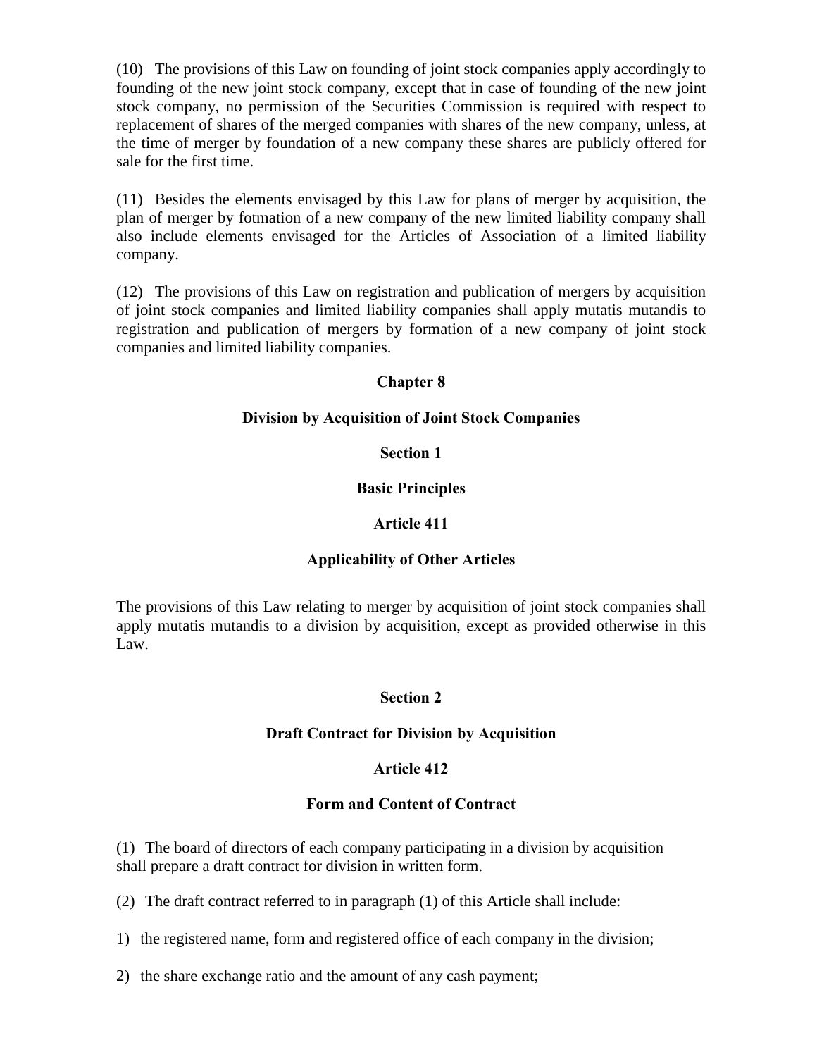(10) The provisions of this Law on founding of joint stock companies apply accordingly to founding of the new joint stock company, except that in case of founding of the new joint stock company, no permission of the Securities Commission is required with respect to replacement of shares of the merged companies with shares of the new company, unless, at the time of merger by foundation of a new company these shares are publicly offered for sale for the first time.

(11) Besides the elements envisaged by this Law for plans of merger by acquisition, the plan of merger by fotmation of a new company of the new limited liability company shall also include elements envisaged for the Articles of Association of a limited liability company.

(12) The provisions of this Law on registration and publication of mergers by acquisition of joint stock companies and limited liability companies shall apply mutatis mutandis to registration and publication of mergers by formation of a new company of joint stock companies and limited liability companies.

## Chapter 8

## Division by Acquisition of Joint Stock Companies

### Section 1

### Basic Principles

#### Article 411

#### Applicability of Other Articles

The provisions of this Law relating to merger by acquisition of joint stock companies shall apply mutatis mutandis to a division by acquisition, except as provided otherwise in this Law.

### Section 2

### Draft Contract for Division by Acquisition

#### Article 412

#### Form and Content of Contract

(1) The board of directors of each company participating in a division by acquisition shall prepare a draft contract for division in written form.

(2) The draft contract referred to in paragraph (1) of this Article shall include:

1) the registered name, form and registered office of each company in the division;

2) the share exchange ratio and the amount of any cash payment;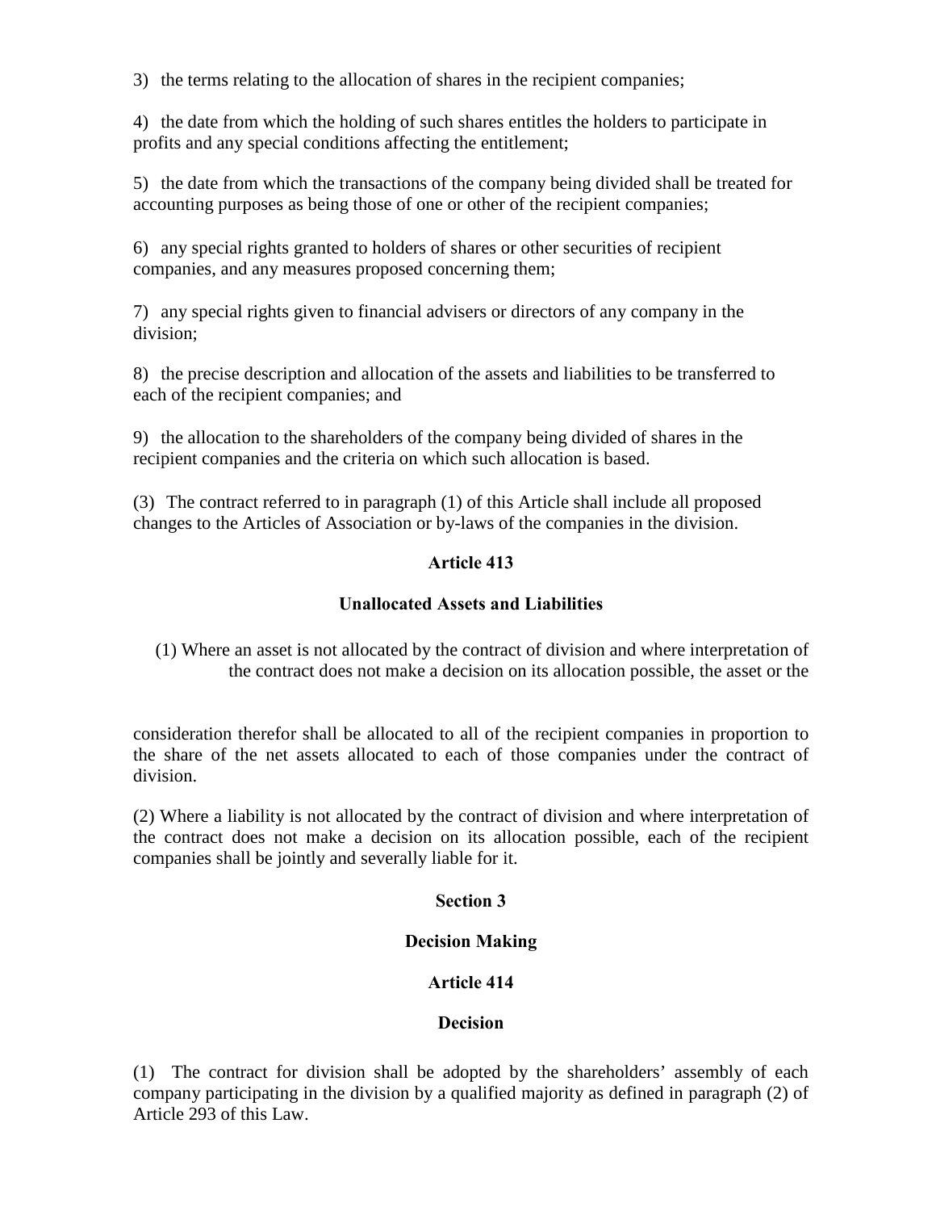3) the terms relating to the allocation of shares in the recipient companies;

4) the date from which the holding of such shares entitles the holders to participate in profits and any special conditions affecting the entitlement;

5) the date from which the transactions of the company being divided shall be treated for accounting purposes as being those of one or other of the recipient companies;

6) any special rights granted to holders of shares or other securities of recipient companies, and any measures proposed concerning them;

7) any special rights given to financial advisers or directors of any company in the division;

8) the precise description and allocation of the assets and liabilities to be transferred to each of the recipient companies; and

9) the allocation to the shareholders of the company being divided of shares in the recipient companies and the criteria on which such allocation is based.

(3) The contract referred to in paragraph (1) of this Article shall include all proposed changes to the Articles of Association or by-laws of the companies in the division.

**Article 413**

**Unallocated Assets and Liabilities**

(1) Where an asset is not allocated by the contract of division and where interpretation of the contract does not make a decision on its allocation possible, the asset or the consideration therefor shall be allocated to all of the recipient companies in proportion to the share of the net assets allocated to each of those companies under the contract of division.

(2) Where a liability is not allocated by the contract of division and where interpretation of the contract does not make a decision on its allocation possible, each of the recipient companies shall be jointly and severally liable for it.

**Section 3**

**Decision Making**

**Article 414**

**Decision**

(1) The contract for division shall be adopted by the shareholders' assembly of each company participating in the division by a qualified majority as defined in paragraph (2) of Article 293 of this Law.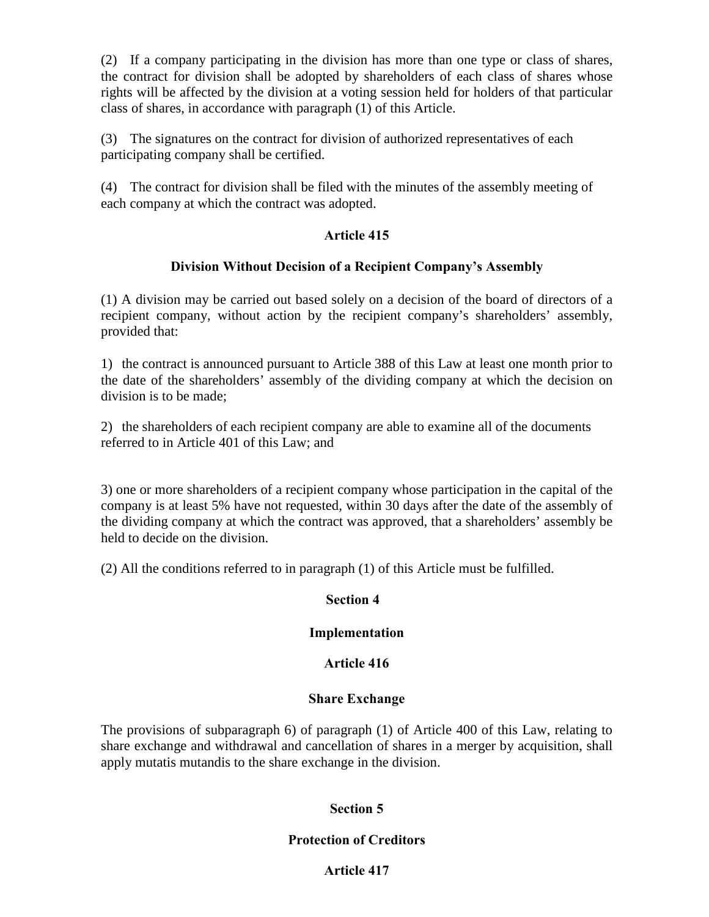(2) If a company participating in the division has more than one type or class of shares, the contract for division shall be adopted by shareholders of each class of shares whose rights will be affected by the division at a voting session held for holders of that particular class of shares, in accordance with paragraph (1) of this Article.

(3) The signatures on the contract for division of authorized representatives of each participating company shall be certified.

(4) The contract for division shall be filed with the minutes of the assembly meeting of each company at which the contract was adopted.

**Article 415**

**Division Without Decision of a Recipient Company's Assembly**

(1) A division may be carried out based solely on a decision of the board of directors of a recipient company, without action by the recipient company's shareholders' assembly, provided that:

1) the contract is announced pursuant to Article 388 of this Law at least one month prior to the date of the shareholders' assembly of the dividing company at which the decision on division is to be made;

2) the shareholders of each recipient company are able to examine all of the documents referred to in Article 401 of this Law; and

3) one or more shareholders of a recipient company whose participation in the capital of the company is at least 5% have not requested, within 30 days after the date of the assembly of the dividing company at which the contract was approved, that a shareholders' assembly be held to decide on the division.

(2) All the conditions referred to in paragraph (1) of this Article must be fulfilled.

**Section 4**

**Implementation**

**Article 416**

**Share Exchange**

The provisions of subparagraph 6) of paragraph (1) of Article 400 of this Law, relating to share exchange and withdrawal and cancellation of shares in a merger by acquisition, shall apply mutatis mutandis to the share exchange in the division.

**Section 5**

**Protection of Creditors**

**Article 417**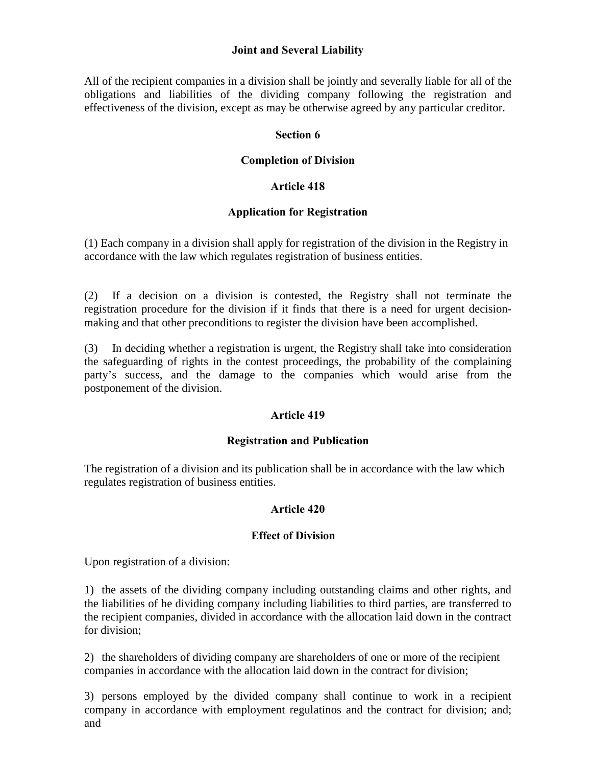**Joint and Several Liability**

All of the recipient companies in a division shall be jointly and severally liable for all of the obligations and liabilities of the dividing company following the registration and effectiveness of the division, except as may be otherwise agreed by any particular creditor.

## Section 6

## Completion of Division

### Article 418

### Application for Registration

(1) Each company in a division shall apply for registration of the division in the Registry in accordance with the law which regulates registration of business entities.

(2) If a decision on a division is contested, the Registry shall not terminate the registration procedure for the division if it finds that there is a need for urgent decision-making and that other preconditions to register the division have been accomplished.

(3) In deciding whether a registration is urgent, the Registry shall take into consideration the safeguarding of rights in the contest proceedings, the probability of the complaining party's success, and the damage to the companies which would arise from the postponement of the division.

### Article 419

### Registration and Publication

The registration of a division and its publication shall be in accordance with the law which regulates registration of business entities.

### Article 420

### Effect of Division

Upon registration of a division:

1) the assets of the dividing company including outstanding claims and other rights, and the liabilities of he dividing company including liabilities to third parties, are transferred to the recipient companies, divided in accordance with the allocation laid down in the contract for division;

2) the shareholders of dividing company are shareholders of one or more of the recipient companies in accordance with the allocation laid down in the contract for division;

3) persons employed by the divided company shall continue to work in a recipient company in accordance with employment regulatinos and the contract for division; and; and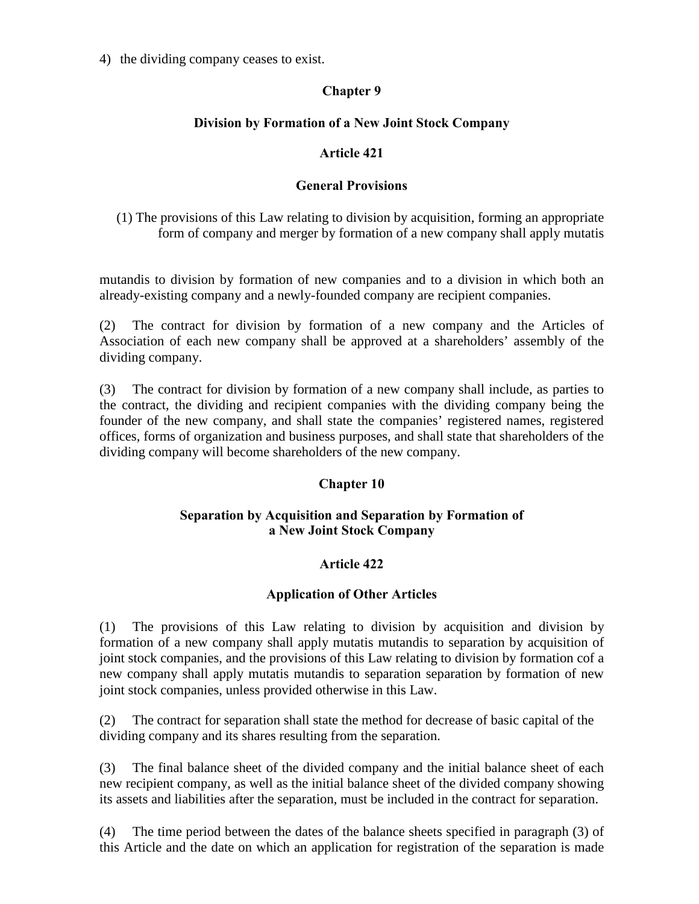4) the dividing company ceases to exist.

## Chapter 9

## Division by Formation of a New Joint Stock Company

### Article 421

### General Provisions

(1) The provisions of this Law relating to division by acquisition, forming an appropriate form of company and merger by formation of a new company shall apply mutatis mutandis to division by formation of new companies and to a division in which both an already-existing company and a newly-founded company are recipient companies.

(2) The contract for division by formation of a new company and the Articles of Association of each new company shall be approved at a shareholders' assembly of the dividing company.

(3) The contract for division by formation of a new company shall include, as parties to the contract, the dividing and recipient companies with the dividing company being the founder of the new company, and shall state the companies' registered names, registered offices, forms of organization and business purposes, and shall state that shareholders of the dividing company will become shareholders of the new company.

## Chapter 10

## Separation by Acquisition and Separation by Formation of a New Joint Stock Company

### Article 422

### Application of Other Articles

(1) The provisions of this Law relating to division by acquisition and division by formation of a new company shall apply mutatis mutandis to separation by acquisition of joint stock companies, and the provisions of this Law relating to division by formation cof a new company shall apply mutatis mutandis to separation separation by formation of new joint stock companies, unless provided otherwise in this Law.

(2) The contract for separation shall state the method for decrease of basic capital of the dividing company and its shares resulting from the separation.

(3) The final balance sheet of the divided company and the initial balance sheet of each new recipient company, as well as the initial balance sheet of the divided company showing its assets and liabilities after the separation, must be included in the contract for separation.

(4) The time period between the dates of the balance sheets specified in paragraph (3) of this Article and the date on which an application for registration of the separation is made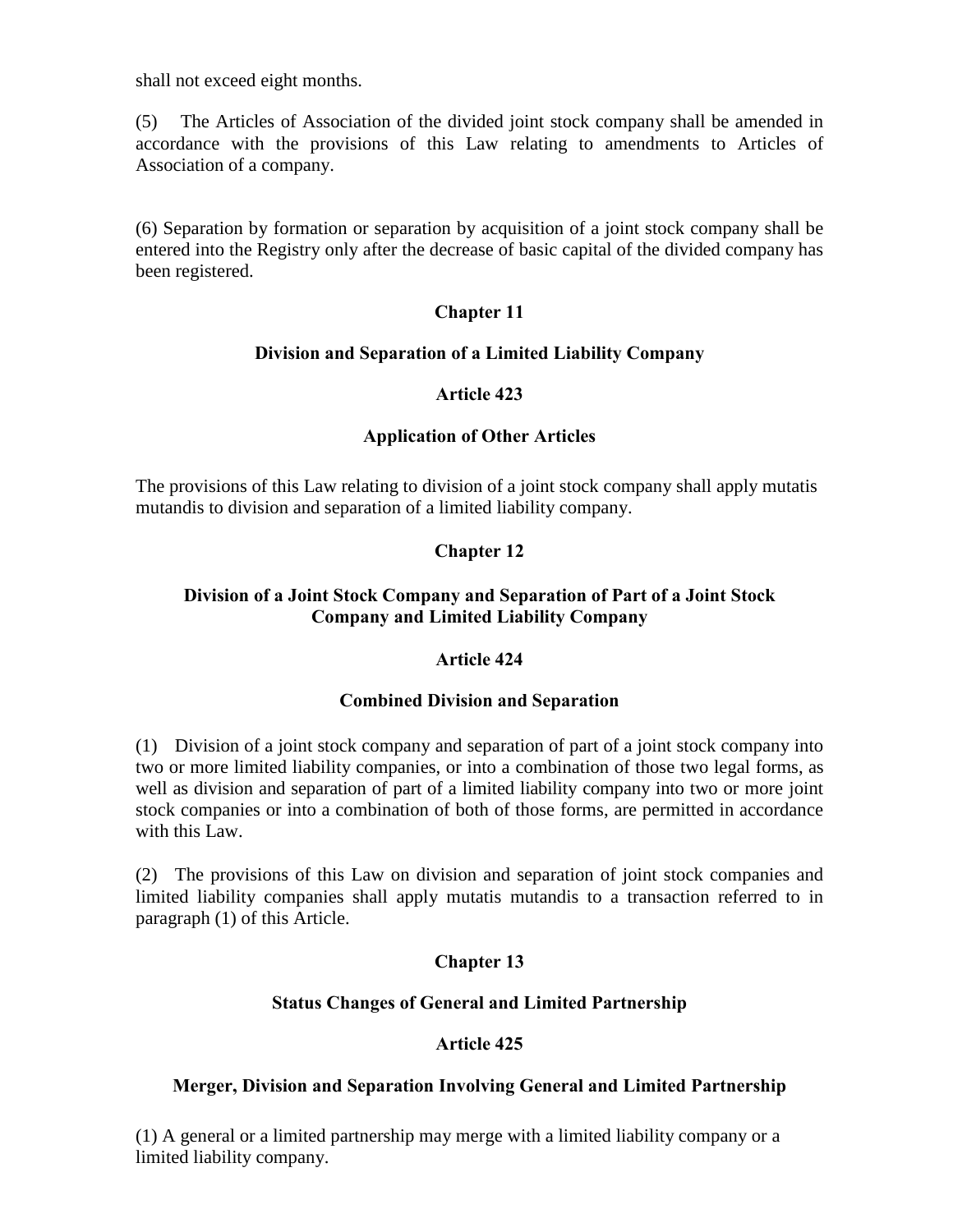shall not exceed eight months.

(5) The Articles of Association of the divided joint stock company shall be amended in accordance with the provisions of this Law relating to amendments to Articles of Association of a company.

(6) Separation by formation or separation by acquisition of a joint stock company shall be entered into the Registry only after the decrease of basic capital of the divided company has been registered.

## Chapter 11

### Division and Separation of a Limited Liability Company

### Article 423

### Application of Other Articles

The provisions of this Law relating to division of a joint stock company shall apply mutatis mutandis to division and separation of a limited liability company.

## Chapter 12

### Division of a Joint Stock Company and Separation of Part of a Joint Stock Company and Limited Liability Company

### Article 424

### Combined Division and Separation

(1) Division of a joint stock company and separation of part of a joint stock company into two or more limited liability companies, or into a combination of those two legal forms, as well as division and separation of part of a limited liability company into two or more joint stock companies or into a combination of both of those forms, are permitted in accordance with this Law.

(2) The provisions of this Law on division and separation of joint stock companies and limited liability companies shall apply mutatis mutandis to a transaction referred to in paragraph (1) of this Article.

## Chapter 13

### Status Changes of General and Limited Partnership

### Article 425

### Merger, Division and Separation Involving General and Limited Partnership

(1) A general or a limited partnership may merge with a limited liability company or a limited liability company.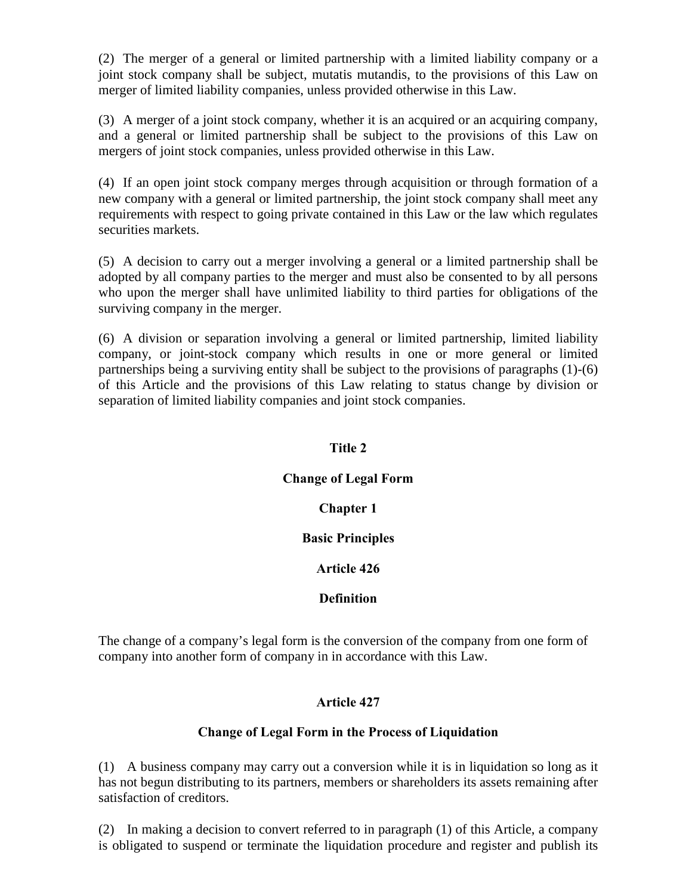(2) The merger of a general or limited partnership with a limited liability company or a joint stock company shall be subject, mutatis mutandis, to the provisions of this Law on merger of limited liability companies, unless provided otherwise in this Law.

(3) A merger of a joint stock company, whether it is an acquired or an acquiring company, and a general or limited partnership shall be subject to the provisions of this Law on mergers of joint stock companies, unless provided otherwise in this Law.

(4) If an open joint stock company merges through acquisition or through formation of a new company with a general or limited partnership, the joint stock company shall meet any requirements with respect to going private contained in this Law or the law which regulates securities markets.

(5) A decision to carry out a merger involving a general or a limited partnership shall be adopted by all company parties to the merger and must also be consented to by all persons who upon the merger shall have unlimited liability to third parties for obligations of the surviving company in the merger.

(6) A division or separation involving a general or limited partnership, limited liability company, or joint-stock company which results in one or more general or limited partnerships being a surviving entity shall be subject to the provisions of paragraphs (1)-(6) of this Article and the provisions of this Law relating to status change by division or separation of limited liability companies and joint stock companies.

## Title 2

## Change of Legal Form

### Chapter 1

### Basic Principles

#### Article 426

#### Definition

The change of a company's legal form is the conversion of the company from one form of company into another form of company in in accordance with this Law.

#### Article 427

#### Change of Legal Form in the Process of Liquidation

(1) A business company may carry out a conversion while it is in liquidation so long as it has not begun distributing to its partners, members or shareholders its assets remaining after satisfaction of creditors.

(2) In making a decision to convert referred to in paragraph (1) of this Article, a company is obligated to suspend or terminate the liquidation procedure and register and publish its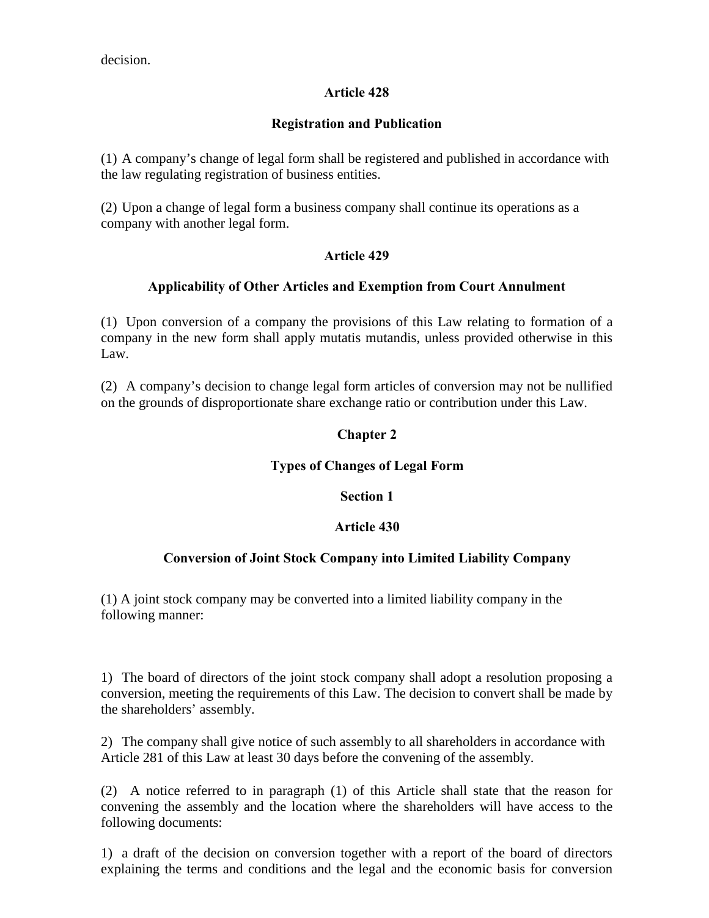decision.

**Article 428**

**Registration and Publication**

(1) A company's change of legal form shall be registered and published in accordance with the law regulating registration of business entities.

(2) Upon a change of legal form a business company shall continue its operations as a company with another legal form.

**Article 429**

**Applicability of Other Articles and Exemption from Court Annulment**

(1) Upon conversion of a company the provisions of this Law relating to formation of a company in the new form shall apply mutatis mutandis, unless provided otherwise in this Law.

(2) A company's decision to change legal form articles of conversion may not be nullified on the grounds of disproportionate share exchange ratio or contribution under this Law.

## Chapter 2

## Types of Changes of Legal Form

### Section 1

**Article 430**

**Conversion of Joint Stock Company into Limited Liability Company**

(1) A joint stock company may be converted into a limited liability company in the following manner:

1) The board of directors of the joint stock company shall adopt a resolution proposing a conversion, meeting the requirements of this Law. The decision to convert shall be made by the shareholders' assembly.

2) The company shall give notice of such assembly to all shareholders in accordance with Article 281 of this Law at least 30 days before the convening of the assembly.

(2) A notice referred to in paragraph (1) of this Article shall state that the reason for convening the assembly and the location where the shareholders will have access to the following documents:

1) a draft of the decision on conversion together with a report of the board of directors explaining the terms and conditions and the legal and the economic basis for conversion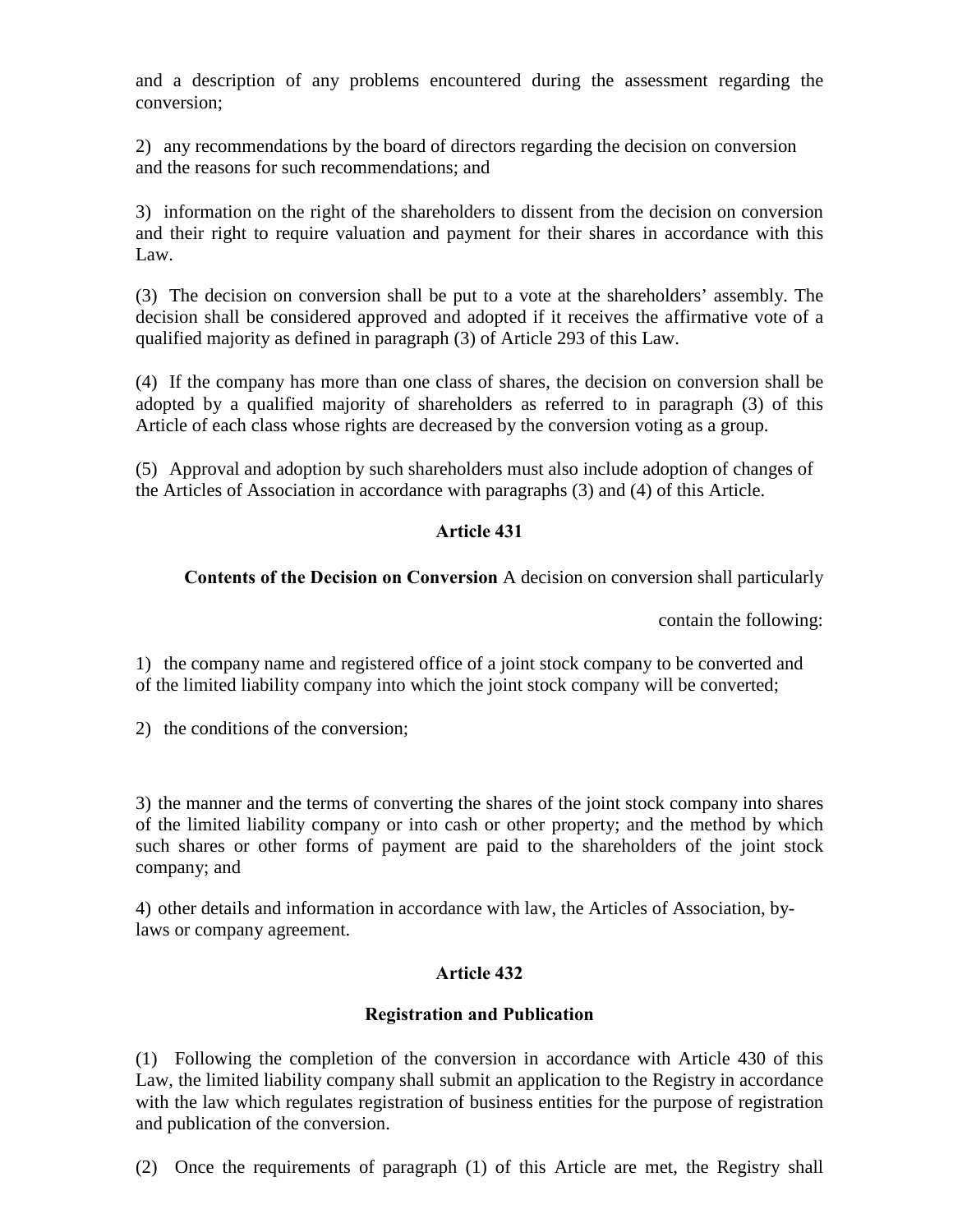and a description of any problems encountered during the assessment regarding the conversion;

2) any recommendations by the board of directors regarding the decision on conversion and the reasons for such recommendations; and

3) information on the right of the shareholders to dissent from the decision on conversion and their right to require valuation and payment for their shares in accordance with this Law.

(3) The decision on conversion shall be put to a vote at the shareholders' assembly. The decision shall be considered approved and adopted if it receives the affirmative vote of a qualified majority as defined in paragraph (3) of Article 293 of this Law.

(4) If the company has more than one class of shares, the decision on conversion shall be adopted by a qualified majority of shareholders as referred to in paragraph (3) of this Article of each class whose rights are decreased by the conversion voting as a group.

(5) Approval and adoption by such shareholders must also include adoption of changes of the Articles of Association in accordance with paragraphs (3) and (4) of this Article.

### Article 431

**Contents of the Decision on Conversion** A decision on conversion shall particularly contain the following:

1) the company name and registered office of a joint stock company to be converted and of the limited liability company into which the joint stock company will be converted;

2) the conditions of the conversion;

3) the manner and the terms of converting the shares of the joint stock company into shares of the limited liability company or into cash or other property; and the method by which such shares or other forms of payment are paid to the shareholders of the joint stock company; and

4) other details and information in accordance with law, the Articles of Association, by-laws or company agreement.

### Article 432

**Registration and Publication**

(1) Following the completion of the conversion in accordance with Article 430 of this Law, the limited liability company shall submit an application to the Registry in accordance with the law which regulates registration of business entities for the purpose of registration and publication of the conversion.

(2) Once the requirements of paragraph (1) of this Article are met, the Registry shall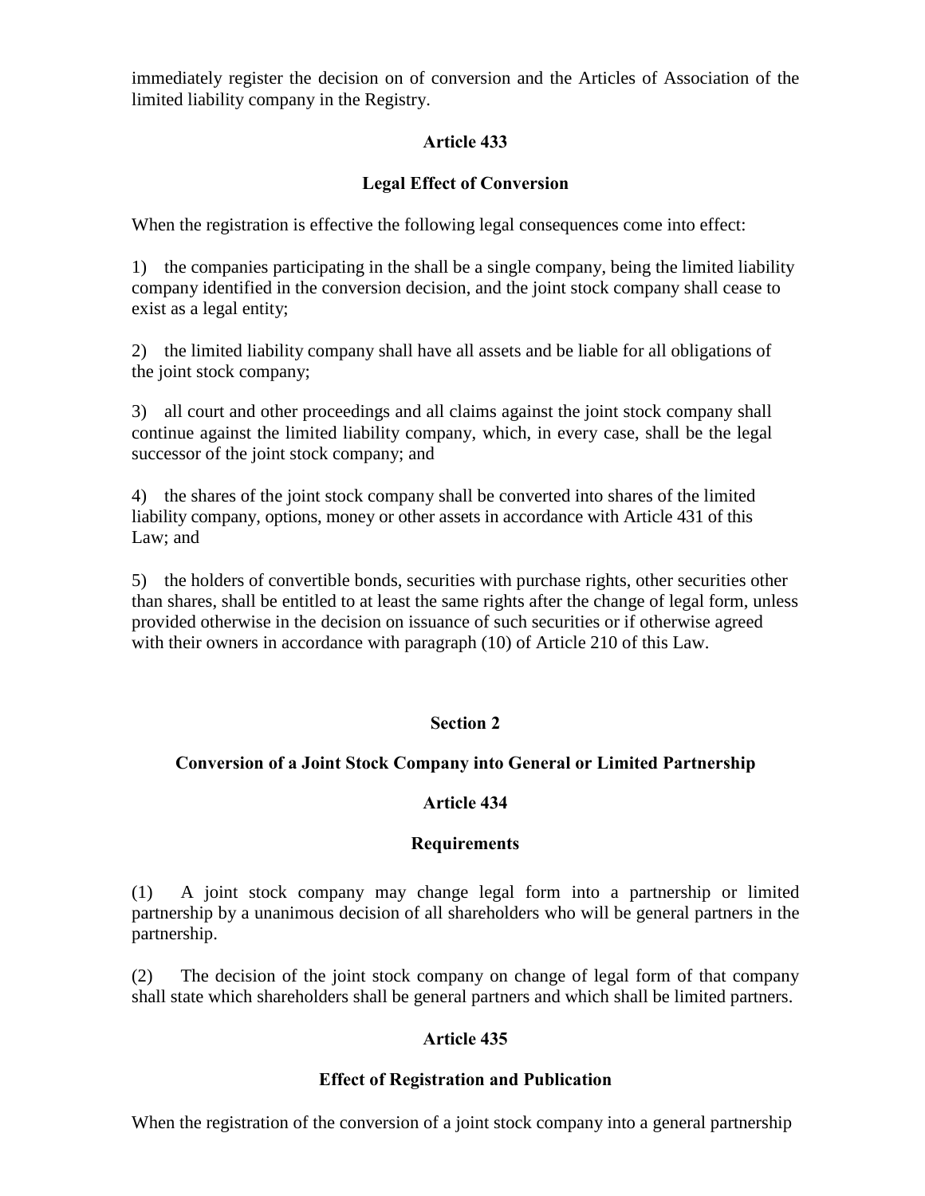immediately register the decision on of conversion and the Articles of Association of the limited liability company in the Registry.

**Article 433**

**Legal Effect of Conversion**

When the registration is effective the following legal consequences come into effect:

1) the companies participating in the shall be a single company, being the limited liability company identified in the conversion decision, and the joint stock company shall cease to exist as a legal entity;

2) the limited liability company shall have all assets and be liable for all obligations of the joint stock company;

3) all court and other proceedings and all claims against the joint stock company shall continue against the limited liability company, which, in every case, shall be the legal successor of the joint stock company; and

4) the shares of the joint stock company shall be converted into shares of the limited liability company, options, money or other assets in accordance with Article 431 of this Law; and

5) the holders of convertible bonds, securities with purchase rights, other securities other than shares, shall be entitled to at least the same rights after the change of legal form, unless provided otherwise in the decision on issuance of such securities or if otherwise agreed with their owners in accordance with paragraph (10) of Article 210 of this Law.

**Section 2**

**Conversion of a Joint Stock Company into General or Limited Partnership**

**Article 434**

**Requirements**

(1) A joint stock company may change legal form into a partnership or limited partnership by a unanimous decision of all shareholders who will be general partners in the partnership.

(2) The decision of the joint stock company on change of legal form of that company shall state which shareholders shall be general partners and which shall be limited partners.

**Article 435**

**Effect of Registration and Publication**

When the registration of the conversion of a joint stock company into a general partnership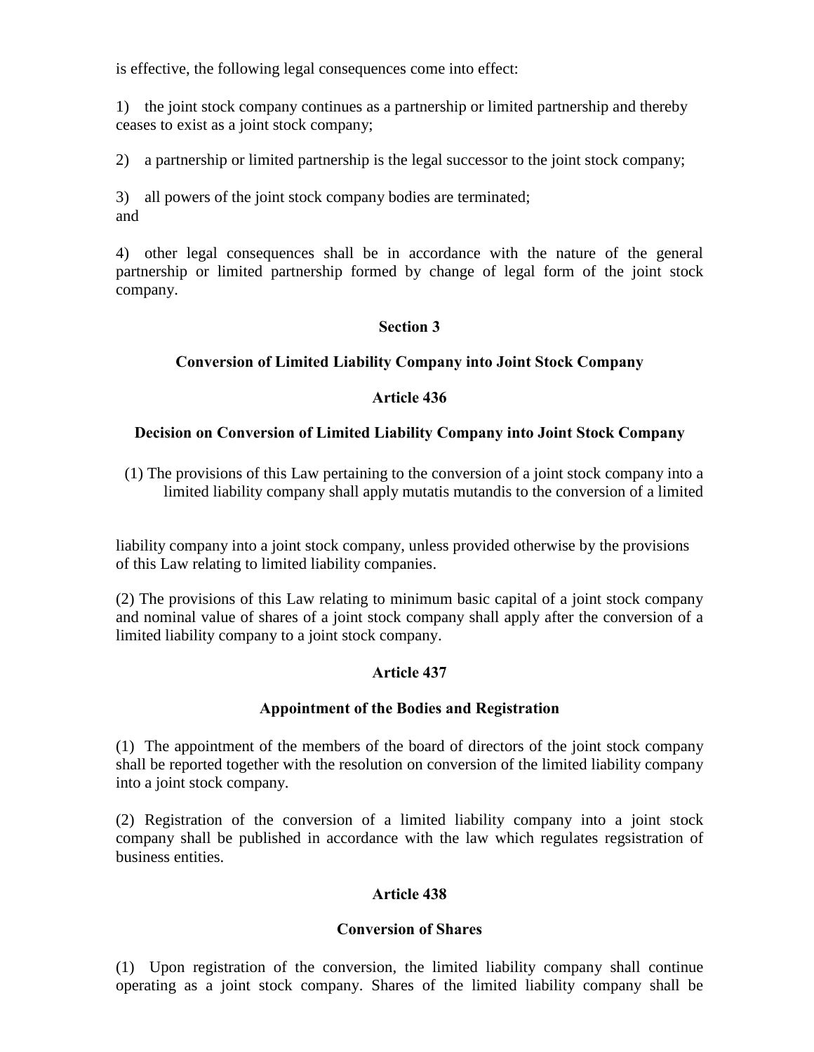is effective, the following legal consequences come into effect:

1) the joint stock company continues as a partnership or limited partnership and thereby ceases to exist as a joint stock company;

2) a partnership or limited partnership is the legal successor to the joint stock company;

3) all powers of the joint stock company bodies are terminated; and

4) other legal consequences shall be in accordance with the nature of the general partnership or limited partnership formed by change of legal form of the joint stock company.

## Section 3

## Conversion of Limited Liability Company into Joint Stock Company

### Article 436

### Decision on Conversion of Limited Liability Company into Joint Stock Company

(1) The provisions of this Law pertaining to the conversion of a joint stock company into a limited liability company shall apply mutatis mutandis to the conversion of a limited liability company into a joint stock company, unless provided otherwise by the provisions of this Law relating to limited liability companies.

(2) The provisions of this Law relating to minimum basic capital of a joint stock company and nominal value of shares of a joint stock company shall apply after the conversion of a limited liability company to a joint stock company.

### Article 437

### Appointment of the Bodies and Registration

(1) The appointment of the members of the board of directors of the joint stock company shall be reported together with the resolution on conversion of the limited liability company into a joint stock company.

(2) Registration of the conversion of a limited liability company into a joint stock company shall be published in accordance with the law which regulates regsistration of business entities.

### Article 438

### Conversion of Shares

(1) Upon registration of the conversion, the limited liability company shall continue operating as a joint stock company. Shares of the limited liability company shall be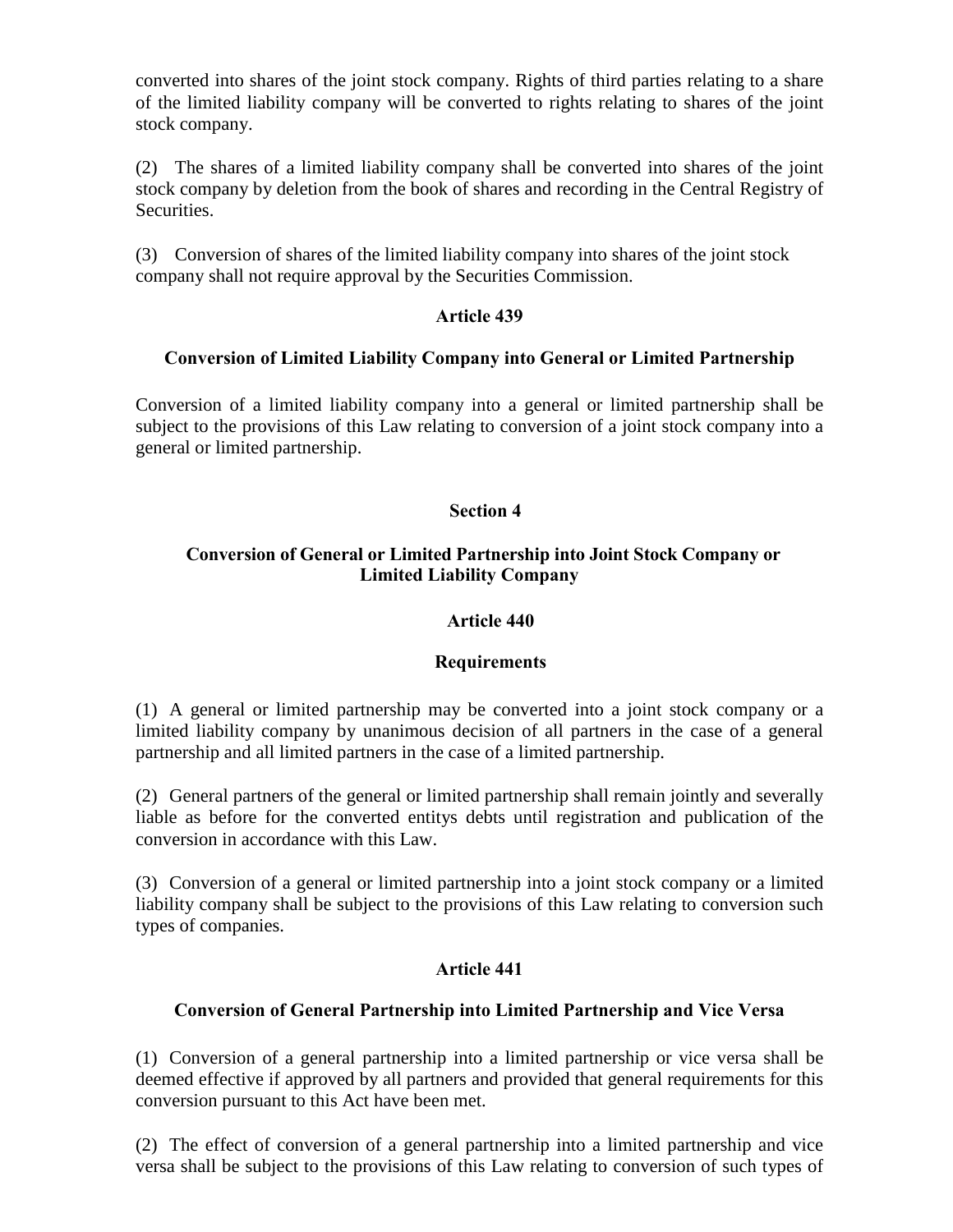converted into shares of the joint stock company. Rights of third parties relating to a share of the limited liability company will be converted to rights relating to shares of the joint stock company.

(2) The shares of a limited liability company shall be converted into shares of the joint stock company by deletion from the book of shares and recording in the Central Registry of Securities.

(3) Conversion of shares of the limited liability company into shares of the joint stock company shall not require approval by the Securities Commission.

**Article 439**

**Conversion of Limited Liability Company into General or Limited Partnership**

Conversion of a limited liability company into a general or limited partnership shall be subject to the provisions of this Law relating to conversion of a joint stock company into a general or limited partnership.

## Section 4

## Conversion of General or Limited Partnership into Joint Stock Company or Limited Liability Company

**Article 440**

**Requirements**

(1) A general or limited partnership may be converted into a joint stock company or a limited liability company by unanimous decision of all partners in the case of a general partnership and all limited partners in the case of a limited partnership.

(2) General partners of the general or limited partnership shall remain jointly and severally liable as before for the converted entitys debts until registration and publication of the conversion in accordance with this Law.

(3) Conversion of a general or limited partnership into a joint stock company or a limited liability company shall be subject to the provisions of this Law relating to conversion such types of companies.

**Article 441**

**Conversion of General Partnership into Limited Partnership and Vice Versa**

(1) Conversion of a general partnership into a limited partnership or vice versa shall be deemed effective if approved by all partners and provided that general requirements for this conversion pursuant to this Act have been met.

(2) The effect of conversion of a general partnership into a limited partnership and vice versa shall be subject to the provisions of this Law relating to conversion of such types of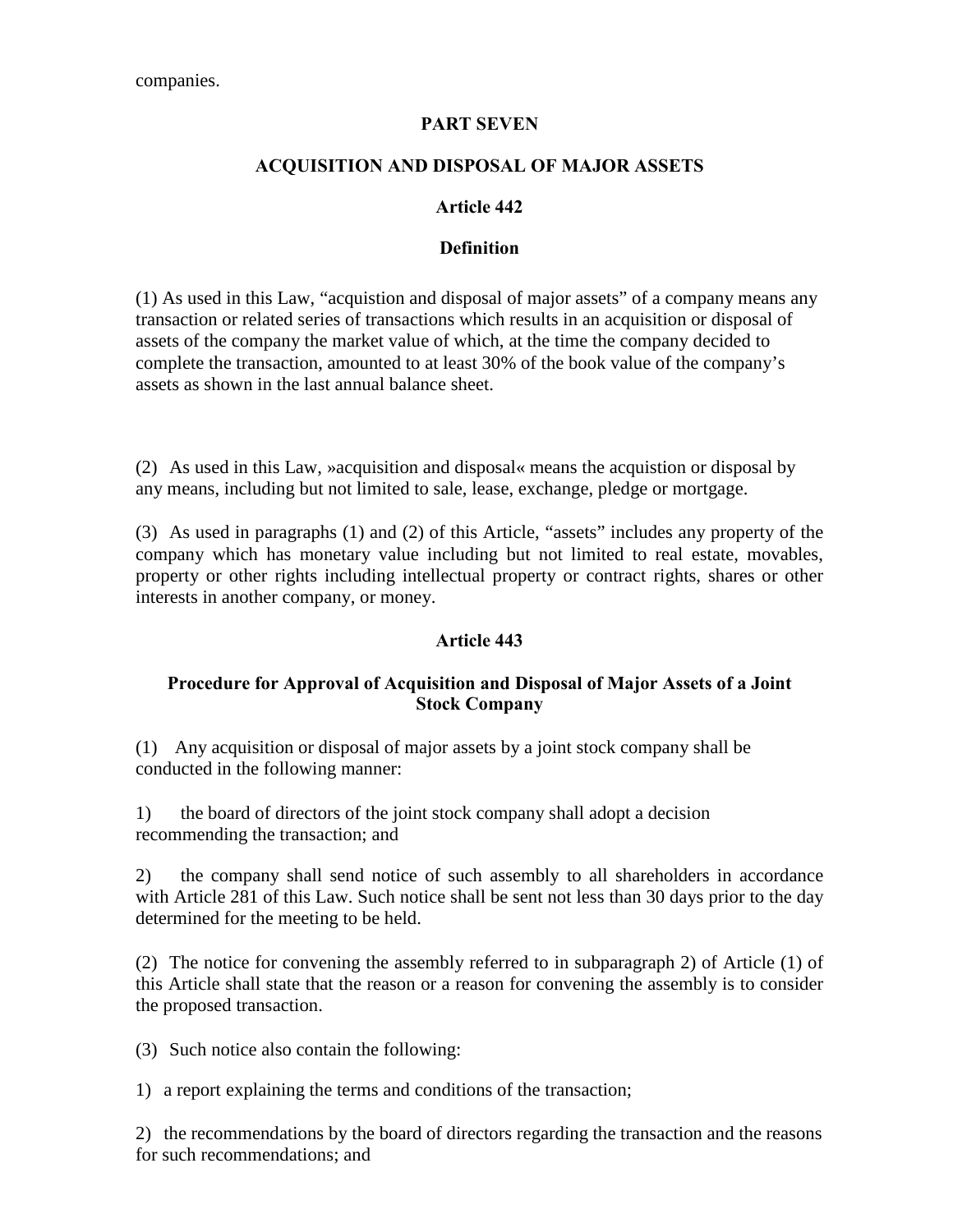companies.

## PART SEVEN

## ACQUISITION AND DISPOSAL OF MAJOR ASSETS

### Article 442

### Definition

(1) As used in this Law, "acquistion and disposal of major assets" of a company means any transaction or related series of transactions which results in an acquisition or disposal of assets of the company the market value of which, at the time the company decided to complete the transaction, amounted to at least 30% of the book value of the company's assets as shown in the last annual balance sheet.

(2) As used in this Law, »acquisition and disposal« means the acquistion or disposal by any means, including but not limited to sale, lease, exchange, pledge or mortgage.

(3) As used in paragraphs (1) and (2) of this Article, "assets" includes any property of the company which has monetary value including but not limited to real estate, movables, property or other rights including intellectual property or contract rights, shares or other interests in another company, or money.

### Article 443

### Procedure for Approval of Acquisition and Disposal of Major Assets of a Joint Stock Company

(1) Any acquisition or disposal of major assets by a joint stock company shall be conducted in the following manner:

1) the board of directors of the joint stock company shall adopt a decision recommending the transaction; and

2) the company shall send notice of such assembly to all shareholders in accordance with Article 281 of this Law. Such notice shall be sent not less than 30 days prior to the day determined for the meeting to be held.

(2) The notice for convening the assembly referred to in subparagraph 2) of Article (1) of this Article shall state that the reason or a reason for convening the assembly is to consider the proposed transaction.

(3) Such notice also contain the following:

1) a report explaining the terms and conditions of the transaction;

2) the recommendations by the board of directors regarding the transaction and the reasons for such recommendations; and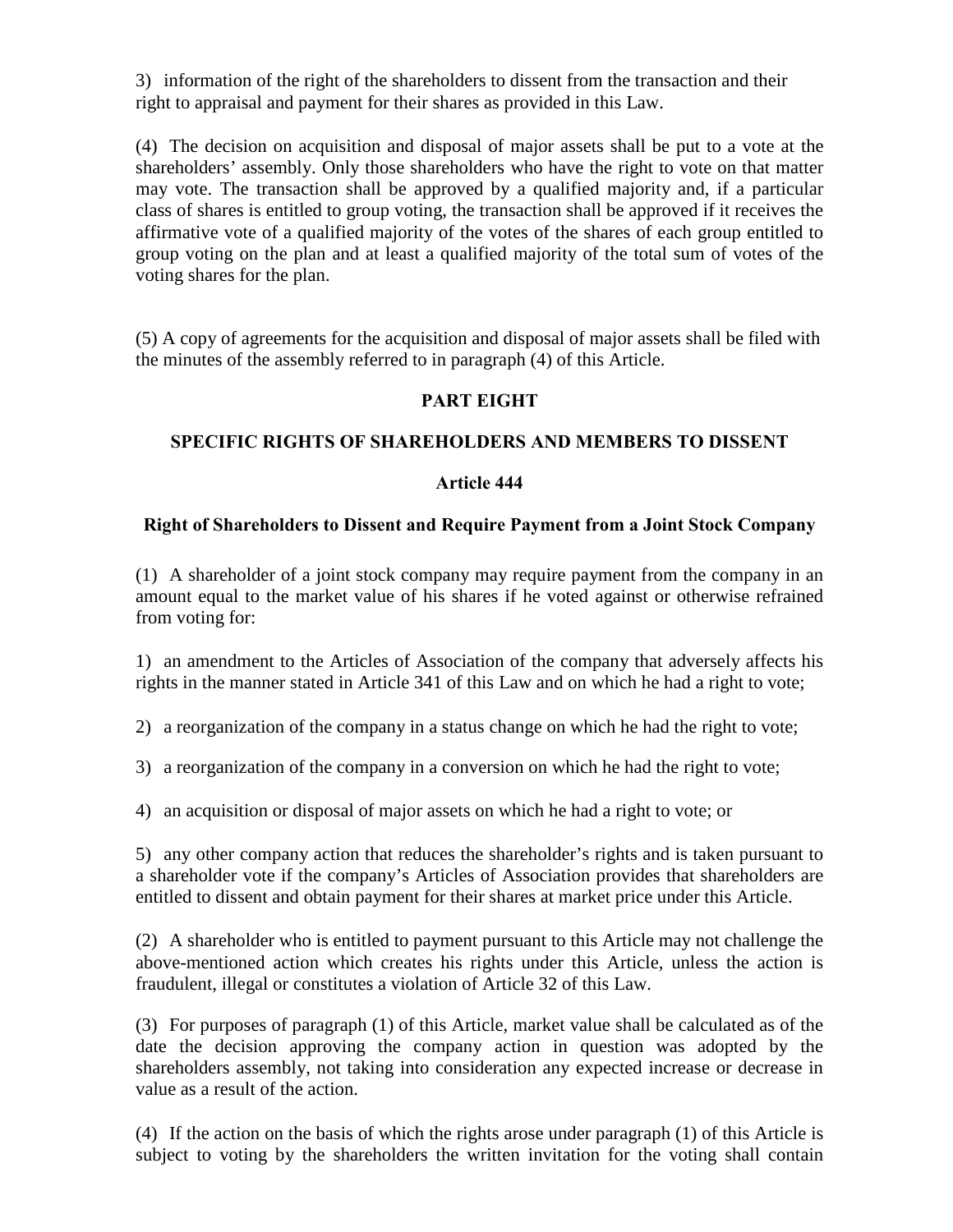3) information of the right of the shareholders to dissent from the transaction and their right to appraisal and payment for their shares as provided in this Law.

(4) The decision on acquisition and disposal of major assets shall be put to a vote at the shareholders' assembly. Only those shareholders who have the right to vote on that matter may vote. The transaction shall be approved by a qualified majority and, if a particular class of shares is entitled to group voting, the transaction shall be approved if it receives the affirmative vote of a qualified majority of the votes of the shares of each group entitled to group voting on the plan and at least a qualified majority of the total sum of votes of the voting shares for the plan.

(5) A copy of agreements for the acquisition and disposal of major assets shall be filed with the minutes of the assembly referred to in paragraph (4) of this Article.

## PART EIGHT

## SPECIFIC RIGHTS OF SHAREHOLDERS AND MEMBERS TO DISSENT

### Article 444

### Right of Shareholders to Dissent and Require Payment from a Joint Stock Company

(1) A shareholder of a joint stock company may require payment from the company in an amount equal to the market value of his shares if he voted against or otherwise refrained from voting for:

1) an amendment to the Articles of Association of the company that adversely affects his rights in the manner stated in Article 341 of this Law and on which he had a right to vote;

2) a reorganization of the company in a status change on which he had the right to vote;

3) a reorganization of the company in a conversion on which he had the right to vote;

4) an acquisition or disposal of major assets on which he had a right to vote; or

5) any other company action that reduces the shareholder's rights and is taken pursuant to a shareholder vote if the company's Articles of Association provides that shareholders are entitled to dissent and obtain payment for their shares at market price under this Article.

(2) A shareholder who is entitled to payment pursuant to this Article may not challenge the above-mentioned action which creates his rights under this Article, unless the action is fraudulent, illegal or constitutes a violation of Article 32 of this Law.

(3) For purposes of paragraph (1) of this Article, market value shall be calculated as of the date the decision approving the company action in question was adopted by the shareholders assembly, not taking into consideration any expected increase or decrease in value as a result of the action.

(4) If the action on the basis of which the rights arose under paragraph (1) of this Article is subject to voting by the shareholders the written invitation for the voting shall contain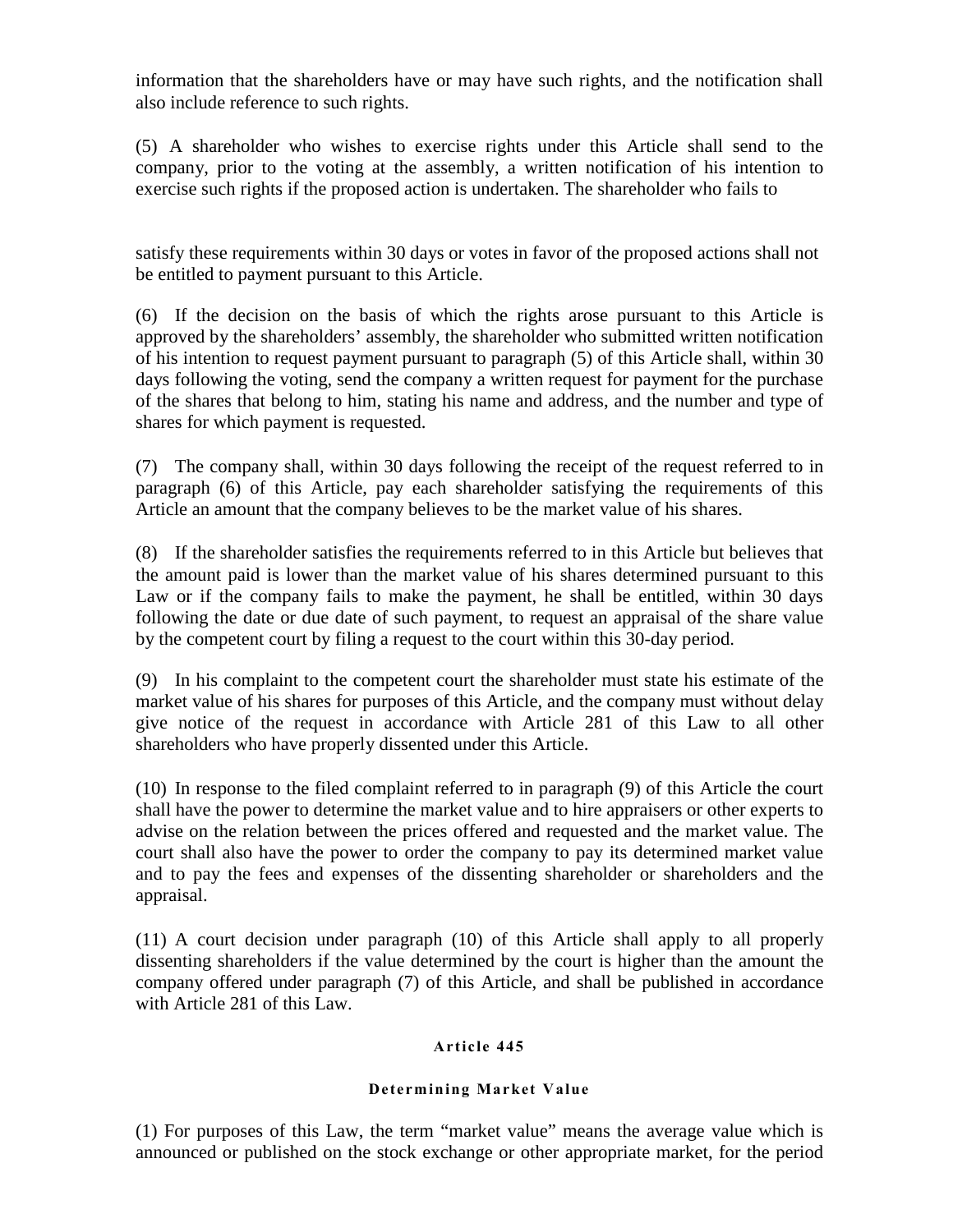information that the shareholders have or may have such rights, and the notification shall also include reference to such rights.

(5) A shareholder who wishes to exercise rights under this Article shall send to the company, prior to the voting at the assembly, a written notification of his intention to exercise such rights if the proposed action is undertaken. The shareholder who fails to

satisfy these requirements within 30 days or votes in favor of the proposed actions shall not be entitled to payment pursuant to this Article.

(6) If the decision on the basis of which the rights arose pursuant to this Article is approved by the shareholders' assembly, the shareholder who submitted written notification of his intention to request payment pursuant to paragraph (5) of this Article shall, within 30 days following the voting, send the company a written request for payment for the purchase of the shares that belong to him, stating his name and address, and the number and type of shares for which payment is requested.

(7) The company shall, within 30 days following the receipt of the request referred to in paragraph (6) of this Article, pay each shareholder satisfying the requirements of this Article an amount that the company believes to be the market value of his shares.

(8) If the shareholder satisfies the requirements referred to in this Article but believes that the amount paid is lower than the market value of his shares determined pursuant to this Law or if the company fails to make the payment, he shall be entitled, within 30 days following the date or due date of such payment, to request an appraisal of the share value by the competent court by filing a request to the court within this 30-day period.

(9) In his complaint to the competent court the shareholder must state his estimate of the market value of his shares for purposes of this Article, and the company must without delay give notice of the request in accordance with Article 281 of this Law to all other shareholders who have properly dissented under this Article.

(10) In response to the filed complaint referred to in paragraph (9) of this Article the court shall have the power to determine the market value and to hire appraisers or other experts to advise on the relation between the prices offered and requested and the market value. The court shall also have the power to order the company to pay its determined market value and to pay the fees and expenses of the dissenting shareholder or shareholders and the appraisal.

(11) A court decision under paragraph (10) of this Article shall apply to all properly dissenting shareholders if the value determined by the court is higher than the amount the company offered under paragraph (7) of this Article, and shall be published in accordance with Article 281 of this Law.

### Article 445

### Determining Market Value

(1) For purposes of this Law, the term "market value" means the average value which is announced or published on the stock exchange or other appropriate market, for the period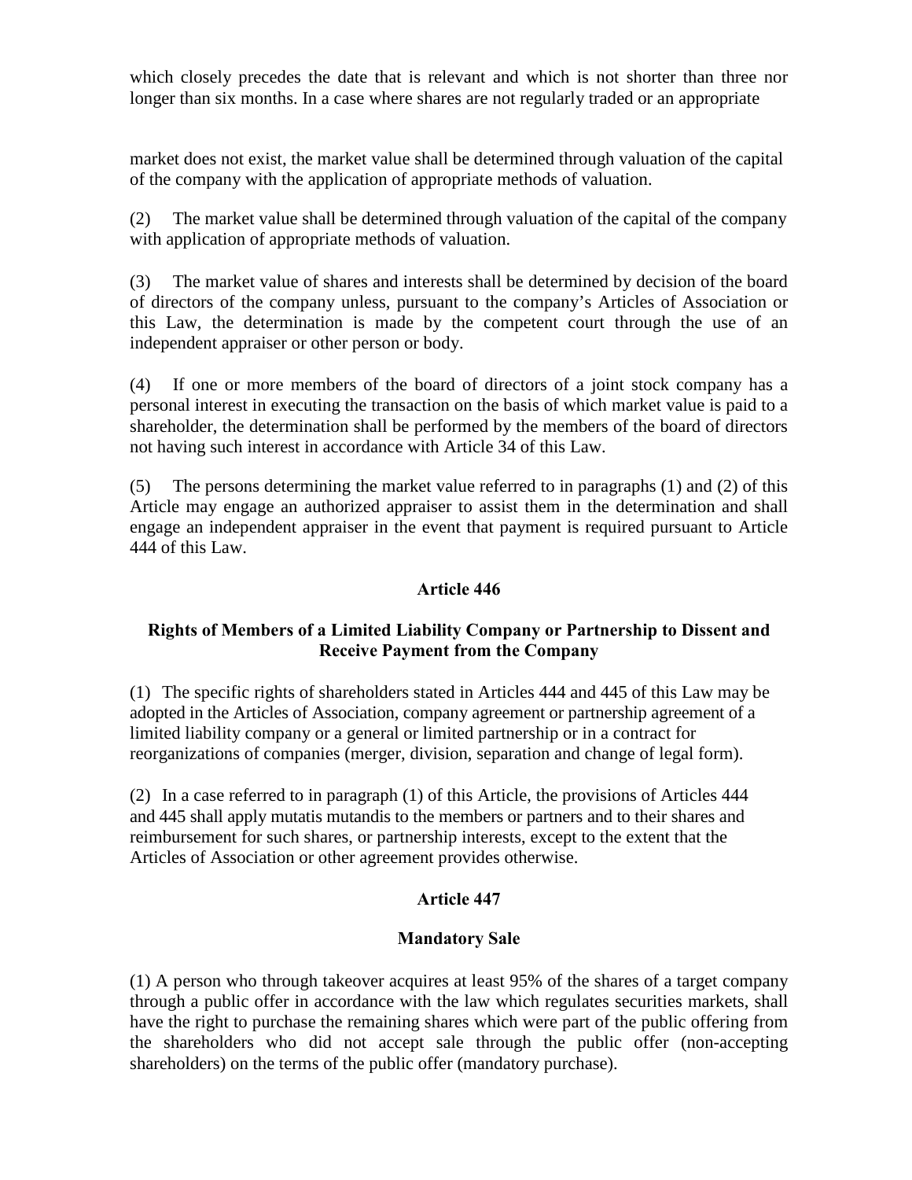which closely precedes the date that is relevant and which is not shorter than three nor longer than six months. In a case where shares are not regularly traded or an appropriate

market does not exist, the market value shall be determined through valuation of the capital of the company with the application of appropriate methods of valuation.

(2) The market value shall be determined through valuation of the capital of the company with application of appropriate methods of valuation.

(3) The market value of shares and interests shall be determined by decision of the board of directors of the company unless, pursuant to the company's Articles of Association or this Law, the determination is made by the competent court through the use of an independent appraiser or other person or body.

(4) If one or more members of the board of directors of a joint stock company has a personal interest in executing the transaction on the basis of which market value is paid to a shareholder, the determination shall be performed by the members of the board of directors not having such interest in accordance with Article 34 of this Law.

(5) The persons determining the market value referred to in paragraphs (1) and (2) of this Article may engage an authorized appraiser to assist them in the determination and shall engage an independent appraiser in the event that payment is required pursuant to Article 444 of this Law.

**Article 446**

**Rights of Members of a Limited Liability Company or Partnership to Dissent and Receive Payment from the Company**

(1) The specific rights of shareholders stated in Articles 444 and 445 of this Law may be adopted in the Articles of Association, company agreement or partnership agreement of a limited liability company or a general or limited partnership or in a contract for reorganizations of companies (merger, division, separation and change of legal form).

(2) In a case referred to in paragraph (1) of this Article, the provisions of Articles 444 and 445 shall apply mutatis mutandis to the members or partners and to their shares and reimbursement for such shares, or partnership interests, except to the extent that the Articles of Association or other agreement provides otherwise.

**Article 447**

**Mandatory Sale**

(1) A person who through takeover acquires at least 95% of the shares of a target company through a public offer in accordance with the law which regulates securities markets, shall have the right to purchase the remaining shares which were part of the public offering from the shareholders who did not accept sale through the public offer (non-accepting shareholders) on the terms of the public offer (mandatory purchase).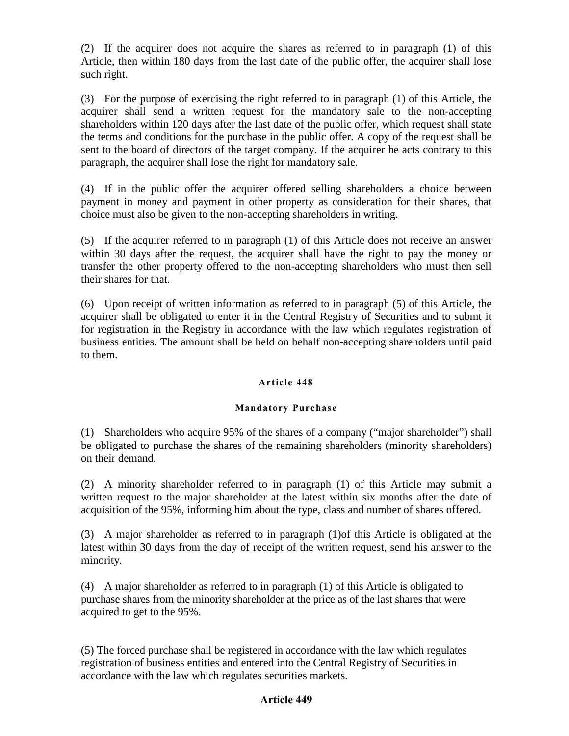(2) If the acquirer does not acquire the shares as referred to in paragraph (1) of this Article, then within 180 days from the last date of the public offer, the acquirer shall lose such right.

(3) For the purpose of exercising the right referred to in paragraph (1) of this Article, the acquirer shall send a written request for the mandatory sale to the non-accepting shareholders within 120 days after the last date of the public offer, which request shall state the terms and conditions for the purchase in the public offer. A copy of the request shall be sent to the board of directors of the target company. If the acquirer he acts contrary to this paragraph, the acquirer shall lose the right for mandatory sale.

(4) If in the public offer the acquirer offered selling shareholders a choice between payment in money and payment in other property as consideration for their shares, that choice must also be given to the non-accepting shareholders in writing.

(5) If the acquirer referred to in paragraph (1) of this Article does not receive an answer within 30 days after the request, the acquirer shall have the right to pay the money or transfer the other property offered to the non-accepting shareholders who must then sell their shares for that.

(6) Upon receipt of written information as referred to in paragraph (5) of this Article, the acquirer shall be obligated to enter it in the Central Registry of Securities and to submt it for registration in the Registry in accordance with the law which regulates registration of business entities. The amount shall be held on behalf non-accepting shareholders until paid to them.

#### Article 448

#### Mandatory Purchase

(1) Shareholders who acquire 95% of the shares of a company ("major shareholder") shall be obligated to purchase the shares of the remaining shareholders (minority shareholders) on their demand.

(2) A minority shareholder referred to in paragraph (1) of this Article may submit a written request to the major shareholder at the latest within six months after the date of acquisition of the 95%, informing him about the type, class and number of shares offered.

(3) A major shareholder as referred to in paragraph (1)of this Article is obligated at the latest within 30 days from the day of receipt of the written request, send his answer to the minority.

(4) A major shareholder as referred to in paragraph (1) of this Article is obligated to purchase shares from the minority shareholder at the price as of the last shares that were acquired to get to the 95%.

(5) The forced purchase shall be registered in accordance with the law which regulates registration of business entities and entered into the Central Registry of Securities in accordance with the law which regulates securities markets.

#### Article 449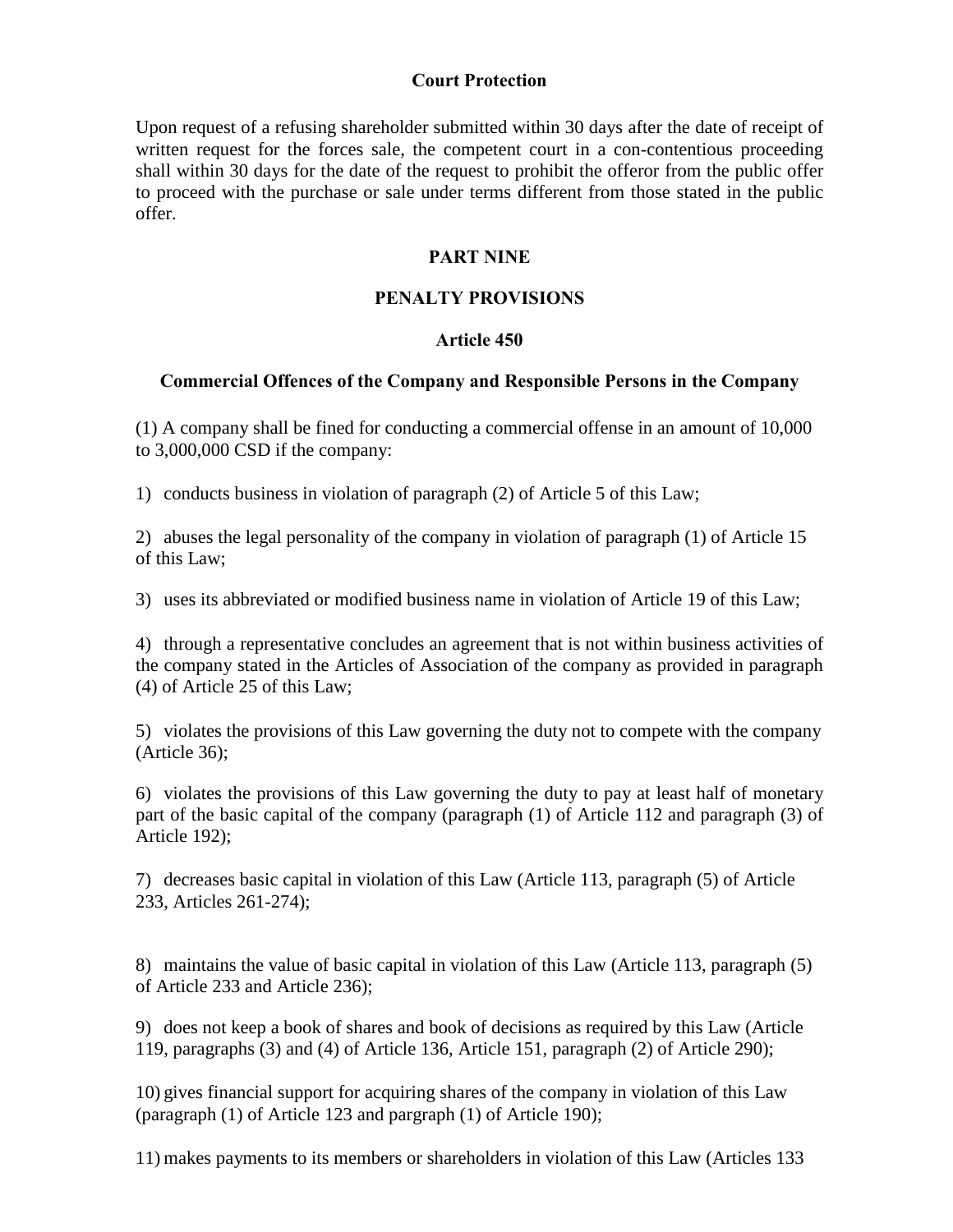**Court Protection**

Upon request of a refusing shareholder submitted within 30 days after the date of receipt of written request for the forces sale, the competent court in a con-contentious proceeding shall within 30 days for the date of the request to prohibit the offeror from the public offer to proceed with the purchase or sale under terms different from those stated in the public offer.

## PART NINE

## PENALTY PROVISIONS

### Article 450

### Commercial Offences of the Company and Responsible Persons in the Company

(1) A company shall be fined for conducting a commercial offense in an amount of 10,000 to 3,000,000 CSD if the company:

1) conducts business in violation of paragraph (2) of Article 5 of this Law;

2) abuses the legal personality of the company in violation of paragraph (1) of Article 15 of this Law;

3) uses its abbreviated or modified business name in violation of Article 19 of this Law;

4) through a representative concludes an agreement that is not within business activities of the company stated in the Articles of Association of the company as provided in paragraph (4) of Article 25 of this Law;

5) violates the provisions of this Law governing the duty not to compete with the company (Article 36);

6) violates the provisions of this Law governing the duty to pay at least half of monetary part of the basic capital of the company (paragraph (1) of Article 112 and paragraph (3) of Article 192);

7) decreases basic capital in violation of this Law (Article 113, paragraph (5) of Article 233, Articles 261-274);

8) maintains the value of basic capital in violation of this Law (Article 113, paragraph (5) of Article 233 and Article 236);

9) does not keep a book of shares and book of decisions as required by this Law (Article 119, paragraphs (3) and (4) of Article 136, Article 151, paragraph (2) of Article 290);

10) gives financial support for acquiring shares of the company in violation of this Law (paragraph (1) of Article 123 and pargraph (1) of Article 190);

11) makes payments to its members or shareholders in violation of this Law (Articles 133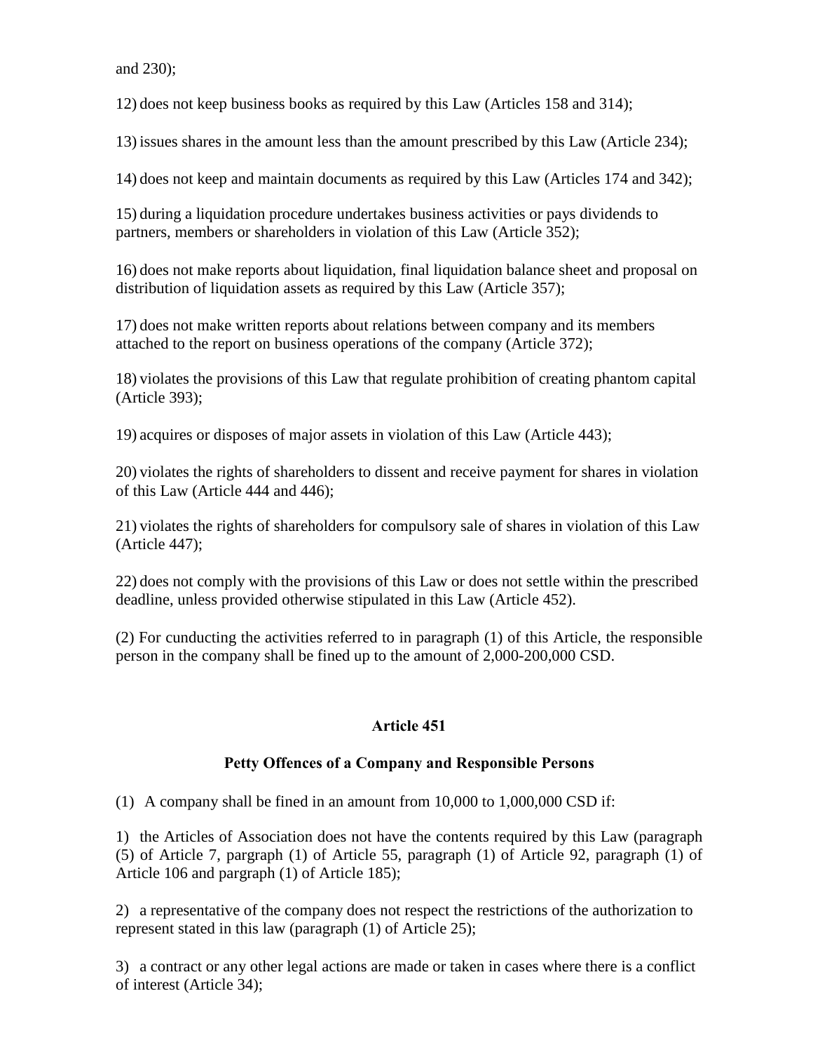and 230);

12) does not keep business books as required by this Law (Articles 158 and 314);

13) issues shares in the amount less than the amount prescribed by this Law (Article 234);

14) does not keep and maintain documents as required by this Law (Articles 174 and 342);

15) during a liquidation procedure undertakes business activities or pays dividends to partners, members or shareholders in violation of this Law (Article 352);

16) does not make reports about liquidation, final liquidation balance sheet and proposal on distribution of liquidation assets as required by this Law (Article 357);

17) does not make written reports about relations between company and its members attached to the report on business operations of the company (Article 372);

18) violates the provisions of this Law that regulate prohibition of creating phantom capital (Article 393);

19) acquires or disposes of major assets in violation of this Law (Article 443);

20) violates the rights of shareholders to dissent and receive payment for shares in violation of this Law (Article 444 and 446);

21) violates the rights of shareholders for compulsory sale of shares in violation of this Law (Article 447);

22) does not comply with the provisions of this Law or does not settle within the prescribed deadline, unless provided otherwise stipulated in this Law (Article 452).

(2) For cunducting the activities referred to in paragraph (1) of this Article, the responsible person in the company shall be fined up to the amount of 2,000-200,000 CSD.

**Article 451**

**Petty Offences of a Company and Responsible Persons**

(1) A company shall be fined in an amount from 10,000 to 1,000,000 CSD if:

1) the Articles of Association does not have the contents required by this Law (paragraph (5) of Article 7, pargraph (1) of Article 55, paragraph (1) of Article 92, paragraph (1) of Article 106 and pargraph (1) of Article 185);

2) a representative of the company does not respect the restrictions of the authorization to represent stated in this law (paragraph (1) of Article 25);

3) a contract or any other legal actions are made or taken in cases where there is a conflict of interest (Article 34);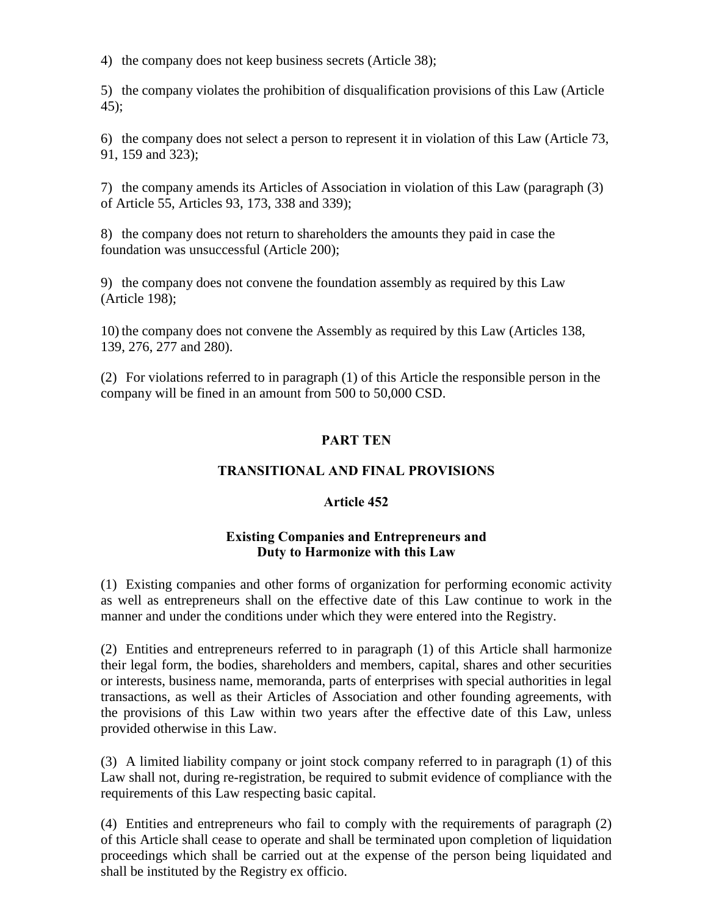4) the company does not keep business secrets (Article 38);

5) the company violates the prohibition of disqualification provisions of this Law (Article 45);

6) the company does not select a person to represent it in violation of this Law (Article 73, 91, 159 and 323);

7) the company amends its Articles of Association in violation of this Law (paragraph (3) of Article 55, Articles 93, 173, 338 and 339);

8) the company does not return to shareholders the amounts they paid in case the foundation was unsuccessful (Article 200);

9) the company does not convene the foundation assembly as required by this Law (Article 198);

10) the company does not convene the Assembly as required by this Law (Articles 138, 139, 276, 277 and 280).

(2) For violations referred to in paragraph (1) of this Article the responsible person in the company will be fined in an amount from 500 to 50,000 CSD.

## PART TEN

## TRANSITIONAL AND FINAL PROVISIONS

### Article 452

### Existing Companies and Entrepreneurs and Duty to Harmonize with this Law

(1) Existing companies and other forms of organization for performing economic activity as well as entrepreneurs shall on the effective date of this Law continue to work in the manner and under the conditions under which they were entered into the Registry.

(2) Entities and entrepreneurs referred to in paragraph (1) of this Article shall harmonize their legal form, the bodies, shareholders and members, capital, shares and other securities or interests, business name, memoranda, parts of enterprises with special authorities in legal transactions, as well as their Articles of Association and other founding agreements, with the provisions of this Law within two years after the effective date of this Law, unless provided otherwise in this Law.

(3) A limited liability company or joint stock company referred to in paragraph (1) of this Law shall not, during re-registration, be required to submit evidence of compliance with the requirements of this Law respecting basic capital.

(4) Entities and entrepreneurs who fail to comply with the requirements of paragraph (2) of this Article shall cease to operate and shall be terminated upon completion of liquidation proceedings which shall be carried out at the expense of the person being liquidated and shall be instituted by the Registry ex officio.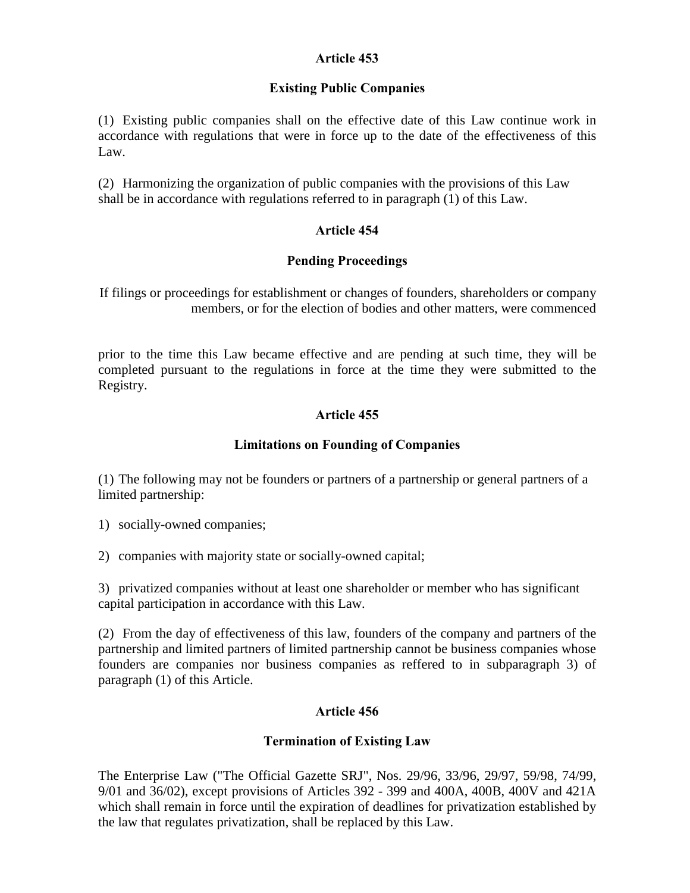**Article 453**

**Existing Public Companies**

(1) Existing public companies shall on the effective date of this Law continue work in accordance with regulations that were in force up to the date of the effectiveness of this Law.

(2) Harmonizing the organization of public companies with the provisions of this Law shall be in accordance with regulations referred to in paragraph (1) of this Law.

**Article 454**

**Pending Proceedings**

If filings or proceedings for establishment or changes of founders, shareholders or company members, or for the election of bodies and other matters, were commenced prior to the time this Law became effective and are pending at such time, they will be completed pursuant to the regulations in force at the time they were submitted to the Registry.

**Article 455**

**Limitations on Founding of Companies**

(1) The following may not be founders or partners of a partnership or general partners of a limited partnership:

1) socially-owned companies;

2) companies with majority state or socially-owned capital;

3) privatized companies without at least one shareholder or member who has significant capital participation in accordance with this Law.

(2) From the day of effectiveness of this law, founders of the company and partners of the partnership and limited partners of limited partnership cannot be business companies whose founders are companies nor business companies as reffered to in subparagraph 3) of paragraph (1) of this Article.

**Article 456**

**Termination of Existing Law**

The Enterprise Law ("The Official Gazette SRJ", Nos. 29/96, 33/96, 29/97, 59/98, 74/99, 9/01 and 36/02), except provisions of Articles 392 - 399 and 400A, 400B, 400V and 421A which shall remain in force until the expiration of deadlines for privatization established by the law that regulates privatization, shall be replaced by this Law.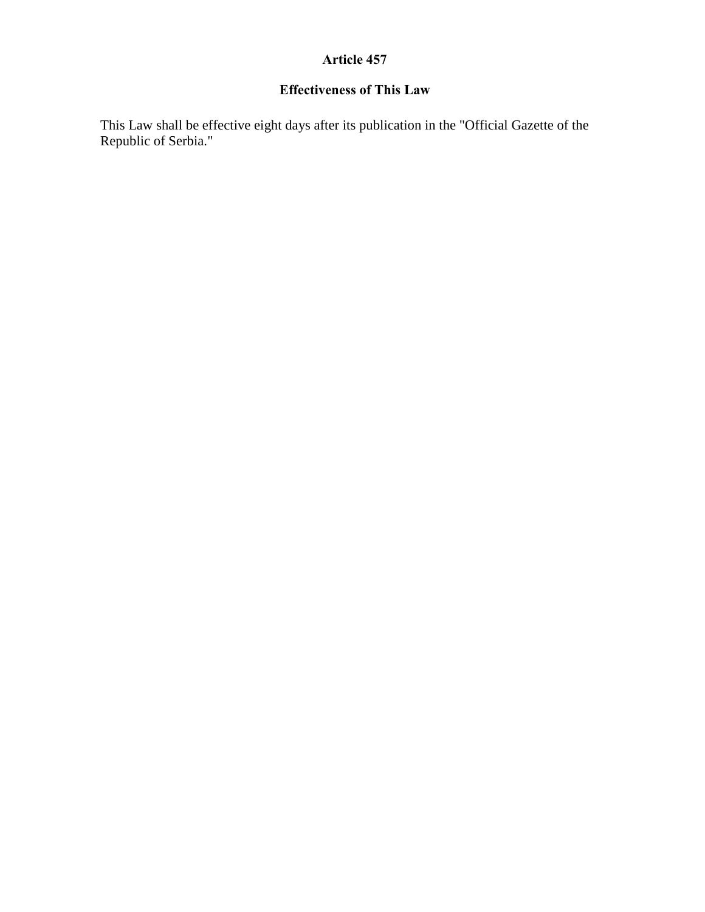### Article 457

### Effectiveness of This Law

This Law shall be effective eight days after its publication in the "Official Gazette of the Republic of Serbia."